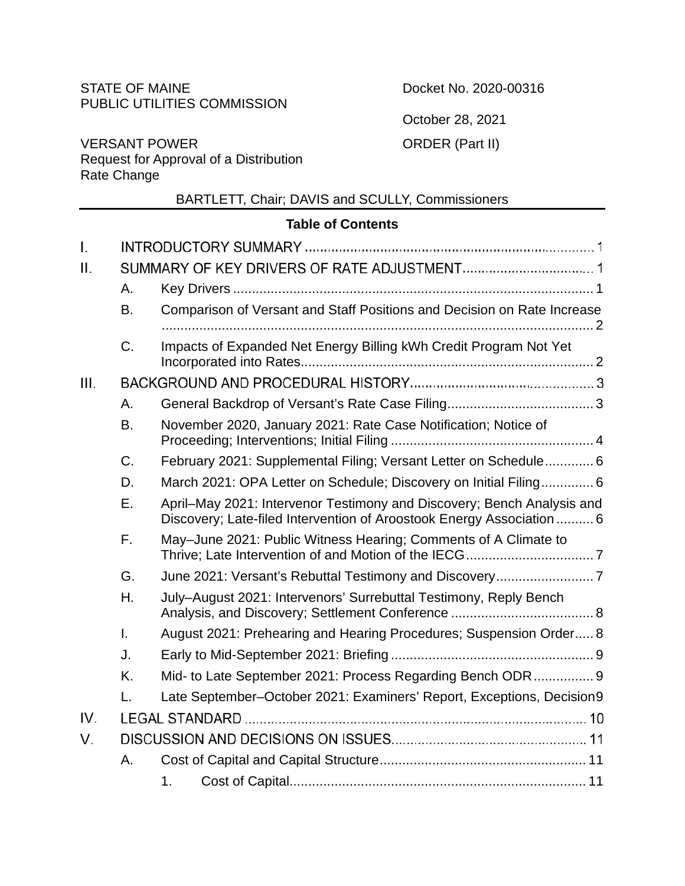STATE OF MAINE
PUBLIC UTILITIES COMMISSION

Docket No. 2020-00316

October 28, 2021

VERSANT POWER
Request for Approval of a Distribution Rate Change

ORDER (Part II)

BARTLETT, Chair; DAVIS and SCULLY, Commissioners

**Table of Contents**

I. INTRODUCTORY SUMMARY ........................................ 1

II. SUMMARY OF KEY DRIVERS OF RATE ADJUSTMENT ........................................ 1

- A. Key Drivers ........................................ 1
- B. Comparison of Versant and Staff Positions and Decision on Rate Increase ........................................ 2
- C. Impacts of Expanded Net Energy Billing kWh Credit Program Not Yet Incorporated into Rates ........................................ 2

III. BACKGROUND AND PROCEDURAL HISTORY ........................................ 3

- A. General Backdrop of Versant's Rate Case Filing ........................................ 3
- B. November 2020, January 2021: Rate Case Notification; Notice of Proceeding; Interventions; Initial Filing ........................................ 4
- C. February 2021: Supplemental Filing; Versant Letter on Schedule ........................................ 6
- D. March 2021: OPA Letter on Schedule; Discovery on Initial Filing ........................................ 6
- E. April–May 2021: Intervenor Testimony and Discovery; Bench Analysis and Discovery; Late-filed Intervention of Aroostook Energy Association ........................................ 6
- F. May–June 2021: Public Witness Hearing; Comments of A Climate to Thrive; Late Intervention of and Motion of the IECG ........................................ 7
- G. June 2021: Versant's Rebuttal Testimony and Discovery ........................................ 7
- H. July–August 2021: Intervenors' Surrebuttal Testimony, Reply Bench Analysis, and Discovery; Settlement Conference ........................................ 8
- I. August 2021: Prehearing and Hearing Procedures; Suspension Order ........................................ 8
- J. Early to Mid-September 2021: Briefing ........................................ 9
- K. Mid- to Late September 2021: Process Regarding Bench ODR ........................................ 9
- L. Late September–October 2021: Examiners' Report, Exceptions, Decision ........................................ 9

IV. LEGAL STANDARD ........................................ 10

V. DISCUSSION AND DECISIONS ON ISSUES ........................................ 11

- A. Cost of Capital and Capital Structure ........................................ 11
  - 1. Cost of Capital ........................................ 11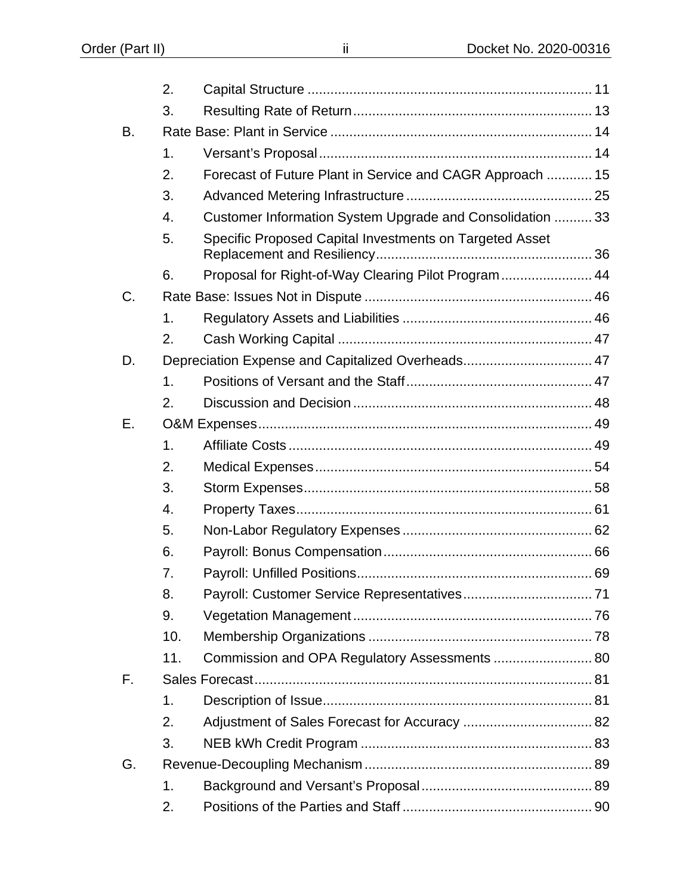2. Capital Structure ... 11
3. Resulting Rate of Return ... 13

B. Rate Base: Plant in Service ... 14
1. Versant's Proposal ... 14
2. Forecast of Future Plant in Service and CAGR Approach ... 15
3. Advanced Metering Infrastructure ... 25
4. Customer Information System Upgrade and Consolidation ... 33
5. Specific Proposed Capital Investments on Targeted Asset Replacement and Resiliency ... 36
6. Proposal for Right-of-Way Clearing Pilot Program ... 44

C. Rate Base: Issues Not in Dispute ... 46
1. Regulatory Assets and Liabilities ... 46
2. Cash Working Capital ... 47

D. Depreciation Expense and Capitalized Overheads ... 47
1. Positions of Versant and the Staff ... 47
2. Discussion and Decision ... 48

E. O&M Expenses ... 49
1. Affiliate Costs ... 49
2. Medical Expenses ... 54
3. Storm Expenses ... 58
4. Property Taxes ... 61
5. Non-Labor Regulatory Expenses ... 62
6. Payroll: Bonus Compensation ... 66
7. Payroll: Unfilled Positions ... 69
8. Payroll: Customer Service Representatives ... 71
9. Vegetation Management ... 76
10. Membership Organizations ... 78
11. Commission and OPA Regulatory Assessments ... 80

F. Sales Forecast ... 81
1. Description of Issue ... 81
2. Adjustment of Sales Forecast for Accuracy ... 82
3. NEB kWh Credit Program ... 83

G. Revenue-Decoupling Mechanism ... 89
1. Background and Versant's Proposal ... 89
2. Positions of the Parties and Staff ... 90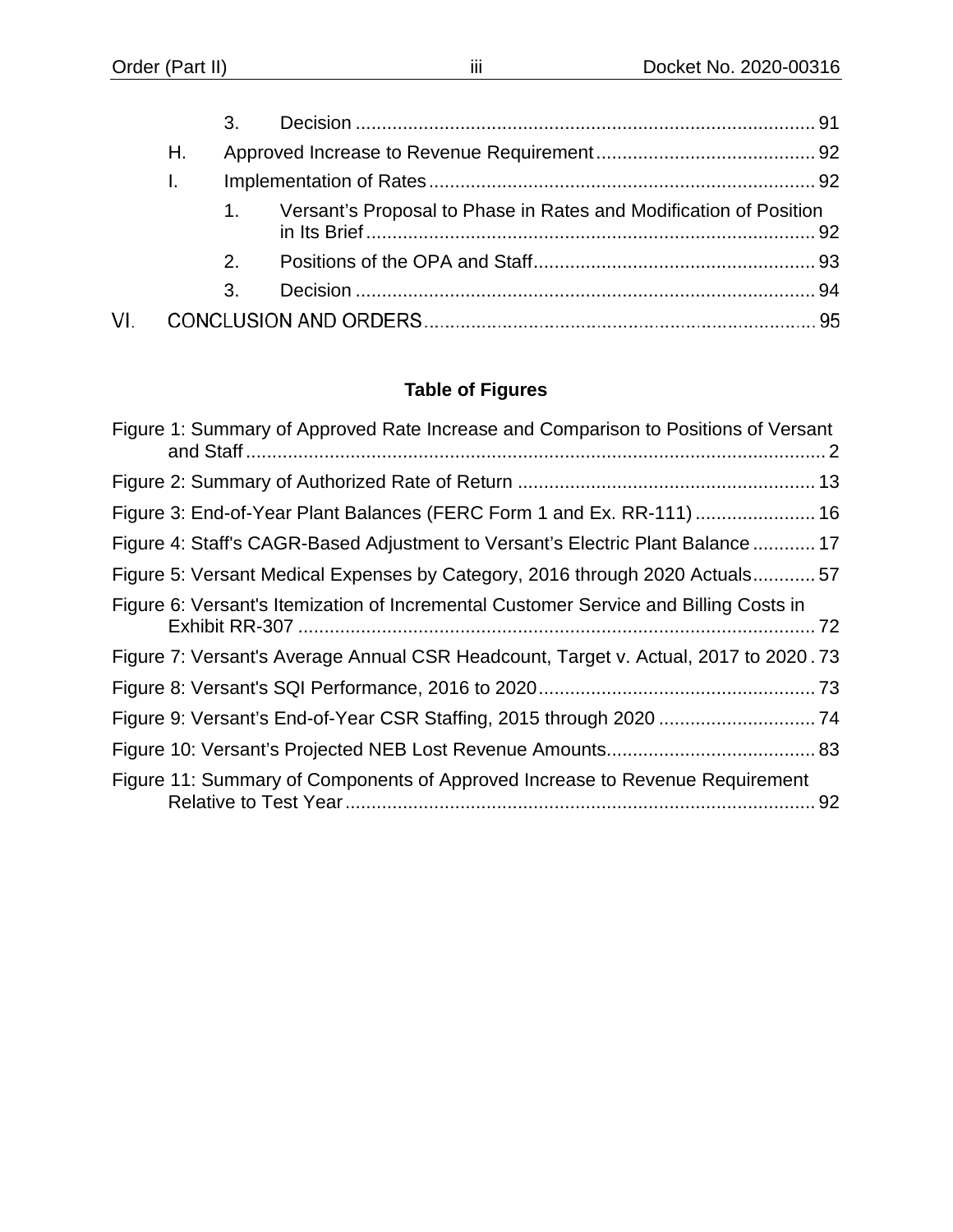3. Decision ........................................................................................ 91

H. Approved Increase to Revenue Requirement .......................................... 92

I. Implementation of Rates .......................................................................... 92

1. Versant's Proposal to Phase in Rates and Modification of Position in Its Brief ....................................................................................... 92

2. Positions of the OPA and Staff ...................................................... 93

3. Decision ........................................................................................ 94

VI. CONCLUSION AND ORDERS .......................................................................... 95

**Table of Figures**

Figure 1: Summary of Approved Rate Increase and Comparison to Positions of Versant and Staff ................................................................................................................ 2

Figure 2: Summary of Authorized Rate of Return .......................................................... 13

Figure 3: End-of-Year Plant Balances (FERC Form 1 and Ex. RR-111) ....................... 16

Figure 4: Staff's CAGR-Based Adjustment to Versant's Electric Plant Balance ............ 17

Figure 5: Versant Medical Expenses by Category, 2016 through 2020 Actuals ............ 57

Figure 6: Versant's Itemization of Incremental Customer Service and Billing Costs in Exhibit RR-307 ................................................................................................... 72

Figure 7: Versant's Average Annual CSR Headcount, Target v. Actual, 2017 to 2020 . 73

Figure 8: Versant's SQI Performance, 2016 to 2020 ..................................................... 73

Figure 9: Versant's End-of-Year CSR Staffing, 2015 through 2020 .............................. 74

Figure 10: Versant's Projected NEB Lost Revenue Amounts ........................................ 83

Figure 11: Summary of Components of Approved Increase to Revenue Requirement Relative to Test Year .......................................................................................... 92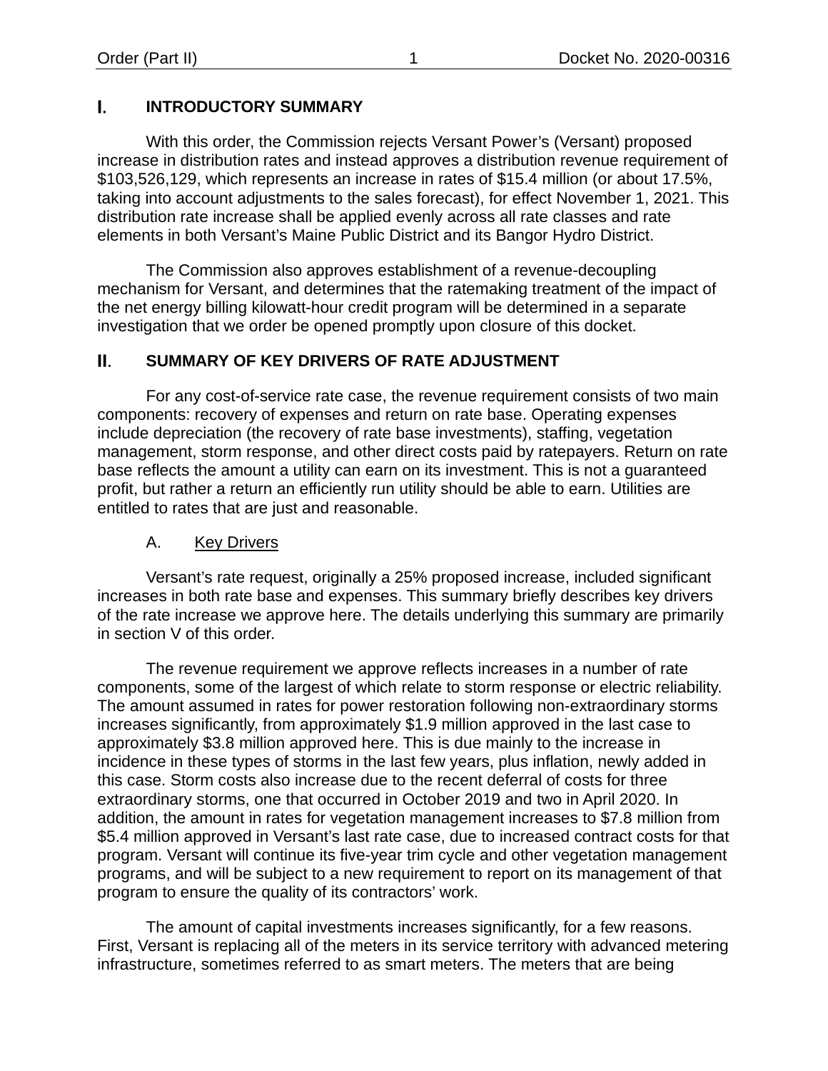## I. INTRODUCTORY SUMMARY

With this order, the Commission rejects Versant Power's (Versant) proposed increase in distribution rates and instead approves a distribution revenue requirement of $103,526,129, which represents an increase in rates of $15.4 million (or about 17.5%, taking into account adjustments to the sales forecast), for effect November 1, 2021. This distribution rate increase shall be applied evenly across all rate classes and rate elements in both Versant's Maine Public District and its Bangor Hydro District.

The Commission also approves establishment of a revenue-decoupling mechanism for Versant, and determines that the ratemaking treatment of the impact of the net energy billing kilowatt-hour credit program will be determined in a separate investigation that we order be opened promptly upon closure of this docket.

## II. SUMMARY OF KEY DRIVERS OF RATE ADJUSTMENT

For any cost-of-service rate case, the revenue requirement consists of two main components: recovery of expenses and return on rate base. Operating expenses include depreciation (the recovery of rate base investments), staffing, vegetation management, storm response, and other direct costs paid by ratepayers. Return on rate base reflects the amount a utility can earn on its investment. This is not a guaranteed profit, but rather a return an efficiently run utility should be able to earn. Utilities are entitled to rates that are just and reasonable.

### A. Key Drivers

Versant's rate request, originally a 25% proposed increase, included significant increases in both rate base and expenses. This summary briefly describes key drivers of the rate increase we approve here. The details underlying this summary are primarily in section V of this order.

The revenue requirement we approve reflects increases in a number of rate components, some of the largest of which relate to storm response or electric reliability. The amount assumed in rates for power restoration following non-extraordinary storms increases significantly, from approximately $1.9 million approved in the last case to approximately $3.8 million approved here. This is due mainly to the increase in incidence in these types of storms in the last few years, plus inflation, newly added in this case. Storm costs also increase due to the recent deferral of costs for three extraordinary storms, one that occurred in October 2019 and two in April 2020. In addition, the amount in rates for vegetation management increases to $7.8 million from $5.4 million approved in Versant's last rate case, due to increased contract costs for that program. Versant will continue its five-year trim cycle and other vegetation management programs, and will be subject to a new requirement to report on its management of that program to ensure the quality of its contractors' work.

The amount of capital investments increases significantly, for a few reasons. First, Versant is replacing all of the meters in its service territory with advanced metering infrastructure, sometimes referred to as smart meters. The meters that are being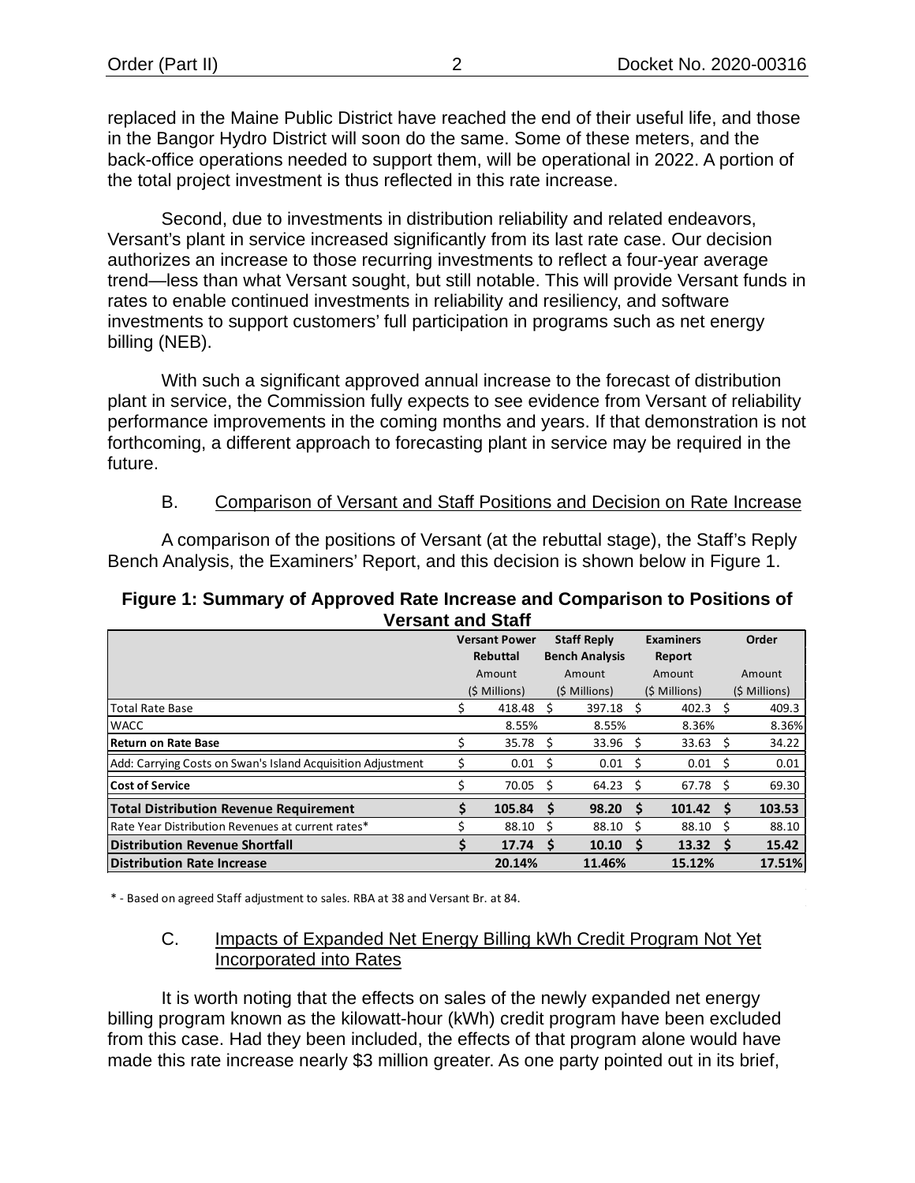replaced in the Maine Public District have reached the end of their useful life, and those in the Bangor Hydro District will soon do the same. Some of these meters, and the back-office operations needed to support them, will be operational in 2022. A portion of the total project investment is thus reflected in this rate increase.

Second, due to investments in distribution reliability and related endeavors, Versant's plant in service increased significantly from its last rate case. Our decision authorizes an increase to those recurring investments to reflect a four-year average trend—less than what Versant sought, but still notable. This will provide Versant funds in rates to enable continued investments in reliability and resiliency, and software investments to support customers' full participation in programs such as net energy billing (NEB).

With such a significant approved annual increase to the forecast of distribution plant in service, the Commission fully expects to see evidence from Versant of reliability performance improvements in the coming months and years. If that demonstration is not forthcoming, a different approach to forecasting plant in service may be required in the future.

### B. Comparison of Versant and Staff Positions and Decision on Rate Increase

A comparison of the positions of Versant (at the rebuttal stage), the Staff's Reply Bench Analysis, the Examiners' Report, and this decision is shown below in Figure 1.

**Figure 1: Summary of Approved Rate Increase and Comparison to Positions of Versant and Staff**

| | Versant Power Rebuttal Amount ($ Millions) | Staff Reply Bench Analysis Amount ($ Millions) | Examiners Report Amount ($ Millions) | Order Amount ($ Millions) |
|---|---|---|---|---|
| Total Rate Base | $ 418.48 | $ 397.18 | $ 402.3 | $ 409.3 |
| WACC | 8.55% | 8.55% | 8.36% | 8.36% |
| **Return on Rate Base** | $ 35.78 | $ 33.96 | $ 33.63 | $ 34.22 |
| Add: Carrying Costs on Swan's Island Acquisition Adjustment | $ 0.01 | $ 0.01 | $ 0.01 | $ 0.01 |
| **Cost of Service** | $ 70.05 | $ 64.23 | $ 67.78 | $ 69.30 |
| **Total Distribution Revenue Requirement** | **$ 105.84** | **$ 98.20** | **$ 101.42** | **$ 103.53** |
| Rate Year Distribution Revenues at current rates* | $ 88.10 | $ 88.10 | $ 88.10 | $ 88.10 |
| **Distribution Revenue Shortfall** | **$ 17.74** | **$ 10.10** | **$ 13.32** | **$ 15.42** |
| **Distribution Rate Increase** | **20.14%** | **11.46%** | **15.12%** | **17.51%** |

\* - Based on agreed Staff adjustment to sales. RBA at 38 and Versant Br. at 84.

### C. Impacts of Expanded Net Energy Billing kWh Credit Program Not Yet Incorporated into Rates

It is worth noting that the effects on sales of the newly expanded net energy billing program known as the kilowatt-hour (kWh) credit program have been excluded from this case. Had they been included, the effects of that program alone would have made this rate increase nearly $3 million greater. As one party pointed out in its brief,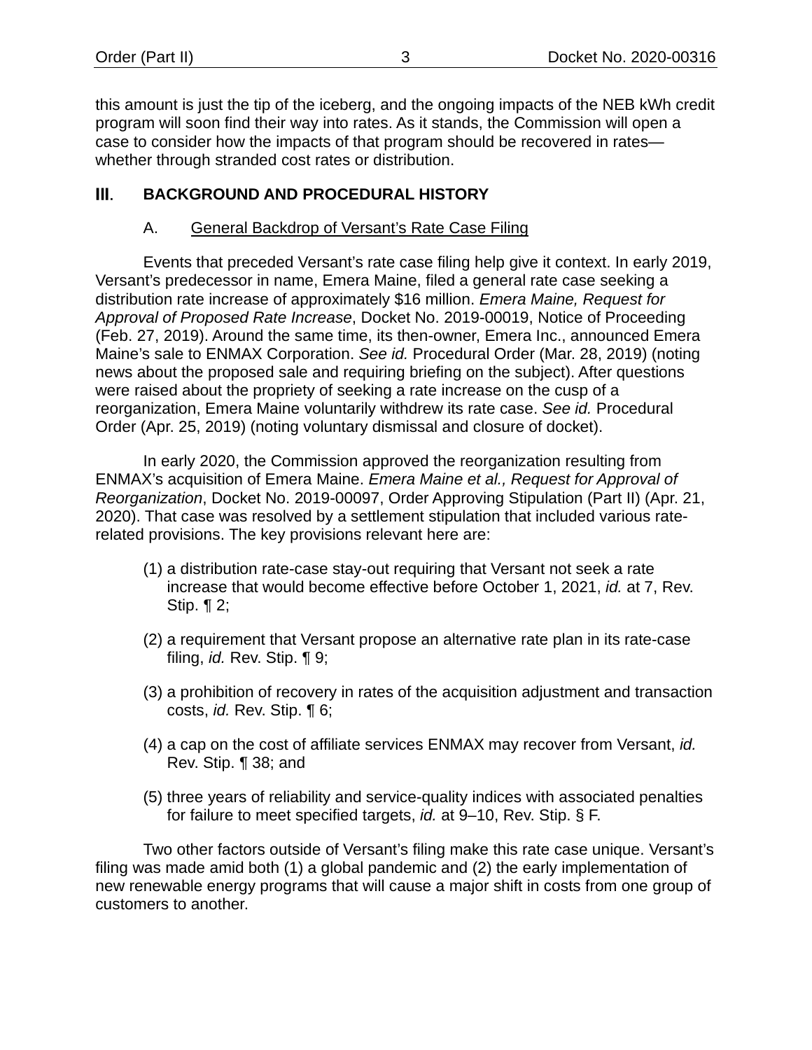this amount is just the tip of the iceberg, and the ongoing impacts of the NEB kWh credit program will soon find their way into rates. As it stands, the Commission will open a case to consider how the impacts of that program should be recovered in rates—whether through stranded cost rates or distribution.

## III. BACKGROUND AND PROCEDURAL HISTORY

### A. General Backdrop of Versant's Rate Case Filing

Events that preceded Versant's rate case filing help give it context. In early 2019, Versant's predecessor in name, Emera Maine, filed a general rate case seeking a distribution rate increase of approximately $16 million. *Emera Maine, Request for Approval of Proposed Rate Increase*, Docket No. 2019-00019, Notice of Proceeding (Feb. 27, 2019). Around the same time, its then-owner, Emera Inc., announced Emera Maine's sale to ENMAX Corporation. *See id.* Procedural Order (Mar. 28, 2019) (noting news about the proposed sale and requiring briefing on the subject). After questions were raised about the propriety of seeking a rate increase on the cusp of a reorganization, Emera Maine voluntarily withdrew its rate case. *See id.* Procedural Order (Apr. 25, 2019) (noting voluntary dismissal and closure of docket).

In early 2020, the Commission approved the reorganization resulting from ENMAX's acquisition of Emera Maine. *Emera Maine et al., Request for Approval of Reorganization*, Docket No. 2019-00097, Order Approving Stipulation (Part II) (Apr. 21, 2020). That case was resolved by a settlement stipulation that included various rate-related provisions. The key provisions relevant here are:

(1) a distribution rate-case stay-out requiring that Versant not seek a rate increase that would become effective before October 1, 2021, *id.* at 7, Rev. Stip. ¶ 2;

(2) a requirement that Versant propose an alternative rate plan in its rate-case filing, *id.* Rev. Stip. ¶ 9;

(3) a prohibition of recovery in rates of the acquisition adjustment and transaction costs, *id.* Rev. Stip. ¶ 6;

(4) a cap on the cost of affiliate services ENMAX may recover from Versant, *id.* Rev. Stip. ¶ 38; and

(5) three years of reliability and service-quality indices with associated penalties for failure to meet specified targets, *id.* at 9–10, Rev. Stip. § F.

Two other factors outside of Versant's filing make this rate case unique. Versant's filing was made amid both (1) a global pandemic and (2) the early implementation of new renewable energy programs that will cause a major shift in costs from one group of customers to another.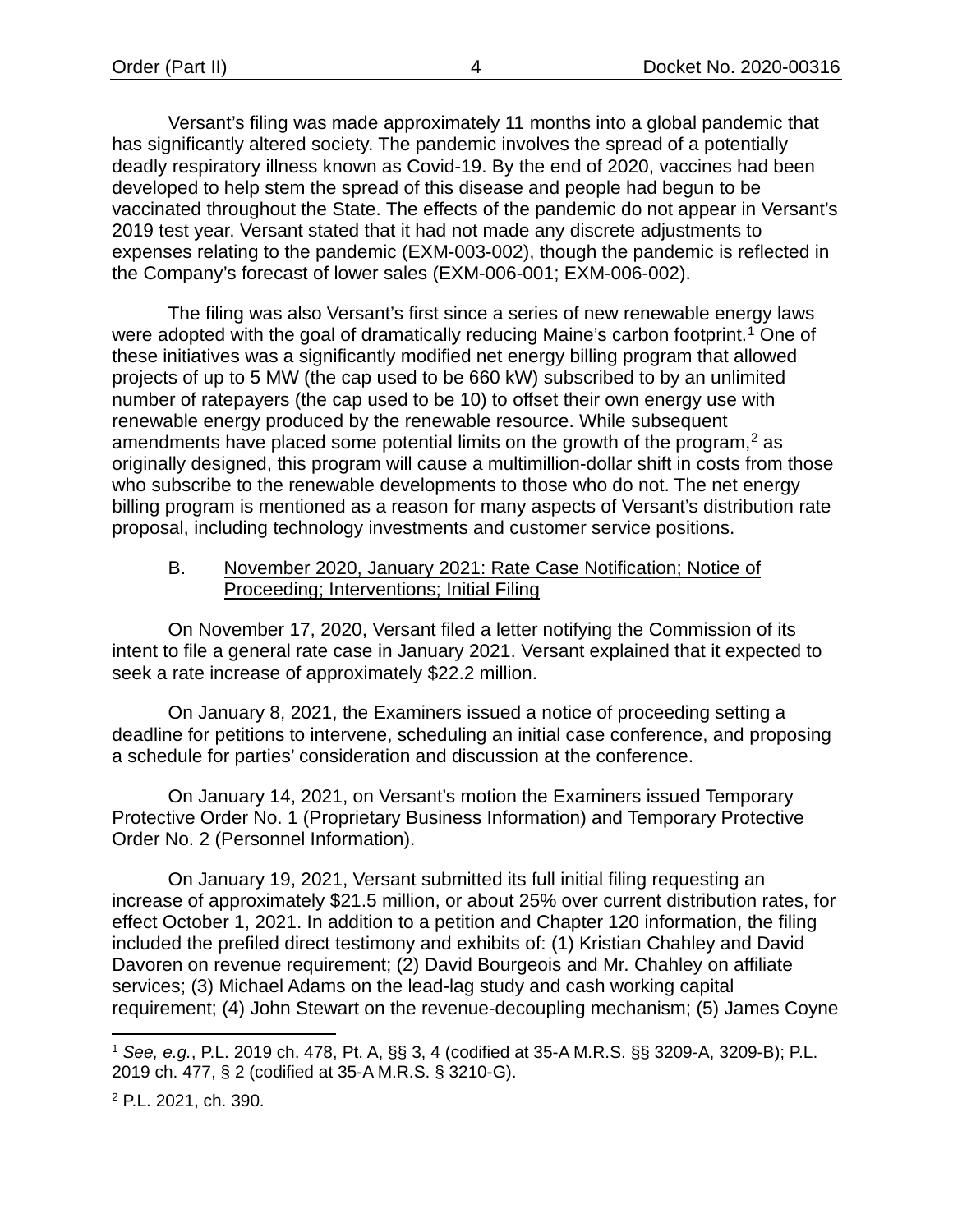Versant's filing was made approximately 11 months into a global pandemic that has significantly altered society. The pandemic involves the spread of a potentially deadly respiratory illness known as Covid-19. By the end of 2020, vaccines had been developed to help stem the spread of this disease and people had begun to be vaccinated throughout the State. The effects of the pandemic do not appear in Versant's 2019 test year. Versant stated that it had not made any discrete adjustments to expenses relating to the pandemic (EXM-003-002), though the pandemic is reflected in the Company's forecast of lower sales (EXM-006-001; EXM-006-002).

The filing was also Versant's first since a series of new renewable energy laws were adopted with the goal of dramatically reducing Maine's carbon footprint.[1] One of these initiatives was a significantly modified net energy billing program that allowed projects of up to 5 MW (the cap used to be 660 kW) subscribed to by an unlimited number of ratepayers (the cap used to be 10) to offset their own energy use with renewable energy produced by the renewable resource. While subsequent amendments have placed some potential limits on the growth of the program,[2] as originally designed, this program will cause a multimillion-dollar shift in costs from those who subscribe to the renewable developments to those who do not. The net energy billing program is mentioned as a reason for many aspects of Versant's distribution rate proposal, including technology investments and customer service positions.

B. November 2020, January 2021: Rate Case Notification; Notice of Proceeding; Interventions; Initial Filing

On November 17, 2020, Versant filed a letter notifying the Commission of its intent to file a general rate case in January 2021. Versant explained that it expected to seek a rate increase of approximately $22.2 million.

On January 8, 2021, the Examiners issued a notice of proceeding setting a deadline for petitions to intervene, scheduling an initial case conference, and proposing a schedule for parties' consideration and discussion at the conference.

On January 14, 2021, on Versant's motion the Examiners issued Temporary Protective Order No. 1 (Proprietary Business Information) and Temporary Protective Order No. 2 (Personnel Information).

On January 19, 2021, Versant submitted its full initial filing requesting an increase of approximately $21.5 million, or about 25% over current distribution rates, for effect October 1, 2021. In addition to a petition and Chapter 120 information, the filing included the prefiled direct testimony and exhibits of: (1) Kristian Chahley and David Davoren on revenue requirement; (2) David Bourgeois and Mr. Chahley on affiliate services; (3) Michael Adams on the lead-lag study and cash working capital requirement; (4) John Stewart on the revenue-decoupling mechanism; (5) James Coyne

[1] *See, e.g.*, P.L. 2019 ch. 478, Pt. A, §§ 3, 4 (codified at 35-A M.R.S. §§ 3209-A, 3209-B); P.L. 2019 ch. 477, § 2 (codified at 35-A M.R.S. § 3210-G).

[2] P.L. 2021, ch. 390.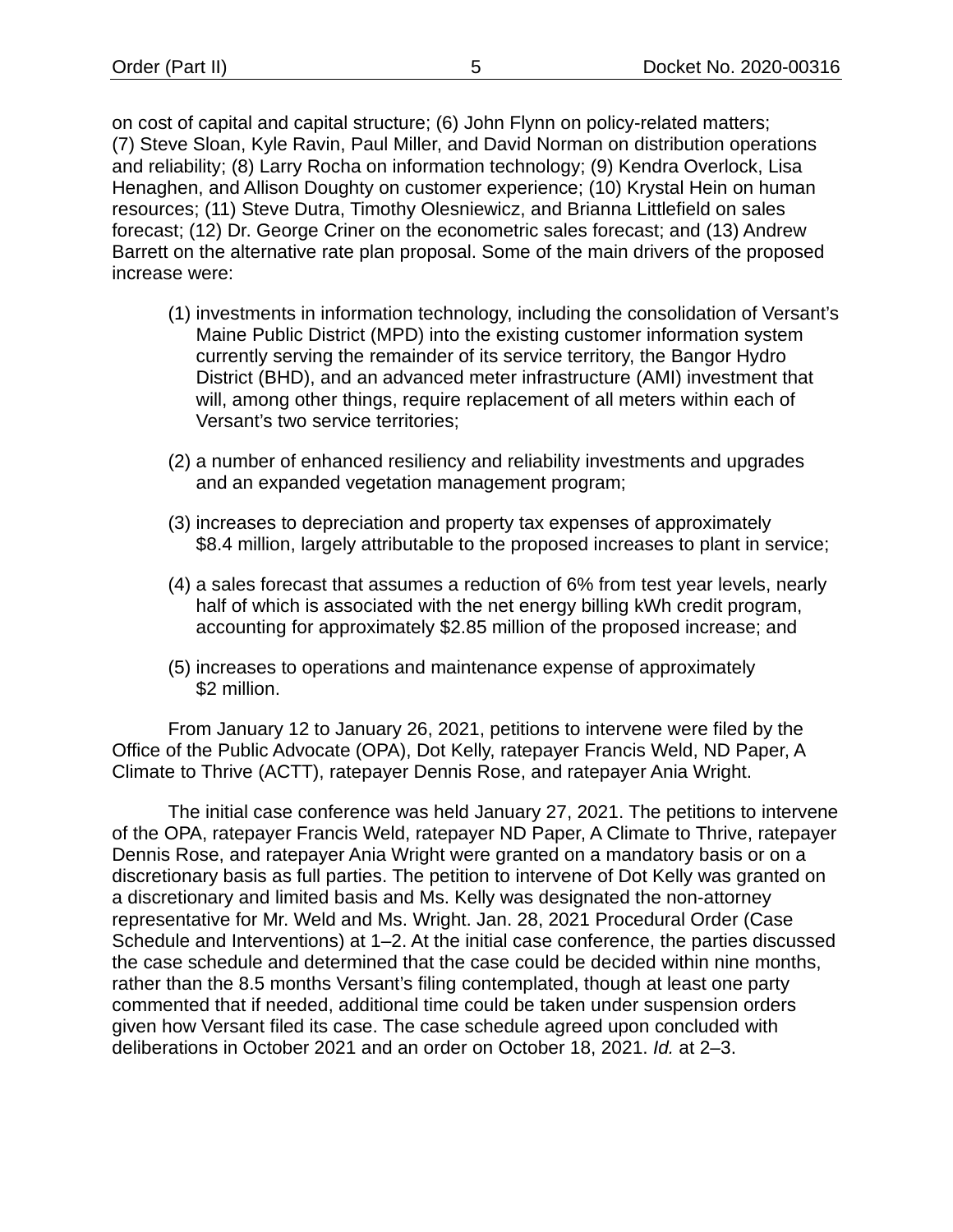on cost of capital and capital structure; (6) John Flynn on policy-related matters; (7) Steve Sloan, Kyle Ravin, Paul Miller, and David Norman on distribution operations and reliability; (8) Larry Rocha on information technology; (9) Kendra Overlock, Lisa Henaghen, and Allison Doughty on customer experience; (10) Krystal Hein on human resources; (11) Steve Dutra, Timothy Olesniewicz, and Brianna Littlefield on sales forecast; (12) Dr. George Criner on the econometric sales forecast; and (13) Andrew Barrett on the alternative rate plan proposal. Some of the main drivers of the proposed increase were:

(1) investments in information technology, including the consolidation of Versant's Maine Public District (MPD) into the existing customer information system currently serving the remainder of its service territory, the Bangor Hydro District (BHD), and an advanced meter infrastructure (AMI) investment that will, among other things, require replacement of all meters within each of Versant's two service territories;

(2) a number of enhanced resiliency and reliability investments and upgrades and an expanded vegetation management program;

(3) increases to depreciation and property tax expenses of approximately $8.4 million, largely attributable to the proposed increases to plant in service;

(4) a sales forecast that assumes a reduction of 6% from test year levels, nearly half of which is associated with the net energy billing kWh credit program, accounting for approximately $2.85 million of the proposed increase; and

(5) increases to operations and maintenance expense of approximately $2 million.

From January 12 to January 26, 2021, petitions to intervene were filed by the Office of the Public Advocate (OPA), Dot Kelly, ratepayer Francis Weld, ND Paper, A Climate to Thrive (ACTT), ratepayer Dennis Rose, and ratepayer Ania Wright.

The initial case conference was held January 27, 2021. The petitions to intervene of the OPA, ratepayer Francis Weld, ratepayer ND Paper, A Climate to Thrive, ratepayer Dennis Rose, and ratepayer Ania Wright were granted on a mandatory basis or on a discretionary basis as full parties. The petition to intervene of Dot Kelly was granted on a discretionary and limited basis and Ms. Kelly was designated the non-attorney representative for Mr. Weld and Ms. Wright. Jan. 28, 2021 Procedural Order (Case Schedule and Interventions) at 1–2. At the initial case conference, the parties discussed the case schedule and determined that the case could be decided within nine months, rather than the 8.5 months Versant's filing contemplated, though at least one party commented that if needed, additional time could be taken under suspension orders given how Versant filed its case. The case schedule agreed upon concluded with deliberations in October 2021 and an order on October 18, 2021. *Id.* at 2–3.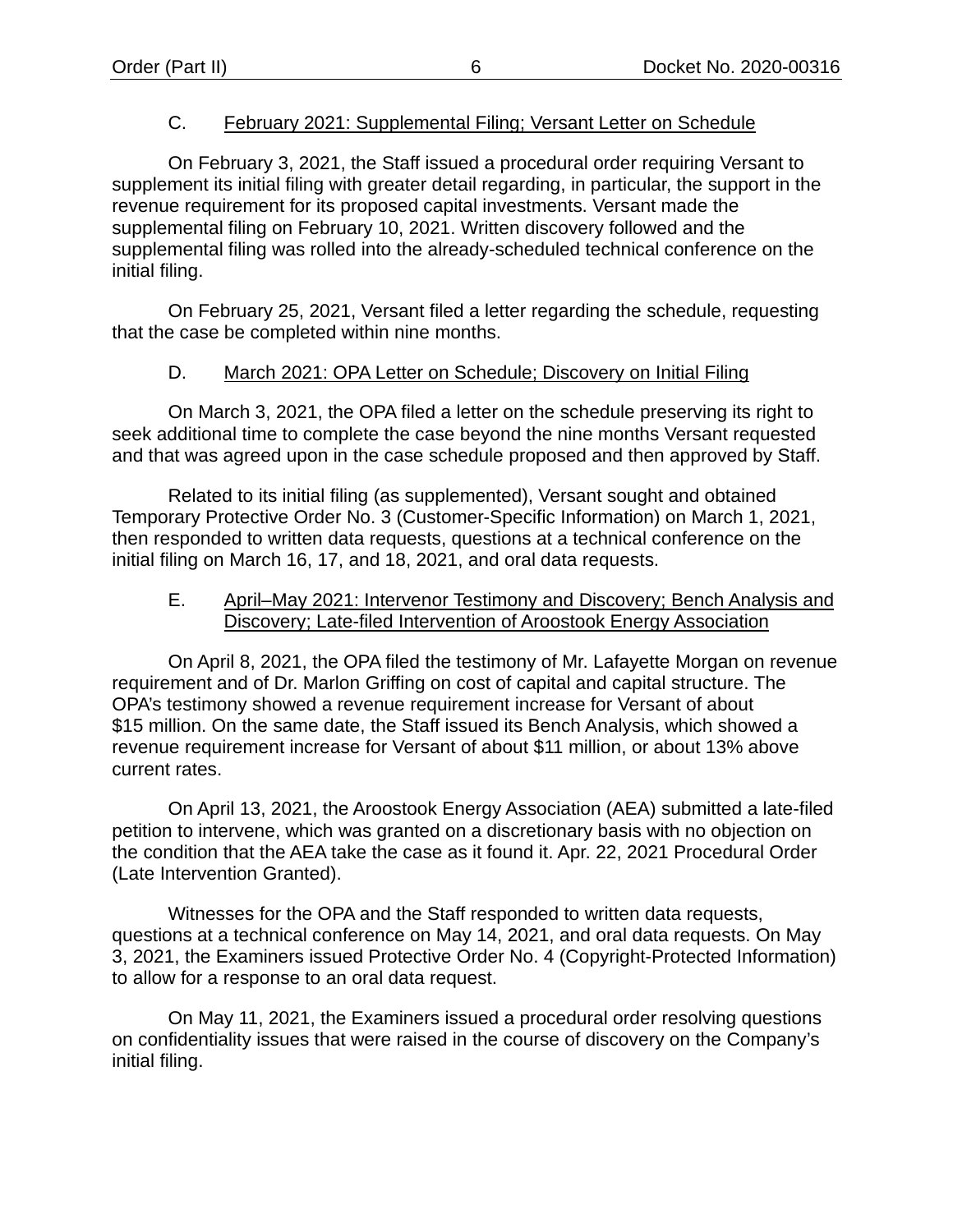### C. February 2021: Supplemental Filing; Versant Letter on Schedule

On February 3, 2021, the Staff issued a procedural order requiring Versant to supplement its initial filing with greater detail regarding, in particular, the support in the revenue requirement for its proposed capital investments. Versant made the supplemental filing on February 10, 2021. Written discovery followed and the supplemental filing was rolled into the already-scheduled technical conference on the initial filing.

On February 25, 2021, Versant filed a letter regarding the schedule, requesting that the case be completed within nine months.

### D. March 2021: OPA Letter on Schedule; Discovery on Initial Filing

On March 3, 2021, the OPA filed a letter on the schedule preserving its right to seek additional time to complete the case beyond the nine months Versant requested and that was agreed upon in the case schedule proposed and then approved by Staff.

Related to its initial filing (as supplemented), Versant sought and obtained Temporary Protective Order No. 3 (Customer-Specific Information) on March 1, 2021, then responded to written data requests, questions at a technical conference on the initial filing on March 16, 17, and 18, 2021, and oral data requests.

### E. April–May 2021: Intervenor Testimony and Discovery; Bench Analysis and Discovery; Late-filed Intervention of Aroostook Energy Association

On April 8, 2021, the OPA filed the testimony of Mr. Lafayette Morgan on revenue requirement and of Dr. Marlon Griffing on cost of capital and capital structure. The OPA's testimony showed a revenue requirement increase for Versant of about $15 million. On the same date, the Staff issued its Bench Analysis, which showed a revenue requirement increase for Versant of about $11 million, or about 13% above current rates.

On April 13, 2021, the Aroostook Energy Association (AEA) submitted a late-filed petition to intervene, which was granted on a discretionary basis with no objection on the condition that the AEA take the case as it found it. Apr. 22, 2021 Procedural Order (Late Intervention Granted).

Witnesses for the OPA and the Staff responded to written data requests, questions at a technical conference on May 14, 2021, and oral data requests. On May 3, 2021, the Examiners issued Protective Order No. 4 (Copyright-Protected Information) to allow for a response to an oral data request.

On May 11, 2021, the Examiners issued a procedural order resolving questions on confidentiality issues that were raised in the course of discovery on the Company's initial filing.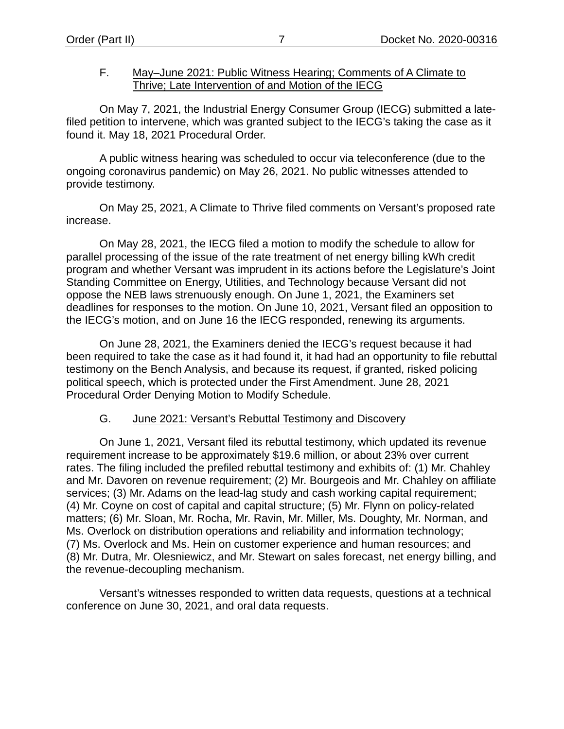### F. May–June 2021: Public Witness Hearing; Comments of A Climate to Thrive; Late Intervention of and Motion of the IECG

On May 7, 2021, the Industrial Energy Consumer Group (IECG) submitted a late-filed petition to intervene, which was granted subject to the IECG's taking the case as it found it. May 18, 2021 Procedural Order.

A public witness hearing was scheduled to occur via teleconference (due to the ongoing coronavirus pandemic) on May 26, 2021. No public witnesses attended to provide testimony.

On May 25, 2021, A Climate to Thrive filed comments on Versant's proposed rate increase.

On May 28, 2021, the IECG filed a motion to modify the schedule to allow for parallel processing of the issue of the rate treatment of net energy billing kWh credit program and whether Versant was imprudent in its actions before the Legislature's Joint Standing Committee on Energy, Utilities, and Technology because Versant did not oppose the NEB laws strenuously enough. On June 1, 2021, the Examiners set deadlines for responses to the motion. On June 10, 2021, Versant filed an opposition to the IECG's motion, and on June 16 the IECG responded, renewing its arguments.

On June 28, 2021, the Examiners denied the IECG's request because it had been required to take the case as it had found it, it had had an opportunity to file rebuttal testimony on the Bench Analysis, and because its request, if granted, risked policing political speech, which is protected under the First Amendment. June 28, 2021 Procedural Order Denying Motion to Modify Schedule.

### G. June 2021: Versant's Rebuttal Testimony and Discovery

On June 1, 2021, Versant filed its rebuttal testimony, which updated its revenue requirement increase to be approximately $19.6 million, or about 23% over current rates. The filing included the prefiled rebuttal testimony and exhibits of: (1) Mr. Chahley and Mr. Davoren on revenue requirement; (2) Mr. Bourgeois and Mr. Chahley on affiliate services; (3) Mr. Adams on the lead-lag study and cash working capital requirement; (4) Mr. Coyne on cost of capital and capital structure; (5) Mr. Flynn on policy-related matters; (6) Mr. Sloan, Mr. Rocha, Mr. Ravin, Mr. Miller, Ms. Doughty, Mr. Norman, and Ms. Overlock on distribution operations and reliability and information technology; (7) Ms. Overlock and Ms. Hein on customer experience and human resources; and (8) Mr. Dutra, Mr. Olesniewicz, and Mr. Stewart on sales forecast, net energy billing, and the revenue-decoupling mechanism.

Versant's witnesses responded to written data requests, questions at a technical conference on June 30, 2021, and oral data requests.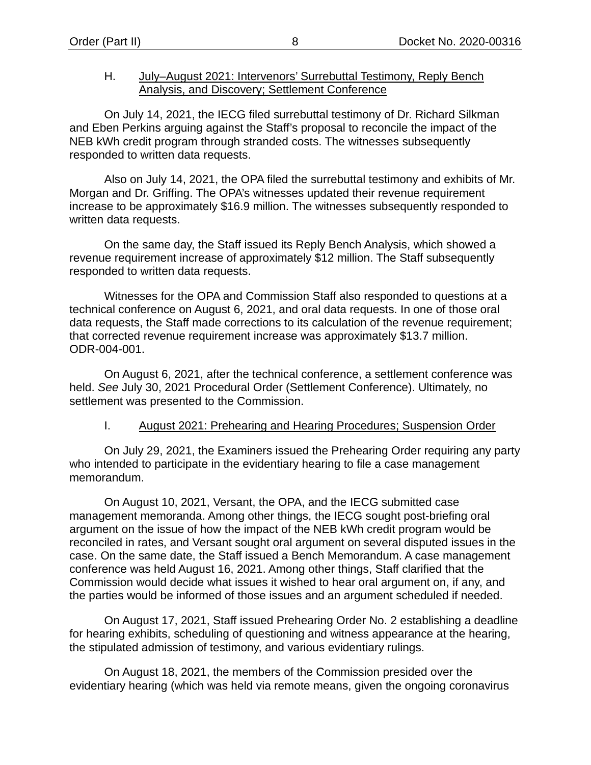### H. July–August 2021: Intervenors' Surrebuttal Testimony, Reply Bench Analysis, and Discovery; Settlement Conference

On July 14, 2021, the IECG filed surrebuttal testimony of Dr. Richard Silkman and Eben Perkins arguing against the Staff's proposal to reconcile the impact of the NEB kWh credit program through stranded costs. The witnesses subsequently responded to written data requests.

Also on July 14, 2021, the OPA filed the surrebuttal testimony and exhibits of Mr. Morgan and Dr. Griffing. The OPA's witnesses updated their revenue requirement increase to be approximately $16.9 million. The witnesses subsequently responded to written data requests.

On the same day, the Staff issued its Reply Bench Analysis, which showed a revenue requirement increase of approximately $12 million. The Staff subsequently responded to written data requests.

Witnesses for the OPA and Commission Staff also responded to questions at a technical conference on August 6, 2021, and oral data requests. In one of those oral data requests, the Staff made corrections to its calculation of the revenue requirement; that corrected revenue requirement increase was approximately $13.7 million. ODR-004-001.

On August 6, 2021, after the technical conference, a settlement conference was held. *See* July 30, 2021 Procedural Order (Settlement Conference). Ultimately, no settlement was presented to the Commission.

### I. August 2021: Prehearing and Hearing Procedures; Suspension Order

On July 29, 2021, the Examiners issued the Prehearing Order requiring any party who intended to participate in the evidentiary hearing to file a case management memorandum.

On August 10, 2021, Versant, the OPA, and the IECG submitted case management memoranda. Among other things, the IECG sought post-briefing oral argument on the issue of how the impact of the NEB kWh credit program would be reconciled in rates, and Versant sought oral argument on several disputed issues in the case. On the same date, the Staff issued a Bench Memorandum. A case management conference was held August 16, 2021. Among other things, Staff clarified that the Commission would decide what issues it wished to hear oral argument on, if any, and the parties would be informed of those issues and an argument scheduled if needed.

On August 17, 2021, Staff issued Prehearing Order No. 2 establishing a deadline for hearing exhibits, scheduling of questioning and witness appearance at the hearing, the stipulated admission of testimony, and various evidentiary rulings.

On August 18, 2021, the members of the Commission presided over the evidentiary hearing (which was held via remote means, given the ongoing coronavirus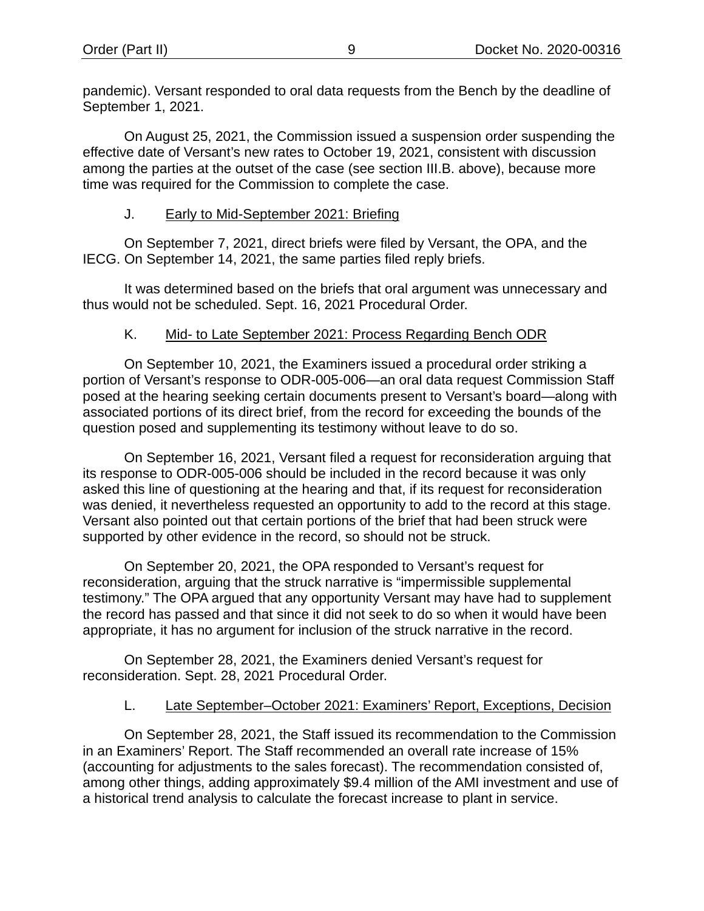pandemic). Versant responded to oral data requests from the Bench by the deadline of September 1, 2021.

On August 25, 2021, the Commission issued a suspension order suspending the effective date of Versant's new rates to October 19, 2021, consistent with discussion among the parties at the outset of the case (see section III.B. above), because more time was required for the Commission to complete the case.

### J. Early to Mid-September 2021: Briefing

On September 7, 2021, direct briefs were filed by Versant, the OPA, and the IECG. On September 14, 2021, the same parties filed reply briefs.

It was determined based on the briefs that oral argument was unnecessary and thus would not be scheduled. Sept. 16, 2021 Procedural Order.

### K. Mid- to Late September 2021: Process Regarding Bench ODR

On September 10, 2021, the Examiners issued a procedural order striking a portion of Versant's response to ODR-005-006—an oral data request Commission Staff posed at the hearing seeking certain documents present to Versant's board—along with associated portions of its direct brief, from the record for exceeding the bounds of the question posed and supplementing its testimony without leave to do so.

On September 16, 2021, Versant filed a request for reconsideration arguing that its response to ODR-005-006 should be included in the record because it was only asked this line of questioning at the hearing and that, if its request for reconsideration was denied, it nevertheless requested an opportunity to add to the record at this stage. Versant also pointed out that certain portions of the brief that had been struck were supported by other evidence in the record, so should not be struck.

On September 20, 2021, the OPA responded to Versant's request for reconsideration, arguing that the struck narrative is "impermissible supplemental testimony." The OPA argued that any opportunity Versant may have had to supplement the record has passed and that since it did not seek to do so when it would have been appropriate, it has no argument for inclusion of the struck narrative in the record.

On September 28, 2021, the Examiners denied Versant's request for reconsideration. Sept. 28, 2021 Procedural Order.

### L. Late September–October 2021: Examiners' Report, Exceptions, Decision

On September 28, 2021, the Staff issued its recommendation to the Commission in an Examiners' Report. The Staff recommended an overall rate increase of 15% (accounting for adjustments to the sales forecast). The recommendation consisted of, among other things, adding approximately $9.4 million of the AMI investment and use of a historical trend analysis to calculate the forecast increase to plant in service.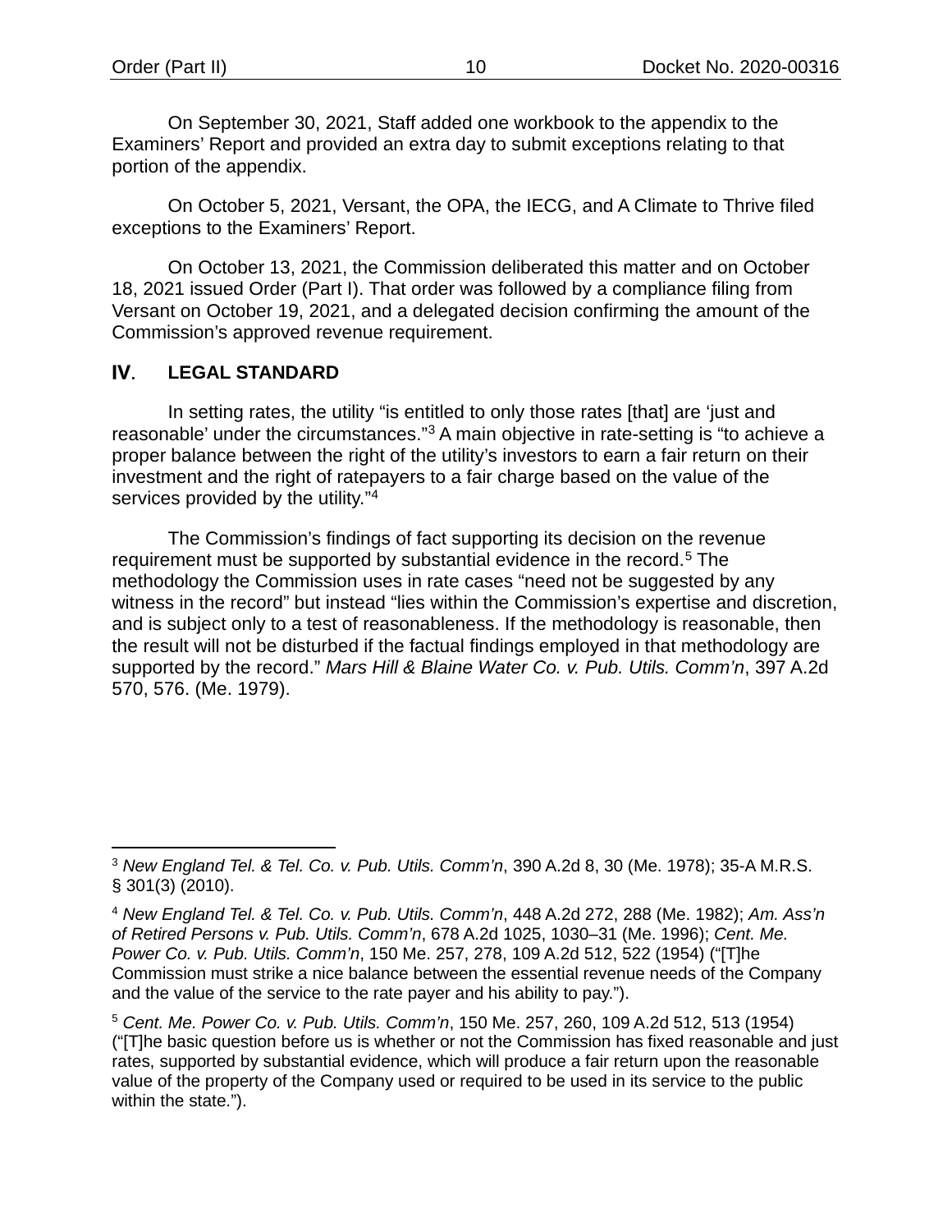On September 30, 2021, Staff added one workbook to the appendix to the Examiners' Report and provided an extra day to submit exceptions relating to that portion of the appendix.

On October 5, 2021, Versant, the OPA, the IECG, and A Climate to Thrive filed exceptions to the Examiners' Report.

On October 13, 2021, the Commission deliberated this matter and on October 18, 2021 issued Order (Part I). That order was followed by a compliance filing from Versant on October 19, 2021, and a delegated decision confirming the amount of the Commission's approved revenue requirement.

## IV. LEGAL STANDARD

In setting rates, the utility "is entitled to only those rates [that] are 'just and reasonable' under the circumstances."[3] A main objective in rate-setting is "to achieve a proper balance between the right of the utility's investors to earn a fair return on their investment and the right of ratepayers to a fair charge based on the value of the services provided by the utility."[4]

The Commission's findings of fact supporting its decision on the revenue requirement must be supported by substantial evidence in the record.[5] The methodology the Commission uses in rate cases "need not be suggested by any witness in the record" but instead "lies within the Commission's expertise and discretion, and is subject only to a test of reasonableness. If the methodology is reasonable, then the result will not be disturbed if the factual findings employed in that methodology are supported by the record." *Mars Hill & Blaine Water Co. v. Pub. Utils. Comm'n*, 397 A.2d 570, 576. (Me. 1979).

---

[3] *New England Tel. & Tel. Co. v. Pub. Utils. Comm'n*, 390 A.2d 8, 30 (Me. 1978); 35-A M.R.S. § 301(3) (2010).

[4] *New England Tel. & Tel. Co. v. Pub. Utils. Comm'n*, 448 A.2d 272, 288 (Me. 1982); *Am. Ass'n of Retired Persons v. Pub. Utils. Comm'n*, 678 A.2d 1025, 1030–31 (Me. 1996); *Cent. Me. Power Co. v. Pub. Utils. Comm'n*, 150 Me. 257, 278, 109 A.2d 512, 522 (1954) ("[T]he Commission must strike a nice balance between the essential revenue needs of the Company and the value of the service to the rate payer and his ability to pay.").

[5] *Cent. Me. Power Co. v. Pub. Utils. Comm'n*, 150 Me. 257, 260, 109 A.2d 512, 513 (1954) ("[T]he basic question before us is whether or not the Commission has fixed reasonable and just rates, supported by substantial evidence, which will produce a fair return upon the reasonable value of the property of the Company used or required to be used in its service to the public within the state.").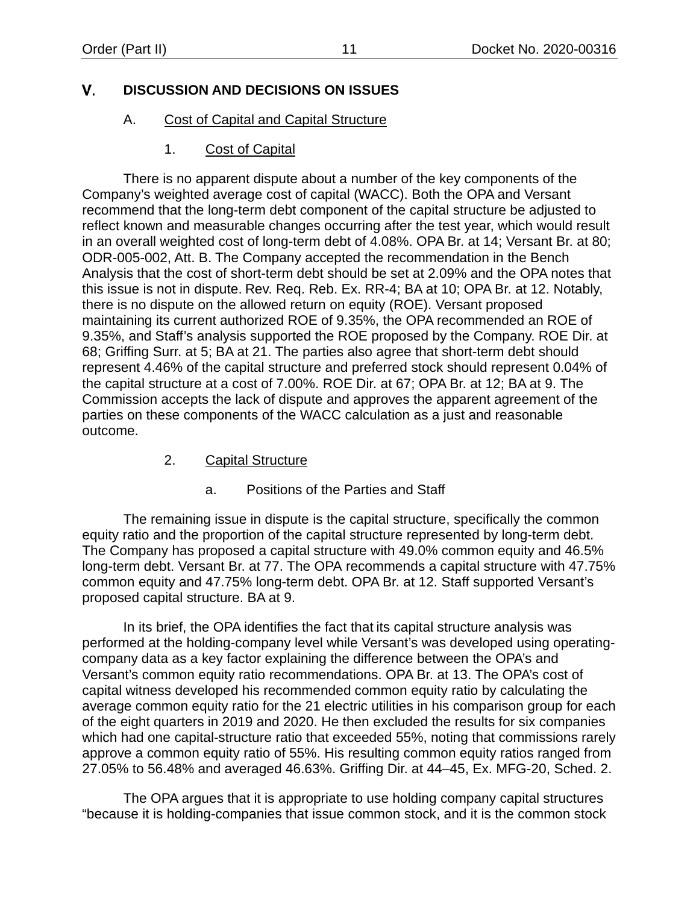# V. DISCUSSION AND DECISIONS ON ISSUES

## A. Cost of Capital and Capital Structure

### 1. Cost of Capital

There is no apparent dispute about a number of the key components of the Company's weighted average cost of capital (WACC). Both the OPA and Versant recommend that the long-term debt component of the capital structure be adjusted to reflect known and measurable changes occurring after the test year, which would result in an overall weighted cost of long-term debt of 4.08%. OPA Br. at 14; Versant Br. at 80; ODR-005-002, Att. B. The Company accepted the recommendation in the Bench Analysis that the cost of short-term debt should be set at 2.09% and the OPA notes that this issue is not in dispute. Rev. Req. Reb. Ex. RR-4; BA at 10; OPA Br. at 12. Notably, there is no dispute on the allowed return on equity (ROE). Versant proposed maintaining its current authorized ROE of 9.35%, the OPA recommended an ROE of 9.35%, and Staff's analysis supported the ROE proposed by the Company. ROE Dir. at 68; Griffing Surr. at 5; BA at 21. The parties also agree that short-term debt should represent 4.46% of the capital structure and preferred stock should represent 0.04% of the capital structure at a cost of 7.00%. ROE Dir. at 67; OPA Br. at 12; BA at 9. The Commission accepts the lack of dispute and approves the apparent agreement of the parties on these components of the WACC calculation as a just and reasonable outcome.

### 2. Capital Structure

#### a. Positions of the Parties and Staff

The remaining issue in dispute is the capital structure, specifically the common equity ratio and the proportion of the capital structure represented by long-term debt. The Company has proposed a capital structure with 49.0% common equity and 46.5% long-term debt. Versant Br. at 77. The OPA recommends a capital structure with 47.75% common equity and 47.75% long-term debt. OPA Br. at 12. Staff supported Versant's proposed capital structure. BA at 9.

In its brief, the OPA identifies the fact that its capital structure analysis was performed at the holding-company level while Versant's was developed using operating-company data as a key factor explaining the difference between the OPA's and Versant's common equity ratio recommendations. OPA Br. at 13. The OPA's cost of capital witness developed his recommended common equity ratio by calculating the average common equity ratio for the 21 electric utilities in his comparison group for each of the eight quarters in 2019 and 2020. He then excluded the results for six companies which had one capital-structure ratio that exceeded 55%, noting that commissions rarely approve a common equity ratio of 55%. His resulting common equity ratios ranged from 27.05% to 56.48% and averaged 46.63%. Griffing Dir. at 44–45, Ex. MFG-20, Sched. 2.

The OPA argues that it is appropriate to use holding company capital structures "because it is holding-companies that issue common stock, and it is the common stock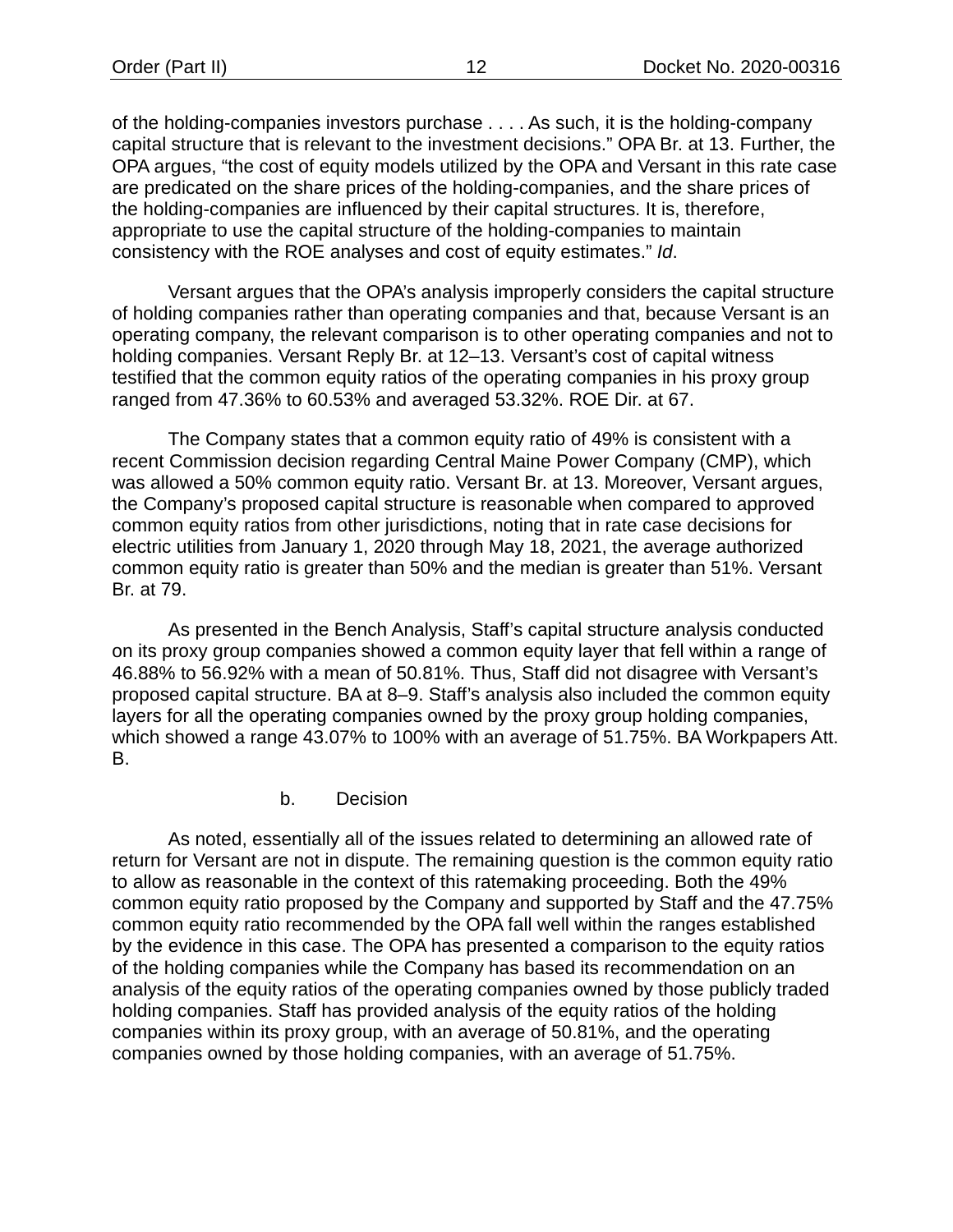of the holding-companies investors purchase . . . . As such, it is the holding-company capital structure that is relevant to the investment decisions." OPA Br. at 13. Further, the OPA argues, "the cost of equity models utilized by the OPA and Versant in this rate case are predicated on the share prices of the holding-companies, and the share prices of the holding-companies are influenced by their capital structures. It is, therefore, appropriate to use the capital structure of the holding-companies to maintain consistency with the ROE analyses and cost of equity estimates." *Id*.

Versant argues that the OPA's analysis improperly considers the capital structure of holding companies rather than operating companies and that, because Versant is an operating company, the relevant comparison is to other operating companies and not to holding companies. Versant Reply Br. at 12–13. Versant's cost of capital witness testified that the common equity ratios of the operating companies in his proxy group ranged from 47.36% to 60.53% and averaged 53.32%. ROE Dir. at 67.

The Company states that a common equity ratio of 49% is consistent with a recent Commission decision regarding Central Maine Power Company (CMP), which was allowed a 50% common equity ratio. Versant Br. at 13. Moreover, Versant argues, the Company's proposed capital structure is reasonable when compared to approved common equity ratios from other jurisdictions, noting that in rate case decisions for electric utilities from January 1, 2020 through May 18, 2021, the average authorized common equity ratio is greater than 50% and the median is greater than 51%. Versant Br. at 79.

As presented in the Bench Analysis, Staff's capital structure analysis conducted on its proxy group companies showed a common equity layer that fell within a range of 46.88% to 56.92% with a mean of 50.81%. Thus, Staff did not disagree with Versant's proposed capital structure. BA at 8–9. Staff's analysis also included the common equity layers for all the operating companies owned by the proxy group holding companies, which showed a range 43.07% to 100% with an average of 51.75%. BA Workpapers Att. B.

b. Decision

As noted, essentially all of the issues related to determining an allowed rate of return for Versant are not in dispute. The remaining question is the common equity ratio to allow as reasonable in the context of this ratemaking proceeding. Both the 49% common equity ratio proposed by the Company and supported by Staff and the 47.75% common equity ratio recommended by the OPA fall well within the ranges established by the evidence in this case. The OPA has presented a comparison to the equity ratios of the holding companies while the Company has based its recommendation on an analysis of the equity ratios of the operating companies owned by those publicly traded holding companies. Staff has provided analysis of the equity ratios of the holding companies within its proxy group, with an average of 50.81%, and the operating companies owned by those holding companies, with an average of 51.75%.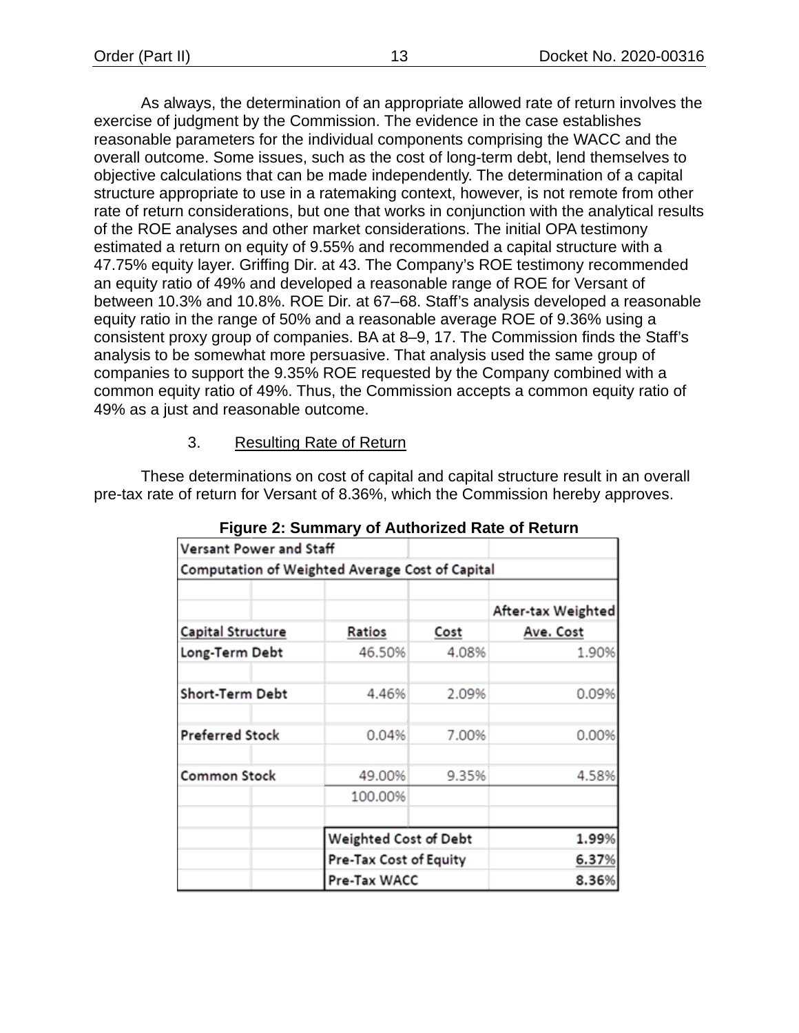As always, the determination of an appropriate allowed rate of return involves the exercise of judgment by the Commission. The evidence in the case establishes reasonable parameters for the individual components comprising the WACC and the overall outcome. Some issues, such as the cost of long-term debt, lend themselves to objective calculations that can be made independently. The determination of a capital structure appropriate to use in a ratemaking context, however, is not remote from other rate of return considerations, but one that works in conjunction with the analytical results of the ROE analyses and other market considerations. The initial OPA testimony estimated a return on equity of 9.55% and recommended a capital structure with a 47.75% equity layer. Griffing Dir. at 43. The Company's ROE testimony recommended an equity ratio of 49% and developed a reasonable range of ROE for Versant of between 10.3% and 10.8%. ROE Dir. at 67–68. Staff's analysis developed a reasonable equity ratio in the range of 50% and a reasonable average ROE of 9.36% using a consistent proxy group of companies. BA at 8–9, 17. The Commission finds the Staff's analysis to be somewhat more persuasive. That analysis used the same group of companies to support the 9.35% ROE requested by the Company combined with a common equity ratio of 49%. Thus, the Commission accepts a common equity ratio of 49% as a just and reasonable outcome.

3. Resulting Rate of Return

These determinations on cost of capital and capital structure result in an overall pre-tax rate of return for Versant of 8.36%, which the Commission hereby approves.

**Figure 2: Summary of Authorized Rate of Return**

| Versant Power and Staff | | | |
|---|---|---|---|
| Computation of Weighted Average Cost of Capital | | | |
| | | | |
| Capital Structure | Ratios | Cost | After-tax Weighted Ave. Cost |
| Long-Term Debt | 46.50% | 4.08% | 1.90% |
| Short-Term Debt | 4.46% | 2.09% | 0.09% |
| Preferred Stock | 0.04% | 7.00% | 0.00% |
| Common Stock | 49.00% | 9.35% | 4.58% |
| | 100.00% | | |
| | Weighted Cost of Debt | | 1.99% |
| | Pre-Tax Cost of Equity | | 6.37% |
| | Pre-Tax WACC | | 8.36% |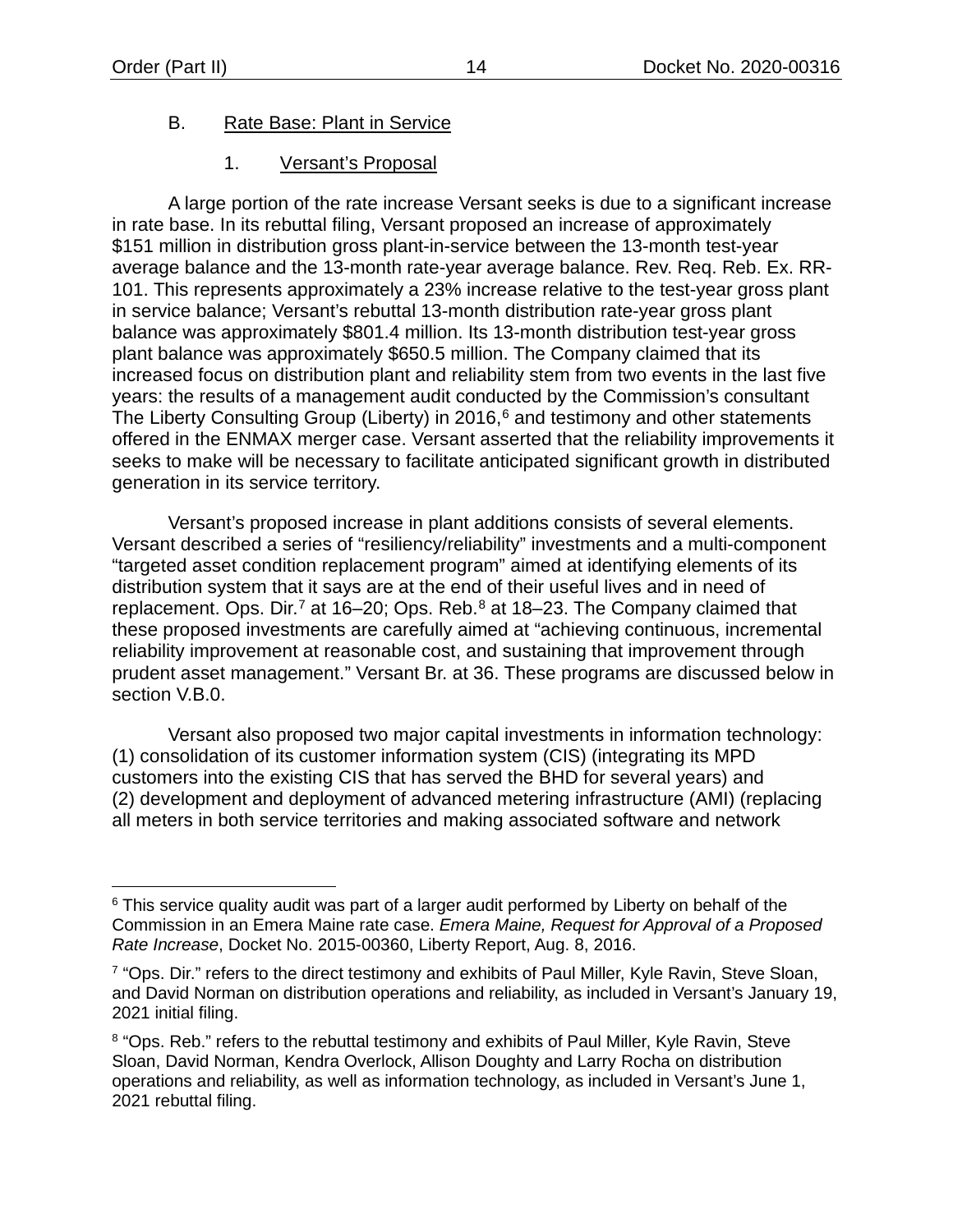### B. Rate Base: Plant in Service

#### 1. Versant's Proposal

A large portion of the rate increase Versant seeks is due to a significant increase in rate base. In its rebuttal filing, Versant proposed an increase of approximately $151 million in distribution gross plant-in-service between the 13-month test-year average balance and the 13-month rate-year average balance. Rev. Req. Reb. Ex. RR-101. This represents approximately a 23% increase relative to the test-year gross plant in service balance; Versant's rebuttal 13-month distribution rate-year gross plant balance was approximately $801.4 million. Its 13-month distribution test-year gross plant balance was approximately $650.5 million. The Company claimed that its increased focus on distribution plant and reliability stem from two events in the last five years: the results of a management audit conducted by the Commission's consultant The Liberty Consulting Group (Liberty) in 2016,[6] and testimony and other statements offered in the ENMAX merger case. Versant asserted that the reliability improvements it seeks to make will be necessary to facilitate anticipated significant growth in distributed generation in its service territory.

Versant's proposed increase in plant additions consists of several elements. Versant described a series of "resiliency/reliability" investments and a multi-component "targeted asset condition replacement program" aimed at identifying elements of its distribution system that it says are at the end of their useful lives and in need of replacement. Ops. Dir.[7] at 16–20; Ops. Reb.[8] at 18–23. The Company claimed that these proposed investments are carefully aimed at "achieving continuous, incremental reliability improvement at reasonable cost, and sustaining that improvement through prudent asset management." Versant Br. at 36. These programs are discussed below in section V.B.0.

Versant also proposed two major capital investments in information technology: (1) consolidation of its customer information system (CIS) (integrating its MPD customers into the existing CIS that has served the BHD for several years) and (2) development and deployment of advanced metering infrastructure (AMI) (replacing all meters in both service territories and making associated software and network

---

[6] This service quality audit was part of a larger audit performed by Liberty on behalf of the Commission in an Emera Maine rate case. *Emera Maine, Request for Approval of a Proposed Rate Increase*, Docket No. 2015-00360, Liberty Report, Aug. 8, 2016.

[7] "Ops. Dir." refers to the direct testimony and exhibits of Paul Miller, Kyle Ravin, Steve Sloan, and David Norman on distribution operations and reliability, as included in Versant's January 19, 2021 initial filing.

[8] "Ops. Reb." refers to the rebuttal testimony and exhibits of Paul Miller, Kyle Ravin, Steve Sloan, David Norman, Kendra Overlock, Allison Doughty and Larry Rocha on distribution operations and reliability, as well as information technology, as included in Versant's June 1, 2021 rebuttal filing.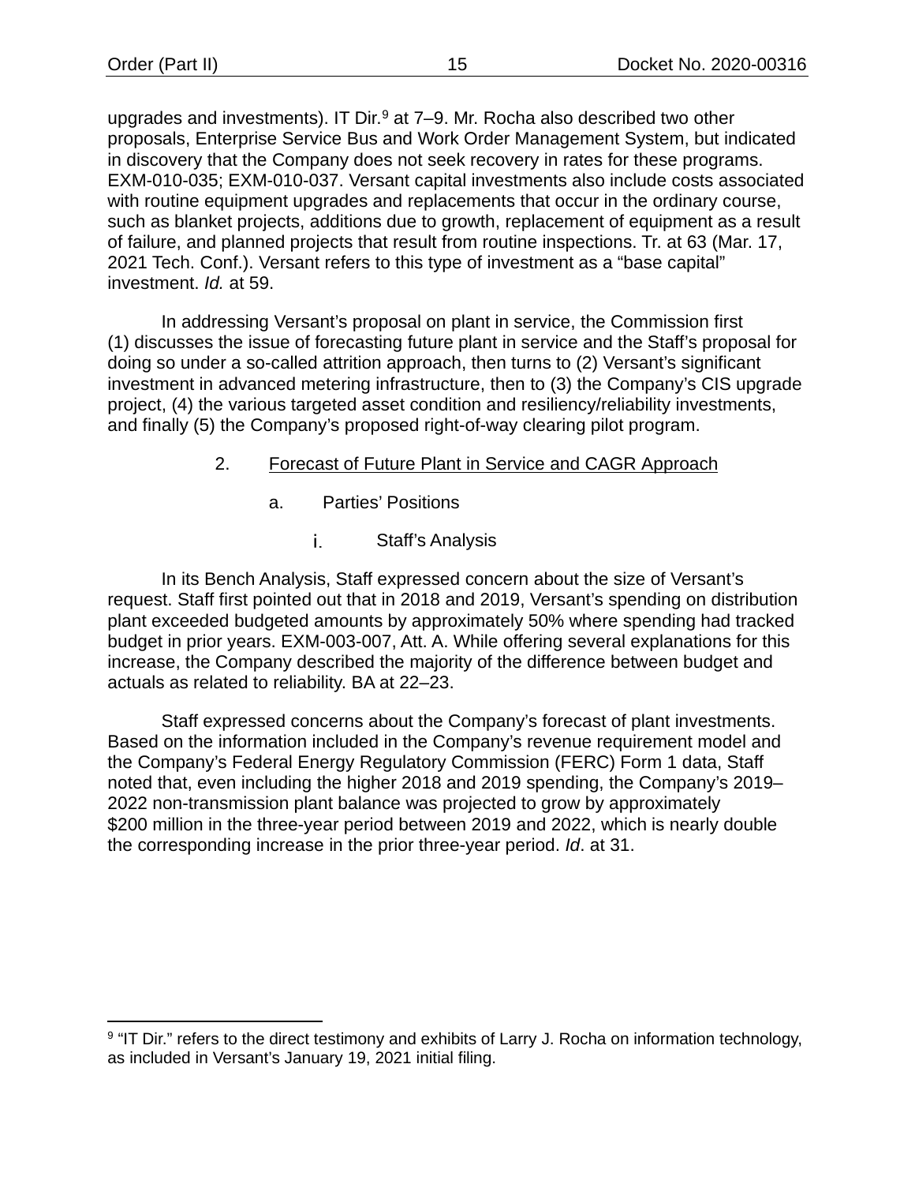upgrades and investments). IT Dir.[9] at 7–9. Mr. Rocha also described two other proposals, Enterprise Service Bus and Work Order Management System, but indicated in discovery that the Company does not seek recovery in rates for these programs. EXM-010-035; EXM-010-037. Versant capital investments also include costs associated with routine equipment upgrades and replacements that occur in the ordinary course, such as blanket projects, additions due to growth, replacement of equipment as a result of failure, and planned projects that result from routine inspections. Tr. at 63 (Mar. 17, 2021 Tech. Conf.). Versant refers to this type of investment as a "base capital" investment. *Id.* at 59.

In addressing Versant's proposal on plant in service, the Commission first (1) discusses the issue of forecasting future plant in service and the Staff's proposal for doing so under a so-called attrition approach, then turns to (2) Versant's significant investment in advanced metering infrastructure, then to (3) the Company's CIS upgrade project, (4) the various targeted asset condition and resiliency/reliability investments, and finally (5) the Company's proposed right-of-way clearing pilot program.

### 2. Forecast of Future Plant in Service and CAGR Approach

#### a. Parties' Positions

##### i. Staff's Analysis

In its Bench Analysis, Staff expressed concern about the size of Versant's request. Staff first pointed out that in 2018 and 2019, Versant's spending on distribution plant exceeded budgeted amounts by approximately 50% where spending had tracked budget in prior years. EXM-003-007, Att. A. While offering several explanations for this increase, the Company described the majority of the difference between budget and actuals as related to reliability. BA at 22–23.

Staff expressed concerns about the Company's forecast of plant investments. Based on the information included in the Company's revenue requirement model and the Company's Federal Energy Regulatory Commission (FERC) Form 1 data, Staff noted that, even including the higher 2018 and 2019 spending, the Company's 2019–2022 non-transmission plant balance was projected to grow by approximately $200 million in the three-year period between 2019 and 2022, which is nearly double the corresponding increase in the prior three-year period. *Id*. at 31.

[9] "IT Dir." refers to the direct testimony and exhibits of Larry J. Rocha on information technology, as included in Versant's January 19, 2021 initial filing.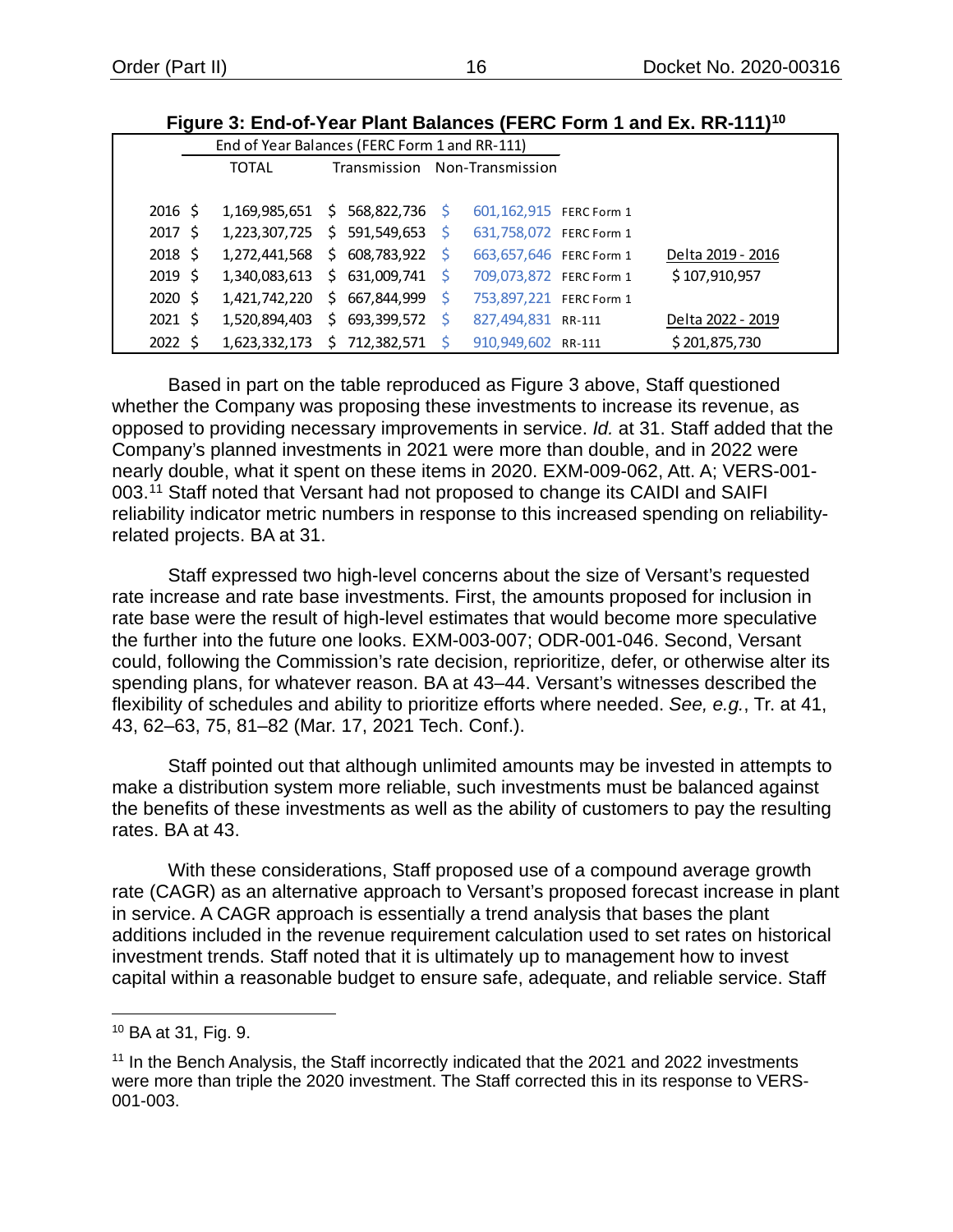**Figure 3: End-of-Year Plant Balances (FERC Form 1 and Ex. RR-111)**[10]

| | End of Year Balances (FERC Form 1 and RR-111) | | | | |
|---|---|---|---|---|---|
| | TOTAL | Transmission | Non-Transmission | | |
| 2016 | $ 1,169,985,651 | $ 568,822,736 | $ 601,162,915 | FERC Form 1 | |
| 2017 | $ 1,223,307,725 | $ 591,549,653 | $ 631,758,072 | FERC Form 1 | |
| 2018 | $ 1,272,441,568 | $ 608,783,922 | $ 663,657,646 | FERC Form 1 | Delta 2019 - 2016 |
| 2019 | $ 1,340,083,613 | $ 631,009,741 | $ 709,073,872 | FERC Form 1 | $ 107,910,957 |
| 2020 | $ 1,421,742,220 | $ 667,844,999 | $ 753,897,221 | FERC Form 1 | |
| 2021 | $ 1,520,894,403 | $ 693,399,572 | $ 827,494,831 | RR-111 | Delta 2022 - 2019 |
| 2022 | $ 1,623,332,173 | $ 712,382,571 | $ 910,949,602 | RR-111 | $ 201,875,730 |

Based in part on the table reproduced as Figure 3 above, Staff questioned whether the Company was proposing these investments to increase its revenue, as opposed to providing necessary improvements in service. *Id.* at 31. Staff added that the Company's planned investments in 2021 were more than double, and in 2022 were nearly double, what it spent on these items in 2020. EXM-009-062, Att. A; VERS-001-003.[11] Staff noted that Versant had not proposed to change its CAIDI and SAIFI reliability indicator metric numbers in response to this increased spending on reliability-related projects. BA at 31.

Staff expressed two high-level concerns about the size of Versant's requested rate increase and rate base investments. First, the amounts proposed for inclusion in rate base were the result of high-level estimates that would become more speculative the further into the future one looks. EXM-003-007; ODR-001-046. Second, Versant could, following the Commission's rate decision, reprioritize, defer, or otherwise alter its spending plans, for whatever reason. BA at 43–44. Versant's witnesses described the flexibility of schedules and ability to prioritize efforts where needed. *See, e.g.*, Tr. at 41, 43, 62–63, 75, 81–82 (Mar. 17, 2021 Tech. Conf.).

Staff pointed out that although unlimited amounts may be invested in attempts to make a distribution system more reliable, such investments must be balanced against the benefits of these investments as well as the ability of customers to pay the resulting rates. BA at 43.

With these considerations, Staff proposed use of a compound average growth rate (CAGR) as an alternative approach to Versant's proposed forecast increase in plant in service. A CAGR approach is essentially a trend analysis that bases the plant additions included in the revenue requirement calculation used to set rates on historical investment trends. Staff noted that it is ultimately up to management how to invest capital within a reasonable budget to ensure safe, adequate, and reliable service. Staff

---

[10] BA at 31, Fig. 9.

[11] In the Bench Analysis, the Staff incorrectly indicated that the 2021 and 2022 investments were more than triple the 2020 investment. The Staff corrected this in its response to VERS-001-003.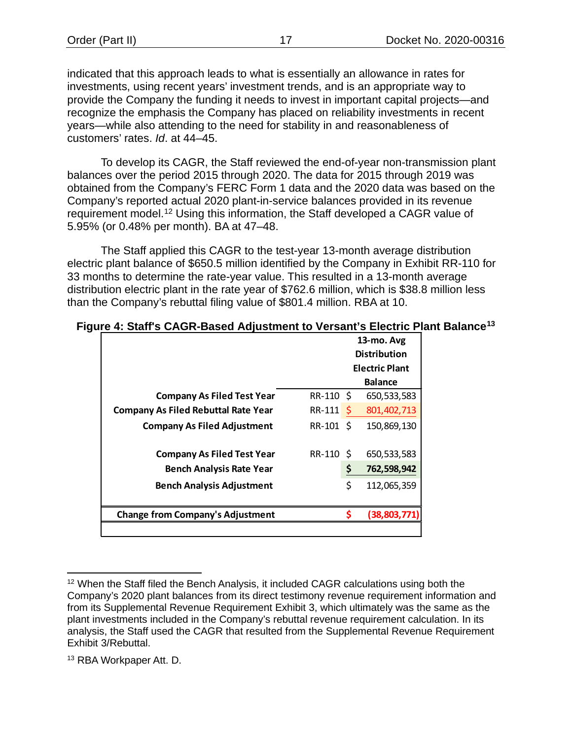indicated that this approach leads to what is essentially an allowance in rates for investments, using recent years' investment trends, and is an appropriate way to provide the Company the funding it needs to invest in important capital projects—and recognize the emphasis the Company has placed on reliability investments in recent years—while also attending to the need for stability in and reasonableness of customers' rates. *Id*. at 44–45.

To develop its CAGR, the Staff reviewed the end-of-year non-transmission plant balances over the period 2015 through 2020. The data for 2015 through 2019 was obtained from the Company's FERC Form 1 data and the 2020 data was based on the Company's reported actual 2020 plant-in-service balances provided in its revenue requirement model.[12] Using this information, the Staff developed a CAGR value of 5.95% (or 0.48% per month). BA at 47–48.

The Staff applied this CAGR to the test-year 13-month average distribution electric plant balance of $650.5 million identified by the Company in Exhibit RR-110 for 33 months to determine the rate-year value. This resulted in a 13-month average distribution electric plant in the rate year of $762.6 million, which is $38.8 million less than the Company's rebuttal filing value of $801.4 million. RBA at 10.

**Figure 4: Staff's CAGR-Based Adjustment to Versant's Electric Plant Balance**[13]

| | | 13-mo. Avg Distribution Electric Plant Balance |
|---|---|---|
| **Company As Filed Test Year** | RR-110 | $ 650,533,583 |
| **Company As Filed Rebuttal Rate Year** | RR-111 | $ 801,402,713 |
| **Company As Filed Adjustment** | RR-101 | $ 150,869,130 |
| | | |
| **Company As Filed Test Year** | RR-110 | $ 650,533,583 |
| **Bench Analysis Rate Year** | | **$ 762,598,942** |
| **Bench Analysis Adjustment** | | $ 112,065,359 |
| | | |
| **Change from Company's Adjustment** | | **$ (38,803,771)** |

[12] When the Staff filed the Bench Analysis, it included CAGR calculations using both the Company's 2020 plant balances from its direct testimony revenue requirement information and from its Supplemental Revenue Requirement Exhibit 3, which ultimately was the same as the plant investments included in the Company's rebuttal revenue requirement calculation. In its analysis, the Staff used the CAGR that resulted from the Supplemental Revenue Requirement Exhibit 3/Rebuttal.

[13] RBA Workpaper Att. D.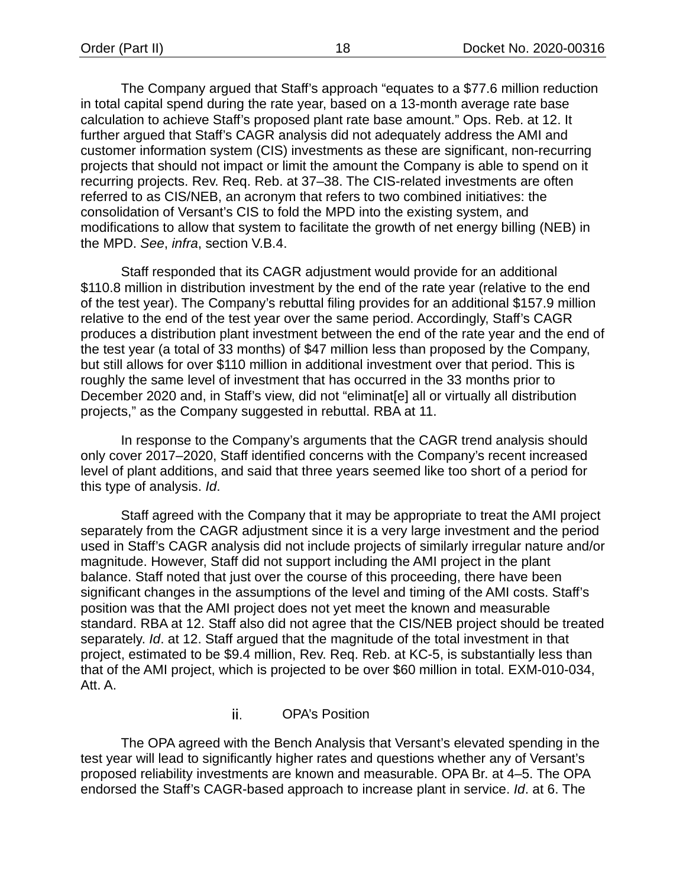The Company argued that Staff's approach "equates to a $77.6 million reduction in total capital spend during the rate year, based on a 13-month average rate base calculation to achieve Staff's proposed plant rate base amount." Ops. Reb. at 12. It further argued that Staff's CAGR analysis did not adequately address the AMI and customer information system (CIS) investments as these are significant, non-recurring projects that should not impact or limit the amount the Company is able to spend on it recurring projects. Rev. Req. Reb. at 37–38. The CIS-related investments are often referred to as CIS/NEB, an acronym that refers to two combined initiatives: the consolidation of Versant's CIS to fold the MPD into the existing system, and modifications to allow that system to facilitate the growth of net energy billing (NEB) in the MPD. *See*, *infra*, section V.B.4.

Staff responded that its CAGR adjustment would provide for an additional $110.8 million in distribution investment by the end of the rate year (relative to the end of the test year). The Company's rebuttal filing provides for an additional $157.9 million relative to the end of the test year over the same period. Accordingly, Staff's CAGR produces a distribution plant investment between the end of the rate year and the end of the test year (a total of 33 months) of $47 million less than proposed by the Company, but still allows for over $110 million in additional investment over that period. This is roughly the same level of investment that has occurred in the 33 months prior to December 2020 and, in Staff's view, did not "eliminat[e] all or virtually all distribution projects," as the Company suggested in rebuttal. RBA at 11.

In response to the Company's arguments that the CAGR trend analysis should only cover 2017–2020, Staff identified concerns with the Company's recent increased level of plant additions, and said that three years seemed like too short of a period for this type of analysis. *Id*.

Staff agreed with the Company that it may be appropriate to treat the AMI project separately from the CAGR adjustment since it is a very large investment and the period used in Staff's CAGR analysis did not include projects of similarly irregular nature and/or magnitude. However, Staff did not support including the AMI project in the plant balance. Staff noted that just over the course of this proceeding, there have been significant changes in the assumptions of the level and timing of the AMI costs. Staff's position was that the AMI project does not yet meet the known and measurable standard. RBA at 12. Staff also did not agree that the CIS/NEB project should be treated separately. *Id*. at 12. Staff argued that the magnitude of the total investment in that project, estimated to be $9.4 million, Rev. Req. Reb. at KC-5, is substantially less than that of the AMI project, which is projected to be over $60 million in total. EXM-010-034, Att. A.

#### ii. OPA's Position

The OPA agreed with the Bench Analysis that Versant's elevated spending in the test year will lead to significantly higher rates and questions whether any of Versant's proposed reliability investments are known and measurable. OPA Br. at 4–5. The OPA endorsed the Staff's CAGR-based approach to increase plant in service. *Id*. at 6. The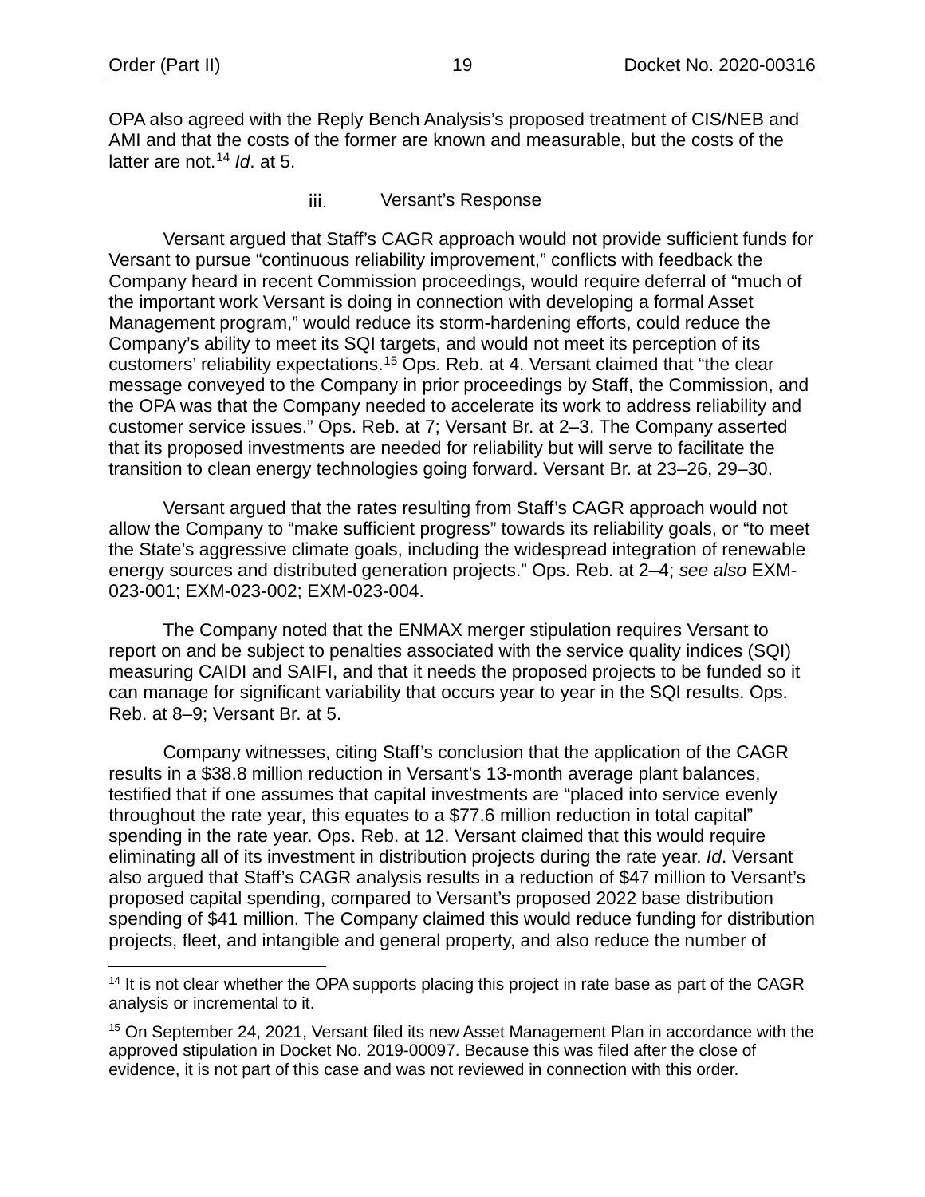OPA also agreed with the Reply Bench Analysis's proposed treatment of CIS/NEB and AMI and that the costs of the former are known and measurable, but the costs of the latter are not.[14] *Id*. at 5.

#### iii. Versant's Response

Versant argued that Staff's CAGR approach would not provide sufficient funds for Versant to pursue "continuous reliability improvement," conflicts with feedback the Company heard in recent Commission proceedings, would require deferral of "much of the important work Versant is doing in connection with developing a formal Asset Management program," would reduce its storm-hardening efforts, could reduce the Company's ability to meet its SQI targets, and would not meet its perception of its customers' reliability expectations.[15] Ops. Reb. at 4. Versant claimed that "the clear message conveyed to the Company in prior proceedings by Staff, the Commission, and the OPA was that the Company needed to accelerate its work to address reliability and customer service issues." Ops. Reb. at 7; Versant Br. at 2–3. The Company asserted that its proposed investments are needed for reliability but will serve to facilitate the transition to clean energy technologies going forward. Versant Br. at 23–26, 29–30.

Versant argued that the rates resulting from Staff's CAGR approach would not allow the Company to "make sufficient progress" towards its reliability goals, or "to meet the State's aggressive climate goals, including the widespread integration of renewable energy sources and distributed generation projects." Ops. Reb. at 2–4; *see also* EXM-023-001; EXM-023-002; EXM-023-004.

The Company noted that the ENMAX merger stipulation requires Versant to report on and be subject to penalties associated with the service quality indices (SQI) measuring CAIDI and SAIFI, and that it needs the proposed projects to be funded so it can manage for significant variability that occurs year to year in the SQI results. Ops. Reb. at 8–9; Versant Br. at 5.

Company witnesses, citing Staff's conclusion that the application of the CAGR results in a $38.8 million reduction in Versant's 13-month average plant balances, testified that if one assumes that capital investments are "placed into service evenly throughout the rate year, this equates to a $77.6 million reduction in total capital" spending in the rate year. Ops. Reb. at 12. Versant claimed that this would require eliminating all of its investment in distribution projects during the rate year. *Id*. Versant also argued that Staff's CAGR analysis results in a reduction of $47 million to Versant's proposed capital spending, compared to Versant's proposed 2022 base distribution spending of $41 million. The Company claimed this would reduce funding for distribution projects, fleet, and intangible and general property, and also reduce the number of

---

[14] It is not clear whether the OPA supports placing this project in rate base as part of the CAGR analysis or incremental to it.

[15] On September 24, 2021, Versant filed its new Asset Management Plan in accordance with the approved stipulation in Docket No. 2019-00097. Because this was filed after the close of evidence, it is not part of this case and was not reviewed in connection with this order.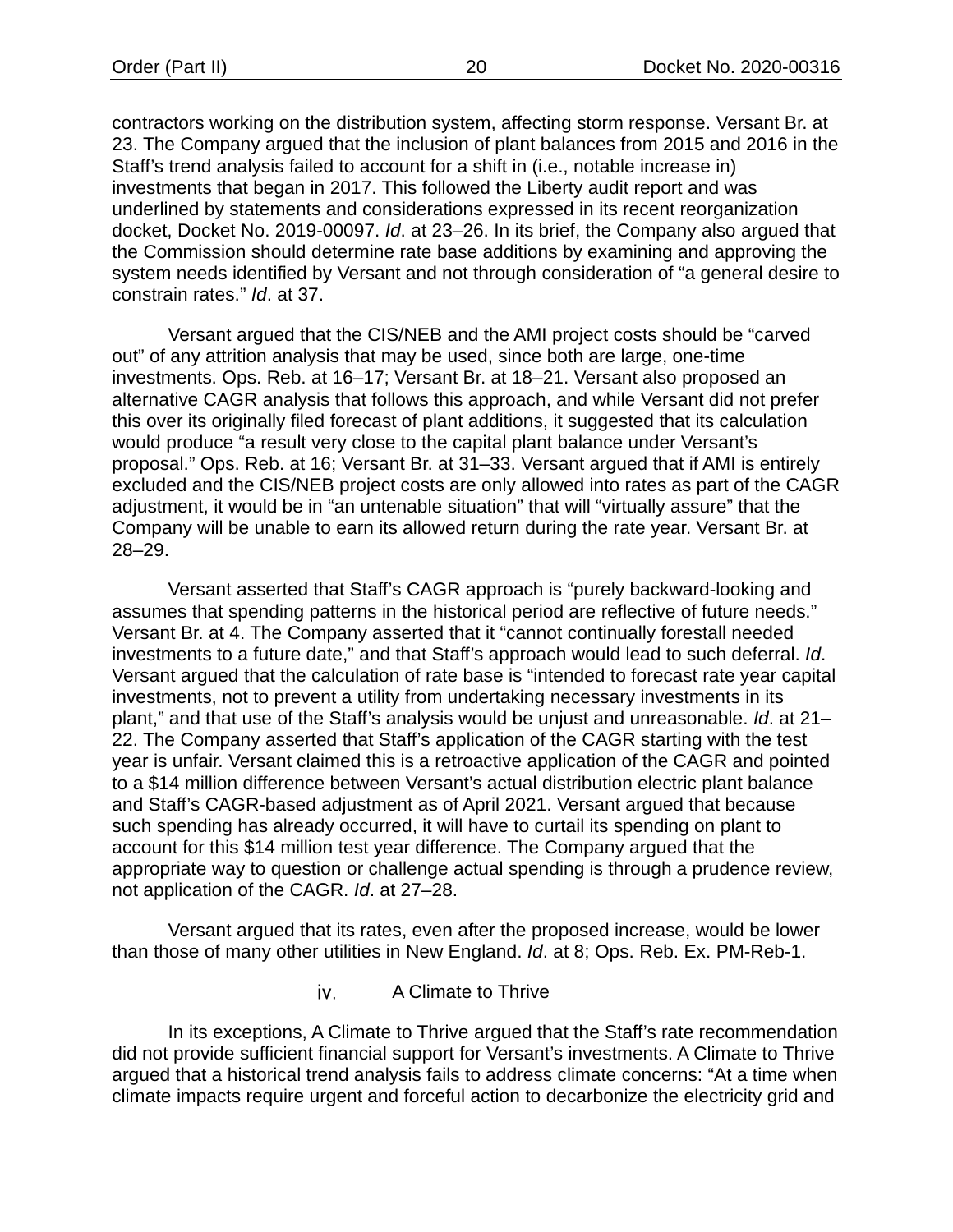contractors working on the distribution system, affecting storm response. Versant Br. at 23. The Company argued that the inclusion of plant balances from 2015 and 2016 in the Staff's trend analysis failed to account for a shift in (i.e., notable increase in) investments that began in 2017. This followed the Liberty audit report and was underlined by statements and considerations expressed in its recent reorganization docket, Docket No. 2019-00097. *Id*. at 23–26. In its brief, the Company also argued that the Commission should determine rate base additions by examining and approving the system needs identified by Versant and not through consideration of "a general desire to constrain rates." *Id*. at 37.

Versant argued that the CIS/NEB and the AMI project costs should be "carved out" of any attrition analysis that may be used, since both are large, one-time investments. Ops. Reb. at 16–17; Versant Br. at 18–21. Versant also proposed an alternative CAGR analysis that follows this approach, and while Versant did not prefer this over its originally filed forecast of plant additions, it suggested that its calculation would produce "a result very close to the capital plant balance under Versant's proposal." Ops. Reb. at 16; Versant Br. at 31–33. Versant argued that if AMI is entirely excluded and the CIS/NEB project costs are only allowed into rates as part of the CAGR adjustment, it would be in "an untenable situation" that will "virtually assure" that the Company will be unable to earn its allowed return during the rate year. Versant Br. at 28–29.

Versant asserted that Staff's CAGR approach is "purely backward-looking and assumes that spending patterns in the historical period are reflective of future needs." Versant Br. at 4. The Company asserted that it "cannot continually forestall needed investments to a future date," and that Staff's approach would lead to such deferral. *Id*. Versant argued that the calculation of rate base is "intended to forecast rate year capital investments, not to prevent a utility from undertaking necessary investments in its plant," and that use of the Staff's analysis would be unjust and unreasonable. *Id*. at 21–22. The Company asserted that Staff's application of the CAGR starting with the test year is unfair. Versant claimed this is a retroactive application of the CAGR and pointed to a $14 million difference between Versant's actual distribution electric plant balance and Staff's CAGR-based adjustment as of April 2021. Versant argued that because such spending has already occurred, it will have to curtail its spending on plant to account for this $14 million test year difference. The Company argued that the appropriate way to question or challenge actual spending is through a prudence review, not application of the CAGR. *Id*. at 27–28.

Versant argued that its rates, even after the proposed increase, would be lower than those of many other utilities in New England. *Id*. at 8; Ops. Reb. Ex. PM-Reb-1.

#### iv. A Climate to Thrive

In its exceptions, A Climate to Thrive argued that the Staff's rate recommendation did not provide sufficient financial support for Versant's investments. A Climate to Thrive argued that a historical trend analysis fails to address climate concerns: "At a time when climate impacts require urgent and forceful action to decarbonize the electricity grid and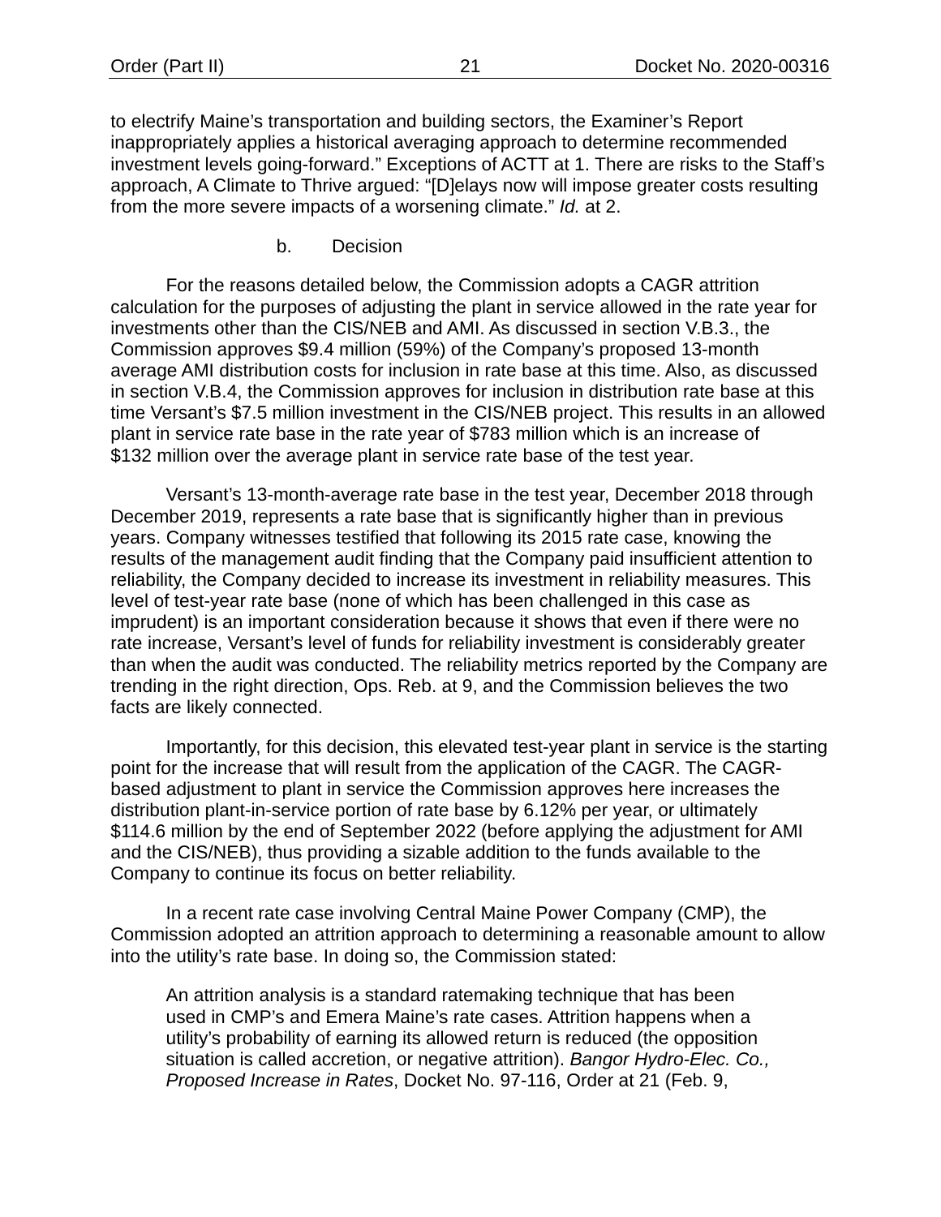to electrify Maine's transportation and building sectors, the Examiner's Report inappropriately applies a historical averaging approach to determine recommended investment levels going-forward." Exceptions of ACTT at 1. There are risks to the Staff's approach, A Climate to Thrive argued: "[D]elays now will impose greater costs resulting from the more severe impacts of a worsening climate." *Id.* at 2.

b. Decision

For the reasons detailed below, the Commission adopts a CAGR attrition calculation for the purposes of adjusting the plant in service allowed in the rate year for investments other than the CIS/NEB and AMI. As discussed in section V.B.3., the Commission approves $9.4 million (59%) of the Company's proposed 13-month average AMI distribution costs for inclusion in rate base at this time. Also, as discussed in section V.B.4, the Commission approves for inclusion in distribution rate base at this time Versant's $7.5 million investment in the CIS/NEB project. This results in an allowed plant in service rate base in the rate year of $783 million which is an increase of $132 million over the average plant in service rate base of the test year.

Versant's 13-month-average rate base in the test year, December 2018 through December 2019, represents a rate base that is significantly higher than in previous years. Company witnesses testified that following its 2015 rate case, knowing the results of the management audit finding that the Company paid insufficient attention to reliability, the Company decided to increase its investment in reliability measures. This level of test-year rate base (none of which has been challenged in this case as imprudent) is an important consideration because it shows that even if there were no rate increase, Versant's level of funds for reliability investment is considerably greater than when the audit was conducted. The reliability metrics reported by the Company are trending in the right direction, Ops. Reb. at 9, and the Commission believes the two facts are likely connected.

Importantly, for this decision, this elevated test-year plant in service is the starting point for the increase that will result from the application of the CAGR. The CAGR-based adjustment to plant in service the Commission approves here increases the distribution plant-in-service portion of rate base by 6.12% per year, or ultimately $114.6 million by the end of September 2022 (before applying the adjustment for AMI and the CIS/NEB), thus providing a sizable addition to the funds available to the Company to continue its focus on better reliability.

In a recent rate case involving Central Maine Power Company (CMP), the Commission adopted an attrition approach to determining a reasonable amount to allow into the utility's rate base. In doing so, the Commission stated:

> An attrition analysis is a standard ratemaking technique that has been used in CMP's and Emera Maine's rate cases. Attrition happens when a utility's probability of earning its allowed return is reduced (the opposition situation is called accretion, or negative attrition). *Bangor Hydro-Elec. Co., Proposed Increase in Rates*, Docket No. 97-116, Order at 21 (Feb. 9,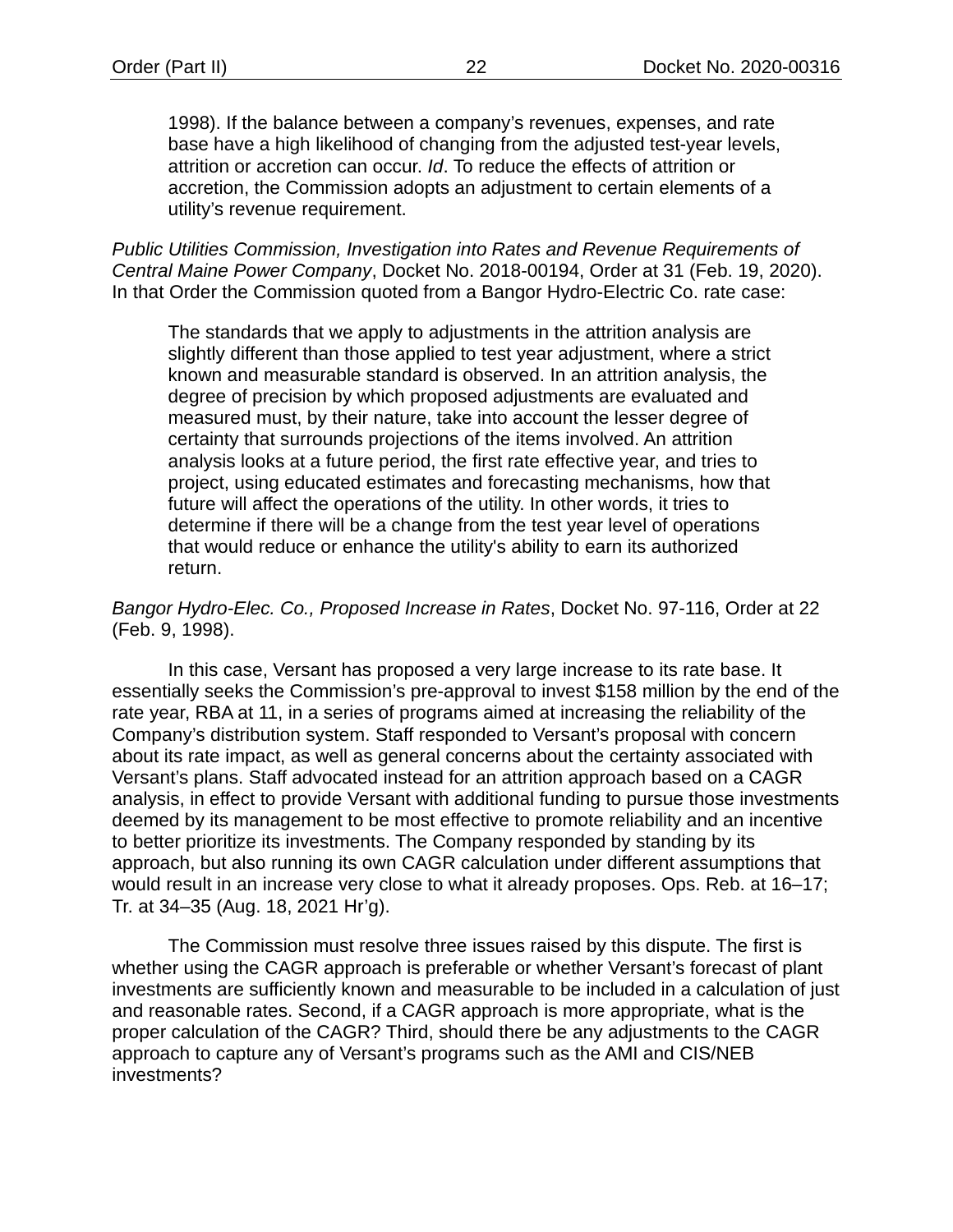> 1998). If the balance between a company's revenues, expenses, and rate base have a high likelihood of changing from the adjusted test-year levels, attrition or accretion can occur. *Id*. To reduce the effects of attrition or accretion, the Commission adopts an adjustment to certain elements of a utility's revenue requirement.

*Public Utilities Commission, Investigation into Rates and Revenue Requirements of Central Maine Power Company*, Docket No. 2018-00194, Order at 31 (Feb. 19, 2020). In that Order the Commission quoted from a Bangor Hydro-Electric Co. rate case:

> The standards that we apply to adjustments in the attrition analysis are slightly different than those applied to test year adjustment, where a strict known and measurable standard is observed. In an attrition analysis, the degree of precision by which proposed adjustments are evaluated and measured must, by their nature, take into account the lesser degree of certainty that surrounds projections of the items involved. An attrition analysis looks at a future period, the first rate effective year, and tries to project, using educated estimates and forecasting mechanisms, how that future will affect the operations of the utility. In other words, it tries to determine if there will be a change from the test year level of operations that would reduce or enhance the utility's ability to earn its authorized return.

*Bangor Hydro-Elec. Co., Proposed Increase in Rates*, Docket No. 97-116, Order at 22 (Feb. 9, 1998).

In this case, Versant has proposed a very large increase to its rate base. It essentially seeks the Commission's pre-approval to invest $158 million by the end of the rate year, RBA at 11, in a series of programs aimed at increasing the reliability of the Company's distribution system. Staff responded to Versant's proposal with concern about its rate impact, as well as general concerns about the certainty associated with Versant's plans. Staff advocated instead for an attrition approach based on a CAGR analysis, in effect to provide Versant with additional funding to pursue those investments deemed by its management to be most effective to promote reliability and an incentive to better prioritize its investments. The Company responded by standing by its approach, but also running its own CAGR calculation under different assumptions that would result in an increase very close to what it already proposes. Ops. Reb. at 16–17; Tr. at 34–35 (Aug. 18, 2021 Hr'g).

The Commission must resolve three issues raised by this dispute. The first is whether using the CAGR approach is preferable or whether Versant's forecast of plant investments are sufficiently known and measurable to be included in a calculation of just and reasonable rates. Second, if a CAGR approach is more appropriate, what is the proper calculation of the CAGR? Third, should there be any adjustments to the CAGR approach to capture any of Versant's programs such as the AMI and CIS/NEB investments?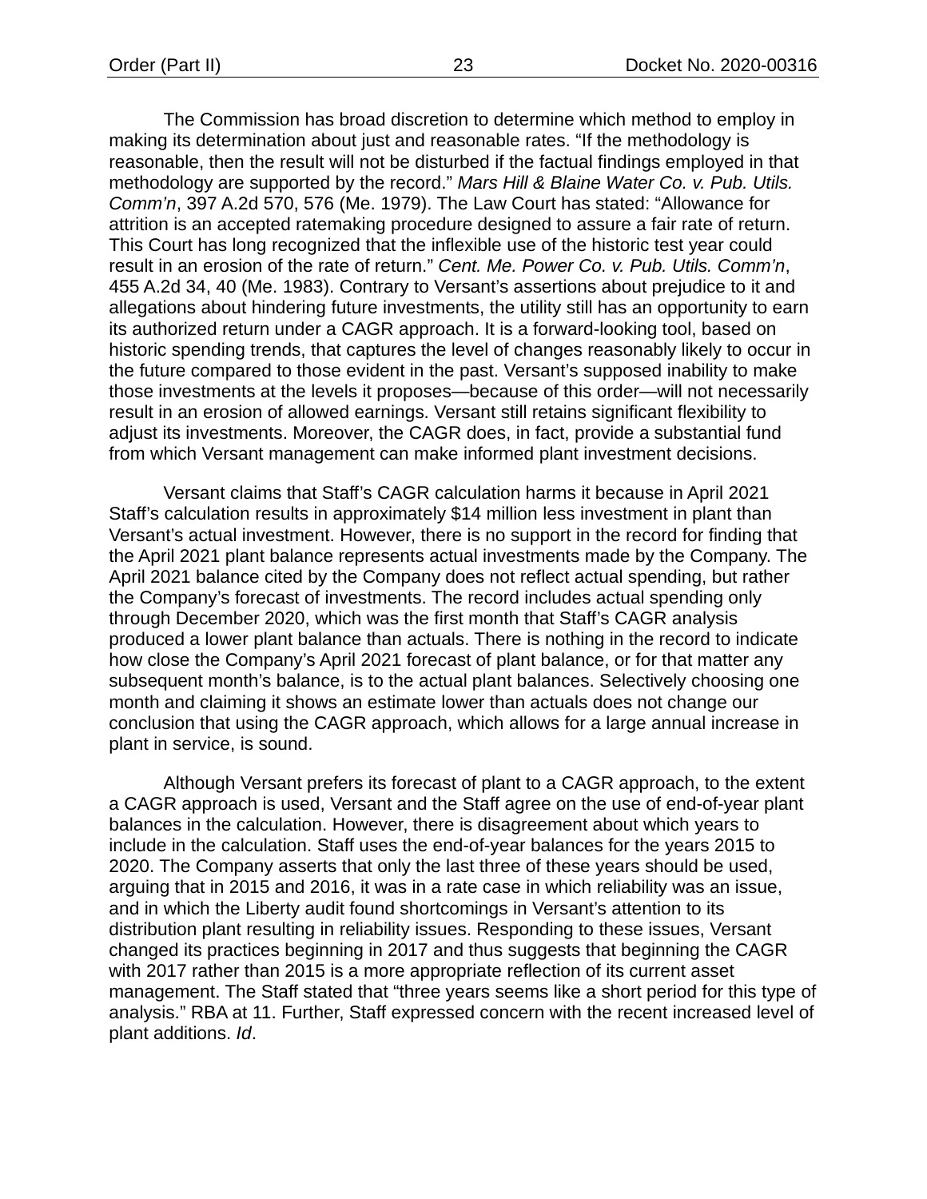The Commission has broad discretion to determine which method to employ in making its determination about just and reasonable rates. "If the methodology is reasonable, then the result will not be disturbed if the factual findings employed in that methodology are supported by the record." *Mars Hill & Blaine Water Co. v. Pub. Utils. Comm'n*, 397 A.2d 570, 576 (Me. 1979). The Law Court has stated: "Allowance for attrition is an accepted ratemaking procedure designed to assure a fair rate of return. This Court has long recognized that the inflexible use of the historic test year could result in an erosion of the rate of return." *Cent. Me. Power Co. v. Pub. Utils. Comm'n*, 455 A.2d 34, 40 (Me. 1983). Contrary to Versant's assertions about prejudice to it and allegations about hindering future investments, the utility still has an opportunity to earn its authorized return under a CAGR approach. It is a forward-looking tool, based on historic spending trends, that captures the level of changes reasonably likely to occur in the future compared to those evident in the past. Versant's supposed inability to make those investments at the levels it proposes—because of this order—will not necessarily result in an erosion of allowed earnings. Versant still retains significant flexibility to adjust its investments. Moreover, the CAGR does, in fact, provide a substantial fund from which Versant management can make informed plant investment decisions.

Versant claims that Staff's CAGR calculation harms it because in April 2021 Staff's calculation results in approximately $14 million less investment in plant than Versant's actual investment. However, there is no support in the record for finding that the April 2021 plant balance represents actual investments made by the Company. The April 2021 balance cited by the Company does not reflect actual spending, but rather the Company's forecast of investments. The record includes actual spending only through December 2020, which was the first month that Staff's CAGR analysis produced a lower plant balance than actuals. There is nothing in the record to indicate how close the Company's April 2021 forecast of plant balance, or for that matter any subsequent month's balance, is to the actual plant balances. Selectively choosing one month and claiming it shows an estimate lower than actuals does not change our conclusion that using the CAGR approach, which allows for a large annual increase in plant in service, is sound.

Although Versant prefers its forecast of plant to a CAGR approach, to the extent a CAGR approach is used, Versant and the Staff agree on the use of end-of-year plant balances in the calculation. However, there is disagreement about which years to include in the calculation. Staff uses the end-of-year balances for the years 2015 to 2020. The Company asserts that only the last three of these years should be used, arguing that in 2015 and 2016, it was in a rate case in which reliability was an issue, and in which the Liberty audit found shortcomings in Versant's attention to its distribution plant resulting in reliability issues. Responding to these issues, Versant changed its practices beginning in 2017 and thus suggests that beginning the CAGR with 2017 rather than 2015 is a more appropriate reflection of its current asset management. The Staff stated that "three years seems like a short period for this type of analysis." RBA at 11. Further, Staff expressed concern with the recent increased level of plant additions. *Id*.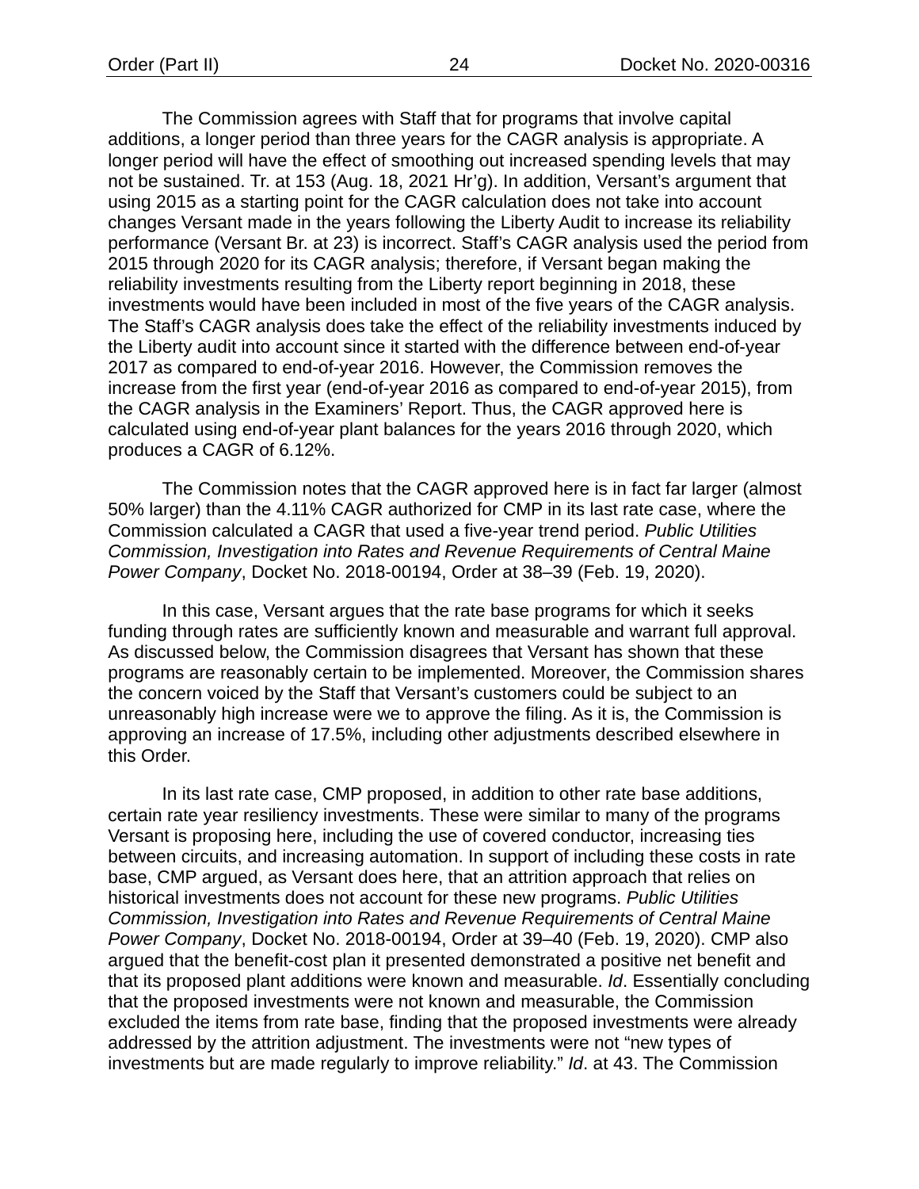The Commission agrees with Staff that for programs that involve capital additions, a longer period than three years for the CAGR analysis is appropriate. A longer period will have the effect of smoothing out increased spending levels that may not be sustained. Tr. at 153 (Aug. 18, 2021 Hr'g). In addition, Versant's argument that using 2015 as a starting point for the CAGR calculation does not take into account changes Versant made in the years following the Liberty Audit to increase its reliability performance (Versant Br. at 23) is incorrect. Staff's CAGR analysis used the period from 2015 through 2020 for its CAGR analysis; therefore, if Versant began making the reliability investments resulting from the Liberty report beginning in 2018, these investments would have been included in most of the five years of the CAGR analysis. The Staff's CAGR analysis does take the effect of the reliability investments induced by the Liberty audit into account since it started with the difference between end-of-year 2017 as compared to end-of-year 2016. However, the Commission removes the increase from the first year (end-of-year 2016 as compared to end-of-year 2015), from the CAGR analysis in the Examiners' Report. Thus, the CAGR approved here is calculated using end-of-year plant balances for the years 2016 through 2020, which produces a CAGR of 6.12%.

The Commission notes that the CAGR approved here is in fact far larger (almost 50% larger) than the 4.11% CAGR authorized for CMP in its last rate case, where the Commission calculated a CAGR that used a five-year trend period. *Public Utilities Commission, Investigation into Rates and Revenue Requirements of Central Maine Power Company*, Docket No. 2018-00194, Order at 38–39 (Feb. 19, 2020).

In this case, Versant argues that the rate base programs for which it seeks funding through rates are sufficiently known and measurable and warrant full approval. As discussed below, the Commission disagrees that Versant has shown that these programs are reasonably certain to be implemented. Moreover, the Commission shares the concern voiced by the Staff that Versant's customers could be subject to an unreasonably high increase were we to approve the filing. As it is, the Commission is approving an increase of 17.5%, including other adjustments described elsewhere in this Order.

In its last rate case, CMP proposed, in addition to other rate base additions, certain rate year resiliency investments. These were similar to many of the programs Versant is proposing here, including the use of covered conductor, increasing ties between circuits, and increasing automation. In support of including these costs in rate base, CMP argued, as Versant does here, that an attrition approach that relies on historical investments does not account for these new programs. *Public Utilities Commission, Investigation into Rates and Revenue Requirements of Central Maine Power Company*, Docket No. 2018-00194, Order at 39–40 (Feb. 19, 2020). CMP also argued that the benefit-cost plan it presented demonstrated a positive net benefit and that its proposed plant additions were known and measurable. *Id*. Essentially concluding that the proposed investments were not known and measurable, the Commission excluded the items from rate base, finding that the proposed investments were already addressed by the attrition adjustment. The investments were not "new types of investments but are made regularly to improve reliability." *Id*. at 43. The Commission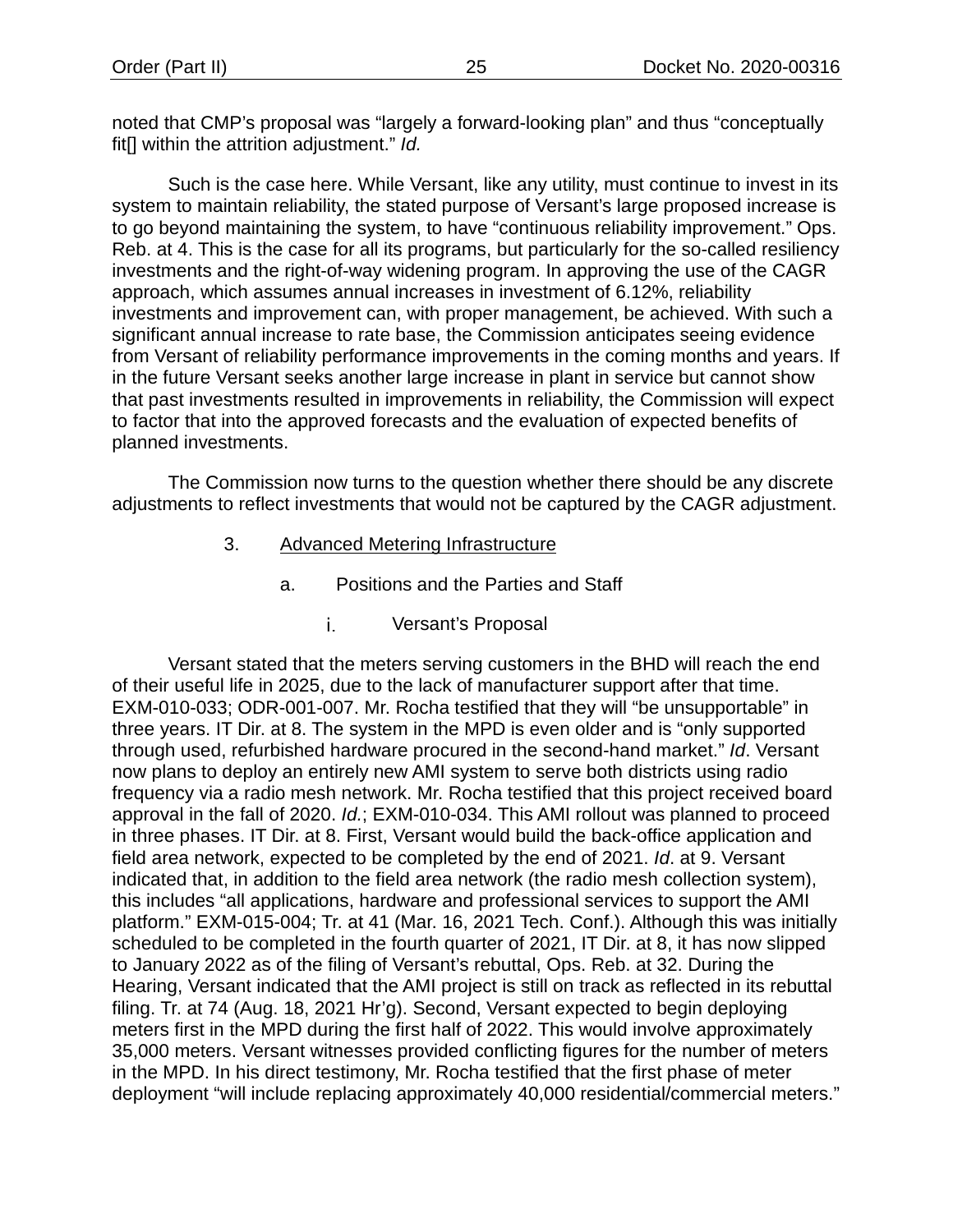noted that CMP's proposal was "largely a forward-looking plan" and thus "conceptually fit[] within the attrition adjustment." *Id.*

Such is the case here. While Versant, like any utility, must continue to invest in its system to maintain reliability, the stated purpose of Versant's large proposed increase is to go beyond maintaining the system, to have "continuous reliability improvement." Ops. Reb. at 4. This is the case for all its programs, but particularly for the so-called resiliency investments and the right-of-way widening program. In approving the use of the CAGR approach, which assumes annual increases in investment of 6.12%, reliability investments and improvement can, with proper management, be achieved. With such a significant annual increase to rate base, the Commission anticipates seeing evidence from Versant of reliability performance improvements in the coming months and years. If in the future Versant seeks another large increase in plant in service but cannot show that past investments resulted in improvements in reliability, the Commission will expect to factor that into the approved forecasts and the evaluation of expected benefits of planned investments.

The Commission now turns to the question whether there should be any discrete adjustments to reflect investments that would not be captured by the CAGR adjustment.

### 3. Advanced Metering Infrastructure

#### a. Positions and the Parties and Staff

##### i. Versant's Proposal

Versant stated that the meters serving customers in the BHD will reach the end of their useful life in 2025, due to the lack of manufacturer support after that time. EXM-010-033; ODR-001-007. Mr. Rocha testified that they will "be unsupportable" in three years. IT Dir. at 8. The system in the MPD is even older and is "only supported through used, refurbished hardware procured in the second-hand market." *Id*. Versant now plans to deploy an entirely new AMI system to serve both districts using radio frequency via a radio mesh network. Mr. Rocha testified that this project received board approval in the fall of 2020. *Id.*; EXM-010-034. This AMI rollout was planned to proceed in three phases. IT Dir. at 8. First, Versant would build the back-office application and field area network, expected to be completed by the end of 2021. *Id*. at 9. Versant indicated that, in addition to the field area network (the radio mesh collection system), this includes "all applications, hardware and professional services to support the AMI platform." EXM-015-004; Tr. at 41 (Mar. 16, 2021 Tech. Conf.). Although this was initially scheduled to be completed in the fourth quarter of 2021, IT Dir. at 8, it has now slipped to January 2022 as of the filing of Versant's rebuttal, Ops. Reb. at 32. During the Hearing, Versant indicated that the AMI project is still on track as reflected in its rebuttal filing. Tr. at 74 (Aug. 18, 2021 Hr'g). Second, Versant expected to begin deploying meters first in the MPD during the first half of 2022. This would involve approximately 35,000 meters. Versant witnesses provided conflicting figures for the number of meters in the MPD. In his direct testimony, Mr. Rocha testified that the first phase of meter deployment "will include replacing approximately 40,000 residential/commercial meters."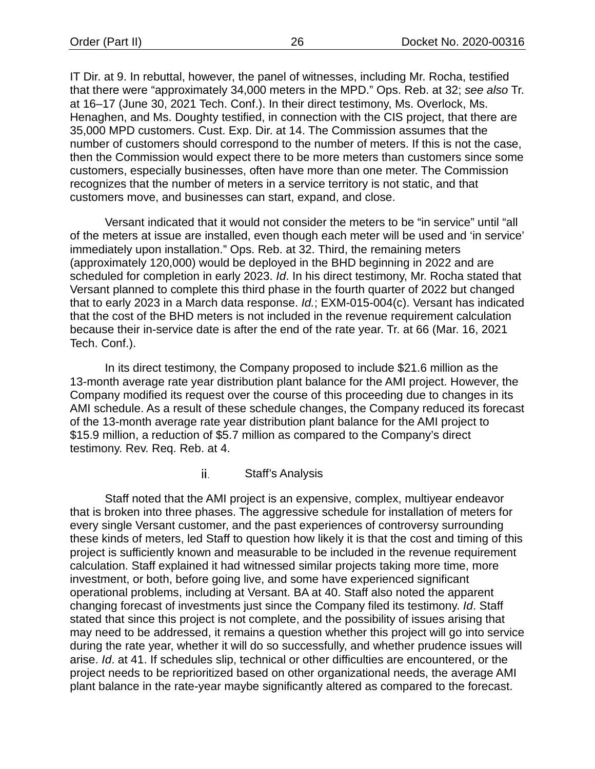IT Dir. at 9. In rebuttal, however, the panel of witnesses, including Mr. Rocha, testified that there were "approximately 34,000 meters in the MPD." Ops. Reb. at 32; *see also* Tr. at 16–17 (June 30, 2021 Tech. Conf.). In their direct testimony, Ms. Overlock, Ms. Henaghen, and Ms. Doughty testified, in connection with the CIS project, that there are 35,000 MPD customers. Cust. Exp. Dir. at 14. The Commission assumes that the number of customers should correspond to the number of meters. If this is not the case, then the Commission would expect there to be more meters than customers since some customers, especially businesses, often have more than one meter. The Commission recognizes that the number of meters in a service territory is not static, and that customers move, and businesses can start, expand, and close.

Versant indicated that it would not consider the meters to be "in service" until "all of the meters at issue are installed, even though each meter will be used and 'in service' immediately upon installation." Ops. Reb. at 32. Third, the remaining meters (approximately 120,000) would be deployed in the BHD beginning in 2022 and are scheduled for completion in early 2023. *Id*. In his direct testimony, Mr. Rocha stated that Versant planned to complete this third phase in the fourth quarter of 2022 but changed that to early 2023 in a March data response. *Id.*; EXM-015-004(c). Versant has indicated that the cost of the BHD meters is not included in the revenue requirement calculation because their in-service date is after the end of the rate year. Tr. at 66 (Mar. 16, 2021 Tech. Conf.).

In its direct testimony, the Company proposed to include $21.6 million as the 13-month average rate year distribution plant balance for the AMI project. However, the Company modified its request over the course of this proceeding due to changes in its AMI schedule. As a result of these schedule changes, the Company reduced its forecast of the 13-month average rate year distribution plant balance for the AMI project to $15.9 million, a reduction of $5.7 million as compared to the Company's direct testimony. Rev. Req. Reb. at 4.

### ii. Staff's Analysis

Staff noted that the AMI project is an expensive, complex, multiyear endeavor that is broken into three phases. The aggressive schedule for installation of meters for every single Versant customer, and the past experiences of controversy surrounding these kinds of meters, led Staff to question how likely it is that the cost and timing of this project is sufficiently known and measurable to be included in the revenue requirement calculation. Staff explained it had witnessed similar projects taking more time, more investment, or both, before going live, and some have experienced significant operational problems, including at Versant. BA at 40. Staff also noted the apparent changing forecast of investments just since the Company filed its testimony. *Id*. Staff stated that since this project is not complete, and the possibility of issues arising that may need to be addressed, it remains a question whether this project will go into service during the rate year, whether it will do so successfully, and whether prudence issues will arise. *Id*. at 41. If schedules slip, technical or other difficulties are encountered, or the project needs to be reprioritized based on other organizational needs, the average AMI plant balance in the rate-year maybe significantly altered as compared to the forecast.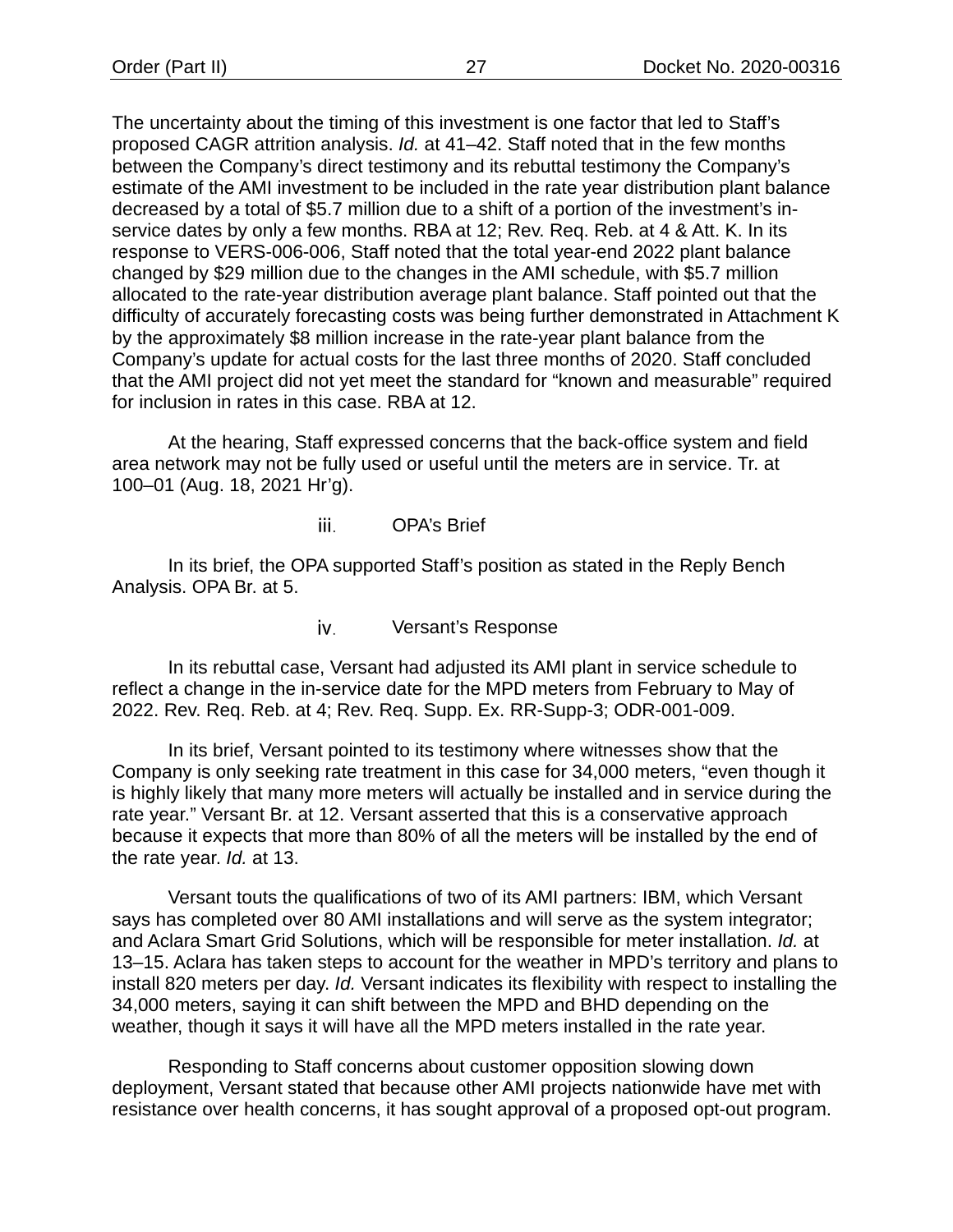The uncertainty about the timing of this investment is one factor that led to Staff's proposed CAGR attrition analysis. *Id.* at 41–42. Staff noted that in the few months between the Company's direct testimony and its rebuttal testimony the Company's estimate of the AMI investment to be included in the rate year distribution plant balance decreased by a total of $5.7 million due to a shift of a portion of the investment's in-service dates by only a few months. RBA at 12; Rev. Req. Reb. at 4 & Att. K. In its response to VERS-006-006, Staff noted that the total year-end 2022 plant balance changed by $29 million due to the changes in the AMI schedule, with $5.7 million allocated to the rate-year distribution average plant balance. Staff pointed out that the difficulty of accurately forecasting costs was being further demonstrated in Attachment K by the approximately $8 million increase in the rate-year plant balance from the Company's update for actual costs for the last three months of 2020. Staff concluded that the AMI project did not yet meet the standard for "known and measurable" required for inclusion in rates in this case. RBA at 12.

At the hearing, Staff expressed concerns that the back-office system and field area network may not be fully used or useful until the meters are in service. Tr. at 100–01 (Aug. 18, 2021 Hr'g).

iii. OPA's Brief

In its brief, the OPA supported Staff's position as stated in the Reply Bench Analysis. OPA Br. at 5.

iv. Versant's Response

In its rebuttal case, Versant had adjusted its AMI plant in service schedule to reflect a change in the in-service date for the MPD meters from February to May of 2022. Rev. Req. Reb. at 4; Rev. Req. Supp. Ex. RR-Supp-3; ODR-001-009.

In its brief, Versant pointed to its testimony where witnesses show that the Company is only seeking rate treatment in this case for 34,000 meters, "even though it is highly likely that many more meters will actually be installed and in service during the rate year." Versant Br. at 12. Versant asserted that this is a conservative approach because it expects that more than 80% of all the meters will be installed by the end of the rate year. *Id.* at 13.

Versant touts the qualifications of two of its AMI partners: IBM, which Versant says has completed over 80 AMI installations and will serve as the system integrator; and Aclara Smart Grid Solutions, which will be responsible for meter installation. *Id.* at 13–15. Aclara has taken steps to account for the weather in MPD's territory and plans to install 820 meters per day. *Id.* Versant indicates its flexibility with respect to installing the 34,000 meters, saying it can shift between the MPD and BHD depending on the weather, though it says it will have all the MPD meters installed in the rate year.

Responding to Staff concerns about customer opposition slowing down deployment, Versant stated that because other AMI projects nationwide have met with resistance over health concerns, it has sought approval of a proposed opt-out program.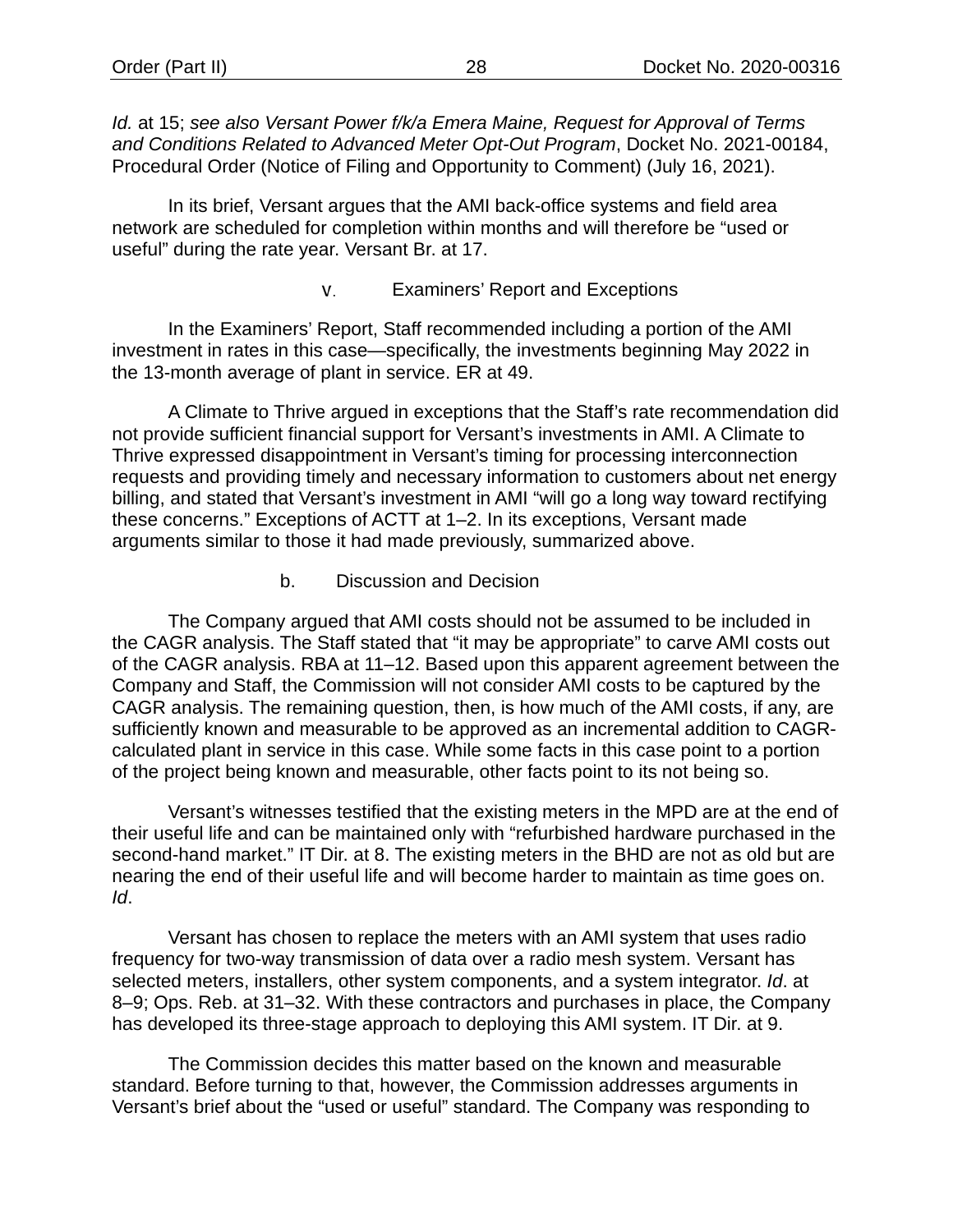*Id.* at 15; *see also Versant Power f/k/a Emera Maine, Request for Approval of Terms and Conditions Related to Advanced Meter Opt-Out Program*, Docket No. 2021-00184, Procedural Order (Notice of Filing and Opportunity to Comment) (July 16, 2021).

In its brief, Versant argues that the AMI back-office systems and field area network are scheduled for completion within months and will therefore be "used or useful" during the rate year. Versant Br. at 17.

#### v. Examiners' Report and Exceptions

In the Examiners' Report, Staff recommended including a portion of the AMI investment in rates in this case—specifically, the investments beginning May 2022 in the 13-month average of plant in service. ER at 49.

A Climate to Thrive argued in exceptions that the Staff's rate recommendation did not provide sufficient financial support for Versant's investments in AMI. A Climate to Thrive expressed disappointment in Versant's timing for processing interconnection requests and providing timely and necessary information to customers about net energy billing, and stated that Versant's investment in AMI "will go a long way toward rectifying these concerns." Exceptions of ACTT at 1–2. In its exceptions, Versant made arguments similar to those it had made previously, summarized above.

#### b. Discussion and Decision

The Company argued that AMI costs should not be assumed to be included in the CAGR analysis. The Staff stated that "it may be appropriate" to carve AMI costs out of the CAGR analysis. RBA at 11–12. Based upon this apparent agreement between the Company and Staff, the Commission will not consider AMI costs to be captured by the CAGR analysis. The remaining question, then, is how much of the AMI costs, if any, are sufficiently known and measurable to be approved as an incremental addition to CAGR-calculated plant in service in this case. While some facts in this case point to a portion of the project being known and measurable, other facts point to its not being so.

Versant's witnesses testified that the existing meters in the MPD are at the end of their useful life and can be maintained only with "refurbished hardware purchased in the second-hand market." IT Dir. at 8. The existing meters in the BHD are not as old but are nearing the end of their useful life and will become harder to maintain as time goes on. *Id*.

Versant has chosen to replace the meters with an AMI system that uses radio frequency for two-way transmission of data over a radio mesh system. Versant has selected meters, installers, other system components, and a system integrator. *Id*. at 8–9; Ops. Reb. at 31–32. With these contractors and purchases in place, the Company has developed its three-stage approach to deploying this AMI system. IT Dir. at 9.

The Commission decides this matter based on the known and measurable standard. Before turning to that, however, the Commission addresses arguments in Versant's brief about the "used or useful" standard. The Company was responding to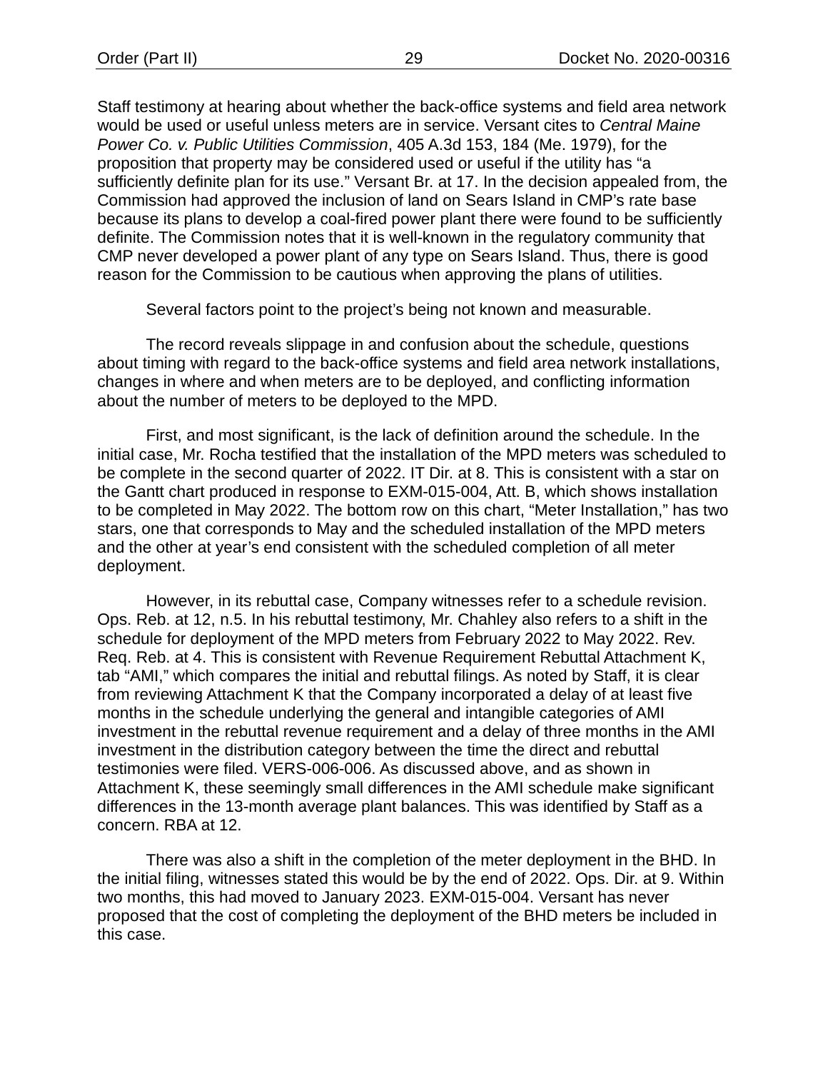Staff testimony at hearing about whether the back-office systems and field area network would be used or useful unless meters are in service. Versant cites to *Central Maine Power Co. v. Public Utilities Commission*, 405 A.3d 153, 184 (Me. 1979), for the proposition that property may be considered used or useful if the utility has "a sufficiently definite plan for its use." Versant Br. at 17. In the decision appealed from, the Commission had approved the inclusion of land on Sears Island in CMP's rate base because its plans to develop a coal-fired power plant there were found to be sufficiently definite. The Commission notes that it is well-known in the regulatory community that CMP never developed a power plant of any type on Sears Island. Thus, there is good reason for the Commission to be cautious when approving the plans of utilities.

Several factors point to the project's being not known and measurable.

The record reveals slippage in and confusion about the schedule, questions about timing with regard to the back-office systems and field area network installations, changes in where and when meters are to be deployed, and conflicting information about the number of meters to be deployed to the MPD.

First, and most significant, is the lack of definition around the schedule. In the initial case, Mr. Rocha testified that the installation of the MPD meters was scheduled to be complete in the second quarter of 2022. IT Dir. at 8. This is consistent with a star on the Gantt chart produced in response to EXM-015-004, Att. B, which shows installation to be completed in May 2022. The bottom row on this chart, "Meter Installation," has two stars, one that corresponds to May and the scheduled installation of the MPD meters and the other at year's end consistent with the scheduled completion of all meter deployment.

However, in its rebuttal case, Company witnesses refer to a schedule revision. Ops. Reb. at 12, n.5. In his rebuttal testimony, Mr. Chahley also refers to a shift in the schedule for deployment of the MPD meters from February 2022 to May 2022. Rev. Req. Reb. at 4. This is consistent with Revenue Requirement Rebuttal Attachment K, tab "AMI," which compares the initial and rebuttal filings. As noted by Staff, it is clear from reviewing Attachment K that the Company incorporated a delay of at least five months in the schedule underlying the general and intangible categories of AMI investment in the rebuttal revenue requirement and a delay of three months in the AMI investment in the distribution category between the time the direct and rebuttal testimonies were filed. VERS-006-006. As discussed above, and as shown in Attachment K, these seemingly small differences in the AMI schedule make significant differences in the 13-month average plant balances. This was identified by Staff as a concern. RBA at 12.

There was also a shift in the completion of the meter deployment in the BHD. In the initial filing, witnesses stated this would be by the end of 2022. Ops. Dir. at 9. Within two months, this had moved to January 2023. EXM-015-004. Versant has never proposed that the cost of completing the deployment of the BHD meters be included in this case.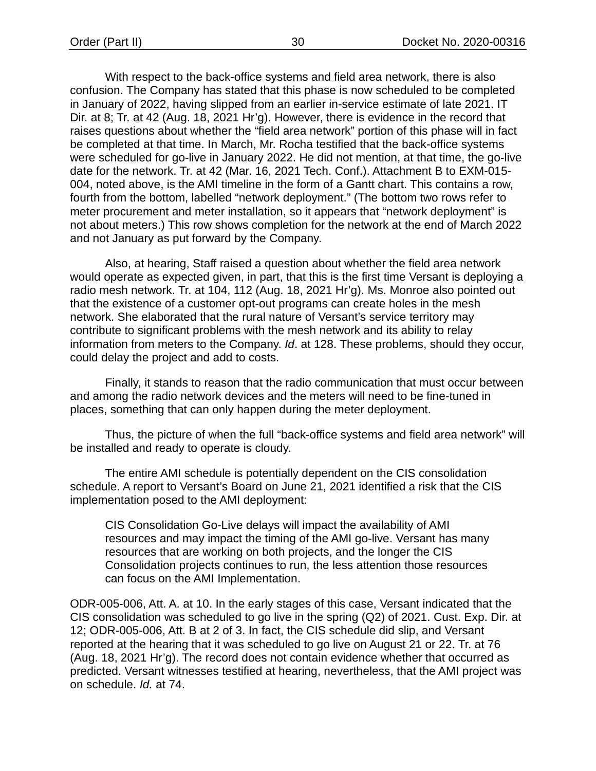With respect to the back-office systems and field area network, there is also confusion. The Company has stated that this phase is now scheduled to be completed in January of 2022, having slipped from an earlier in-service estimate of late 2021. IT Dir. at 8; Tr. at 42 (Aug. 18, 2021 Hr'g). However, there is evidence in the record that raises questions about whether the "field area network" portion of this phase will in fact be completed at that time. In March, Mr. Rocha testified that the back-office systems were scheduled for go-live in January 2022. He did not mention, at that time, the go-live date for the network. Tr. at 42 (Mar. 16, 2021 Tech. Conf.). Attachment B to EXM-015-004, noted above, is the AMI timeline in the form of a Gantt chart. This contains a row, fourth from the bottom, labelled "network deployment." (The bottom two rows refer to meter procurement and meter installation, so it appears that "network deployment" is not about meters.) This row shows completion for the network at the end of March 2022 and not January as put forward by the Company.

Also, at hearing, Staff raised a question about whether the field area network would operate as expected given, in part, that this is the first time Versant is deploying a radio mesh network. Tr. at 104, 112 (Aug. 18, 2021 Hr'g). Ms. Monroe also pointed out that the existence of a customer opt-out programs can create holes in the mesh network. She elaborated that the rural nature of Versant's service territory may contribute to significant problems with the mesh network and its ability to relay information from meters to the Company. *Id*. at 128. These problems, should they occur, could delay the project and add to costs.

Finally, it stands to reason that the radio communication that must occur between and among the radio network devices and the meters will need to be fine-tuned in places, something that can only happen during the meter deployment.

Thus, the picture of when the full "back-office systems and field area network" will be installed and ready to operate is cloudy.

The entire AMI schedule is potentially dependent on the CIS consolidation schedule. A report to Versant's Board on June 21, 2021 identified a risk that the CIS implementation posed to the AMI deployment:

> CIS Consolidation Go-Live delays will impact the availability of AMI resources and may impact the timing of the AMI go-live. Versant has many resources that are working on both projects, and the longer the CIS Consolidation projects continues to run, the less attention those resources can focus on the AMI Implementation.

ODR-005-006, Att. A. at 10. In the early stages of this case, Versant indicated that the CIS consolidation was scheduled to go live in the spring (Q2) of 2021. Cust. Exp. Dir. at 12; ODR-005-006, Att. B at 2 of 3. In fact, the CIS schedule did slip, and Versant reported at the hearing that it was scheduled to go live on August 21 or 22. Tr. at 76 (Aug. 18, 2021 Hr'g). The record does not contain evidence whether that occurred as predicted. Versant witnesses testified at hearing, nevertheless, that the AMI project was on schedule. *Id.* at 74.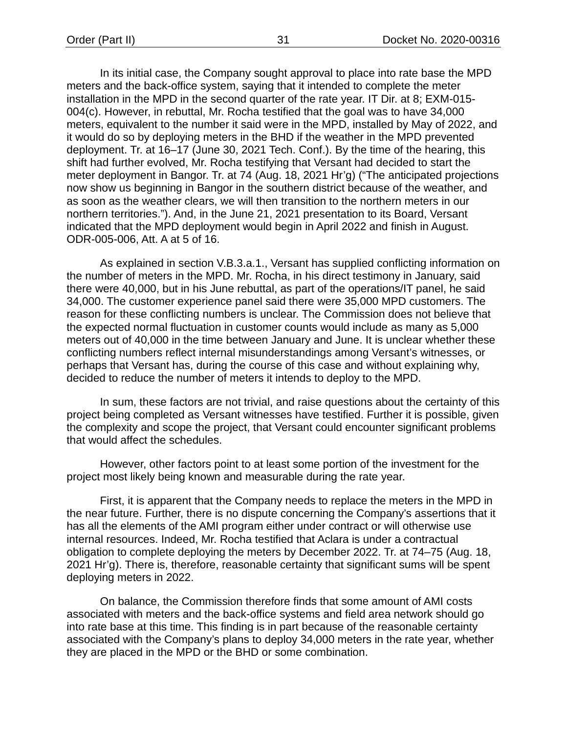In its initial case, the Company sought approval to place into rate base the MPD meters and the back-office system, saying that it intended to complete the meter installation in the MPD in the second quarter of the rate year. IT Dir. at 8; EXM-015-004(c). However, in rebuttal, Mr. Rocha testified that the goal was to have 34,000 meters, equivalent to the number it said were in the MPD, installed by May of 2022, and it would do so by deploying meters in the BHD if the weather in the MPD prevented deployment. Tr. at 16–17 (June 30, 2021 Tech. Conf.). By the time of the hearing, this shift had further evolved, Mr. Rocha testifying that Versant had decided to start the meter deployment in Bangor. Tr. at 74 (Aug. 18, 2021 Hr'g) ("The anticipated projections now show us beginning in Bangor in the southern district because of the weather, and as soon as the weather clears, we will then transition to the northern meters in our northern territories."). And, in the June 21, 2021 presentation to its Board, Versant indicated that the MPD deployment would begin in April 2022 and finish in August. ODR-005-006, Att. A at 5 of 16.

As explained in section V.B.3.a.1., Versant has supplied conflicting information on the number of meters in the MPD. Mr. Rocha, in his direct testimony in January, said there were 40,000, but in his June rebuttal, as part of the operations/IT panel, he said 34,000. The customer experience panel said there were 35,000 MPD customers. The reason for these conflicting numbers is unclear. The Commission does not believe that the expected normal fluctuation in customer counts would include as many as 5,000 meters out of 40,000 in the time between January and June. It is unclear whether these conflicting numbers reflect internal misunderstandings among Versant's witnesses, or perhaps that Versant has, during the course of this case and without explaining why, decided to reduce the number of meters it intends to deploy to the MPD.

In sum, these factors are not trivial, and raise questions about the certainty of this project being completed as Versant witnesses have testified. Further it is possible, given the complexity and scope the project, that Versant could encounter significant problems that would affect the schedules.

However, other factors point to at least some portion of the investment for the project most likely being known and measurable during the rate year.

First, it is apparent that the Company needs to replace the meters in the MPD in the near future. Further, there is no dispute concerning the Company's assertions that it has all the elements of the AMI program either under contract or will otherwise use internal resources. Indeed, Mr. Rocha testified that Aclara is under a contractual obligation to complete deploying the meters by December 2022. Tr. at 74–75 (Aug. 18, 2021 Hr'g). There is, therefore, reasonable certainty that significant sums will be spent deploying meters in 2022.

On balance, the Commission therefore finds that some amount of AMI costs associated with meters and the back-office systems and field area network should go into rate base at this time. This finding is in part because of the reasonable certainty associated with the Company's plans to deploy 34,000 meters in the rate year, whether they are placed in the MPD or the BHD or some combination.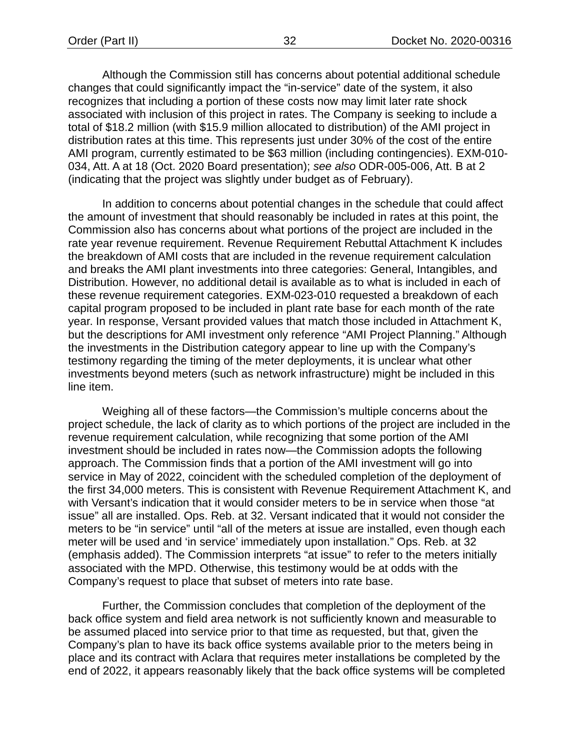Although the Commission still has concerns about potential additional schedule changes that could significantly impact the "in-service" date of the system, it also recognizes that including a portion of these costs now may limit later rate shock associated with inclusion of this project in rates. The Company is seeking to include a total of $18.2 million (with $15.9 million allocated to distribution) of the AMI project in distribution rates at this time. This represents just under 30% of the cost of the entire AMI program, currently estimated to be $63 million (including contingencies). EXM-010-034, Att. A at 18 (Oct. 2020 Board presentation); *see also* ODR-005-006, Att. B at 2 (indicating that the project was slightly under budget as of February).

In addition to concerns about potential changes in the schedule that could affect the amount of investment that should reasonably be included in rates at this point, the Commission also has concerns about what portions of the project are included in the rate year revenue requirement. Revenue Requirement Rebuttal Attachment K includes the breakdown of AMI costs that are included in the revenue requirement calculation and breaks the AMI plant investments into three categories: General, Intangibles, and Distribution. However, no additional detail is available as to what is included in each of these revenue requirement categories. EXM-023-010 requested a breakdown of each capital program proposed to be included in plant rate base for each month of the rate year. In response, Versant provided values that match those included in Attachment K, but the descriptions for AMI investment only reference "AMI Project Planning." Although the investments in the Distribution category appear to line up with the Company's testimony regarding the timing of the meter deployments, it is unclear what other investments beyond meters (such as network infrastructure) might be included in this line item.

Weighing all of these factors—the Commission's multiple concerns about the project schedule, the lack of clarity as to which portions of the project are included in the revenue requirement calculation, while recognizing that some portion of the AMI investment should be included in rates now—the Commission adopts the following approach. The Commission finds that a portion of the AMI investment will go into service in May of 2022, coincident with the scheduled completion of the deployment of the first 34,000 meters. This is consistent with Revenue Requirement Attachment K, and with Versant's indication that it would consider meters to be in service when those "at issue" all are installed. Ops. Reb. at 32. Versant indicated that it would not consider the meters to be "in service" until "all of the meters at issue are installed, even though each meter will be used and 'in service' immediately upon installation." Ops. Reb. at 32 (emphasis added). The Commission interprets "at issue" to refer to the meters initially associated with the MPD. Otherwise, this testimony would be at odds with the Company's request to place that subset of meters into rate base.

Further, the Commission concludes that completion of the deployment of the back office system and field area network is not sufficiently known and measurable to be assumed placed into service prior to that time as requested, but that, given the Company's plan to have its back office systems available prior to the meters being in place and its contract with Aclara that requires meter installations be completed by the end of 2022, it appears reasonably likely that the back office systems will be completed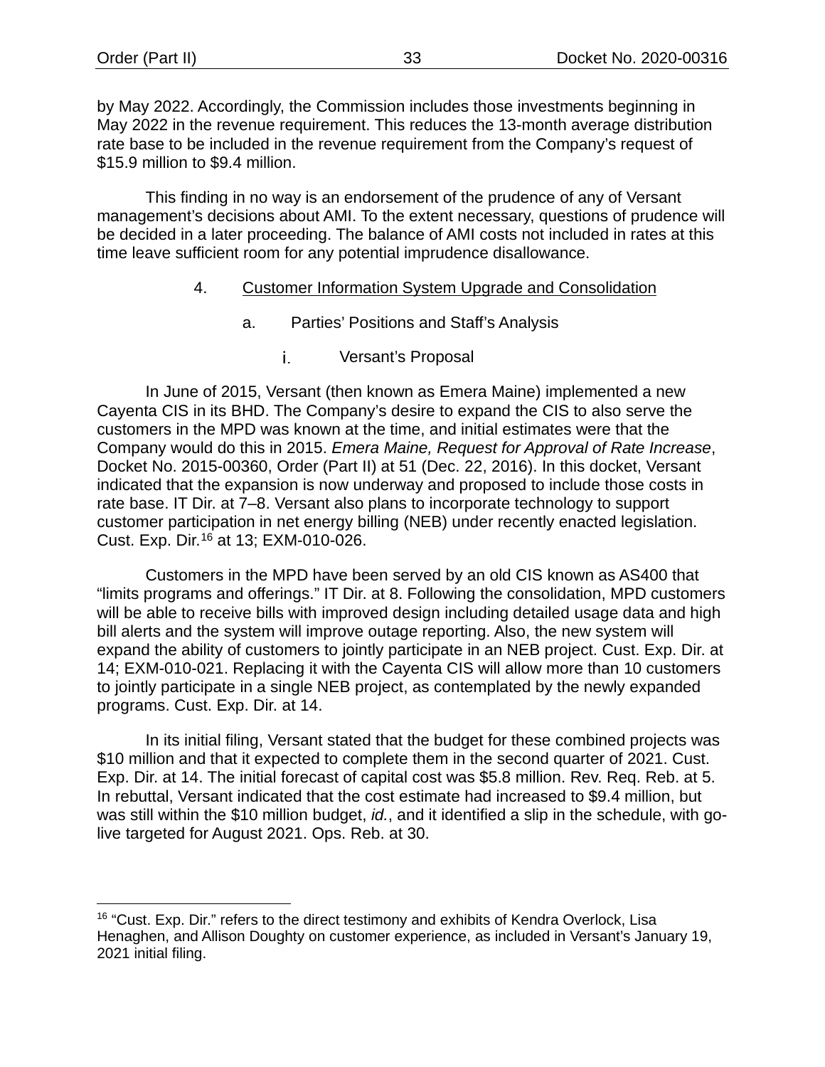by May 2022. Accordingly, the Commission includes those investments beginning in May 2022 in the revenue requirement. This reduces the 13-month average distribution rate base to be included in the revenue requirement from the Company's request of $15.9 million to $9.4 million.

This finding in no way is an endorsement of the prudence of any of Versant management's decisions about AMI. To the extent necessary, questions of prudence will be decided in a later proceeding. The balance of AMI costs not included in rates at this time leave sufficient room for any potential imprudence disallowance.

### 4. Customer Information System Upgrade and Consolidation

#### a. Parties' Positions and Staff's Analysis

##### i. Versant's Proposal

In June of 2015, Versant (then known as Emera Maine) implemented a new Cayenta CIS in its BHD. The Company's desire to expand the CIS to also serve the customers in the MPD was known at the time, and initial estimates were that the Company would do this in 2015. *Emera Maine, Request for Approval of Rate Increase*, Docket No. 2015-00360, Order (Part II) at 51 (Dec. 22, 2016). In this docket, Versant indicated that the expansion is now underway and proposed to include those costs in rate base. IT Dir. at 7–8. Versant also plans to incorporate technology to support customer participation in net energy billing (NEB) under recently enacted legislation. Cust. Exp. Dir.[16] at 13; EXM-010-026.

Customers in the MPD have been served by an old CIS known as AS400 that "limits programs and offerings." IT Dir. at 8. Following the consolidation, MPD customers will be able to receive bills with improved design including detailed usage data and high bill alerts and the system will improve outage reporting. Also, the new system will expand the ability of customers to jointly participate in an NEB project. Cust. Exp. Dir. at 14; EXM-010-021. Replacing it with the Cayenta CIS will allow more than 10 customers to jointly participate in a single NEB project, as contemplated by the newly expanded programs. Cust. Exp. Dir. at 14.

In its initial filing, Versant stated that the budget for these combined projects was $10 million and that it expected to complete them in the second quarter of 2021. Cust. Exp. Dir. at 14. The initial forecast of capital cost was $5.8 million. Rev. Req. Reb. at 5. In rebuttal, Versant indicated that the cost estimate had increased to $9.4 million, but was still within the $10 million budget, *id.*, and it identified a slip in the schedule, with go-live targeted for August 2021. Ops. Reb. at 30.

---

[16] "Cust. Exp. Dir." refers to the direct testimony and exhibits of Kendra Overlock, Lisa Henaghen, and Allison Doughty on customer experience, as included in Versant's January 19, 2021 initial filing.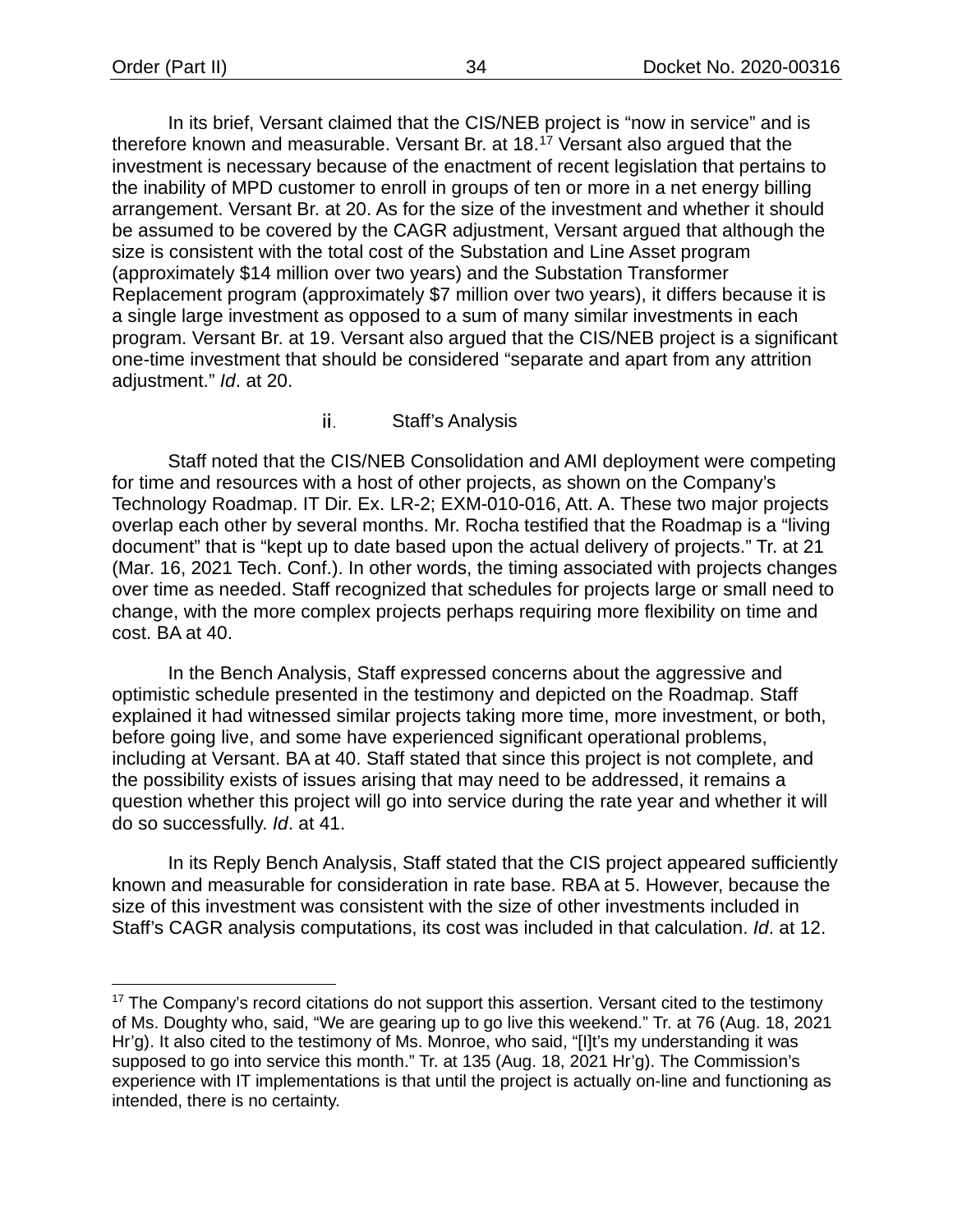In its brief, Versant claimed that the CIS/NEB project is "now in service" and is therefore known and measurable. Versant Br. at 18.[17] Versant also argued that the investment is necessary because of the enactment of recent legislation that pertains to the inability of MPD customer to enroll in groups of ten or more in a net energy billing arrangement. Versant Br. at 20. As for the size of the investment and whether it should be assumed to be covered by the CAGR adjustment, Versant argued that although the size is consistent with the total cost of the Substation and Line Asset program (approximately $14 million over two years) and the Substation Transformer Replacement program (approximately $7 million over two years), it differs because it is a single large investment as opposed to a sum of many similar investments in each program. Versant Br. at 19. Versant also argued that the CIS/NEB project is a significant one-time investment that should be considered "separate and apart from any attrition adjustment." *Id*. at 20.

### ii. Staff's Analysis

Staff noted that the CIS/NEB Consolidation and AMI deployment were competing for time and resources with a host of other projects, as shown on the Company's Technology Roadmap. IT Dir. Ex. LR-2; EXM-010-016, Att. A. These two major projects overlap each other by several months. Mr. Rocha testified that the Roadmap is a "living document" that is "kept up to date based upon the actual delivery of projects." Tr. at 21 (Mar. 16, 2021 Tech. Conf.). In other words, the timing associated with projects changes over time as needed. Staff recognized that schedules for projects large or small need to change, with the more complex projects perhaps requiring more flexibility on time and cost. BA at 40.

In the Bench Analysis, Staff expressed concerns about the aggressive and optimistic schedule presented in the testimony and depicted on the Roadmap. Staff explained it had witnessed similar projects taking more time, more investment, or both, before going live, and some have experienced significant operational problems, including at Versant. BA at 40. Staff stated that since this project is not complete, and the possibility exists of issues arising that may need to be addressed, it remains a question whether this project will go into service during the rate year and whether it will do so successfully. *Id*. at 41.

In its Reply Bench Analysis, Staff stated that the CIS project appeared sufficiently known and measurable for consideration in rate base. RBA at 5. However, because the size of this investment was consistent with the size of other investments included in Staff's CAGR analysis computations, its cost was included in that calculation. *Id*. at 12.

---

[17] The Company's record citations do not support this assertion. Versant cited to the testimony of Ms. Doughty who, said, "We are gearing up to go live this weekend." Tr. at 76 (Aug. 18, 2021 Hr'g). It also cited to the testimony of Ms. Monroe, who said, "[I]t's my understanding it was supposed to go into service this month." Tr. at 135 (Aug. 18, 2021 Hr'g). The Commission's experience with IT implementations is that until the project is actually on-line and functioning as intended, there is no certainty.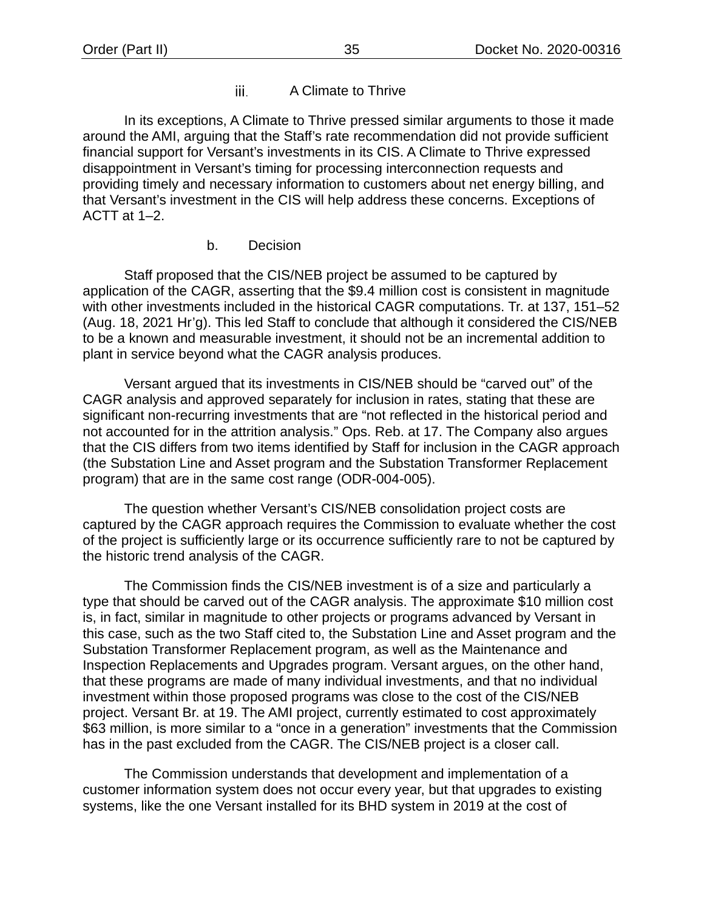#### iii. A Climate to Thrive

In its exceptions, A Climate to Thrive pressed similar arguments to those it made around the AMI, arguing that the Staff's rate recommendation did not provide sufficient financial support for Versant's investments in its CIS. A Climate to Thrive expressed disappointment in Versant's timing for processing interconnection requests and providing timely and necessary information to customers about net energy billing, and that Versant's investment in the CIS will help address these concerns. Exceptions of ACTT at 1–2.

### b. Decision

Staff proposed that the CIS/NEB project be assumed to be captured by application of the CAGR, asserting that the $9.4 million cost is consistent in magnitude with other investments included in the historical CAGR computations. Tr. at 137, 151–52 (Aug. 18, 2021 Hr'g). This led Staff to conclude that although it considered the CIS/NEB to be a known and measurable investment, it should not be an incremental addition to plant in service beyond what the CAGR analysis produces.

Versant argued that its investments in CIS/NEB should be "carved out" of the CAGR analysis and approved separately for inclusion in rates, stating that these are significant non-recurring investments that are "not reflected in the historical period and not accounted for in the attrition analysis." Ops. Reb. at 17. The Company also argues that the CIS differs from two items identified by Staff for inclusion in the CAGR approach (the Substation Line and Asset program and the Substation Transformer Replacement program) that are in the same cost range (ODR-004-005).

The question whether Versant's CIS/NEB consolidation project costs are captured by the CAGR approach requires the Commission to evaluate whether the cost of the project is sufficiently large or its occurrence sufficiently rare to not be captured by the historic trend analysis of the CAGR.

The Commission finds the CIS/NEB investment is of a size and particularly a type that should be carved out of the CAGR analysis. The approximate $10 million cost is, in fact, similar in magnitude to other projects or programs advanced by Versant in this case, such as the two Staff cited to, the Substation Line and Asset program and the Substation Transformer Replacement program, as well as the Maintenance and Inspection Replacements and Upgrades program. Versant argues, on the other hand, that these programs are made of many individual investments, and that no individual investment within those proposed programs was close to the cost of the CIS/NEB project. Versant Br. at 19. The AMI project, currently estimated to cost approximately $63 million, is more similar to a "once in a generation" investments that the Commission has in the past excluded from the CAGR. The CIS/NEB project is a closer call.

The Commission understands that development and implementation of a customer information system does not occur every year, but that upgrades to existing systems, like the one Versant installed for its BHD system in 2019 at the cost of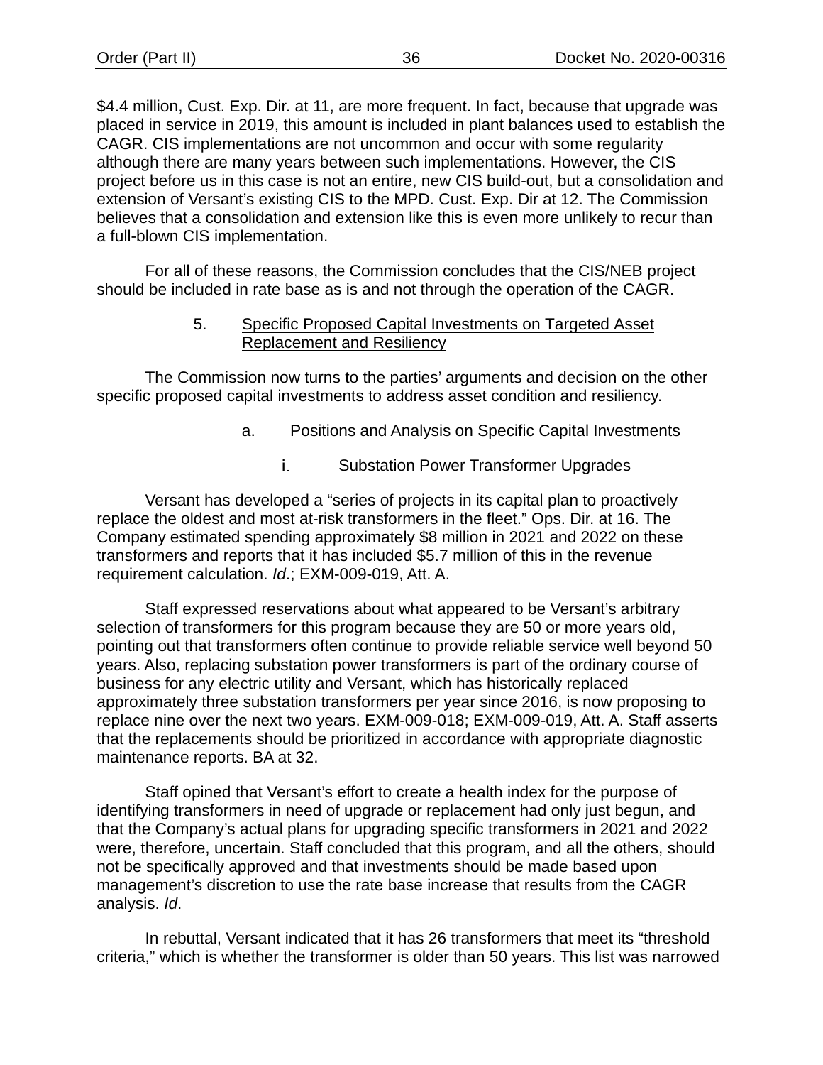$4.4 million, Cust. Exp. Dir. at 11, are more frequent. In fact, because that upgrade was placed in service in 2019, this amount is included in plant balances used to establish the CAGR. CIS implementations are not uncommon and occur with some regularity although there are many years between such implementations. However, the CIS project before us in this case is not an entire, new CIS build-out, but a consolidation and extension of Versant's existing CIS to the MPD. Cust. Exp. Dir at 12. The Commission believes that a consolidation and extension like this is even more unlikely to recur than a full-blown CIS implementation.

For all of these reasons, the Commission concludes that the CIS/NEB project should be included in rate base as is and not through the operation of the CAGR.

5. Specific Proposed Capital Investments on Targeted Asset Replacement and Resiliency

The Commission now turns to the parties' arguments and decision on the other specific proposed capital investments to address asset condition and resiliency.

a. Positions and Analysis on Specific Capital Investments

i. Substation Power Transformer Upgrades

Versant has developed a "series of projects in its capital plan to proactively replace the oldest and most at-risk transformers in the fleet." Ops. Dir. at 16. The Company estimated spending approximately $8 million in 2021 and 2022 on these transformers and reports that it has included $5.7 million of this in the revenue requirement calculation. *Id*.; EXM-009-019, Att. A.

Staff expressed reservations about what appeared to be Versant's arbitrary selection of transformers for this program because they are 50 or more years old, pointing out that transformers often continue to provide reliable service well beyond 50 years. Also, replacing substation power transformers is part of the ordinary course of business for any electric utility and Versant, which has historically replaced approximately three substation transformers per year since 2016, is now proposing to replace nine over the next two years. EXM-009-018; EXM-009-019, Att. A. Staff asserts that the replacements should be prioritized in accordance with appropriate diagnostic maintenance reports. BA at 32.

Staff opined that Versant's effort to create a health index for the purpose of identifying transformers in need of upgrade or replacement had only just begun, and that the Company's actual plans for upgrading specific transformers in 2021 and 2022 were, therefore, uncertain. Staff concluded that this program, and all the others, should not be specifically approved and that investments should be made based upon management's discretion to use the rate base increase that results from the CAGR analysis. *Id*.

In rebuttal, Versant indicated that it has 26 transformers that meet its "threshold criteria," which is whether the transformer is older than 50 years. This list was narrowed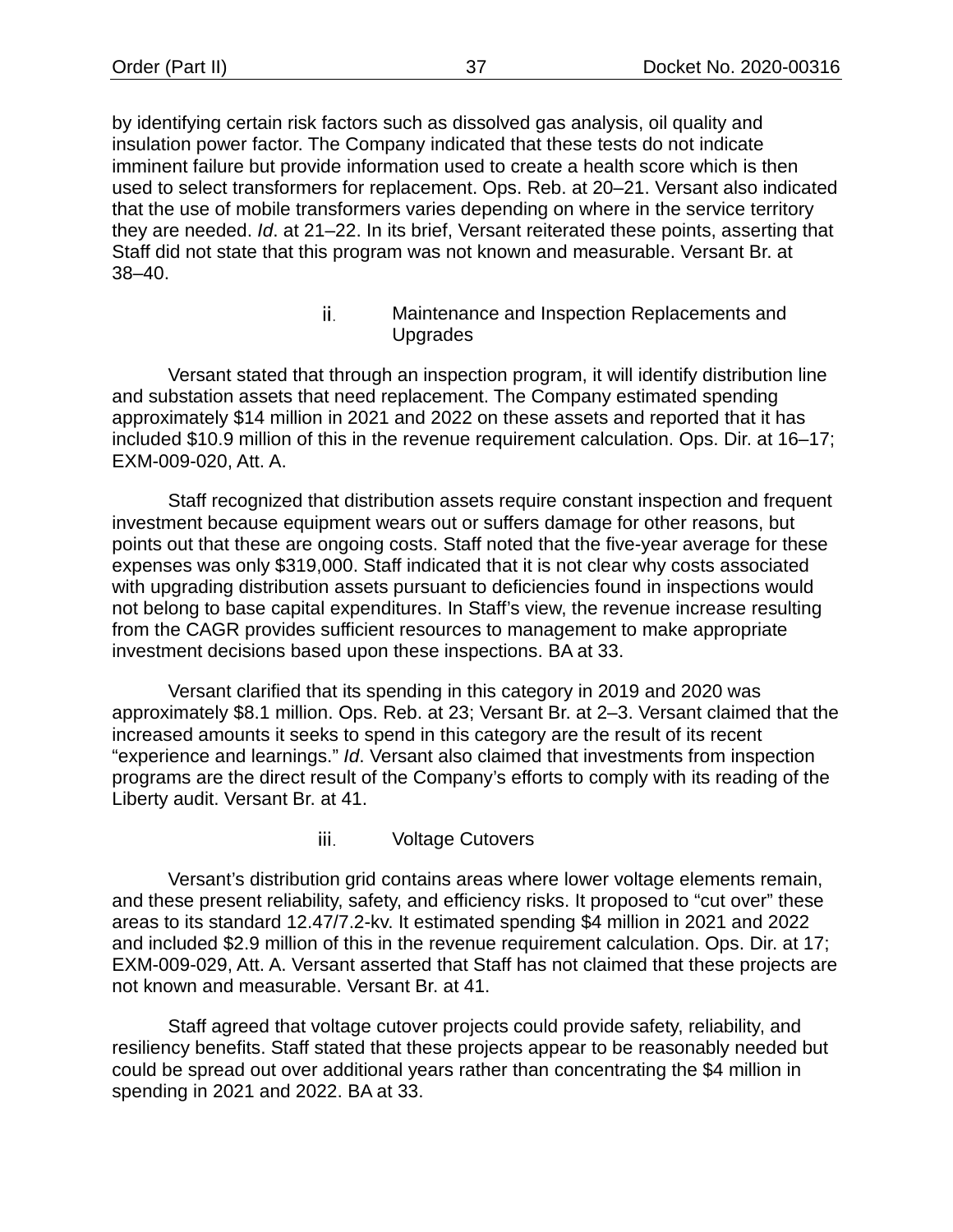by identifying certain risk factors such as dissolved gas analysis, oil quality and insulation power factor. The Company indicated that these tests do not indicate imminent failure but provide information used to create a health score which is then used to select transformers for replacement. Ops. Reb. at 20–21. Versant also indicated that the use of mobile transformers varies depending on where in the service territory they are needed. *Id*. at 21–22. In its brief, Versant reiterated these points, asserting that Staff did not state that this program was not known and measurable. Versant Br. at 38–40.

##### ii. Maintenance and Inspection Replacements and Upgrades

Versant stated that through an inspection program, it will identify distribution line and substation assets that need replacement. The Company estimated spending approximately $14 million in 2021 and 2022 on these assets and reported that it has included $10.9 million of this in the revenue requirement calculation. Ops. Dir. at 16–17; EXM-009-020, Att. A.

Staff recognized that distribution assets require constant inspection and frequent investment because equipment wears out or suffers damage for other reasons, but points out that these are ongoing costs. Staff noted that the five-year average for these expenses was only $319,000. Staff indicated that it is not clear why costs associated with upgrading distribution assets pursuant to deficiencies found in inspections would not belong to base capital expenditures. In Staff's view, the revenue increase resulting from the CAGR provides sufficient resources to management to make appropriate investment decisions based upon these inspections. BA at 33.

Versant clarified that its spending in this category in 2019 and 2020 was approximately $8.1 million. Ops. Reb. at 23; Versant Br. at 2–3. Versant claimed that the increased amounts it seeks to spend in this category are the result of its recent "experience and learnings." *Id*. Versant also claimed that investments from inspection programs are the direct result of the Company's efforts to comply with its reading of the Liberty audit. Versant Br. at 41.

##### iii. Voltage Cutovers

Versant's distribution grid contains areas where lower voltage elements remain, and these present reliability, safety, and efficiency risks. It proposed to "cut over" these areas to its standard 12.47/7.2-kv. It estimated spending $4 million in 2021 and 2022 and included $2.9 million of this in the revenue requirement calculation. Ops. Dir. at 17; EXM-009-029, Att. A. Versant asserted that Staff has not claimed that these projects are not known and measurable. Versant Br. at 41.

Staff agreed that voltage cutover projects could provide safety, reliability, and resiliency benefits. Staff stated that these projects appear to be reasonably needed but could be spread out over additional years rather than concentrating the $4 million in spending in 2021 and 2022. BA at 33.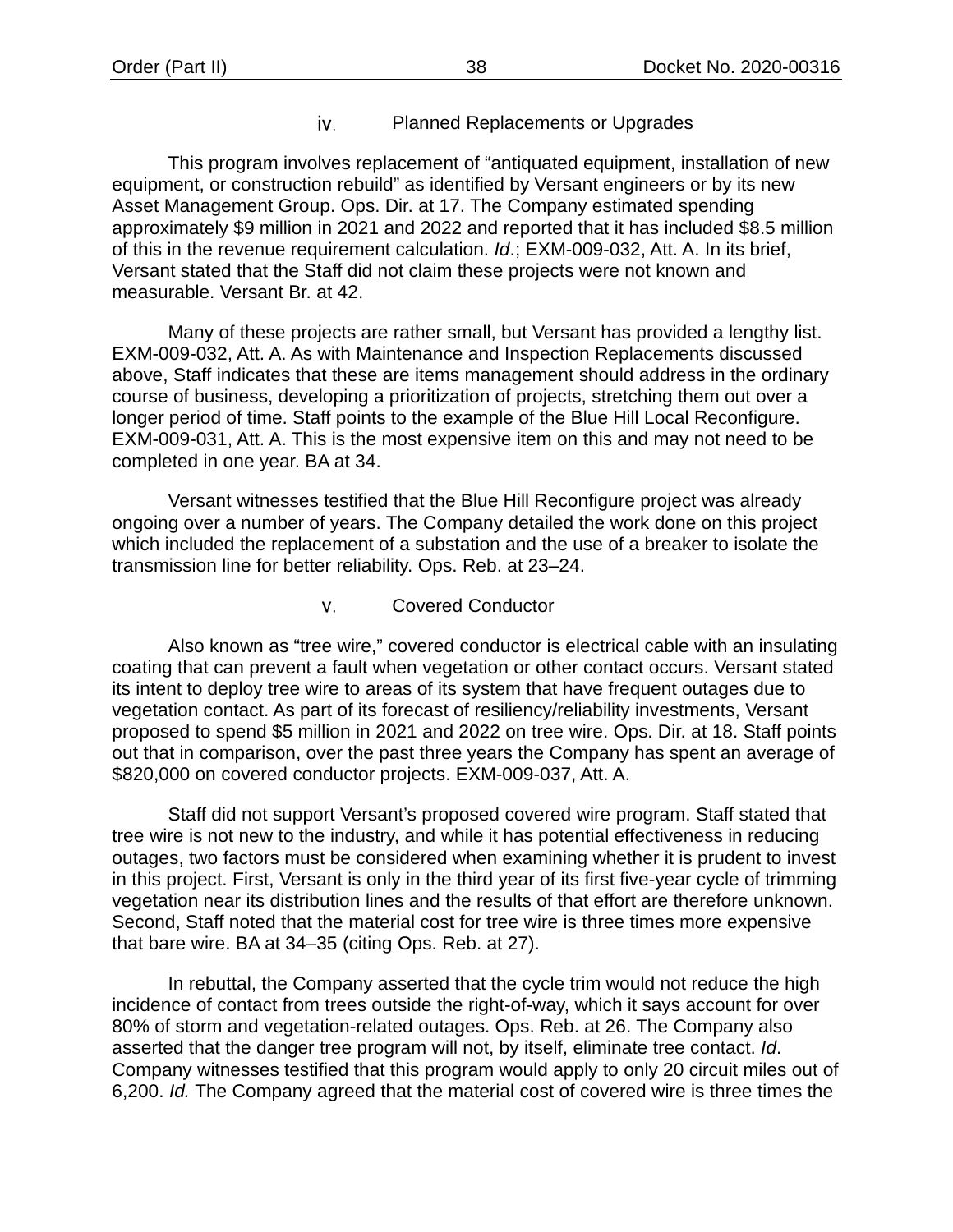#### iv. Planned Replacements or Upgrades

This program involves replacement of "antiquated equipment, installation of new equipment, or construction rebuild" as identified by Versant engineers or by its new Asset Management Group. Ops. Dir. at 17. The Company estimated spending approximately $9 million in 2021 and 2022 and reported that it has included $8.5 million of this in the revenue requirement calculation. *Id*.; EXM-009-032, Att. A. In its brief, Versant stated that the Staff did not claim these projects were not known and measurable. Versant Br. at 42.

Many of these projects are rather small, but Versant has provided a lengthy list. EXM-009-032, Att. A. As with Maintenance and Inspection Replacements discussed above, Staff indicates that these are items management should address in the ordinary course of business, developing a prioritization of projects, stretching them out over a longer period of time. Staff points to the example of the Blue Hill Local Reconfigure. EXM-009-031, Att. A. This is the most expensive item on this and may not need to be completed in one year. BA at 34.

Versant witnesses testified that the Blue Hill Reconfigure project was already ongoing over a number of years. The Company detailed the work done on this project which included the replacement of a substation and the use of a breaker to isolate the transmission line for better reliability. Ops. Reb. at 23–24.

#### v. Covered Conductor

Also known as "tree wire," covered conductor is electrical cable with an insulating coating that can prevent a fault when vegetation or other contact occurs. Versant stated its intent to deploy tree wire to areas of its system that have frequent outages due to vegetation contact. As part of its forecast of resiliency/reliability investments, Versant proposed to spend $5 million in 2021 and 2022 on tree wire. Ops. Dir. at 18. Staff points out that in comparison, over the past three years the Company has spent an average of $820,000 on covered conductor projects. EXM-009-037, Att. A.

Staff did not support Versant's proposed covered wire program. Staff stated that tree wire is not new to the industry, and while it has potential effectiveness in reducing outages, two factors must be considered when examining whether it is prudent to invest in this project. First, Versant is only in the third year of its first five-year cycle of trimming vegetation near its distribution lines and the results of that effort are therefore unknown. Second, Staff noted that the material cost for tree wire is three times more expensive that bare wire. BA at 34–35 (citing Ops. Reb. at 27).

In rebuttal, the Company asserted that the cycle trim would not reduce the high incidence of contact from trees outside the right-of-way, which it says account for over 80% of storm and vegetation-related outages. Ops. Reb. at 26. The Company also asserted that the danger tree program will not, by itself, eliminate tree contact. *Id*. Company witnesses testified that this program would apply to only 20 circuit miles out of 6,200. *Id.* The Company agreed that the material cost of covered wire is three times the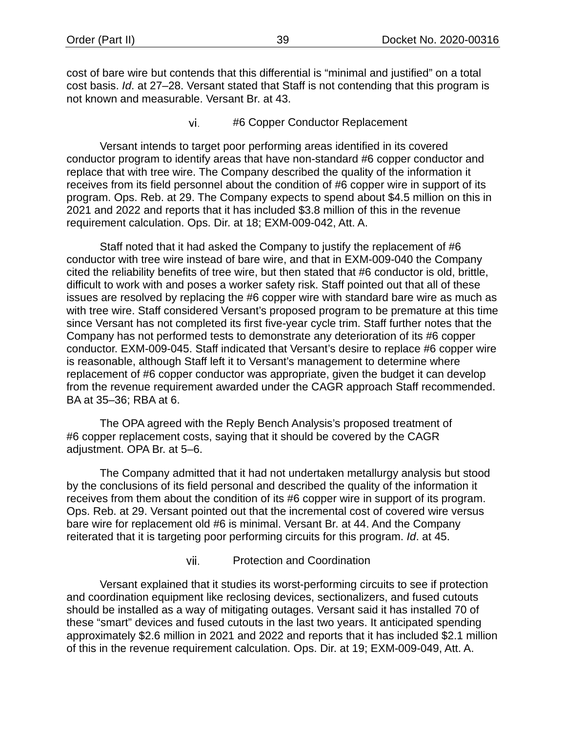cost of bare wire but contends that this differential is “minimal and justified” on a total cost basis. *Id*. at 27–28. Versant stated that Staff is not contending that this program is not known and measurable. Versant Br. at 43.

#### vi. #6 Copper Conductor Replacement

Versant intends to target poor performing areas identified in its covered conductor program to identify areas that have non-standard #6 copper conductor and replace that with tree wire. The Company described the quality of the information it receives from its field personnel about the condition of #6 copper wire in support of its program. Ops. Reb. at 29. The Company expects to spend about $4.5 million on this in 2021 and 2022 and reports that it has included $3.8 million of this in the revenue requirement calculation. Ops. Dir. at 18; EXM-009-042, Att. A.

Staff noted that it had asked the Company to justify the replacement of #6 conductor with tree wire instead of bare wire, and that in EXM-009-040 the Company cited the reliability benefits of tree wire, but then stated that #6 conductor is old, brittle, difficult to work with and poses a worker safety risk. Staff pointed out that all of these issues are resolved by replacing the #6 copper wire with standard bare wire as much as with tree wire. Staff considered Versant’s proposed program to be premature at this time since Versant has not completed its first five-year cycle trim. Staff further notes that the Company has not performed tests to demonstrate any deterioration of its #6 copper conductor. EXM-009-045. Staff indicated that Versant’s desire to replace #6 copper wire is reasonable, although Staff left it to Versant’s management to determine where replacement of #6 copper conductor was appropriate, given the budget it can develop from the revenue requirement awarded under the CAGR approach Staff recommended. BA at 35–36; RBA at 6.

The OPA agreed with the Reply Bench Analysis’s proposed treatment of #6 copper replacement costs, saying that it should be covered by the CAGR adjustment. OPA Br. at 5–6.

The Company admitted that it had not undertaken metallurgy analysis but stood by the conclusions of its field personal and described the quality of the information it receives from them about the condition of its #6 copper wire in support of its program. Ops. Reb. at 29. Versant pointed out that the incremental cost of covered wire versus bare wire for replacement old #6 is minimal. Versant Br. at 44. And the Company reiterated that it is targeting poor performing circuits for this program. *Id*. at 45.

#### vii. Protection and Coordination

Versant explained that it studies its worst-performing circuits to see if protection and coordination equipment like reclosing devices, sectionalizers, and fused cutouts should be installed as a way of mitigating outages. Versant said it has installed 70 of these “smart” devices and fused cutouts in the last two years. It anticipated spending approximately $2.6 million in 2021 and 2022 and reports that it has included $2.1 million of this in the revenue requirement calculation. Ops. Dir. at 19; EXM-009-049, Att. A.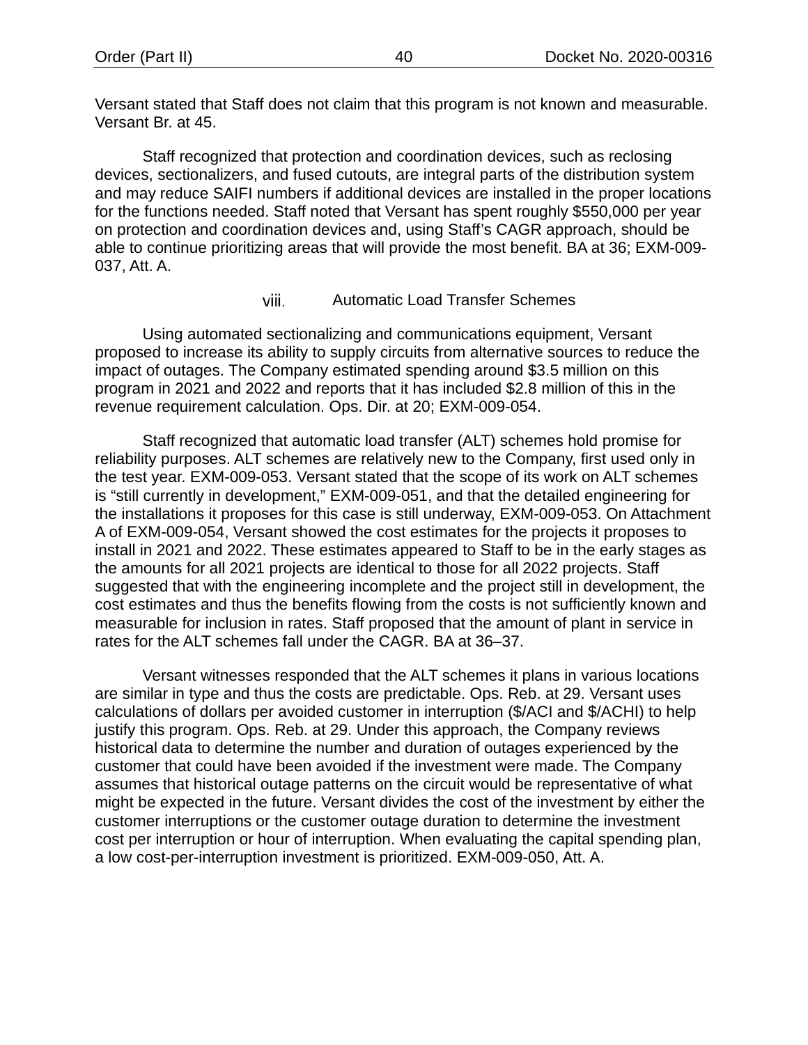Versant stated that Staff does not claim that this program is not known and measurable. Versant Br. at 45.

Staff recognized that protection and coordination devices, such as reclosing devices, sectionalizers, and fused cutouts, are integral parts of the distribution system and may reduce SAIFI numbers if additional devices are installed in the proper locations for the functions needed. Staff noted that Versant has spent roughly $550,000 per year on protection and coordination devices and, using Staff's CAGR approach, should be able to continue prioritizing areas that will provide the most benefit. BA at 36; EXM-009-037, Att. A.

#### viii. Automatic Load Transfer Schemes

Using automated sectionalizing and communications equipment, Versant proposed to increase its ability to supply circuits from alternative sources to reduce the impact of outages. The Company estimated spending around $3.5 million on this program in 2021 and 2022 and reports that it has included $2.8 million of this in the revenue requirement calculation. Ops. Dir. at 20; EXM-009-054.

Staff recognized that automatic load transfer (ALT) schemes hold promise for reliability purposes. ALT schemes are relatively new to the Company, first used only in the test year. EXM-009-053. Versant stated that the scope of its work on ALT schemes is "still currently in development," EXM-009-051, and that the detailed engineering for the installations it proposes for this case is still underway, EXM-009-053. On Attachment A of EXM-009-054, Versant showed the cost estimates for the projects it proposes to install in 2021 and 2022. These estimates appeared to Staff to be in the early stages as the amounts for all 2021 projects are identical to those for all 2022 projects. Staff suggested that with the engineering incomplete and the project still in development, the cost estimates and thus the benefits flowing from the costs is not sufficiently known and measurable for inclusion in rates. Staff proposed that the amount of plant in service in rates for the ALT schemes fall under the CAGR. BA at 36–37.

Versant witnesses responded that the ALT schemes it plans in various locations are similar in type and thus the costs are predictable. Ops. Reb. at 29. Versant uses calculations of dollars per avoided customer in interruption ($/ACI and $/ACHI) to help justify this program. Ops. Reb. at 29. Under this approach, the Company reviews historical data to determine the number and duration of outages experienced by the customer that could have been avoided if the investment were made. The Company assumes that historical outage patterns on the circuit would be representative of what might be expected in the future. Versant divides the cost of the investment by either the customer interruptions or the customer outage duration to determine the investment cost per interruption or hour of interruption. When evaluating the capital spending plan, a low cost-per-interruption investment is prioritized. EXM-009-050, Att. A.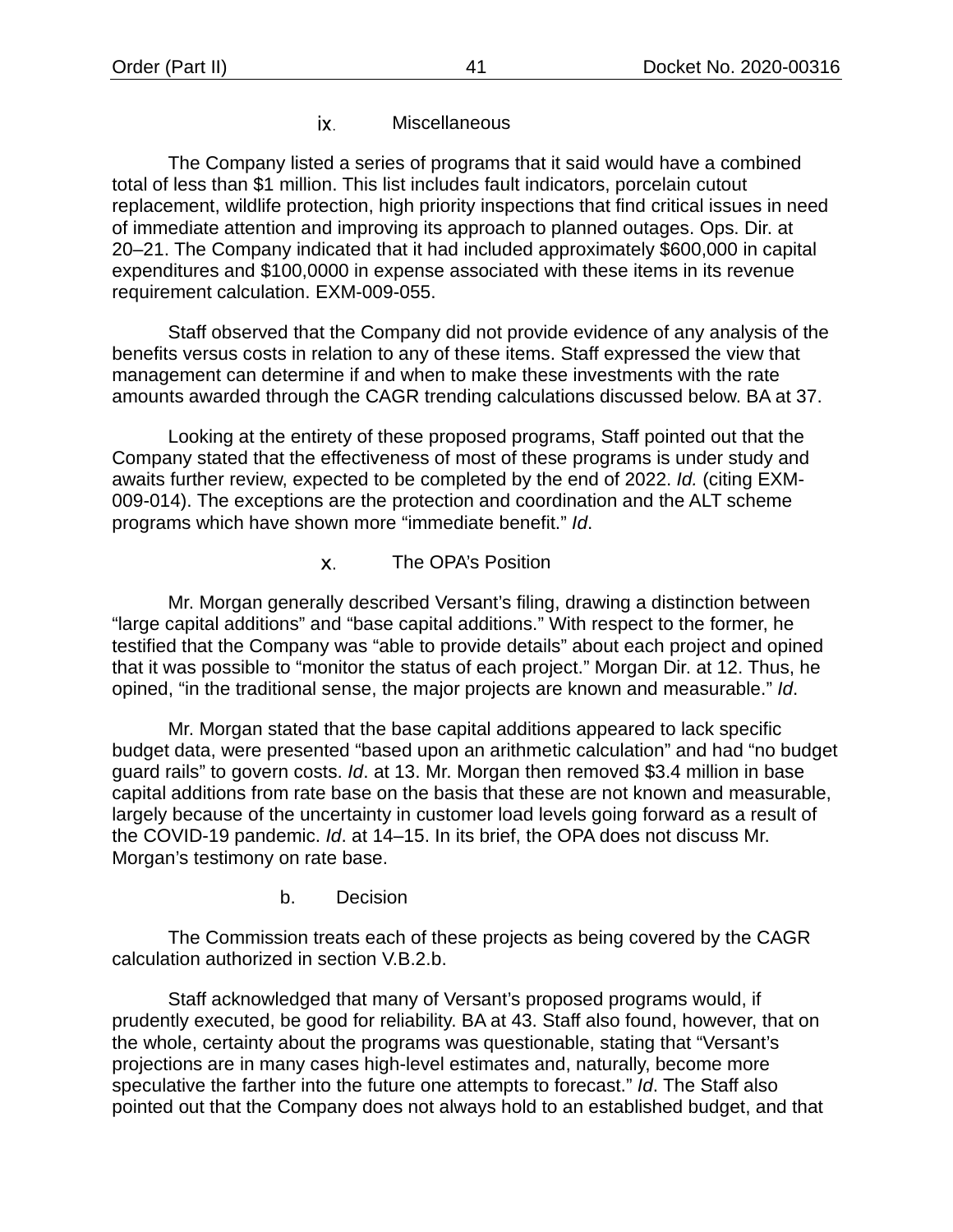#### ix. Miscellaneous

The Company listed a series of programs that it said would have a combined total of less than $1 million. This list includes fault indicators, porcelain cutout replacement, wildlife protection, high priority inspections that find critical issues in need of immediate attention and improving its approach to planned outages. Ops. Dir. at 20–21. The Company indicated that it had included approximately $600,000 in capital expenditures and $100,0000 in expense associated with these items in its revenue requirement calculation. EXM-009-055.

Staff observed that the Company did not provide evidence of any analysis of the benefits versus costs in relation to any of these items. Staff expressed the view that management can determine if and when to make these investments with the rate amounts awarded through the CAGR trending calculations discussed below. BA at 37.

Looking at the entirety of these proposed programs, Staff pointed out that the Company stated that the effectiveness of most of these programs is under study and awaits further review, expected to be completed by the end of 2022. *Id.* (citing EXM-009-014). The exceptions are the protection and coordination and the ALT scheme programs which have shown more "immediate benefit." *Id*.

#### x. The OPA's Position

Mr. Morgan generally described Versant's filing, drawing a distinction between "large capital additions" and "base capital additions." With respect to the former, he testified that the Company was "able to provide details" about each project and opined that it was possible to "monitor the status of each project." Morgan Dir. at 12. Thus, he opined, "in the traditional sense, the major projects are known and measurable." *Id*.

Mr. Morgan stated that the base capital additions appeared to lack specific budget data, were presented "based upon an arithmetic calculation" and had "no budget guard rails" to govern costs. *Id*. at 13. Mr. Morgan then removed $3.4 million in base capital additions from rate base on the basis that these are not known and measurable, largely because of the uncertainty in customer load levels going forward as a result of the COVID-19 pandemic. *Id*. at 14–15. In its brief, the OPA does not discuss Mr. Morgan's testimony on rate base.

### b. Decision

The Commission treats each of these projects as being covered by the CAGR calculation authorized in section V.B.2.b.

Staff acknowledged that many of Versant's proposed programs would, if prudently executed, be good for reliability. BA at 43. Staff also found, however, that on the whole, certainty about the programs was questionable, stating that "Versant's projections are in many cases high-level estimates and, naturally, become more speculative the farther into the future one attempts to forecast." *Id*. The Staff also pointed out that the Company does not always hold to an established budget, and that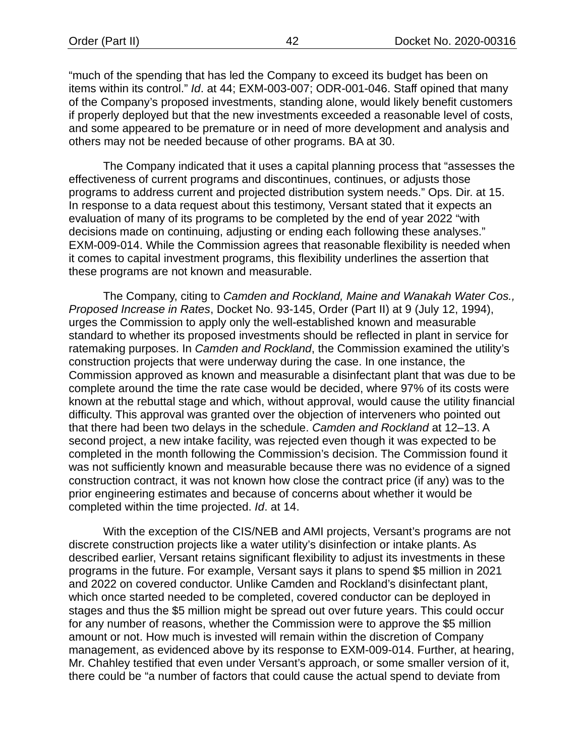"much of the spending that has led the Company to exceed its budget has been on items within its control." *Id*. at 44; EXM-003-007; ODR-001-046. Staff opined that many of the Company's proposed investments, standing alone, would likely benefit customers if properly deployed but that the new investments exceeded a reasonable level of costs, and some appeared to be premature or in need of more development and analysis and others may not be needed because of other programs. BA at 30.

The Company indicated that it uses a capital planning process that "assesses the effectiveness of current programs and discontinues, continues, or adjusts those programs to address current and projected distribution system needs." Ops. Dir. at 15. In response to a data request about this testimony, Versant stated that it expects an evaluation of many of its programs to be completed by the end of year 2022 "with decisions made on continuing, adjusting or ending each following these analyses." EXM-009-014. While the Commission agrees that reasonable flexibility is needed when it comes to capital investment programs, this flexibility underlines the assertion that these programs are not known and measurable.

The Company, citing to *Camden and Rockland, Maine and Wanakah Water Cos., Proposed Increase in Rates*, Docket No. 93-145, Order (Part II) at 9 (July 12, 1994), urges the Commission to apply only the well-established known and measurable standard to whether its proposed investments should be reflected in plant in service for ratemaking purposes. In *Camden and Rockland*, the Commission examined the utility's construction projects that were underway during the case. In one instance, the Commission approved as known and measurable a disinfectant plant that was due to be complete around the time the rate case would be decided, where 97% of its costs were known at the rebuttal stage and which, without approval, would cause the utility financial difficulty. This approval was granted over the objection of interveners who pointed out that there had been two delays in the schedule. *Camden and Rockland* at 12–13. A second project, a new intake facility, was rejected even though it was expected to be completed in the month following the Commission's decision. The Commission found it was not sufficiently known and measurable because there was no evidence of a signed construction contract, it was not known how close the contract price (if any) was to the prior engineering estimates and because of concerns about whether it would be completed within the time projected. *Id*. at 14.

With the exception of the CIS/NEB and AMI projects, Versant's programs are not discrete construction projects like a water utility's disinfection or intake plants. As described earlier, Versant retains significant flexibility to adjust its investments in these programs in the future. For example, Versant says it plans to spend $5 million in 2021 and 2022 on covered conductor. Unlike Camden and Rockland's disinfectant plant, which once started needed to be completed, covered conductor can be deployed in stages and thus the $5 million might be spread out over future years. This could occur for any number of reasons, whether the Commission were to approve the $5 million amount or not. How much is invested will remain within the discretion of Company management, as evidenced above by its response to EXM-009-014. Further, at hearing, Mr. Chahley testified that even under Versant's approach, or some smaller version of it, there could be "a number of factors that could cause the actual spend to deviate from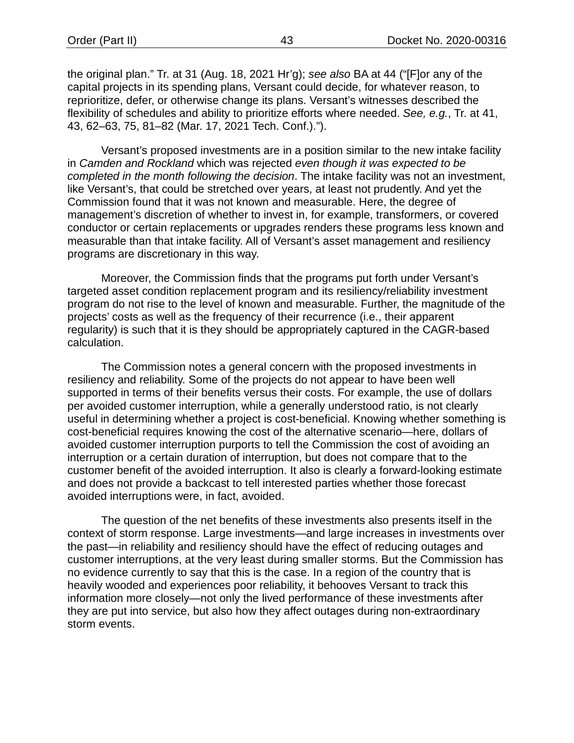the original plan." Tr. at 31 (Aug. 18, 2021 Hr'g); *see also* BA at 44 ("[F]or any of the capital projects in its spending plans, Versant could decide, for whatever reason, to reprioritize, defer, or otherwise change its plans. Versant's witnesses described the flexibility of schedules and ability to prioritize efforts where needed. *See, e.g.*, Tr. at 41, 43, 62–63, 75, 81–82 (Mar. 17, 2021 Tech. Conf.).").

Versant's proposed investments are in a position similar to the new intake facility in *Camden and Rockland* which was rejected *even though it was expected to be completed in the month following the decision*. The intake facility was not an investment, like Versant's, that could be stretched over years, at least not prudently. And yet the Commission found that it was not known and measurable. Here, the degree of management's discretion of whether to invest in, for example, transformers, or covered conductor or certain replacements or upgrades renders these programs less known and measurable than that intake facility. All of Versant's asset management and resiliency programs are discretionary in this way.

Moreover, the Commission finds that the programs put forth under Versant's targeted asset condition replacement program and its resiliency/reliability investment program do not rise to the level of known and measurable. Further, the magnitude of the projects' costs as well as the frequency of their recurrence (i.e., their apparent regularity) is such that it is they should be appropriately captured in the CAGR-based calculation.

The Commission notes a general concern with the proposed investments in resiliency and reliability. Some of the projects do not appear to have been well supported in terms of their benefits versus their costs. For example, the use of dollars per avoided customer interruption, while a generally understood ratio, is not clearly useful in determining whether a project is cost-beneficial. Knowing whether something is cost-beneficial requires knowing the cost of the alternative scenario—here, dollars of avoided customer interruption purports to tell the Commission the cost of avoiding an interruption or a certain duration of interruption, but does not compare that to the customer benefit of the avoided interruption. It also is clearly a forward-looking estimate and does not provide a backcast to tell interested parties whether those forecast avoided interruptions were, in fact, avoided.

The question of the net benefits of these investments also presents itself in the context of storm response. Large investments—and large increases in investments over the past—in reliability and resiliency should have the effect of reducing outages and customer interruptions, at the very least during smaller storms. But the Commission has no evidence currently to say that this is the case. In a region of the country that is heavily wooded and experiences poor reliability, it behooves Versant to track this information more closely—not only the lived performance of these investments after they are put into service, but also how they affect outages during non-extraordinary storm events.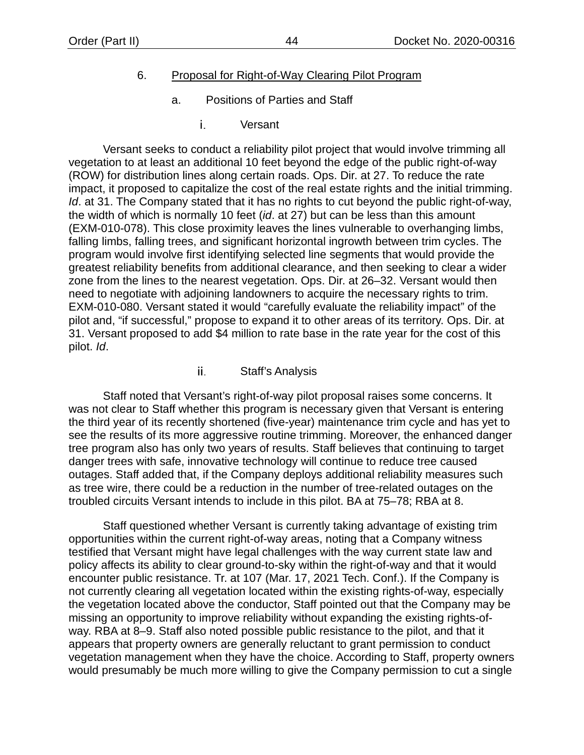### 6. Proposal for Right-of-Way Clearing Pilot Program

#### a. Positions of Parties and Staff

##### i. Versant

Versant seeks to conduct a reliability pilot project that would involve trimming all vegetation to at least an additional 10 feet beyond the edge of the public right-of-way (ROW) for distribution lines along certain roads. Ops. Dir. at 27. To reduce the rate impact, it proposed to capitalize the cost of the real estate rights and the initial trimming. *Id*. at 31. The Company stated that it has no rights to cut beyond the public right-of-way, the width of which is normally 10 feet (*id*. at 27) but can be less than this amount (EXM-010-078). This close proximity leaves the lines vulnerable to overhanging limbs, falling limbs, falling trees, and significant horizontal ingrowth between trim cycles. The program would involve first identifying selected line segments that would provide the greatest reliability benefits from additional clearance, and then seeking to clear a wider zone from the lines to the nearest vegetation. Ops. Dir. at 26–32. Versant would then need to negotiate with adjoining landowners to acquire the necessary rights to trim. EXM-010-080. Versant stated it would "carefully evaluate the reliability impact" of the pilot and, "if successful," propose to expand it to other areas of its territory. Ops. Dir. at 31. Versant proposed to add $4 million to rate base in the rate year for the cost of this pilot. *Id*.

##### ii. Staff's Analysis

Staff noted that Versant's right-of-way pilot proposal raises some concerns. It was not clear to Staff whether this program is necessary given that Versant is entering the third year of its recently shortened (five-year) maintenance trim cycle and has yet to see the results of its more aggressive routine trimming. Moreover, the enhanced danger tree program also has only two years of results. Staff believes that continuing to target danger trees with safe, innovative technology will continue to reduce tree caused outages. Staff added that, if the Company deploys additional reliability measures such as tree wire, there could be a reduction in the number of tree-related outages on the troubled circuits Versant intends to include in this pilot. BA at 75–78; RBA at 8.

Staff questioned whether Versant is currently taking advantage of existing trim opportunities within the current right-of-way areas, noting that a Company witness testified that Versant might have legal challenges with the way current state law and policy affects its ability to clear ground-to-sky within the right-of-way and that it would encounter public resistance. Tr. at 107 (Mar. 17, 2021 Tech. Conf.). If the Company is not currently clearing all vegetation located within the existing rights-of-way, especially the vegetation located above the conductor, Staff pointed out that the Company may be missing an opportunity to improve reliability without expanding the existing rights-of-way. RBA at 8–9. Staff also noted possible public resistance to the pilot, and that it appears that property owners are generally reluctant to grant permission to conduct vegetation management when they have the choice. According to Staff, property owners would presumably be much more willing to give the Company permission to cut a single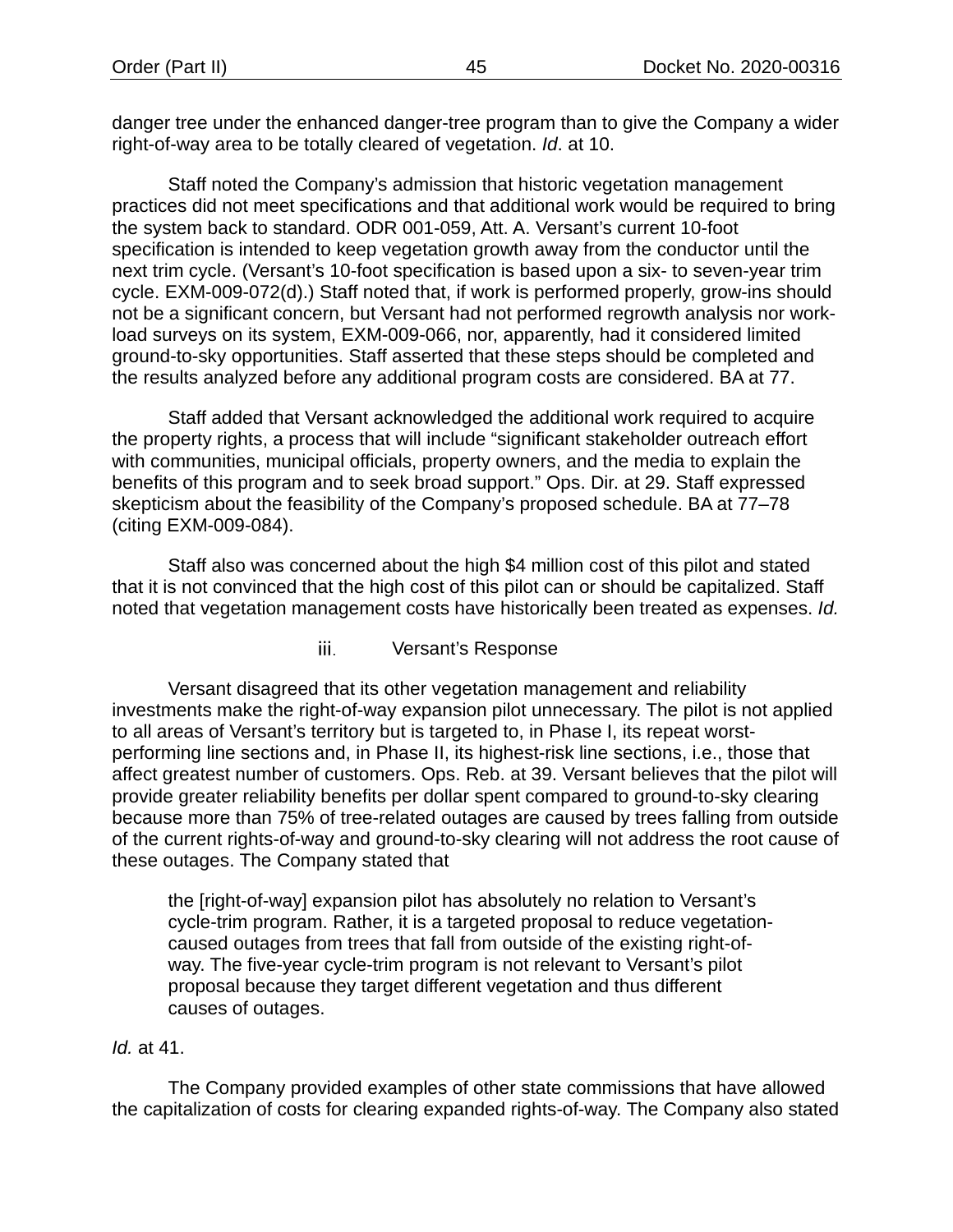danger tree under the enhanced danger-tree program than to give the Company a wider right-of-way area to be totally cleared of vegetation. *Id*. at 10.

Staff noted the Company's admission that historic vegetation management practices did not meet specifications and that additional work would be required to bring the system back to standard. ODR 001-059, Att. A. Versant's current 10-foot specification is intended to keep vegetation growth away from the conductor until the next trim cycle. (Versant's 10-foot specification is based upon a six- to seven-year trim cycle. EXM-009-072(d).) Staff noted that, if work is performed properly, grow-ins should not be a significant concern, but Versant had not performed regrowth analysis nor work-load surveys on its system, EXM-009-066, nor, apparently, had it considered limited ground-to-sky opportunities. Staff asserted that these steps should be completed and the results analyzed before any additional program costs are considered. BA at 77.

Staff added that Versant acknowledged the additional work required to acquire the property rights, a process that will include "significant stakeholder outreach effort with communities, municipal officials, property owners, and the media to explain the benefits of this program and to seek broad support." Ops. Dir. at 29. Staff expressed skepticism about the feasibility of the Company's proposed schedule. BA at 77–78 (citing EXM-009-084).

Staff also was concerned about the high $4 million cost of this pilot and stated that it is not convinced that the high cost of this pilot can or should be capitalized. Staff noted that vegetation management costs have historically been treated as expenses. *Id.*

#### iii. Versant's Response

Versant disagreed that its other vegetation management and reliability investments make the right-of-way expansion pilot unnecessary. The pilot is not applied to all areas of Versant's territory but is targeted to, in Phase I, its repeat worst-performing line sections and, in Phase II, its highest-risk line sections, i.e., those that affect greatest number of customers. Ops. Reb. at 39. Versant believes that the pilot will provide greater reliability benefits per dollar spent compared to ground-to-sky clearing because more than 75% of tree-related outages are caused by trees falling from outside of the current rights-of-way and ground-to-sky clearing will not address the root cause of these outages. The Company stated that

> the [right-of-way] expansion pilot has absolutely no relation to Versant's cycle-trim program. Rather, it is a targeted proposal to reduce vegetation-caused outages from trees that fall from outside of the existing right-of-way. The five-year cycle-trim program is not relevant to Versant's pilot proposal because they target different vegetation and thus different causes of outages.

*Id.* at 41.

The Company provided examples of other state commissions that have allowed the capitalization of costs for clearing expanded rights-of-way. The Company also stated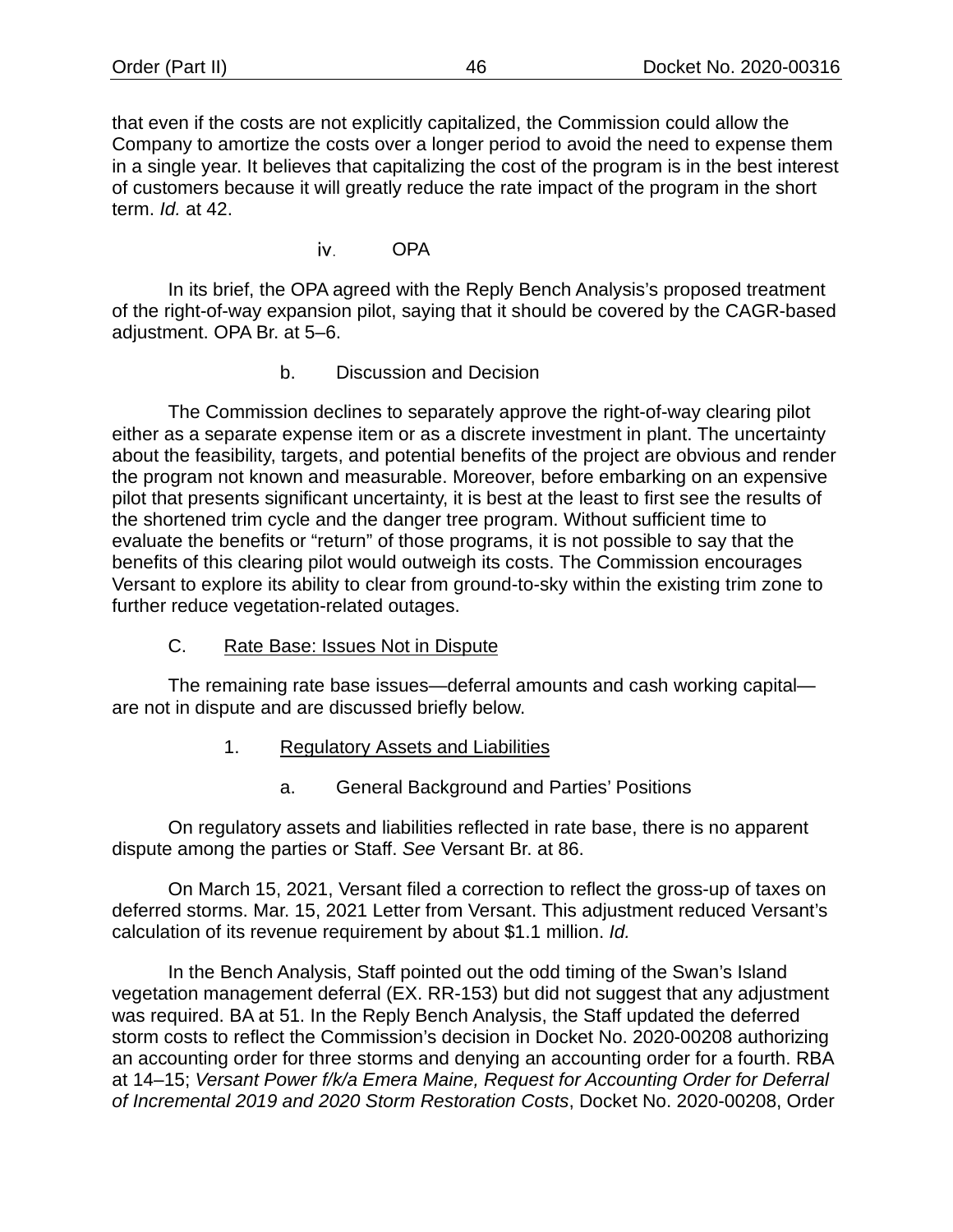that even if the costs are not explicitly capitalized, the Commission could allow the Company to amortize the costs over a longer period to avoid the need to expense them in a single year. It believes that capitalizing the cost of the program is in the best interest of customers because it will greatly reduce the rate impact of the program in the short term. *Id.* at 42.

iv. OPA

In its brief, the OPA agreed with the Reply Bench Analysis's proposed treatment of the right-of-way expansion pilot, saying that it should be covered by the CAGR-based adjustment. OPA Br. at 5–6.

b. Discussion and Decision

The Commission declines to separately approve the right-of-way clearing pilot either as a separate expense item or as a discrete investment in plant. The uncertainty about the feasibility, targets, and potential benefits of the project are obvious and render the program not known and measurable. Moreover, before embarking on an expensive pilot that presents significant uncertainty, it is best at the least to first see the results of the shortened trim cycle and the danger tree program. Without sufficient time to evaluate the benefits or "return" of those programs, it is not possible to say that the benefits of this clearing pilot would outweigh its costs. The Commission encourages Versant to explore its ability to clear from ground-to-sky within the existing trim zone to further reduce vegetation-related outages.

## C. Rate Base: Issues Not in Dispute

The remaining rate base issues—deferral amounts and cash working capital—are not in dispute and are discussed briefly below.

### 1. Regulatory Assets and Liabilities

a. General Background and Parties' Positions

On regulatory assets and liabilities reflected in rate base, there is no apparent dispute among the parties or Staff. *See* Versant Br. at 86.

On March 15, 2021, Versant filed a correction to reflect the gross-up of taxes on deferred storms. Mar. 15, 2021 Letter from Versant. This adjustment reduced Versant's calculation of its revenue requirement by about $1.1 million. *Id.*

In the Bench Analysis, Staff pointed out the odd timing of the Swan's Island vegetation management deferral (EX. RR-153) but did not suggest that any adjustment was required. BA at 51. In the Reply Bench Analysis, the Staff updated the deferred storm costs to reflect the Commission's decision in Docket No. 2020-00208 authorizing an accounting order for three storms and denying an accounting order for a fourth. RBA at 14–15; *Versant Power f/k/a Emera Maine, Request for Accounting Order for Deferral of Incremental 2019 and 2020 Storm Restoration Costs*, Docket No. 2020-00208, Order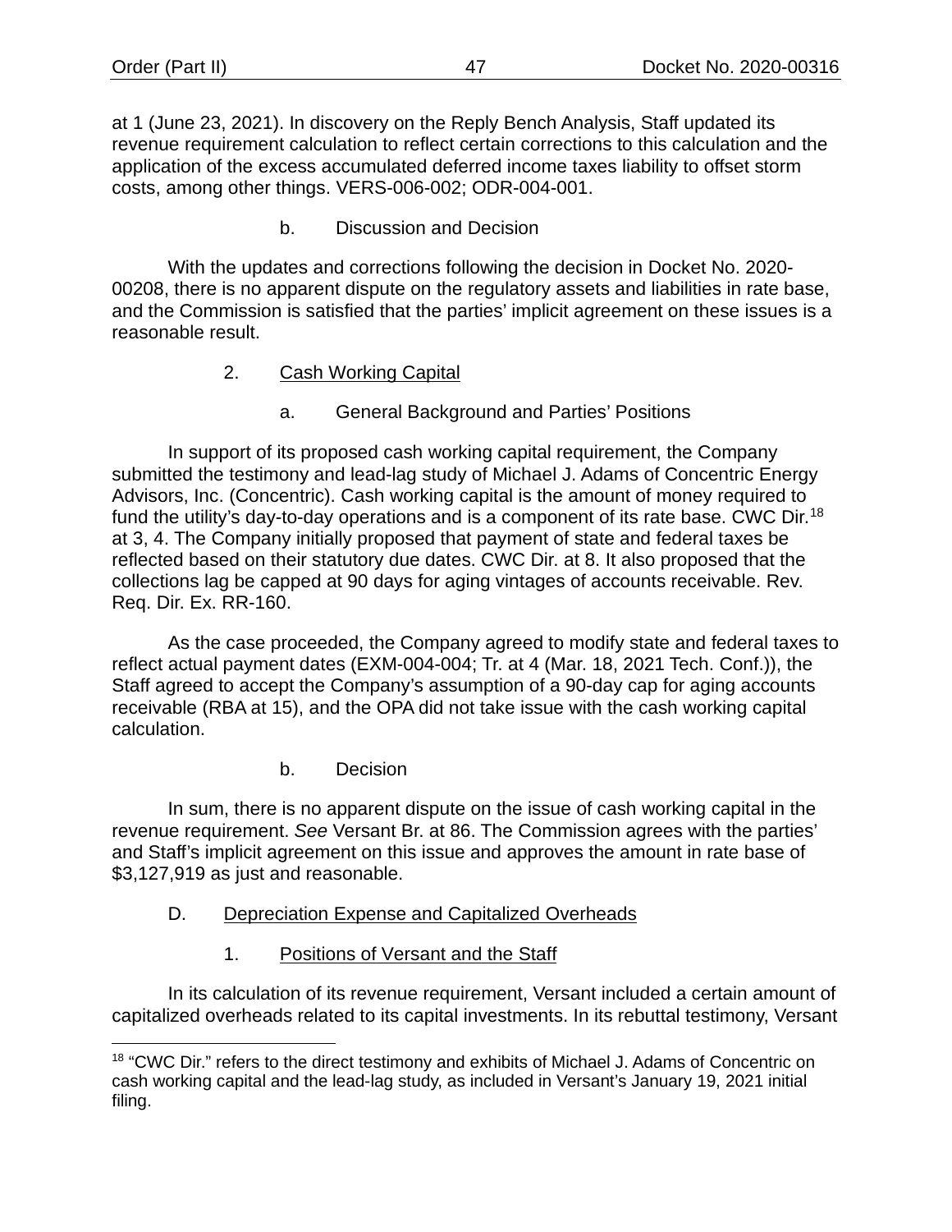at 1 (June 23, 2021). In discovery on the Reply Bench Analysis, Staff updated its revenue requirement calculation to reflect certain corrections to this calculation and the application of the excess accumulated deferred income taxes liability to offset storm costs, among other things. VERS-006-002; ODR-004-001.

b. Discussion and Decision

With the updates and corrections following the decision in Docket No. 2020-00208, there is no apparent dispute on the regulatory assets and liabilities in rate base, and the Commission is satisfied that the parties' implicit agreement on these issues is a reasonable result.

2. <u>Cash Working Capital</u>

a. General Background and Parties' Positions

In support of its proposed cash working capital requirement, the Company submitted the testimony and lead-lag study of Michael J. Adams of Concentric Energy Advisors, Inc. (Concentric). Cash working capital is the amount of money required to fund the utility's day-to-day operations and is a component of its rate base. CWC Dir.[18] at 3, 4. The Company initially proposed that payment of state and federal taxes be reflected based on their statutory due dates. CWC Dir. at 8. It also proposed that the collections lag be capped at 90 days for aging vintages of accounts receivable. Rev. Req. Dir. Ex. RR-160.

As the case proceeded, the Company agreed to modify state and federal taxes to reflect actual payment dates (EXM-004-004; Tr. at 4 (Mar. 18, 2021 Tech. Conf.)), the Staff agreed to accept the Company's assumption of a 90-day cap for aging accounts receivable (RBA at 15), and the OPA did not take issue with the cash working capital calculation.

b. Decision

In sum, there is no apparent dispute on the issue of cash working capital in the revenue requirement. *See* Versant Br. at 86. The Commission agrees with the parties' and Staff's implicit agreement on this issue and approves the amount in rate base of $3,127,919 as just and reasonable.

D. <u>Depreciation Expense and Capitalized Overheads</u>

1. <u>Positions of Versant and the Staff</u>

In its calculation of its revenue requirement, Versant included a certain amount of capitalized overheads related to its capital investments. In its rebuttal testimony, Versant

[18] "CWC Dir." refers to the direct testimony and exhibits of Michael J. Adams of Concentric on cash working capital and the lead-lag study, as included in Versant's January 19, 2021 initial filing.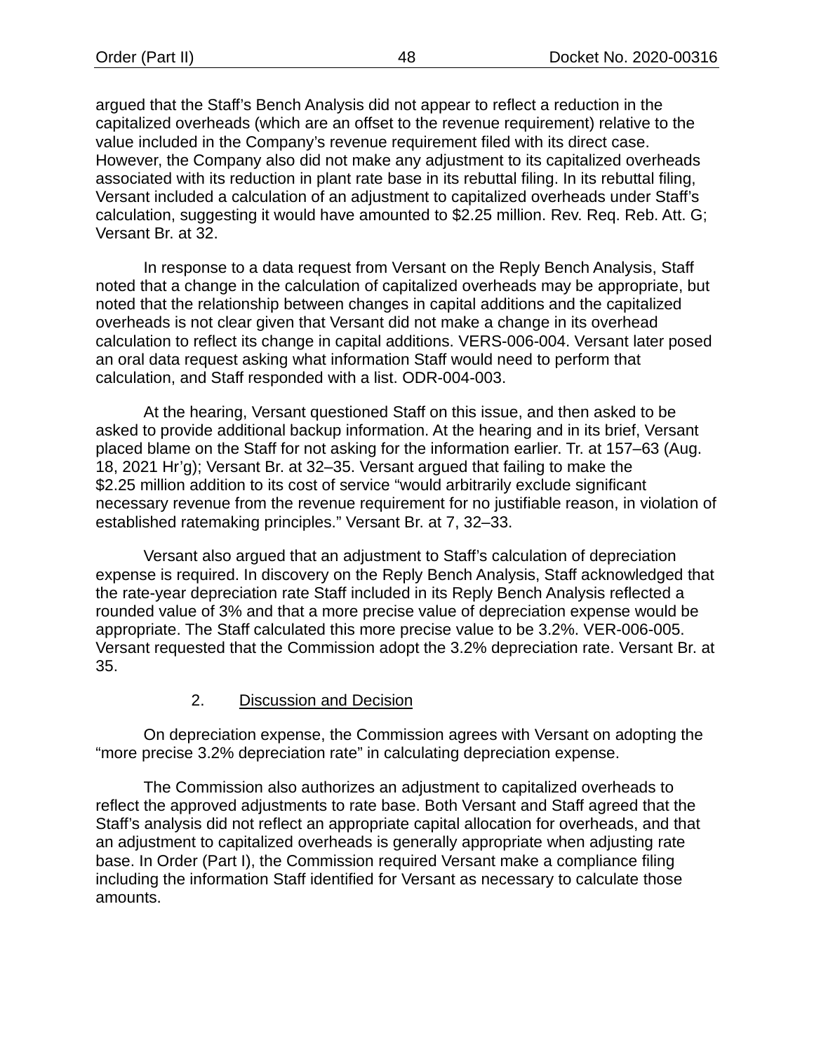argued that the Staff's Bench Analysis did not appear to reflect a reduction in the capitalized overheads (which are an offset to the revenue requirement) relative to the value included in the Company's revenue requirement filed with its direct case. However, the Company also did not make any adjustment to its capitalized overheads associated with its reduction in plant rate base in its rebuttal filing. In its rebuttal filing, Versant included a calculation of an adjustment to capitalized overheads under Staff's calculation, suggesting it would have amounted to $2.25 million. Rev. Req. Reb. Att. G; Versant Br. at 32.

In response to a data request from Versant on the Reply Bench Analysis, Staff noted that a change in the calculation of capitalized overheads may be appropriate, but noted that the relationship between changes in capital additions and the capitalized overheads is not clear given that Versant did not make a change in its overhead calculation to reflect its change in capital additions. VERS-006-004. Versant later posed an oral data request asking what information Staff would need to perform that calculation, and Staff responded with a list. ODR-004-003.

At the hearing, Versant questioned Staff on this issue, and then asked to be asked to provide additional backup information. At the hearing and in its brief, Versant placed blame on the Staff for not asking for the information earlier. Tr. at 157–63 (Aug. 18, 2021 Hr'g); Versant Br. at 32–35. Versant argued that failing to make the $2.25 million addition to its cost of service "would arbitrarily exclude significant necessary revenue from the revenue requirement for no justifiable reason, in violation of established ratemaking principles." Versant Br. at 7, 32–33.

Versant also argued that an adjustment to Staff's calculation of depreciation expense is required. In discovery on the Reply Bench Analysis, Staff acknowledged that the rate-year depreciation rate Staff included in its Reply Bench Analysis reflected a rounded value of 3% and that a more precise value of depreciation expense would be appropriate. The Staff calculated this more precise value to be 3.2%. VER-006-005. Versant requested that the Commission adopt the 3.2% depreciation rate. Versant Br. at 35.

2. <u>Discussion and Decision</u>

On depreciation expense, the Commission agrees with Versant on adopting the "more precise 3.2% depreciation rate" in calculating depreciation expense.

The Commission also authorizes an adjustment to capitalized overheads to reflect the approved adjustments to rate base. Both Versant and Staff agreed that the Staff's analysis did not reflect an appropriate capital allocation for overheads, and that an adjustment to capitalized overheads is generally appropriate when adjusting rate base. In Order (Part I), the Commission required Versant make a compliance filing including the information Staff identified for Versant as necessary to calculate those amounts.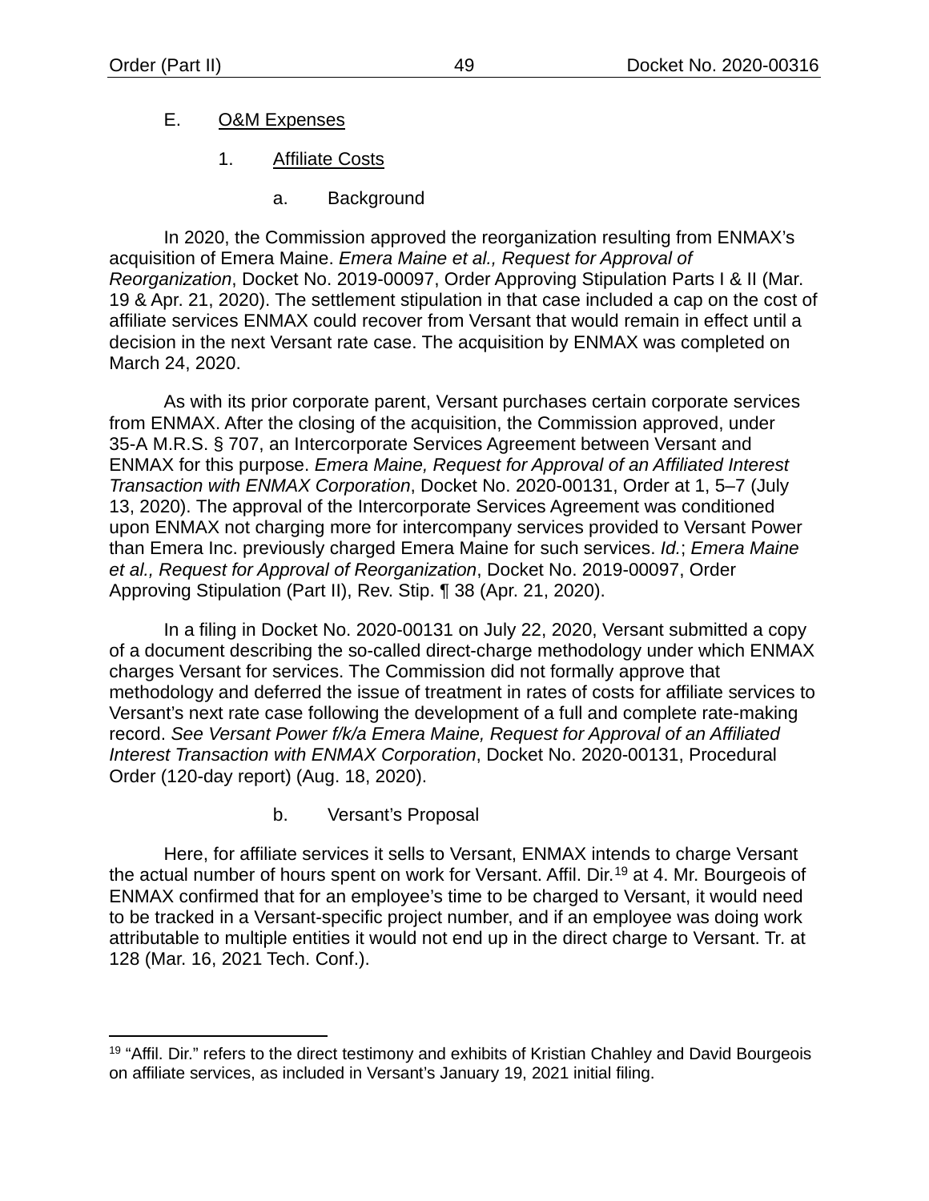### E. O&M Expenses

#### 1. Affiliate Costs

##### a. Background

In 2020, the Commission approved the reorganization resulting from ENMAX's acquisition of Emera Maine. *Emera Maine et al., Request for Approval of Reorganization*, Docket No. 2019-00097, Order Approving Stipulation Parts I & II (Mar. 19 & Apr. 21, 2020). The settlement stipulation in that case included a cap on the cost of affiliate services ENMAX could recover from Versant that would remain in effect until a decision in the next Versant rate case. The acquisition by ENMAX was completed on March 24, 2020.

As with its prior corporate parent, Versant purchases certain corporate services from ENMAX. After the closing of the acquisition, the Commission approved, under 35-A M.R.S. § 707, an Intercorporate Services Agreement between Versant and ENMAX for this purpose. *Emera Maine, Request for Approval of an Affiliated Interest Transaction with ENMAX Corporation*, Docket No. 2020-00131, Order at 1, 5–7 (July 13, 2020). The approval of the Intercorporate Services Agreement was conditioned upon ENMAX not charging more for intercompany services provided to Versant Power than Emera Inc. previously charged Emera Maine for such services. *Id.*; *Emera Maine et al., Request for Approval of Reorganization*, Docket No. 2019-00097, Order Approving Stipulation (Part II), Rev. Stip. ¶ 38 (Apr. 21, 2020).

In a filing in Docket No. 2020-00131 on July 22, 2020, Versant submitted a copy of a document describing the so-called direct-charge methodology under which ENMAX charges Versant for services. The Commission did not formally approve that methodology and deferred the issue of treatment in rates of costs for affiliate services to Versant's next rate case following the development of a full and complete rate-making record. *See Versant Power f/k/a Emera Maine, Request for Approval of an Affiliated Interest Transaction with ENMAX Corporation*, Docket No. 2020-00131, Procedural Order (120-day report) (Aug. 18, 2020).

##### b. Versant's Proposal

Here, for affiliate services it sells to Versant, ENMAX intends to charge Versant the actual number of hours spent on work for Versant. Affil. Dir.[19] at 4. Mr. Bourgeois of ENMAX confirmed that for an employee's time to be charged to Versant, it would need to be tracked in a Versant-specific project number, and if an employee was doing work attributable to multiple entities it would not end up in the direct charge to Versant. Tr. at 128 (Mar. 16, 2021 Tech. Conf.).

---

[19] "Affil. Dir." refers to the direct testimony and exhibits of Kristian Chahley and David Bourgeois on affiliate services, as included in Versant's January 19, 2021 initial filing.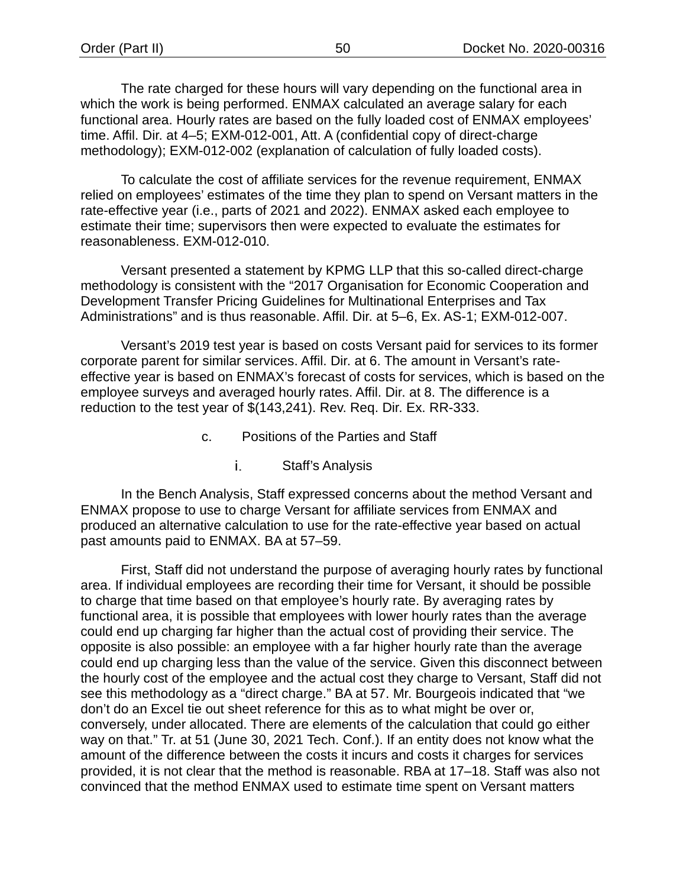The rate charged for these hours will vary depending on the functional area in which the work is being performed. ENMAX calculated an average salary for each functional area. Hourly rates are based on the fully loaded cost of ENMAX employees' time. Affil. Dir. at 4–5; EXM-012-001, Att. A (confidential copy of direct-charge methodology); EXM-012-002 (explanation of calculation of fully loaded costs).

To calculate the cost of affiliate services for the revenue requirement, ENMAX relied on employees' estimates of the time they plan to spend on Versant matters in the rate-effective year (i.e., parts of 2021 and 2022). ENMAX asked each employee to estimate their time; supervisors then were expected to evaluate the estimates for reasonableness. EXM-012-010.

Versant presented a statement by KPMG LLP that this so-called direct-charge methodology is consistent with the "2017 Organisation for Economic Cooperation and Development Transfer Pricing Guidelines for Multinational Enterprises and Tax Administrations" and is thus reasonable. Affil. Dir. at 5–6, Ex. AS-1; EXM-012-007.

Versant's 2019 test year is based on costs Versant paid for services to its former corporate parent for similar services. Affil. Dir. at 6. The amount in Versant's rate-effective year is based on ENMAX's forecast of costs for services, which is based on the employee surveys and averaged hourly rates. Affil. Dir. at 8. The difference is a reduction to the test year of $(143,241). Rev. Req. Dir. Ex. RR-333.

#### c. Positions of the Parties and Staff

##### i. Staff's Analysis

In the Bench Analysis, Staff expressed concerns about the method Versant and ENMAX propose to use to charge Versant for affiliate services from ENMAX and produced an alternative calculation to use for the rate-effective year based on actual past amounts paid to ENMAX. BA at 57–59.

First, Staff did not understand the purpose of averaging hourly rates by functional area. If individual employees are recording their time for Versant, it should be possible to charge that time based on that employee's hourly rate. By averaging rates by functional area, it is possible that employees with lower hourly rates than the average could end up charging far higher than the actual cost of providing their service. The opposite is also possible: an employee with a far higher hourly rate than the average could end up charging less than the value of the service. Given this disconnect between the hourly cost of the employee and the actual cost they charge to Versant, Staff did not see this methodology as a "direct charge." BA at 57. Mr. Bourgeois indicated that "we don't do an Excel tie out sheet reference for this as to what might be over or, conversely, under allocated. There are elements of the calculation that could go either way on that." Tr. at 51 (June 30, 2021 Tech. Conf.). If an entity does not know what the amount of the difference between the costs it incurs and costs it charges for services provided, it is not clear that the method is reasonable. RBA at 17–18. Staff was also not convinced that the method ENMAX used to estimate time spent on Versant matters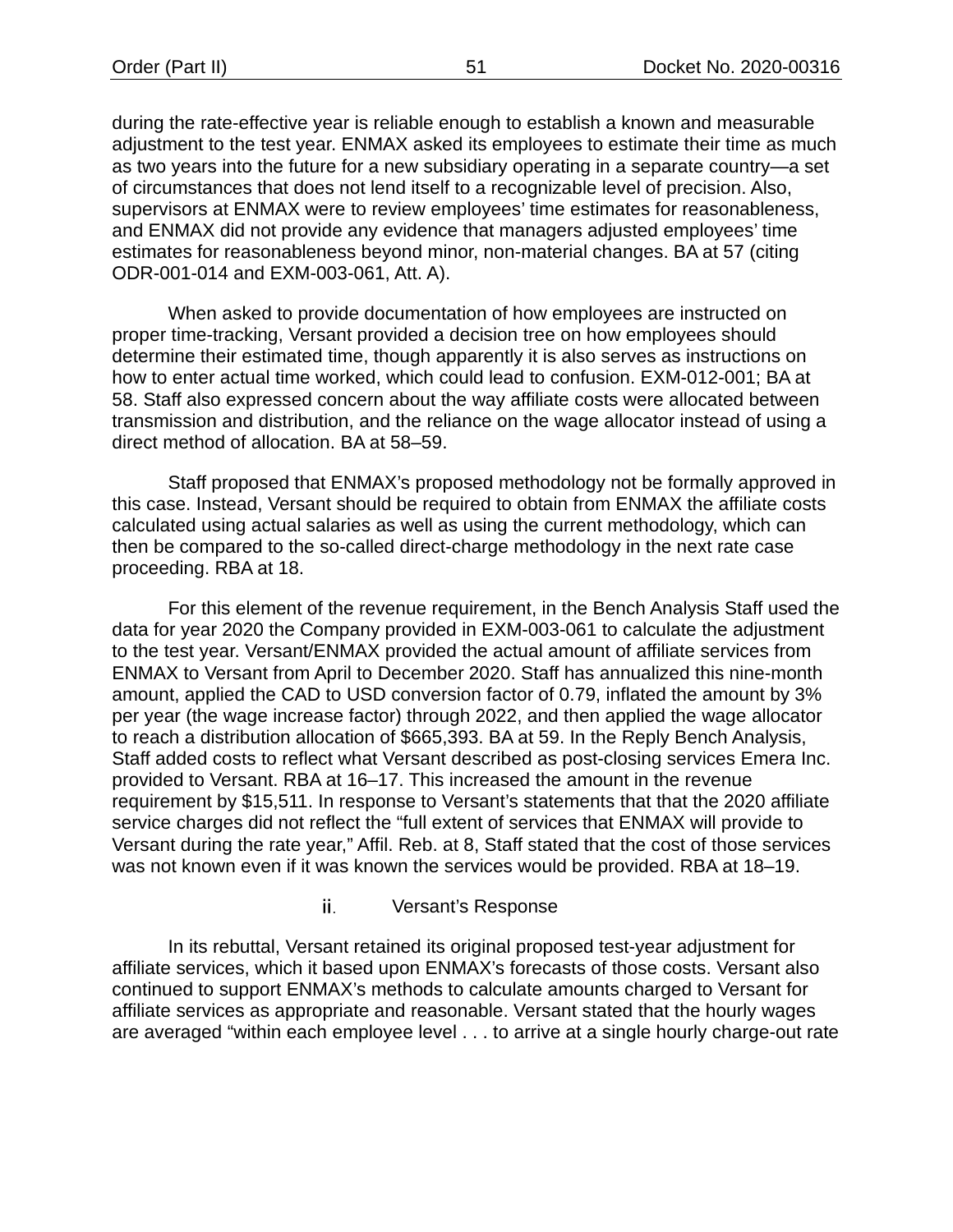during the rate-effective year is reliable enough to establish a known and measurable adjustment to the test year. ENMAX asked its employees to estimate their time as much as two years into the future for a new subsidiary operating in a separate country—a set of circumstances that does not lend itself to a recognizable level of precision. Also, supervisors at ENMAX were to review employees' time estimates for reasonableness, and ENMAX did not provide any evidence that managers adjusted employees' time estimates for reasonableness beyond minor, non-material changes. BA at 57 (citing ODR-001-014 and EXM-003-061, Att. A).

When asked to provide documentation of how employees are instructed on proper time-tracking, Versant provided a decision tree on how employees should determine their estimated time, though apparently it is also serves as instructions on how to enter actual time worked, which could lead to confusion. EXM-012-001; BA at 58. Staff also expressed concern about the way affiliate costs were allocated between transmission and distribution, and the reliance on the wage allocator instead of using a direct method of allocation. BA at 58–59.

Staff proposed that ENMAX's proposed methodology not be formally approved in this case. Instead, Versant should be required to obtain from ENMAX the affiliate costs calculated using actual salaries as well as using the current methodology, which can then be compared to the so-called direct-charge methodology in the next rate case proceeding. RBA at 18.

For this element of the revenue requirement, in the Bench Analysis Staff used the data for year 2020 the Company provided in EXM-003-061 to calculate the adjustment to the test year. Versant/ENMAX provided the actual amount of affiliate services from ENMAX to Versant from April to December 2020. Staff has annualized this nine-month amount, applied the CAD to USD conversion factor of 0.79, inflated the amount by 3% per year (the wage increase factor) through 2022, and then applied the wage allocator to reach a distribution allocation of $665,393. BA at 59. In the Reply Bench Analysis, Staff added costs to reflect what Versant described as post-closing services Emera Inc. provided to Versant. RBA at 16–17. This increased the amount in the revenue requirement by $15,511. In response to Versant's statements that that the 2020 affiliate service charges did not reflect the "full extent of services that ENMAX will provide to Versant during the rate year," Affil. Reb. at 8, Staff stated that the cost of those services was not known even if it was known the services would be provided. RBA at 18–19.

#### ii. Versant's Response

In its rebuttal, Versant retained its original proposed test-year adjustment for affiliate services, which it based upon ENMAX's forecasts of those costs. Versant also continued to support ENMAX's methods to calculate amounts charged to Versant for affiliate services as appropriate and reasonable. Versant stated that the hourly wages are averaged "within each employee level . . . to arrive at a single hourly charge-out rate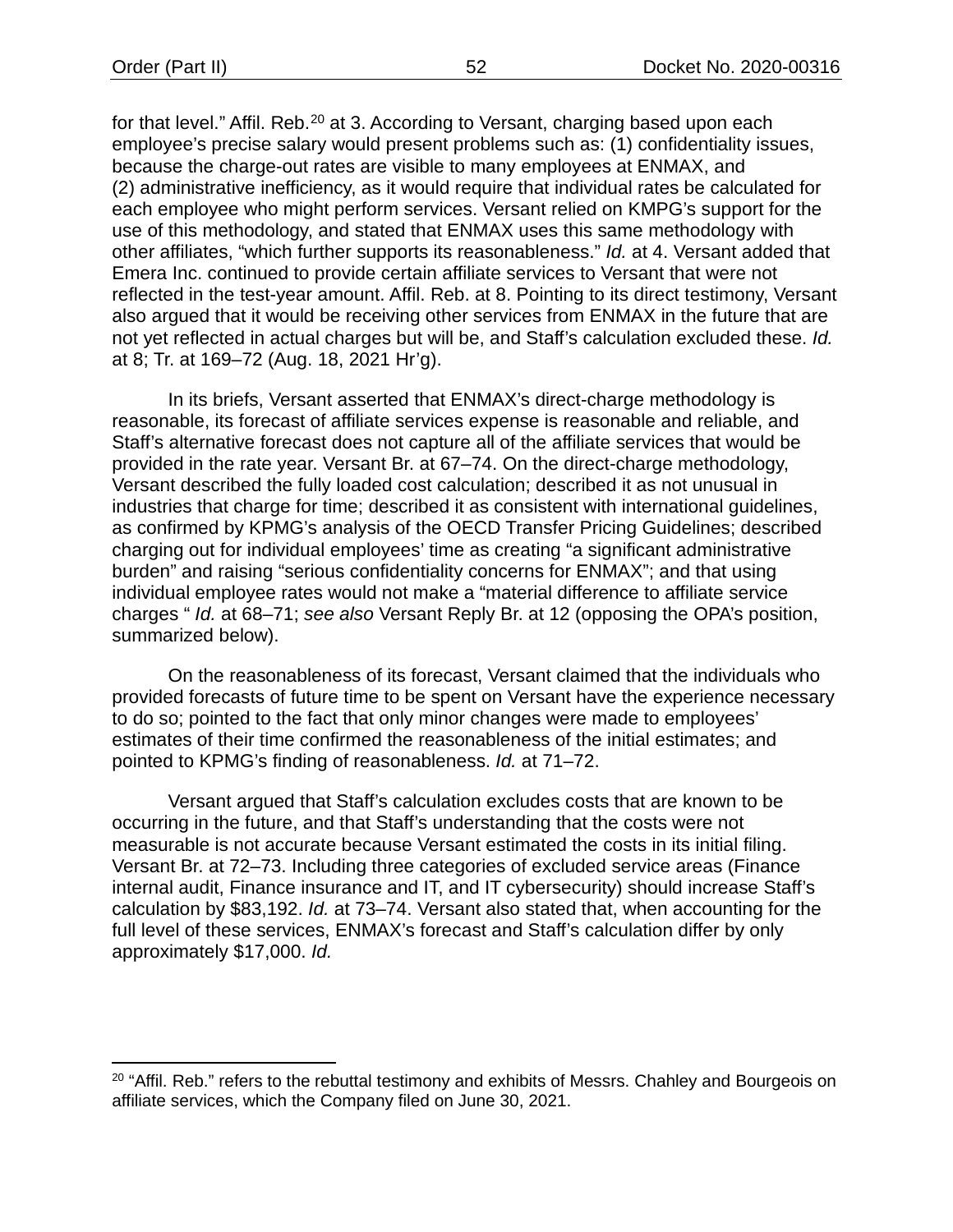for that level." Affil. Reb.[20] at 3. According to Versant, charging based upon each employee's precise salary would present problems such as: (1) confidentiality issues, because the charge-out rates are visible to many employees at ENMAX, and (2) administrative inefficiency, as it would require that individual rates be calculated for each employee who might perform services. Versant relied on KMPG's support for the use of this methodology, and stated that ENMAX uses this same methodology with other affiliates, "which further supports its reasonableness." *Id.* at 4. Versant added that Emera Inc. continued to provide certain affiliate services to Versant that were not reflected in the test-year amount. Affil. Reb. at 8. Pointing to its direct testimony, Versant also argued that it would be receiving other services from ENMAX in the future that are not yet reflected in actual charges but will be, and Staff's calculation excluded these. *Id.* at 8; Tr. at 169–72 (Aug. 18, 2021 Hr'g).

In its briefs, Versant asserted that ENMAX's direct-charge methodology is reasonable, its forecast of affiliate services expense is reasonable and reliable, and Staff's alternative forecast does not capture all of the affiliate services that would be provided in the rate year. Versant Br. at 67–74. On the direct-charge methodology, Versant described the fully loaded cost calculation; described it as not unusual in industries that charge for time; described it as consistent with international guidelines, as confirmed by KPMG's analysis of the OECD Transfer Pricing Guidelines; described charging out for individual employees' time as creating "a significant administrative burden" and raising "serious confidentiality concerns for ENMAX"; and that using individual employee rates would not make a "material difference to affiliate service charges " *Id.* at 68–71; *see also* Versant Reply Br. at 12 (opposing the OPA's position, summarized below).

On the reasonableness of its forecast, Versant claimed that the individuals who provided forecasts of future time to be spent on Versant have the experience necessary to do so; pointed to the fact that only minor changes were made to employees' estimates of their time confirmed the reasonableness of the initial estimates; and pointed to KPMG's finding of reasonableness. *Id.* at 71–72.

Versant argued that Staff's calculation excludes costs that are known to be occurring in the future, and that Staff's understanding that the costs were not measurable is not accurate because Versant estimated the costs in its initial filing. Versant Br. at 72–73. Including three categories of excluded service areas (Finance internal audit, Finance insurance and IT, and IT cybersecurity) should increase Staff's calculation by $83,192. *Id.* at 73–74. Versant also stated that, when accounting for the full level of these services, ENMAX's forecast and Staff's calculation differ by only approximately $17,000. *Id.*

---

[20] "Affil. Reb." refers to the rebuttal testimony and exhibits of Messrs. Chahley and Bourgeois on affiliate services, which the Company filed on June 30, 2021.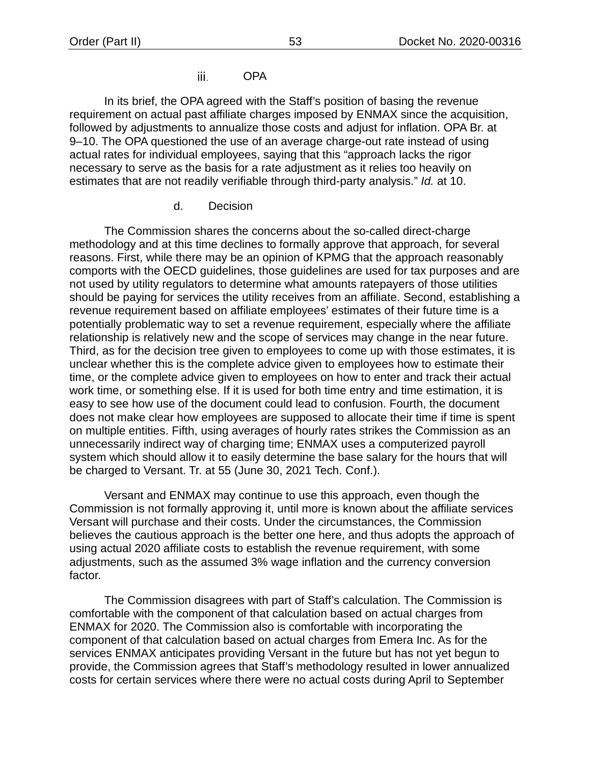#### iii. OPA

In its brief, the OPA agreed with the Staff's position of basing the revenue requirement on actual past affiliate charges imposed by ENMAX since the acquisition, followed by adjustments to annualize those costs and adjust for inflation. OPA Br. at 9–10. The OPA questioned the use of an average charge-out rate instead of using actual rates for individual employees, saying that this "approach lacks the rigor necessary to serve as the basis for a rate adjustment as it relies too heavily on estimates that are not readily verifiable through third-party analysis." *Id.* at 10.

### d. Decision

The Commission shares the concerns about the so-called direct-charge methodology and at this time declines to formally approve that approach, for several reasons. First, while there may be an opinion of KPMG that the approach reasonably comports with the OECD guidelines, those guidelines are used for tax purposes and are not used by utility regulators to determine what amounts ratepayers of those utilities should be paying for services the utility receives from an affiliate. Second, establishing a revenue requirement based on affiliate employees' estimates of their future time is a potentially problematic way to set a revenue requirement, especially where the affiliate relationship is relatively new and the scope of services may change in the near future. Third, as for the decision tree given to employees to come up with those estimates, it is unclear whether this is the complete advice given to employees how to estimate their time, or the complete advice given to employees on how to enter and track their actual work time, or something else. If it is used for both time entry and time estimation, it is easy to see how use of the document could lead to confusion. Fourth, the document does not make clear how employees are supposed to allocate their time if time is spent on multiple entities. Fifth, using averages of hourly rates strikes the Commission as an unnecessarily indirect way of charging time; ENMAX uses a computerized payroll system which should allow it to easily determine the base salary for the hours that will be charged to Versant. Tr. at 55 (June 30, 2021 Tech. Conf.).

Versant and ENMAX may continue to use this approach, even though the Commission is not formally approving it, until more is known about the affiliate services Versant will purchase and their costs. Under the circumstances, the Commission believes the cautious approach is the better one here, and thus adopts the approach of using actual 2020 affiliate costs to establish the revenue requirement, with some adjustments, such as the assumed 3% wage inflation and the currency conversion factor.

The Commission disagrees with part of Staff's calculation. The Commission is comfortable with the component of that calculation based on actual charges from ENMAX for 2020. The Commission also is comfortable with incorporating the component of that calculation based on actual charges from Emera Inc. As for the services ENMAX anticipates providing Versant in the future but has not yet begun to provide, the Commission agrees that Staff's methodology resulted in lower annualized costs for certain services where there were no actual costs during April to September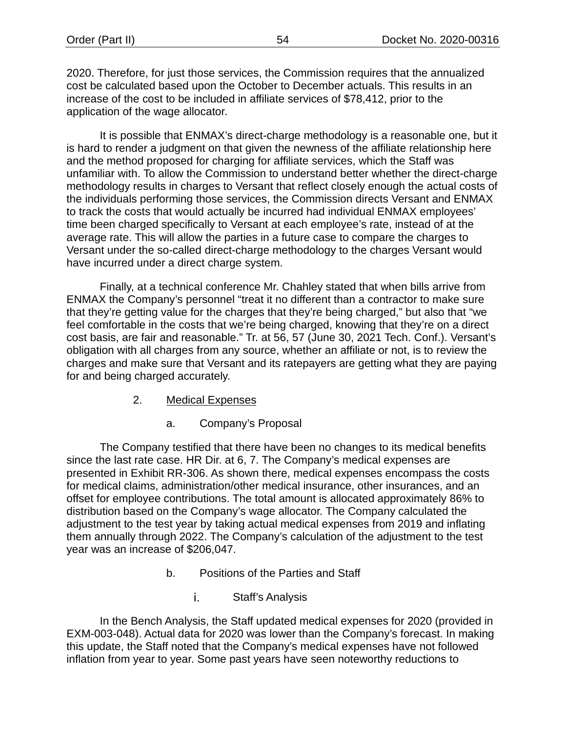2020. Therefore, for just those services, the Commission requires that the annualized cost be calculated based upon the October to December actuals. This results in an increase of the cost to be included in affiliate services of $78,412, prior to the application of the wage allocator.

It is possible that ENMAX's direct-charge methodology is a reasonable one, but it is hard to render a judgment on that given the newness of the affiliate relationship here and the method proposed for charging for affiliate services, which the Staff was unfamiliar with. To allow the Commission to understand better whether the direct-charge methodology results in charges to Versant that reflect closely enough the actual costs of the individuals performing those services, the Commission directs Versant and ENMAX to track the costs that would actually be incurred had individual ENMAX employees' time been charged specifically to Versant at each employee's rate, instead of at the average rate. This will allow the parties in a future case to compare the charges to Versant under the so-called direct-charge methodology to the charges Versant would have incurred under a direct charge system.

Finally, at a technical conference Mr. Chahley stated that when bills arrive from ENMAX the Company's personnel "treat it no different than a contractor to make sure that they're getting value for the charges that they're being charged," but also that "we feel comfortable in the costs that we're being charged, knowing that they're on a direct cost basis, are fair and reasonable." Tr. at 56, 57 (June 30, 2021 Tech. Conf.). Versant's obligation with all charges from any source, whether an affiliate or not, is to review the charges and make sure that Versant and its ratepayers are getting what they are paying for and being charged accurately.

### 2. Medical Expenses

#### a. Company's Proposal

The Company testified that there have been no changes to its medical benefits since the last rate case. HR Dir. at 6, 7. The Company's medical expenses are presented in Exhibit RR-306. As shown there, medical expenses encompass the costs for medical claims, administration/other medical insurance, other insurances, and an offset for employee contributions. The total amount is allocated approximately 86% to distribution based on the Company's wage allocator. The Company calculated the adjustment to the test year by taking actual medical expenses from 2019 and inflating them annually through 2022. The Company's calculation of the adjustment to the test year was an increase of $206,047.

#### b. Positions of the Parties and Staff

##### i. Staff's Analysis

In the Bench Analysis, the Staff updated medical expenses for 2020 (provided in EXM-003-048). Actual data for 2020 was lower than the Company's forecast. In making this update, the Staff noted that the Company's medical expenses have not followed inflation from year to year. Some past years have seen noteworthy reductions to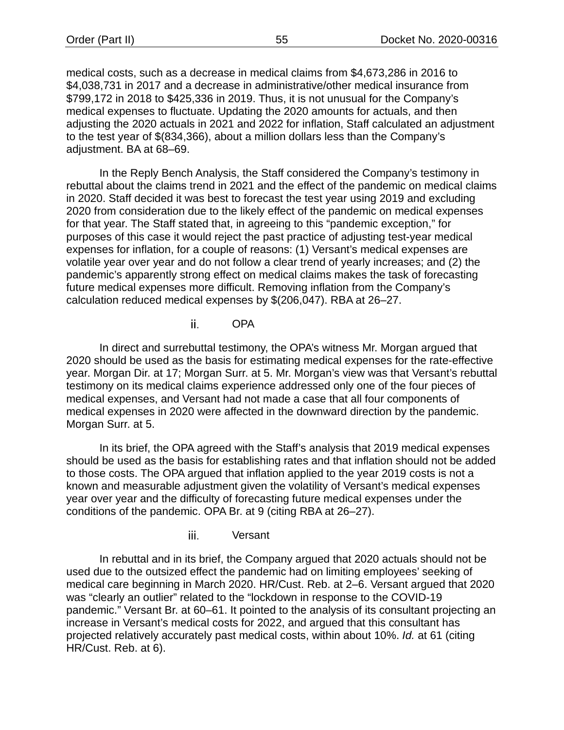medical costs, such as a decrease in medical claims from $4,673,286 in 2016 to $4,038,731 in 2017 and a decrease in administrative/other medical insurance from $799,172 in 2018 to $425,336 in 2019. Thus, it is not unusual for the Company's medical expenses to fluctuate. Updating the 2020 amounts for actuals, and then adjusting the 2020 actuals in 2021 and 2022 for inflation, Staff calculated an adjustment to the test year of $(834,366), about a million dollars less than the Company's adjustment. BA at 68–69.

In the Reply Bench Analysis, the Staff considered the Company's testimony in rebuttal about the claims trend in 2021 and the effect of the pandemic on medical claims in 2020. Staff decided it was best to forecast the test year using 2019 and excluding 2020 from consideration due to the likely effect of the pandemic on medical expenses for that year. The Staff stated that, in agreeing to this "pandemic exception," for purposes of this case it would reject the past practice of adjusting test-year medical expenses for inflation, for a couple of reasons: (1) Versant's medical expenses are volatile year over year and do not follow a clear trend of yearly increases; and (2) the pandemic's apparently strong effect on medical claims makes the task of forecasting future medical expenses more difficult. Removing inflation from the Company's calculation reduced medical expenses by $(206,047). RBA at 26–27.

#### ii. OPA

In direct and surrebuttal testimony, the OPA's witness Mr. Morgan argued that 2020 should be used as the basis for estimating medical expenses for the rate-effective year. Morgan Dir. at 17; Morgan Surr. at 5. Mr. Morgan's view was that Versant's rebuttal testimony on its medical claims experience addressed only one of the four pieces of medical expenses, and Versant had not made a case that all four components of medical expenses in 2020 were affected in the downward direction by the pandemic. Morgan Surr. at 5.

In its brief, the OPA agreed with the Staff's analysis that 2019 medical expenses should be used as the basis for establishing rates and that inflation should not be added to those costs. The OPA argued that inflation applied to the year 2019 costs is not a known and measurable adjustment given the volatility of Versant's medical expenses year over year and the difficulty of forecasting future medical expenses under the conditions of the pandemic. OPA Br. at 9 (citing RBA at 26–27).

#### iii. Versant

In rebuttal and in its brief, the Company argued that 2020 actuals should not be used due to the outsized effect the pandemic had on limiting employees' seeking of medical care beginning in March 2020. HR/Cust. Reb. at 2–6. Versant argued that 2020 was "clearly an outlier" related to the "lockdown in response to the COVID-19 pandemic." Versant Br. at 60–61. It pointed to the analysis of its consultant projecting an increase in Versant's medical costs for 2022, and argued that this consultant has projected relatively accurately past medical costs, within about 10%. *Id.* at 61 (citing HR/Cust. Reb. at 6).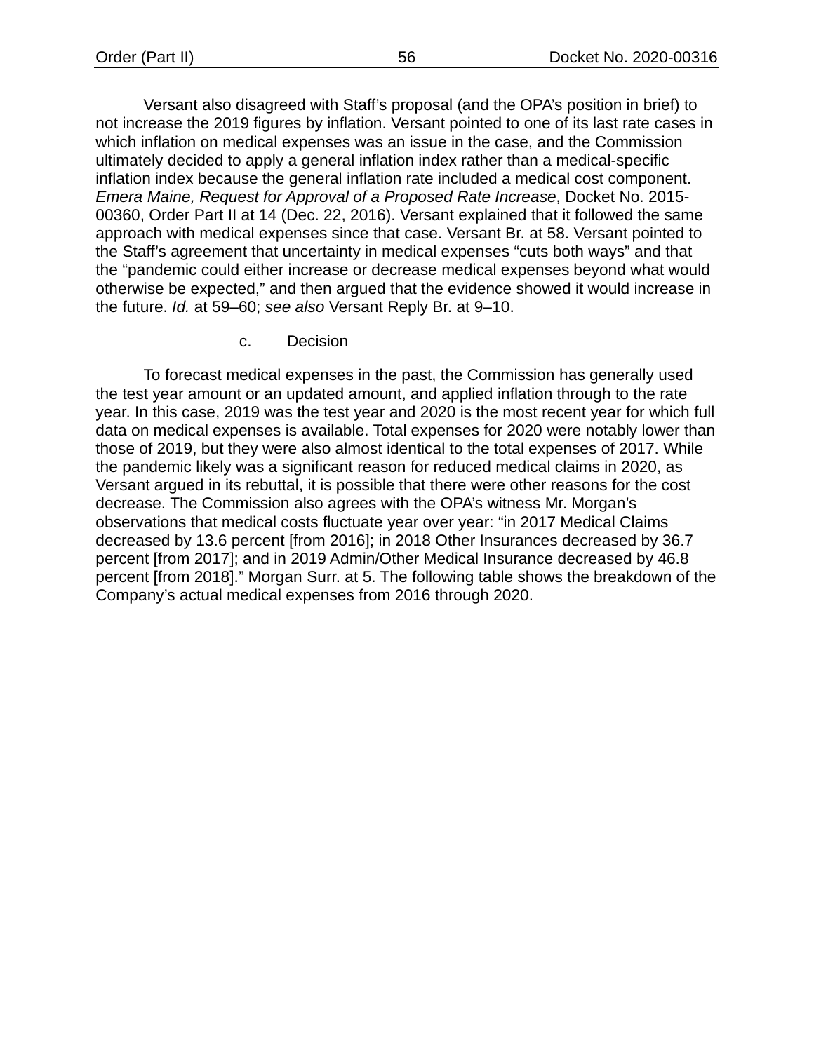Versant also disagreed with Staff's proposal (and the OPA's position in brief) to not increase the 2019 figures by inflation. Versant pointed to one of its last rate cases in which inflation on medical expenses was an issue in the case, and the Commission ultimately decided to apply a general inflation index rather than a medical-specific inflation index because the general inflation rate included a medical cost component. *Emera Maine, Request for Approval of a Proposed Rate Increase*, Docket No. 2015-00360, Order Part II at 14 (Dec. 22, 2016). Versant explained that it followed the same approach with medical expenses since that case. Versant Br. at 58. Versant pointed to the Staff's agreement that uncertainty in medical expenses "cuts both ways" and that the "pandemic could either increase or decrease medical expenses beyond what would otherwise be expected," and then argued that the evidence showed it would increase in the future. *Id.* at 59–60; *see also* Versant Reply Br. at 9–10.

c. Decision

To forecast medical expenses in the past, the Commission has generally used the test year amount or an updated amount, and applied inflation through to the rate year. In this case, 2019 was the test year and 2020 is the most recent year for which full data on medical expenses is available. Total expenses for 2020 were notably lower than those of 2019, but they were also almost identical to the total expenses of 2017. While the pandemic likely was a significant reason for reduced medical claims in 2020, as Versant argued in its rebuttal, it is possible that there were other reasons for the cost decrease. The Commission also agrees with the OPA's witness Mr. Morgan's observations that medical costs fluctuate year over year: "in 2017 Medical Claims decreased by 13.6 percent [from 2016]; in 2018 Other Insurances decreased by 36.7 percent [from 2017]; and in 2019 Admin/Other Medical Insurance decreased by 46.8 percent [from 2018]." Morgan Surr. at 5. The following table shows the breakdown of the Company's actual medical expenses from 2016 through 2020.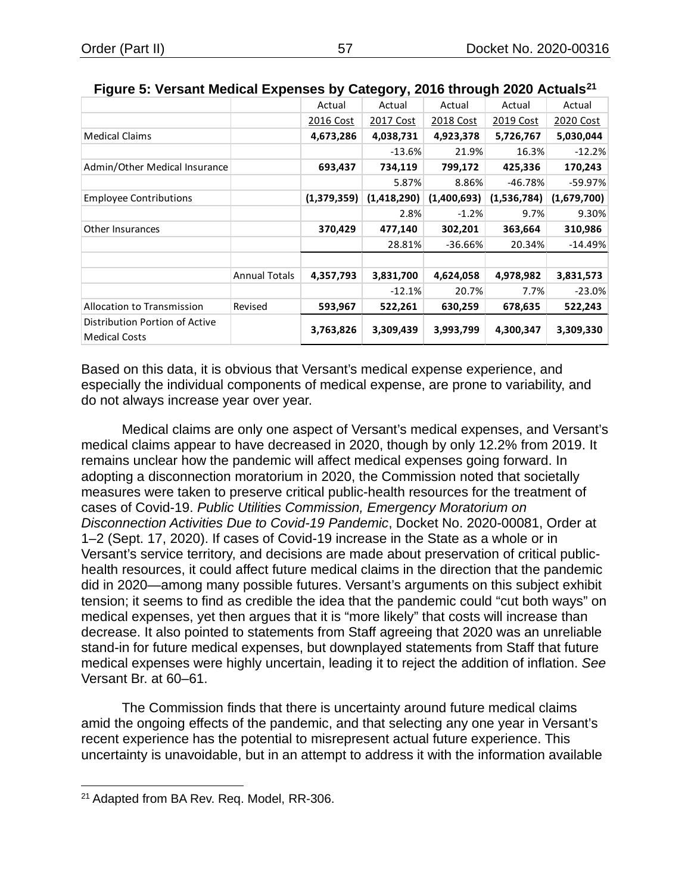**Figure 5: Versant Medical Expenses by Category, 2016 through 2020 Actuals[21]**

| | | Actual | Actual | Actual | Actual | Actual |
|---|---|---|---|---|---|---|
| | | 2016 Cost | 2017 Cost | 2018 Cost | 2019 Cost | 2020 Cost |
| Medical Claims | | **4,673,286** | **4,038,731** | **4,923,378** | **5,726,767** | **5,030,044** |
| | | | -13.6% | 21.9% | 16.3% | -12.2% |
| Admin/Other Medical Insurance | | **693,437** | **734,119** | **799,172** | **425,336** | **170,243** |
| | | | 5.87% | 8.86% | -46.78% | -59.97% |
| Employee Contributions | | **(1,379,359)** | **(1,418,290)** | **(1,400,693)** | **(1,536,784)** | **(1,679,700)** |
| | | | 2.8% | -1.2% | 9.7% | 9.30% |
| Other Insurances | | **370,429** | **477,140** | **302,201** | **363,664** | **310,986** |
| | | | 28.81% | -36.66% | 20.34% | -14.49% |
| | | | | | | |
| | Annual Totals | **4,357,793** | **3,831,700** | **4,624,058** | **4,978,982** | **3,831,573** |
| | | | -12.1% | 20.7% | 7.7% | -23.0% |
| Allocation to Transmission | Revised | **593,967** | **522,261** | **630,259** | **678,635** | **522,243** |
| Distribution Portion of Active Medical Costs | | **3,763,826** | **3,309,439** | **3,993,799** | **4,300,347** | **3,309,330** |

Based on this data, it is obvious that Versant's medical expense experience, and especially the individual components of medical expense, are prone to variability, and do not always increase year over year.

Medical claims are only one aspect of Versant's medical expenses, and Versant's medical claims appear to have decreased in 2020, though by only 12.2% from 2019. It remains unclear how the pandemic will affect medical expenses going forward. In adopting a disconnection moratorium in 2020, the Commission noted that societally measures were taken to preserve critical public-health resources for the treatment of cases of Covid-19. *Public Utilities Commission, Emergency Moratorium on Disconnection Activities Due to Covid-19 Pandemic*, Docket No. 2020-00081, Order at 1–2 (Sept. 17, 2020). If cases of Covid-19 increase in the State as a whole or in Versant's service territory, and decisions are made about preservation of critical public-health resources, it could affect future medical claims in the direction that the pandemic did in 2020—among many possible futures. Versant's arguments on this subject exhibit tension; it seems to find as credible the idea that the pandemic could "cut both ways" on medical expenses, yet then argues that it is "more likely" that costs will increase than decrease. It also pointed to statements from Staff agreeing that 2020 was an unreliable stand-in for future medical expenses, but downplayed statements from Staff that future medical expenses were highly uncertain, leading it to reject the addition of inflation. *See* Versant Br. at 60–61.

The Commission finds that there is uncertainty around future medical claims amid the ongoing effects of the pandemic, and that selecting any one year in Versant's recent experience has the potential to misrepresent actual future experience. This uncertainty is unavoidable, but in an attempt to address it with the information available

[21] Adapted from BA Rev. Req. Model, RR-306.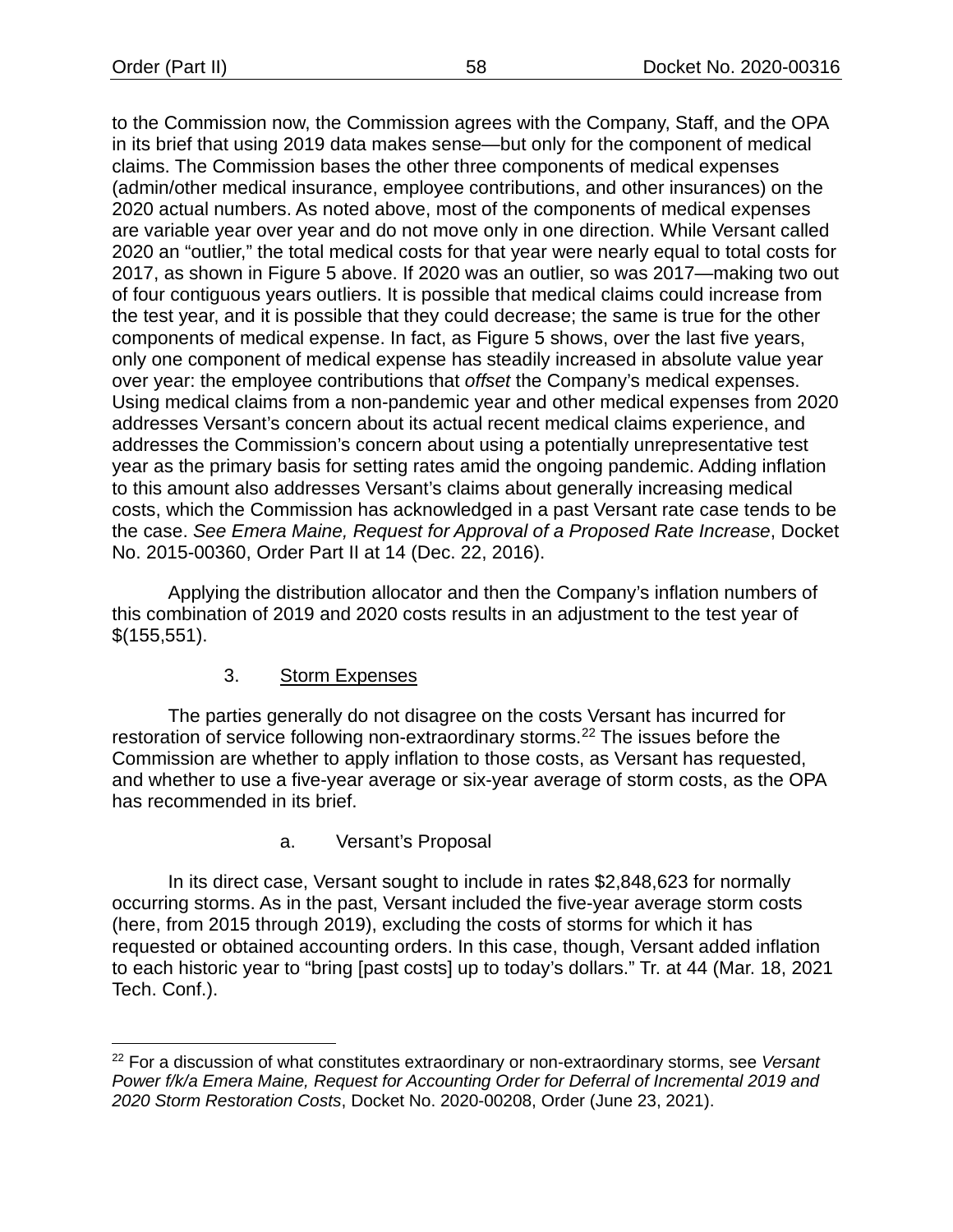to the Commission now, the Commission agrees with the Company, Staff, and the OPA in its brief that using 2019 data makes sense—but only for the component of medical claims. The Commission bases the other three components of medical expenses (admin/other medical insurance, employee contributions, and other insurances) on the 2020 actual numbers. As noted above, most of the components of medical expenses are variable year over year and do not move only in one direction. While Versant called 2020 an "outlier," the total medical costs for that year were nearly equal to total costs for 2017, as shown in Figure 5 above. If 2020 was an outlier, so was 2017—making two out of four contiguous years outliers. It is possible that medical claims could increase from the test year, and it is possible that they could decrease; the same is true for the other components of medical expense. In fact, as Figure 5 shows, over the last five years, only one component of medical expense has steadily increased in absolute value year over year: the employee contributions that *offset* the Company's medical expenses. Using medical claims from a non-pandemic year and other medical expenses from 2020 addresses Versant's concern about its actual recent medical claims experience, and addresses the Commission's concern about using a potentially unrepresentative test year as the primary basis for setting rates amid the ongoing pandemic. Adding inflation to this amount also addresses Versant's claims about generally increasing medical costs, which the Commission has acknowledged in a past Versant rate case tends to be the case. *See Emera Maine, Request for Approval of a Proposed Rate Increase*, Docket No. 2015-00360, Order Part II at 14 (Dec. 22, 2016).

Applying the distribution allocator and then the Company's inflation numbers of this combination of 2019 and 2020 costs results in an adjustment to the test year of $(155,551).

### 3. Storm Expenses

The parties generally do not disagree on the costs Versant has incurred for restoration of service following non-extraordinary storms.[22] The issues before the Commission are whether to apply inflation to those costs, as Versant has requested, and whether to use a five-year average or six-year average of storm costs, as the OPA has recommended in its brief.

#### a. Versant's Proposal

In its direct case, Versant sought to include in rates $2,848,623 for normally occurring storms. As in the past, Versant included the five-year average storm costs (here, from 2015 through 2019), excluding the costs of storms for which it has requested or obtained accounting orders. In this case, though, Versant added inflation to each historic year to "bring [past costs] up to today's dollars." Tr. at 44 (Mar. 18, 2021 Tech. Conf.).

---

[22] For a discussion of what constitutes extraordinary or non-extraordinary storms, see *Versant Power f/k/a Emera Maine, Request for Accounting Order for Deferral of Incremental 2019 and 2020 Storm Restoration Costs*, Docket No. 2020-00208, Order (June 23, 2021).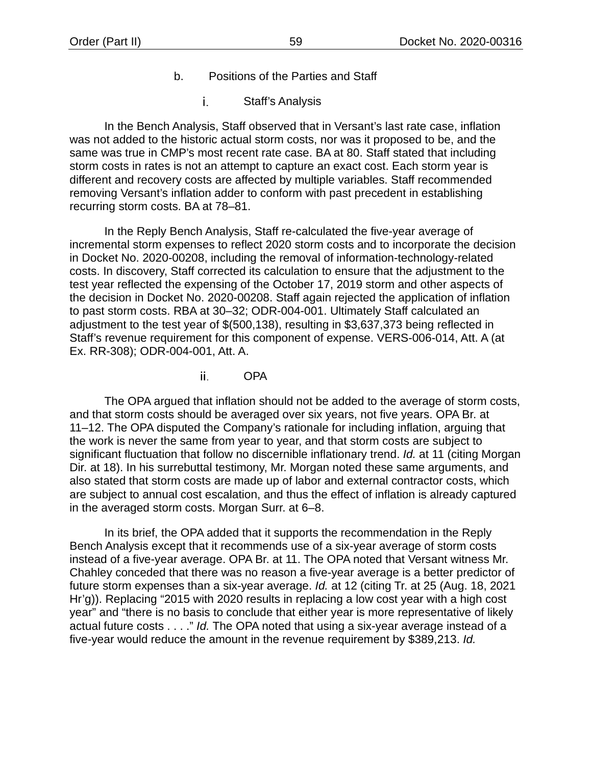#### b. Positions of the Parties and Staff

##### i. Staff's Analysis

In the Bench Analysis, Staff observed that in Versant's last rate case, inflation was not added to the historic actual storm costs, nor was it proposed to be, and the same was true in CMP's most recent rate case. BA at 80. Staff stated that including storm costs in rates is not an attempt to capture an exact cost. Each storm year is different and recovery costs are affected by multiple variables. Staff recommended removing Versant's inflation adder to conform with past precedent in establishing recurring storm costs. BA at 78–81.

In the Reply Bench Analysis, Staff re-calculated the five-year average of incremental storm expenses to reflect 2020 storm costs and to incorporate the decision in Docket No. 2020-00208, including the removal of information-technology-related costs. In discovery, Staff corrected its calculation to ensure that the adjustment to the test year reflected the expensing of the October 17, 2019 storm and other aspects of the decision in Docket No. 2020-00208. Staff again rejected the application of inflation to past storm costs. RBA at 30–32; ODR-004-001. Ultimately Staff calculated an adjustment to the test year of $(500,138), resulting in $3,637,373 being reflected in Staff's revenue requirement for this component of expense. VERS-006-014, Att. A (at Ex. RR-308); ODR-004-001, Att. A.

##### ii. OPA

The OPA argued that inflation should not be added to the average of storm costs, and that storm costs should be averaged over six years, not five years. OPA Br. at 11–12. The OPA disputed the Company's rationale for including inflation, arguing that the work is never the same from year to year, and that storm costs are subject to significant fluctuation that follow no discernible inflationary trend. *Id.* at 11 (citing Morgan Dir. at 18). In his surrebuttal testimony, Mr. Morgan noted these same arguments, and also stated that storm costs are made up of labor and external contractor costs, which are subject to annual cost escalation, and thus the effect of inflation is already captured in the averaged storm costs. Morgan Surr. at 6–8.

In its brief, the OPA added that it supports the recommendation in the Reply Bench Analysis except that it recommends use of a six-year average of storm costs instead of a five-year average. OPA Br. at 11. The OPA noted that Versant witness Mr. Chahley conceded that there was no reason a five-year average is a better predictor of future storm expenses than a six-year average. *Id.* at 12 (citing Tr. at 25 (Aug. 18, 2021 Hr'g)). Replacing "2015 with 2020 results in replacing a low cost year with a high cost year" and "there is no basis to conclude that either year is more representative of likely actual future costs . . . ." *Id.* The OPA noted that using a six-year average instead of a five-year would reduce the amount in the revenue requirement by $389,213. *Id.*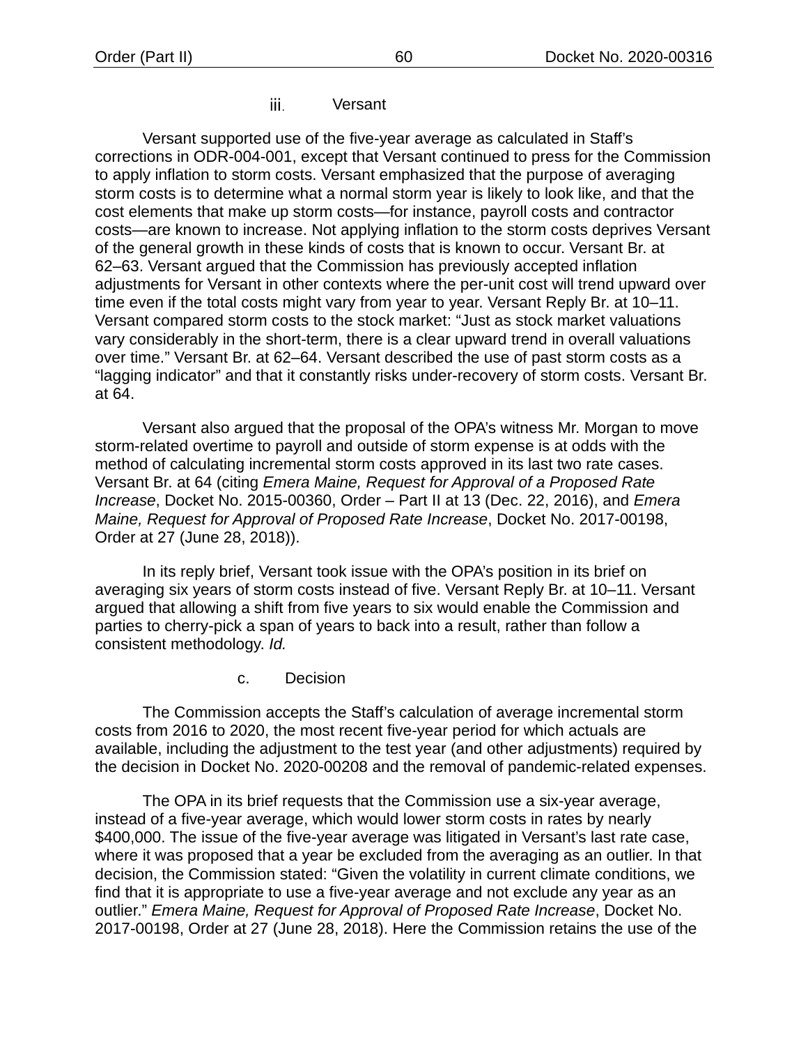#### iii. Versant

Versant supported use of the five-year average as calculated in Staff's corrections in ODR-004-001, except that Versant continued to press for the Commission to apply inflation to storm costs. Versant emphasized that the purpose of averaging storm costs is to determine what a normal storm year is likely to look like, and that the cost elements that make up storm costs—for instance, payroll costs and contractor costs—are known to increase. Not applying inflation to the storm costs deprives Versant of the general growth in these kinds of costs that is known to occur. Versant Br. at 62–63. Versant argued that the Commission has previously accepted inflation adjustments for Versant in other contexts where the per-unit cost will trend upward over time even if the total costs might vary from year to year. Versant Reply Br. at 10–11. Versant compared storm costs to the stock market: "Just as stock market valuations vary considerably in the short-term, there is a clear upward trend in overall valuations over time." Versant Br. at 62–64. Versant described the use of past storm costs as a "lagging indicator" and that it constantly risks under-recovery of storm costs. Versant Br. at 64.

Versant also argued that the proposal of the OPA's witness Mr. Morgan to move storm-related overtime to payroll and outside of storm expense is at odds with the method of calculating incremental storm costs approved in its last two rate cases. Versant Br. at 64 (citing *Emera Maine, Request for Approval of a Proposed Rate Increase*, Docket No. 2015-00360, Order – Part II at 13 (Dec. 22, 2016), and *Emera Maine, Request for Approval of Proposed Rate Increase*, Docket No. 2017-00198, Order at 27 (June 28, 2018)).

In its reply brief, Versant took issue with the OPA's position in its brief on averaging six years of storm costs instead of five. Versant Reply Br. at 10–11. Versant argued that allowing a shift from five years to six would enable the Commission and parties to cherry-pick a span of years to back into a result, rather than follow a consistent methodology. *Id.*

### c. Decision

The Commission accepts the Staff's calculation of average incremental storm costs from 2016 to 2020, the most recent five-year period for which actuals are available, including the adjustment to the test year (and other adjustments) required by the decision in Docket No. 2020-00208 and the removal of pandemic-related expenses.

The OPA in its brief requests that the Commission use a six-year average, instead of a five-year average, which would lower storm costs in rates by nearly $400,000. The issue of the five-year average was litigated in Versant's last rate case, where it was proposed that a year be excluded from the averaging as an outlier. In that decision, the Commission stated: "Given the volatility in current climate conditions, we find that it is appropriate to use a five-year average and not exclude any year as an outlier." *Emera Maine, Request for Approval of Proposed Rate Increase*, Docket No. 2017-00198, Order at 27 (June 28, 2018). Here the Commission retains the use of the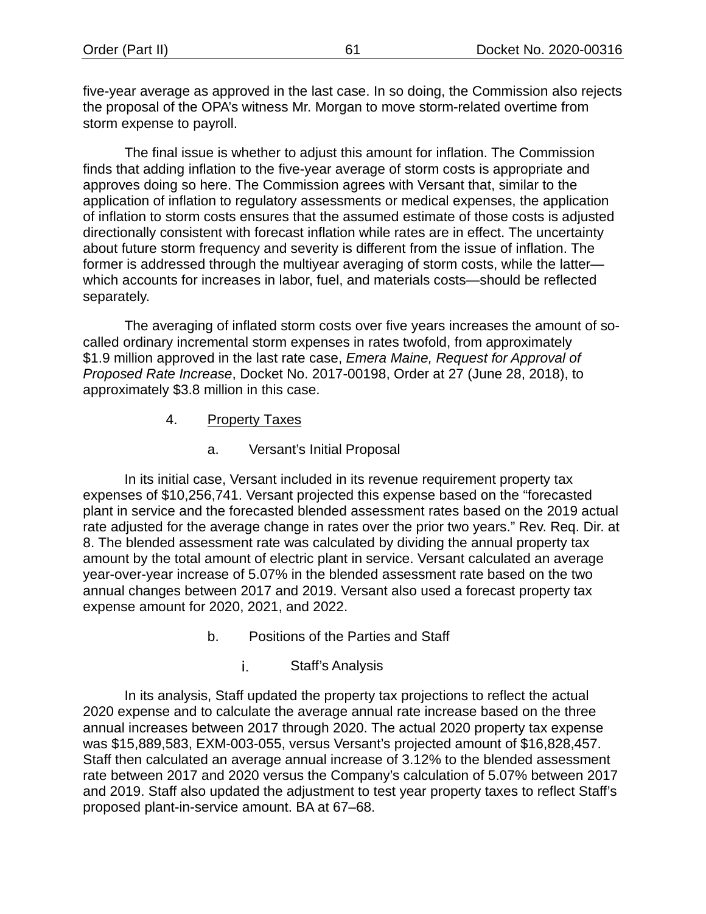five-year average as approved in the last case. In so doing, the Commission also rejects the proposal of the OPA's witness Mr. Morgan to move storm-related overtime from storm expense to payroll.

The final issue is whether to adjust this amount for inflation. The Commission finds that adding inflation to the five-year average of storm costs is appropriate and approves doing so here. The Commission agrees with Versant that, similar to the application of inflation to regulatory assessments or medical expenses, the application of inflation to storm costs ensures that the assumed estimate of those costs is adjusted directionally consistent with forecast inflation while rates are in effect. The uncertainty about future storm frequency and severity is different from the issue of inflation. The former is addressed through the multiyear averaging of storm costs, while the latter—which accounts for increases in labor, fuel, and materials costs—should be reflected separately.

The averaging of inflated storm costs over five years increases the amount of so-called ordinary incremental storm expenses in rates twofold, from approximately $1.9 million approved in the last rate case, *Emera Maine, Request for Approval of Proposed Rate Increase*, Docket No. 2017-00198, Order at 27 (June 28, 2018), to approximately $3.8 million in this case.

### 4. <u>Property Taxes</u>

#### a. Versant's Initial Proposal

In its initial case, Versant included in its revenue requirement property tax expenses of $10,256,741. Versant projected this expense based on the "forecasted plant in service and the forecasted blended assessment rates based on the 2019 actual rate adjusted for the average change in rates over the prior two years." Rev. Req. Dir. at 8. The blended assessment rate was calculated by dividing the annual property tax amount by the total amount of electric plant in service. Versant calculated an average year-over-year increase of 5.07% in the blended assessment rate based on the two annual changes between 2017 and 2019. Versant also used a forecast property tax expense amount for 2020, 2021, and 2022.

#### b. Positions of the Parties and Staff

##### i. Staff's Analysis

In its analysis, Staff updated the property tax projections to reflect the actual 2020 expense and to calculate the average annual rate increase based on the three annual increases between 2017 through 2020. The actual 2020 property tax expense was $15,889,583, EXM-003-055, versus Versant's projected amount of $16,828,457. Staff then calculated an average annual increase of 3.12% to the blended assessment rate between 2017 and 2020 versus the Company's calculation of 5.07% between 2017 and 2019. Staff also updated the adjustment to test year property taxes to reflect Staff's proposed plant-in-service amount. BA at 67–68.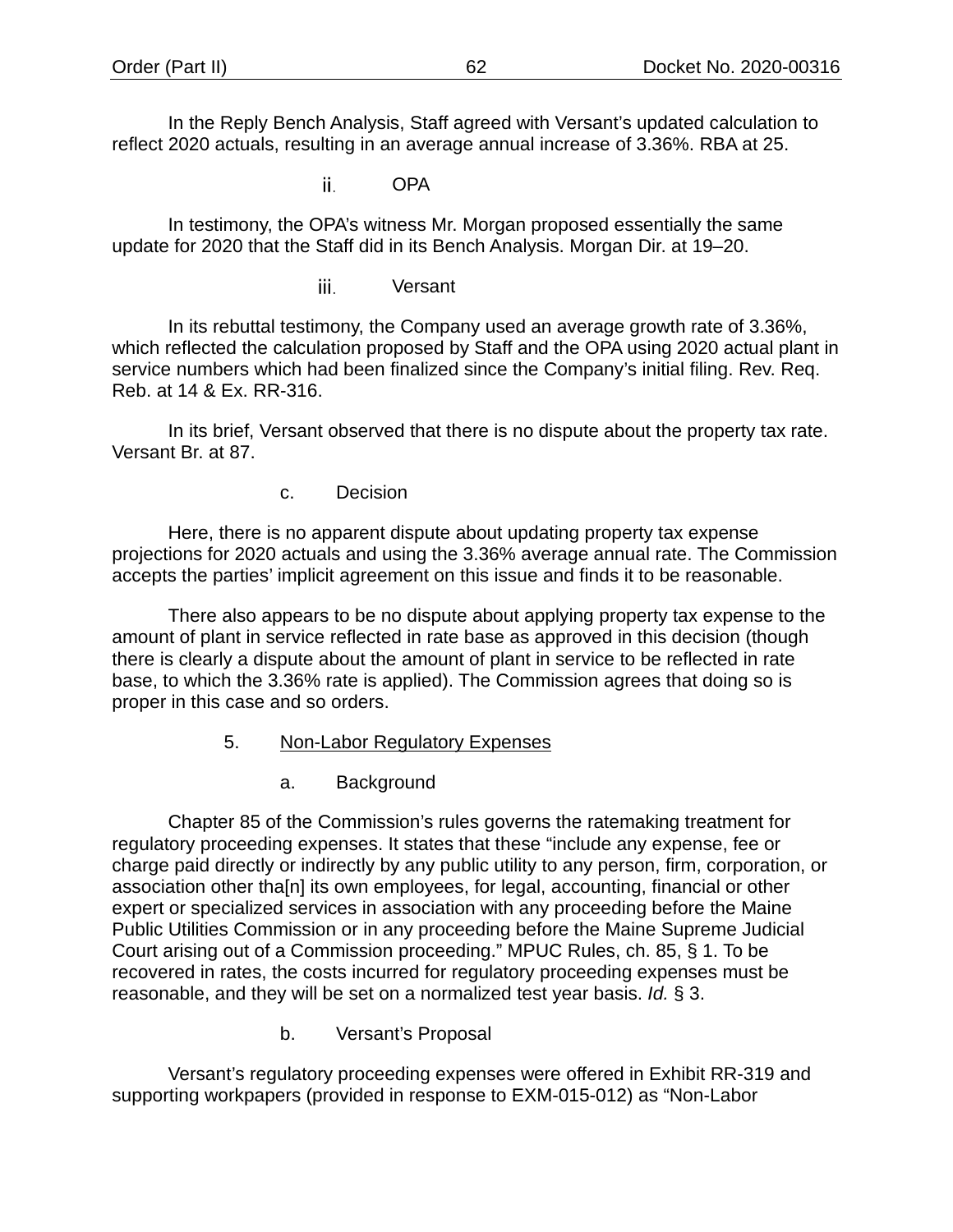In the Reply Bench Analysis, Staff agreed with Versant's updated calculation to reflect 2020 actuals, resulting in an average annual increase of 3.36%. RBA at 25.

ii. OPA

In testimony, the OPA's witness Mr. Morgan proposed essentially the same update for 2020 that the Staff did in its Bench Analysis. Morgan Dir. at 19–20.

iii. Versant

In its rebuttal testimony, the Company used an average growth rate of 3.36%, which reflected the calculation proposed by Staff and the OPA using 2020 actual plant in service numbers which had been finalized since the Company's initial filing. Rev. Req. Reb. at 14 & Ex. RR-316.

In its brief, Versant observed that there is no dispute about the property tax rate. Versant Br. at 87.

c. Decision

Here, there is no apparent dispute about updating property tax expense projections for 2020 actuals and using the 3.36% average annual rate. The Commission accepts the parties' implicit agreement on this issue and finds it to be reasonable.

There also appears to be no dispute about applying property tax expense to the amount of plant in service reflected in rate base as approved in this decision (though there is clearly a dispute about the amount of plant in service to be reflected in rate base, to which the 3.36% rate is applied). The Commission agrees that doing so is proper in this case and so orders.

5. <u>Non-Labor Regulatory Expenses</u>

a. Background

Chapter 85 of the Commission's rules governs the ratemaking treatment for regulatory proceeding expenses. It states that these "include any expense, fee or charge paid directly or indirectly by any public utility to any person, firm, corporation, or association other tha[n] its own employees, for legal, accounting, financial or other expert or specialized services in association with any proceeding before the Maine Public Utilities Commission or in any proceeding before the Maine Supreme Judicial Court arising out of a Commission proceeding." MPUC Rules, ch. 85, § 1. To be recovered in rates, the costs incurred for regulatory proceeding expenses must be reasonable, and they will be set on a normalized test year basis. *Id.* § 3.

b. Versant's Proposal

Versant's regulatory proceeding expenses were offered in Exhibit RR-319 and supporting workpapers (provided in response to EXM-015-012) as "Non-Labor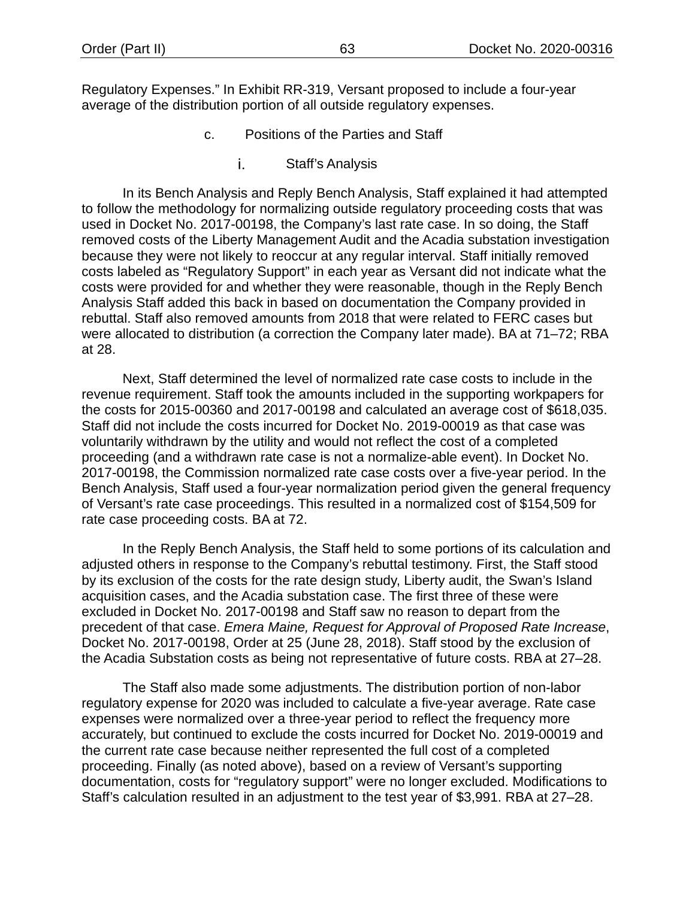Regulatory Expenses." In Exhibit RR-319, Versant proposed to include a four-year average of the distribution portion of all outside regulatory expenses.

### c. Positions of the Parties and Staff

#### i. Staff's Analysis

In its Bench Analysis and Reply Bench Analysis, Staff explained it had attempted to follow the methodology for normalizing outside regulatory proceeding costs that was used in Docket No. 2017-00198, the Company's last rate case. In so doing, the Staff removed costs of the Liberty Management Audit and the Acadia substation investigation because they were not likely to reoccur at any regular interval. Staff initially removed costs labeled as "Regulatory Support" in each year as Versant did not indicate what the costs were provided for and whether they were reasonable, though in the Reply Bench Analysis Staff added this back in based on documentation the Company provided in rebuttal. Staff also removed amounts from 2018 that were related to FERC cases but were allocated to distribution (a correction the Company later made). BA at 71–72; RBA at 28.

Next, Staff determined the level of normalized rate case costs to include in the revenue requirement. Staff took the amounts included in the supporting workpapers for the costs for 2015-00360 and 2017-00198 and calculated an average cost of $618,035. Staff did not include the costs incurred for Docket No. 2019-00019 as that case was voluntarily withdrawn by the utility and would not reflect the cost of a completed proceeding (and a withdrawn rate case is not a normalize-able event). In Docket No. 2017-00198, the Commission normalized rate case costs over a five-year period. In the Bench Analysis, Staff used a four-year normalization period given the general frequency of Versant's rate case proceedings. This resulted in a normalized cost of $154,509 for rate case proceeding costs. BA at 72.

In the Reply Bench Analysis, the Staff held to some portions of its calculation and adjusted others in response to the Company's rebuttal testimony. First, the Staff stood by its exclusion of the costs for the rate design study, Liberty audit, the Swan's Island acquisition cases, and the Acadia substation case. The first three of these were excluded in Docket No. 2017-00198 and Staff saw no reason to depart from the precedent of that case. *Emera Maine, Request for Approval of Proposed Rate Increase*, Docket No. 2017-00198, Order at 25 (June 28, 2018). Staff stood by the exclusion of the Acadia Substation costs as being not representative of future costs. RBA at 27–28.

The Staff also made some adjustments. The distribution portion of non-labor regulatory expense for 2020 was included to calculate a five-year average. Rate case expenses were normalized over a three-year period to reflect the frequency more accurately, but continued to exclude the costs incurred for Docket No. 2019-00019 and the current rate case because neither represented the full cost of a completed proceeding. Finally (as noted above), based on a review of Versant's supporting documentation, costs for "regulatory support" were no longer excluded. Modifications to Staff's calculation resulted in an adjustment to the test year of $3,991. RBA at 27–28.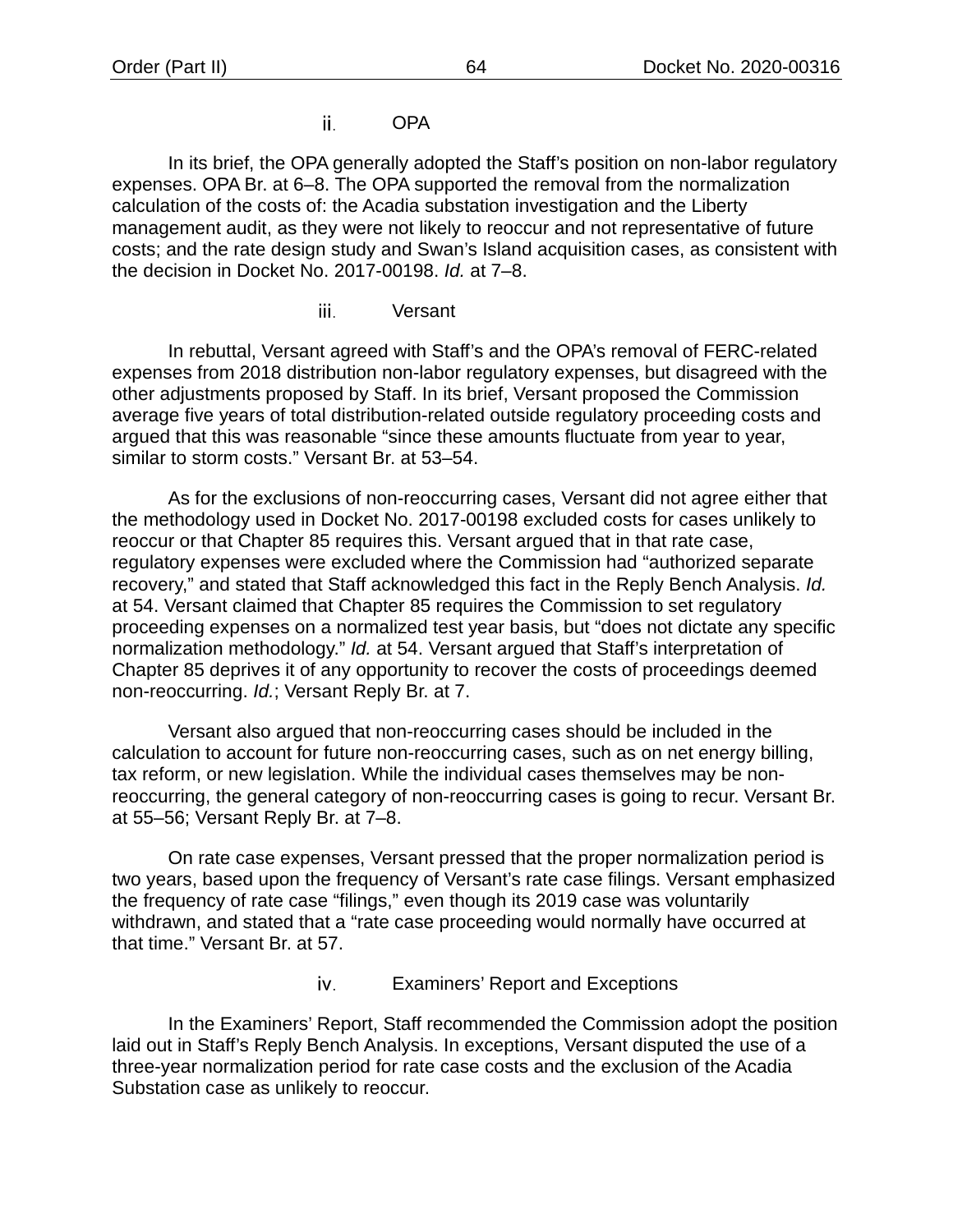#### ii. OPA

In its brief, the OPA generally adopted the Staff's position on non-labor regulatory expenses. OPA Br. at 6–8. The OPA supported the removal from the normalization calculation of the costs of: the Acadia substation investigation and the Liberty management audit, as they were not likely to reoccur and not representative of future costs; and the rate design study and Swan's Island acquisition cases, as consistent with the decision in Docket No. 2017-00198. *Id.* at 7–8.

#### iii. Versant

In rebuttal, Versant agreed with Staff's and the OPA's removal of FERC-related expenses from 2018 distribution non-labor regulatory expenses, but disagreed with the other adjustments proposed by Staff. In its brief, Versant proposed the Commission average five years of total distribution-related outside regulatory proceeding costs and argued that this was reasonable "since these amounts fluctuate from year to year, similar to storm costs." Versant Br. at 53–54.

As for the exclusions of non-reoccurring cases, Versant did not agree either that the methodology used in Docket No. 2017-00198 excluded costs for cases unlikely to reoccur or that Chapter 85 requires this. Versant argued that in that rate case, regulatory expenses were excluded where the Commission had "authorized separate recovery," and stated that Staff acknowledged this fact in the Reply Bench Analysis. *Id.* at 54. Versant claimed that Chapter 85 requires the Commission to set regulatory proceeding expenses on a normalized test year basis, but "does not dictate any specific normalization methodology." *Id.* at 54. Versant argued that Staff's interpretation of Chapter 85 deprives it of any opportunity to recover the costs of proceedings deemed non-reoccurring. *Id.*; Versant Reply Br. at 7.

Versant also argued that non-reoccurring cases should be included in the calculation to account for future non-reoccurring cases, such as on net energy billing, tax reform, or new legislation. While the individual cases themselves may be non-reoccurring, the general category of non-reoccurring cases is going to recur. Versant Br. at 55–56; Versant Reply Br. at 7–8.

On rate case expenses, Versant pressed that the proper normalization period is two years, based upon the frequency of Versant's rate case filings. Versant emphasized the frequency of rate case "filings," even though its 2019 case was voluntarily withdrawn, and stated that a "rate case proceeding would normally have occurred at that time." Versant Br. at 57.

#### iv. Examiners' Report and Exceptions

In the Examiners' Report, Staff recommended the Commission adopt the position laid out in Staff's Reply Bench Analysis. In exceptions, Versant disputed the use of a three-year normalization period for rate case costs and the exclusion of the Acadia Substation case as unlikely to reoccur.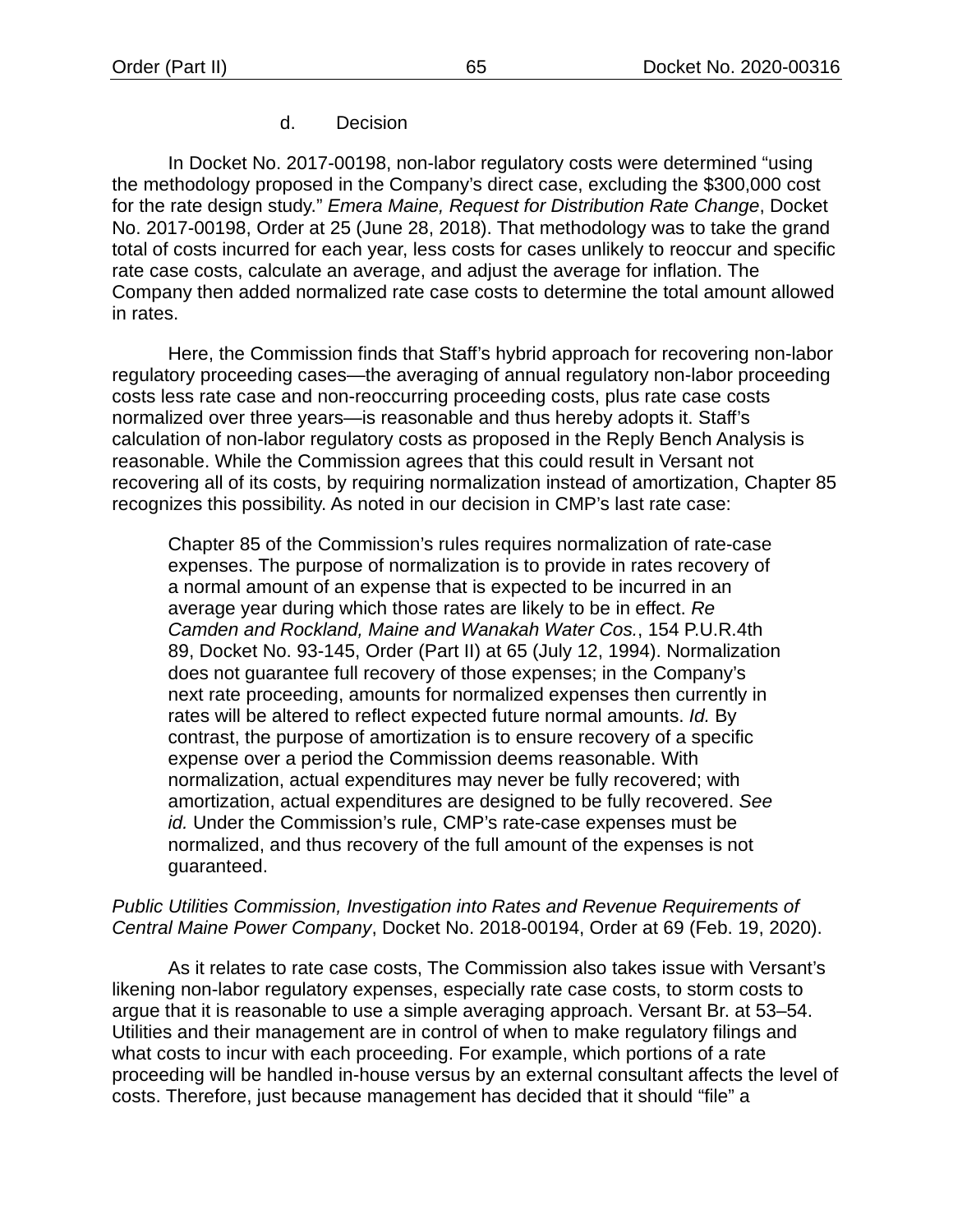d. Decision

In Docket No. 2017-00198, non-labor regulatory costs were determined "using the methodology proposed in the Company's direct case, excluding the $300,000 cost for the rate design study." *Emera Maine, Request for Distribution Rate Change*, Docket No. 2017-00198, Order at 25 (June 28, 2018). That methodology was to take the grand total of costs incurred for each year, less costs for cases unlikely to reoccur and specific rate case costs, calculate an average, and adjust the average for inflation. The Company then added normalized rate case costs to determine the total amount allowed in rates.

Here, the Commission finds that Staff's hybrid approach for recovering non-labor regulatory proceeding cases—the averaging of annual regulatory non-labor proceeding costs less rate case and non-reoccurring proceeding costs, plus rate case costs normalized over three years—is reasonable and thus hereby adopts it. Staff's calculation of non-labor regulatory costs as proposed in the Reply Bench Analysis is reasonable. While the Commission agrees that this could result in Versant not recovering all of its costs, by requiring normalization instead of amortization, Chapter 85 recognizes this possibility. As noted in our decision in CMP's last rate case:

> Chapter 85 of the Commission's rules requires normalization of rate-case expenses. The purpose of normalization is to provide in rates recovery of a normal amount of an expense that is expected to be incurred in an average year during which those rates are likely to be in effect. *Re Camden and Rockland, Maine and Wanakah Water Cos.*, 154 P.U.R.4th 89, Docket No. 93-145, Order (Part II) at 65 (July 12, 1994). Normalization does not guarantee full recovery of those expenses; in the Company's next rate proceeding, amounts for normalized expenses then currently in rates will be altered to reflect expected future normal amounts. *Id.* By contrast, the purpose of amortization is to ensure recovery of a specific expense over a period the Commission deems reasonable. With normalization, actual expenditures may never be fully recovered; with amortization, actual expenditures are designed to be fully recovered. *See id.* Under the Commission's rule, CMP's rate-case expenses must be normalized, and thus recovery of the full amount of the expenses is not guaranteed.

*Public Utilities Commission, Investigation into Rates and Revenue Requirements of Central Maine Power Company*, Docket No. 2018-00194, Order at 69 (Feb. 19, 2020).

As it relates to rate case costs, The Commission also takes issue with Versant's likening non-labor regulatory expenses, especially rate case costs, to storm costs to argue that it is reasonable to use a simple averaging approach. Versant Br. at 53–54. Utilities and their management are in control of when to make regulatory filings and what costs to incur with each proceeding. For example, which portions of a rate proceeding will be handled in-house versus by an external consultant affects the level of costs. Therefore, just because management has decided that it should "file" a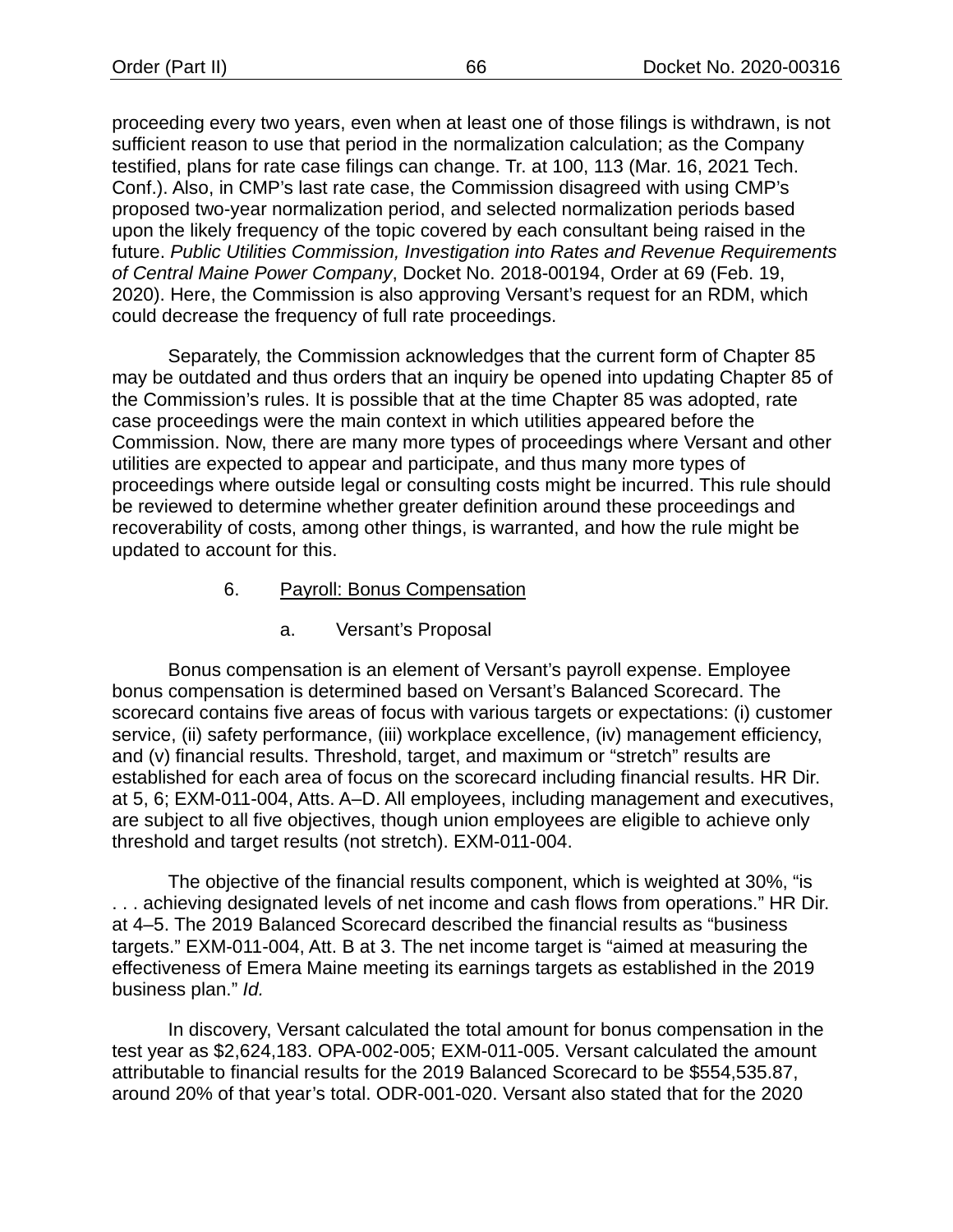proceeding every two years, even when at least one of those filings is withdrawn, is not sufficient reason to use that period in the normalization calculation; as the Company testified, plans for rate case filings can change. Tr. at 100, 113 (Mar. 16, 2021 Tech. Conf.). Also, in CMP's last rate case, the Commission disagreed with using CMP's proposed two-year normalization period, and selected normalization periods based upon the likely frequency of the topic covered by each consultant being raised in the future. *Public Utilities Commission, Investigation into Rates and Revenue Requirements of Central Maine Power Company*, Docket No. 2018-00194, Order at 69 (Feb. 19, 2020). Here, the Commission is also approving Versant's request for an RDM, which could decrease the frequency of full rate proceedings.

Separately, the Commission acknowledges that the current form of Chapter 85 may be outdated and thus orders that an inquiry be opened into updating Chapter 85 of the Commission's rules. It is possible that at the time Chapter 85 was adopted, rate case proceedings were the main context in which utilities appeared before the Commission. Now, there are many more types of proceedings where Versant and other utilities are expected to appear and participate, and thus many more types of proceedings where outside legal or consulting costs might be incurred. This rule should be reviewed to determine whether greater definition around these proceedings and recoverability of costs, among other things, is warranted, and how the rule might be updated to account for this.

6. Payroll: Bonus Compensation

a. Versant's Proposal

Bonus compensation is an element of Versant's payroll expense. Employee bonus compensation is determined based on Versant's Balanced Scorecard. The scorecard contains five areas of focus with various targets or expectations: (i) customer service, (ii) safety performance, (iii) workplace excellence, (iv) management efficiency, and (v) financial results. Threshold, target, and maximum or "stretch" results are established for each area of focus on the scorecard including financial results. HR Dir. at 5, 6; EXM-011-004, Atts. A–D. All employees, including management and executives, are subject to all five objectives, though union employees are eligible to achieve only threshold and target results (not stretch). EXM-011-004.

The objective of the financial results component, which is weighted at 30%, "is . . . achieving designated levels of net income and cash flows from operations." HR Dir. at 4–5. The 2019 Balanced Scorecard described the financial results as "business targets." EXM-011-004, Att. B at 3. The net income target is "aimed at measuring the effectiveness of Emera Maine meeting its earnings targets as established in the 2019 business plan." *Id.*

In discovery, Versant calculated the total amount for bonus compensation in the test year as $2,624,183. OPA-002-005; EXM-011-005. Versant calculated the amount attributable to financial results for the 2019 Balanced Scorecard to be $554,535.87, around 20% of that year's total. ODR-001-020. Versant also stated that for the 2020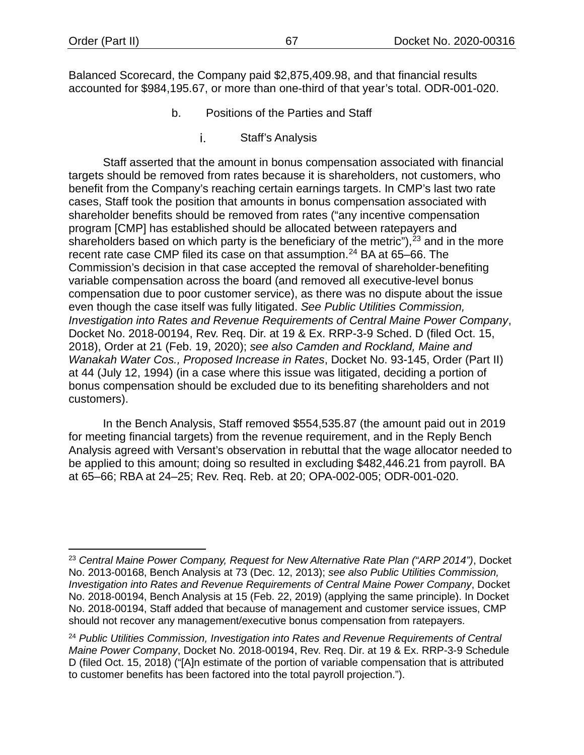Balanced Scorecard, the Company paid $2,875,409.98, and that financial results accounted for $984,195.67, or more than one-third of that year's total. ODR-001-020.

### b. Positions of the Parties and Staff

#### i. Staff's Analysis

Staff asserted that the amount in bonus compensation associated with financial targets should be removed from rates because it is shareholders, not customers, who benefit from the Company's reaching certain earnings targets. In CMP's last two rate cases, Staff took the position that amounts in bonus compensation associated with shareholder benefits should be removed from rates ("any incentive compensation program [CMP] has established should be allocated between ratepayers and shareholders based on which party is the beneficiary of the metric"),[23] and in the more recent rate case CMP filed its case on that assumption.[24] BA at 65–66. The Commission's decision in that case accepted the removal of shareholder-benefiting variable compensation across the board (and removed all executive-level bonus compensation due to poor customer service), as there was no dispute about the issue even though the case itself was fully litigated. *See Public Utilities Commission, Investigation into Rates and Revenue Requirements of Central Maine Power Company*, Docket No. 2018-00194, Rev. Req. Dir. at 19 & Ex. RRP-3-9 Sched. D (filed Oct. 15, 2018), Order at 21 (Feb. 19, 2020); *see also Camden and Rockland, Maine and Wanakah Water Cos., Proposed Increase in Rates*, Docket No. 93-145, Order (Part II) at 44 (July 12, 1994) (in a case where this issue was litigated, deciding a portion of bonus compensation should be excluded due to its benefiting shareholders and not customers).

In the Bench Analysis, Staff removed $554,535.87 (the amount paid out in 2019 for meeting financial targets) from the revenue requirement, and in the Reply Bench Analysis agreed with Versant's observation in rebuttal that the wage allocator needed to be applied to this amount; doing so resulted in excluding $482,446.21 from payroll. BA at 65–66; RBA at 24–25; Rev. Req. Reb. at 20; OPA-002-005; ODR-001-020.

---

[23] *Central Maine Power Company, Request for New Alternative Rate Plan ("ARP 2014")*, Docket No. 2013-00168, Bench Analysis at 73 (Dec. 12, 2013); *see also Public Utilities Commission, Investigation into Rates and Revenue Requirements of Central Maine Power Company*, Docket No. 2018-00194, Bench Analysis at 15 (Feb. 22, 2019) (applying the same principle). In Docket No. 2018-00194, Staff added that because of management and customer service issues, CMP should not recover any management/executive bonus compensation from ratepayers.

[24] *Public Utilities Commission, Investigation into Rates and Revenue Requirements of Central Maine Power Company*, Docket No. 2018-00194, Rev. Req. Dir. at 19 & Ex. RRP-3-9 Schedule D (filed Oct. 15, 2018) ("[A]n estimate of the portion of variable compensation that is attributed to customer benefits has been factored into the total payroll projection.").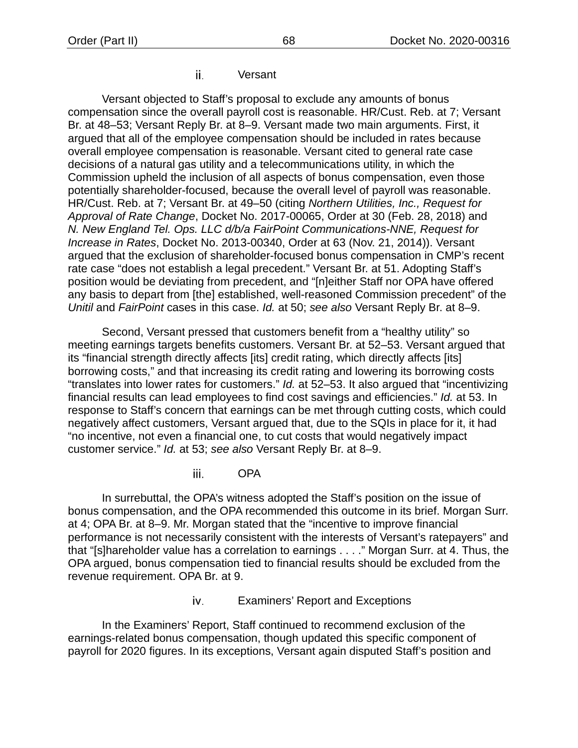#### ii. Versant

Versant objected to Staff's proposal to exclude any amounts of bonus compensation since the overall payroll cost is reasonable. HR/Cust. Reb. at 7; Versant Br. at 48–53; Versant Reply Br. at 8–9. Versant made two main arguments. First, it argued that all of the employee compensation should be included in rates because overall employee compensation is reasonable. Versant cited to general rate case decisions of a natural gas utility and a telecommunications utility, in which the Commission upheld the inclusion of all aspects of bonus compensation, even those potentially shareholder-focused, because the overall level of payroll was reasonable. HR/Cust. Reb. at 7; Versant Br. at 49–50 (citing *Northern Utilities, Inc., Request for Approval of Rate Change*, Docket No. 2017-00065, Order at 30 (Feb. 28, 2018) and *N. New England Tel. Ops. LLC d/b/a FairPoint Communications-NNE, Request for Increase in Rates*, Docket No. 2013-00340, Order at 63 (Nov. 21, 2014)). Versant argued that the exclusion of shareholder-focused bonus compensation in CMP's recent rate case "does not establish a legal precedent." Versant Br. at 51. Adopting Staff's position would be deviating from precedent, and "[n]either Staff nor OPA have offered any basis to depart from [the] established, well-reasoned Commission precedent" of the *Unitil* and *FairPoint* cases in this case. *Id.* at 50; *see also* Versant Reply Br. at 8–9.

Second, Versant pressed that customers benefit from a "healthy utility" so meeting earnings targets benefits customers. Versant Br. at 52–53. Versant argued that its "financial strength directly affects [its] credit rating, which directly affects [its] borrowing costs," and that increasing its credit rating and lowering its borrowing costs "translates into lower rates for customers." *Id.* at 52–53. It also argued that "incentivizing financial results can lead employees to find cost savings and efficiencies." *Id.* at 53. In response to Staff's concern that earnings can be met through cutting costs, which could negatively affect customers, Versant argued that, due to the SQIs in place for it, it had "no incentive, not even a financial one, to cut costs that would negatively impact customer service." *Id.* at 53; *see also* Versant Reply Br. at 8–9.

#### iii. OPA

In surrebuttal, the OPA's witness adopted the Staff's position on the issue of bonus compensation, and the OPA recommended this outcome in its brief. Morgan Surr. at 4; OPA Br. at 8–9. Mr. Morgan stated that the "incentive to improve financial performance is not necessarily consistent with the interests of Versant's ratepayers" and that "[s]hareholder value has a correlation to earnings . . . ." Morgan Surr. at 4. Thus, the OPA argued, bonus compensation tied to financial results should be excluded from the revenue requirement. OPA Br. at 9.

#### iv. Examiners' Report and Exceptions

In the Examiners' Report, Staff continued to recommend exclusion of the earnings-related bonus compensation, though updated this specific component of payroll for 2020 figures. In its exceptions, Versant again disputed Staff's position and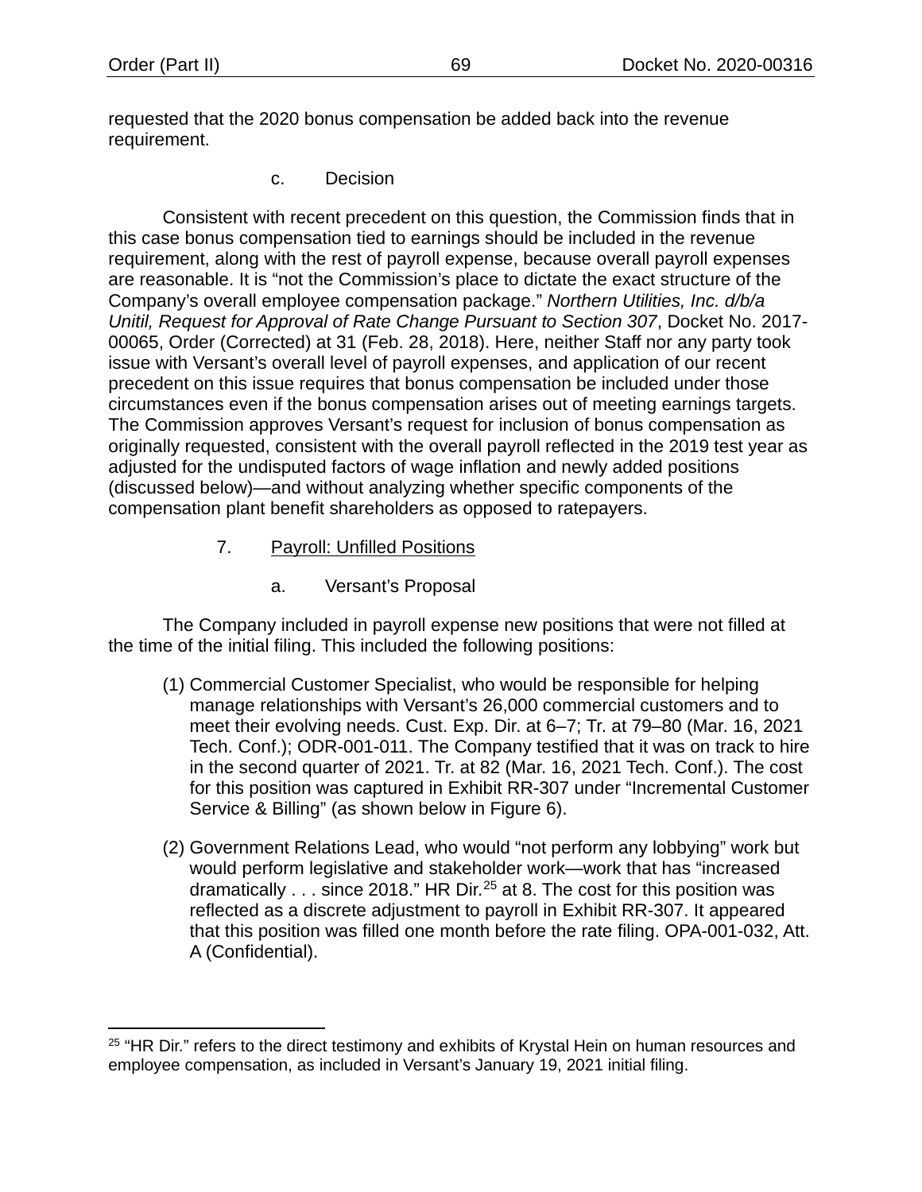requested that the 2020 bonus compensation be added back into the revenue requirement.

c. Decision

Consistent with recent precedent on this question, the Commission finds that in this case bonus compensation tied to earnings should be included in the revenue requirement, along with the rest of payroll expense, because overall payroll expenses are reasonable. It is "not the Commission's place to dictate the exact structure of the Company's overall employee compensation package." *Northern Utilities, Inc. d/b/a Unitil, Request for Approval of Rate Change Pursuant to Section 307*, Docket No. 2017-00065, Order (Corrected) at 31 (Feb. 28, 2018). Here, neither Staff nor any party took issue with Versant's overall level of payroll expenses, and application of our recent precedent on this issue requires that bonus compensation be included under those circumstances even if the bonus compensation arises out of meeting earnings targets. The Commission approves Versant's request for inclusion of bonus compensation as originally requested, consistent with the overall payroll reflected in the 2019 test year as adjusted for the undisputed factors of wage inflation and newly added positions (discussed below)—and without analyzing whether specific components of the compensation plant benefit shareholders as opposed to ratepayers.

7. <u>Payroll: Unfilled Positions</u>

a. Versant's Proposal

The Company included in payroll expense new positions that were not filled at the time of the initial filing. This included the following positions:

(1) Commercial Customer Specialist, who would be responsible for helping manage relationships with Versant's 26,000 commercial customers and to meet their evolving needs. Cust. Exp. Dir. at 6–7; Tr. at 79–80 (Mar. 16, 2021 Tech. Conf.); ODR-001-011. The Company testified that it was on track to hire in the second quarter of 2021. Tr. at 82 (Mar. 16, 2021 Tech. Conf.). The cost for this position was captured in Exhibit RR-307 under "Incremental Customer Service & Billing" (as shown below in Figure 6).

(2) Government Relations Lead, who would "not perform any lobbying" work but would perform legislative and stakeholder work—work that has "increased dramatically . . . since 2018." HR Dir.[25] at 8. The cost for this position was reflected as a discrete adjustment to payroll in Exhibit RR-307. It appeared that this position was filled one month before the rate filing. OPA-001-032, Att. A (Confidential).

[25] "HR Dir." refers to the direct testimony and exhibits of Krystal Hein on human resources and employee compensation, as included in Versant's January 19, 2021 initial filing.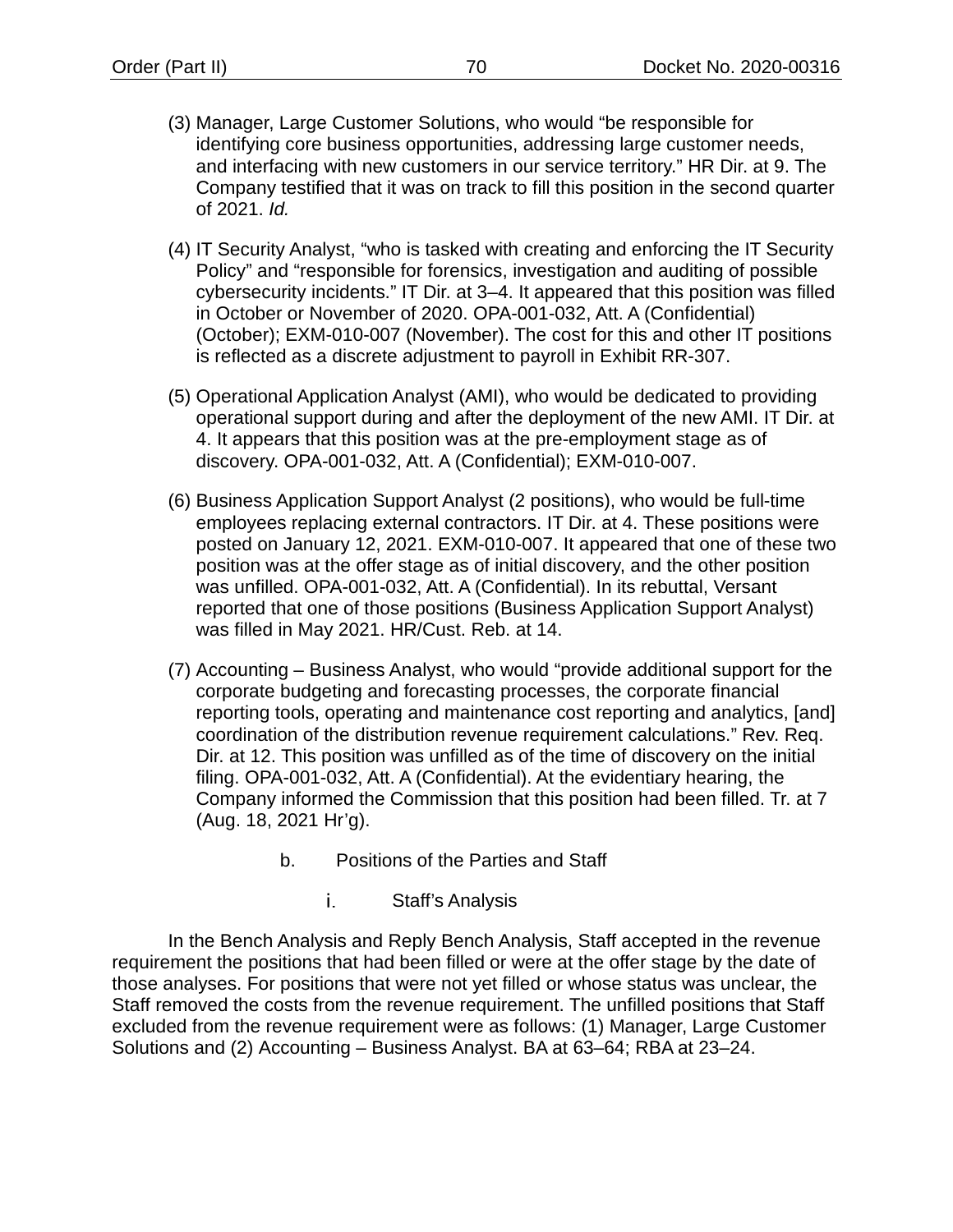(3) Manager, Large Customer Solutions, who would “be responsible for identifying core business opportunities, addressing large customer needs, and interfacing with new customers in our service territory.” HR Dir. at 9. The Company testified that it was on track to fill this position in the second quarter of 2021. *Id.*

(4) IT Security Analyst, “who is tasked with creating and enforcing the IT Security Policy” and “responsible for forensics, investigation and auditing of possible cybersecurity incidents.” IT Dir. at 3–4. It appeared that this position was filled in October or November of 2020. OPA-001-032, Att. A (Confidential) (October); EXM-010-007 (November). The cost for this and other IT positions is reflected as a discrete adjustment to payroll in Exhibit RR-307.

(5) Operational Application Analyst (AMI), who would be dedicated to providing operational support during and after the deployment of the new AMI. IT Dir. at 4. It appears that this position was at the pre-employment stage as of discovery. OPA-001-032, Att. A (Confidential); EXM-010-007.

(6) Business Application Support Analyst (2 positions), who would be full-time employees replacing external contractors. IT Dir. at 4. These positions were posted on January 12, 2021. EXM-010-007. It appeared that one of these two position was at the offer stage as of initial discovery, and the other position was unfilled. OPA-001-032, Att. A (Confidential). In its rebuttal, Versant reported that one of those positions (Business Application Support Analyst) was filled in May 2021. HR/Cust. Reb. at 14.

(7) Accounting – Business Analyst, who would “provide additional support for the corporate budgeting and forecasting processes, the corporate financial reporting tools, operating and maintenance cost reporting and analytics, [and] coordination of the distribution revenue requirement calculations.” Rev. Req. Dir. at 12. This position was unfilled as of the time of discovery on the initial filing. OPA-001-032, Att. A (Confidential). At the evidentiary hearing, the Company informed the Commission that this position had been filled. Tr. at 7 (Aug. 18, 2021 Hr’g).

b. Positions of the Parties and Staff

i. Staff’s Analysis

In the Bench Analysis and Reply Bench Analysis, Staff accepted in the revenue requirement the positions that had been filled or were at the offer stage by the date of those analyses. For positions that were not yet filled or whose status was unclear, the Staff removed the costs from the revenue requirement. The unfilled positions that Staff excluded from the revenue requirement were as follows: (1) Manager, Large Customer Solutions and (2) Accounting – Business Analyst. BA at 63–64; RBA at 23–24.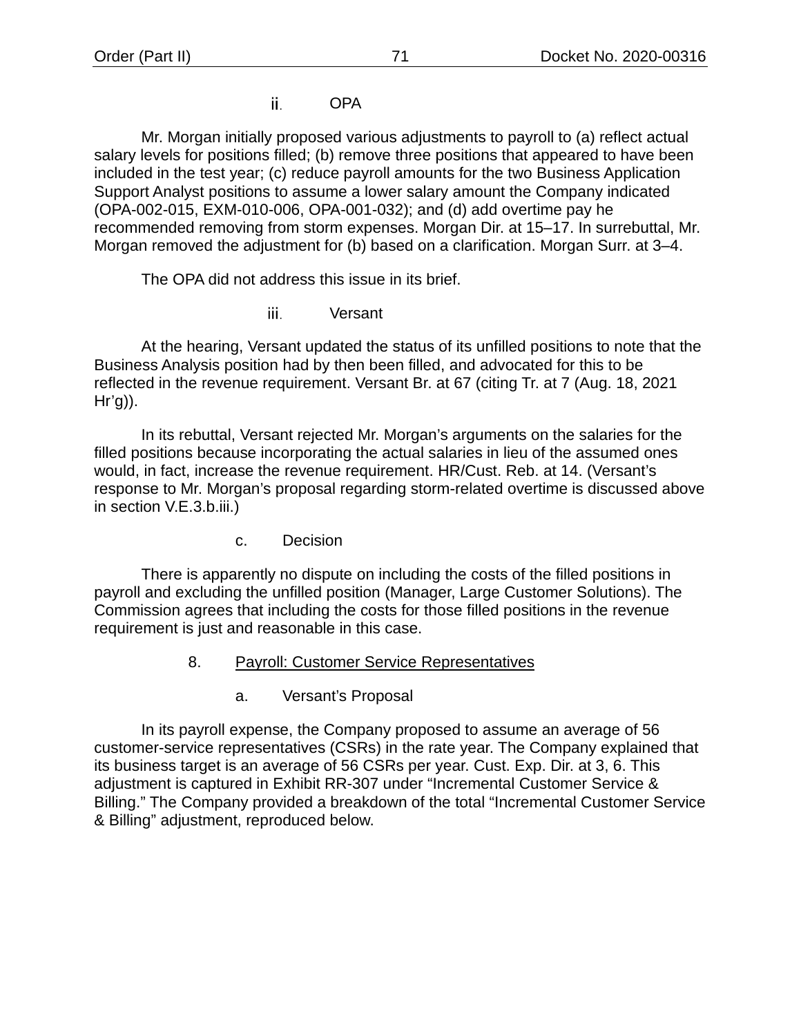#### ii. OPA

Mr. Morgan initially proposed various adjustments to payroll to (a) reflect actual salary levels for positions filled; (b) remove three positions that appeared to have been included in the test year; (c) reduce payroll amounts for the two Business Application Support Analyst positions to assume a lower salary amount the Company indicated (OPA-002-015, EXM-010-006, OPA-001-032); and (d) add overtime pay he recommended removing from storm expenses. Morgan Dir. at 15–17. In surrebuttal, Mr. Morgan removed the adjustment for (b) based on a clarification. Morgan Surr. at 3–4.

The OPA did not address this issue in its brief.

#### iii. Versant

At the hearing, Versant updated the status of its unfilled positions to note that the Business Analysis position had by then been filled, and advocated for this to be reflected in the revenue requirement. Versant Br. at 67 (citing Tr. at 7 (Aug. 18, 2021 Hr'g)).

In its rebuttal, Versant rejected Mr. Morgan's arguments on the salaries for the filled positions because incorporating the actual salaries in lieu of the assumed ones would, in fact, increase the revenue requirement. HR/Cust. Reb. at 14. (Versant's response to Mr. Morgan's proposal regarding storm-related overtime is discussed above in section V.E.3.b.iii.)

### c. Decision

There is apparently no dispute on including the costs of the filled positions in payroll and excluding the unfilled position (Manager, Large Customer Solutions). The Commission agrees that including the costs for those filled positions in the revenue requirement is just and reasonable in this case.

## 8. Payroll: Customer Service Representatives

### a. Versant's Proposal

In its payroll expense, the Company proposed to assume an average of 56 customer-service representatives (CSRs) in the rate year. The Company explained that its business target is an average of 56 CSRs per year. Cust. Exp. Dir. at 3, 6. This adjustment is captured in Exhibit RR-307 under "Incremental Customer Service & Billing." The Company provided a breakdown of the total "Incremental Customer Service & Billing" adjustment, reproduced below.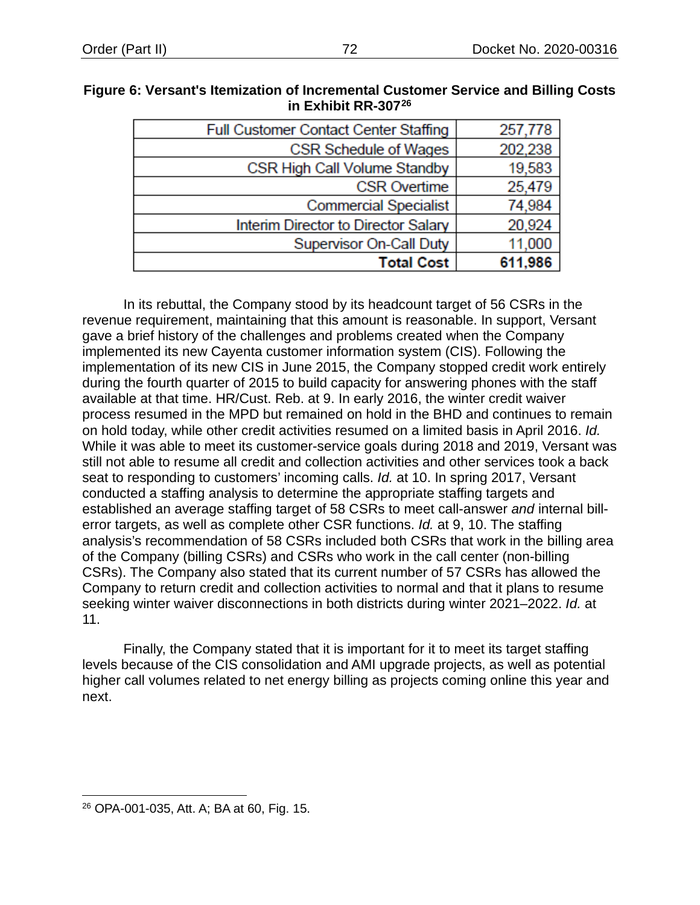**Figure 6: Versant's Itemization of Incremental Customer Service and Billing Costs in Exhibit RR-307[26]**

| | |
|---|---|
| Full Customer Contact Center Staffing | 257,778 |
| CSR Schedule of Wages | 202,238 |
| CSR High Call Volume Standby | 19,583 |
| CSR Overtime | 25,479 |
| Commercial Specialist | 74,984 |
| Interim Director to Director Salary | 20,924 |
| Supervisor On-Call Duty | 11,000 |
| **Total Cost** | **611,986** |

In its rebuttal, the Company stood by its headcount target of 56 CSRs in the revenue requirement, maintaining that this amount is reasonable. In support, Versant gave a brief history of the challenges and problems created when the Company implemented its new Cayenta customer information system (CIS). Following the implementation of its new CIS in June 2015, the Company stopped credit work entirely during the fourth quarter of 2015 to build capacity for answering phones with the staff available at that time. HR/Cust. Reb. at 9. In early 2016, the winter credit waiver process resumed in the MPD but remained on hold in the BHD and continues to remain on hold today, while other credit activities resumed on a limited basis in April 2016. *Id.* While it was able to meet its customer-service goals during 2018 and 2019, Versant was still not able to resume all credit and collection activities and other services took a back seat to responding to customers' incoming calls. *Id.* at 10. In spring 2017, Versant conducted a staffing analysis to determine the appropriate staffing targets and established an average staffing target of 58 CSRs to meet call-answer *and* internal bill-error targets, as well as complete other CSR functions. *Id.* at 9, 10. The staffing analysis's recommendation of 58 CSRs included both CSRs that work in the billing area of the Company (billing CSRs) and CSRs who work in the call center (non-billing CSRs). The Company also stated that its current number of 57 CSRs has allowed the Company to return credit and collection activities to normal and that it plans to resume seeking winter waiver disconnections in both districts during winter 2021–2022. *Id.* at 11.

Finally, the Company stated that it is important for it to meet its target staffing levels because of the CIS consolidation and AMI upgrade projects, as well as potential higher call volumes related to net energy billing as projects coming online this year and next.

---

[26] OPA-001-035, Att. A; BA at 60, Fig. 15.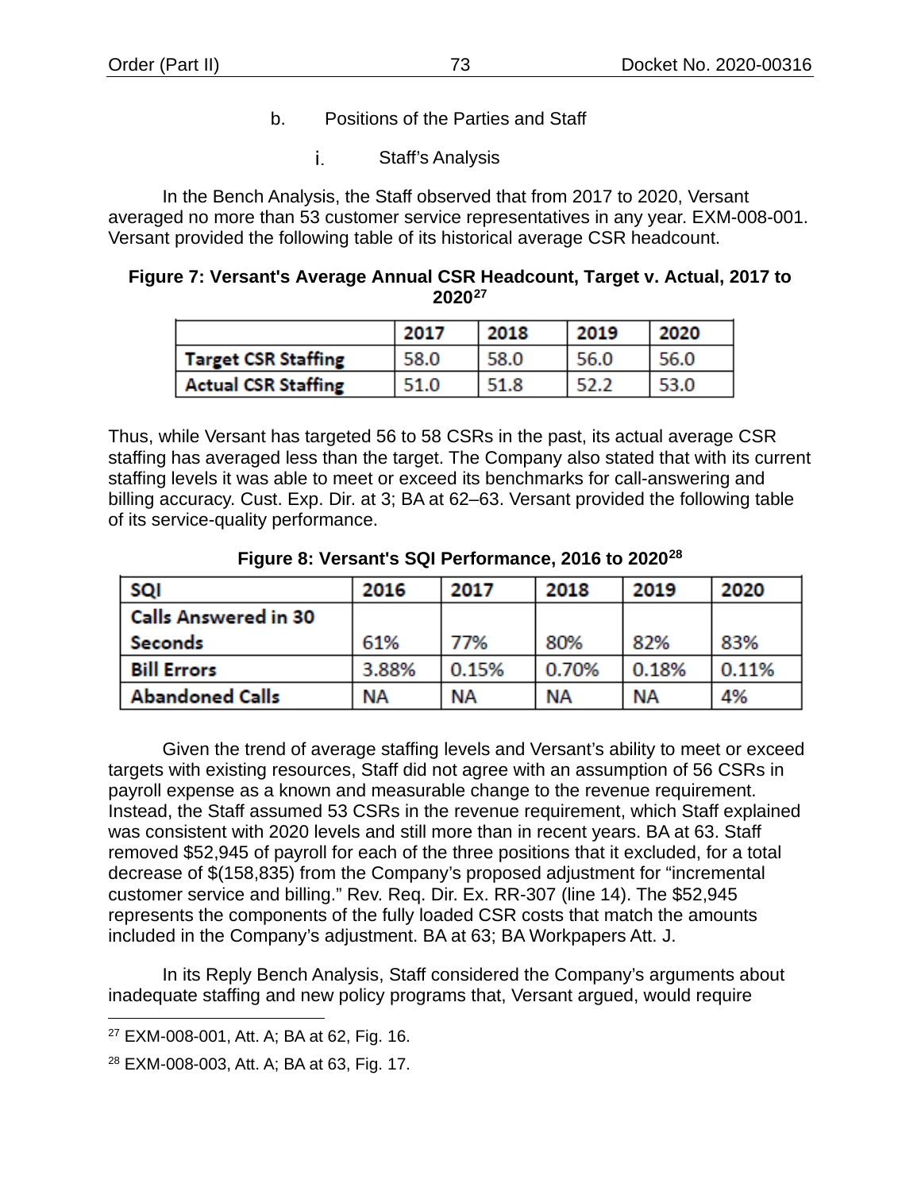b. Positions of the Parties and Staff

i. Staff's Analysis

In the Bench Analysis, the Staff observed that from 2017 to 2020, Versant averaged no more than 53 customer service representatives in any year. EXM-008-001. Versant provided the following table of its historical average CSR headcount.

**Figure 7: Versant's Average Annual CSR Headcount, Target v. Actual, 2017 to 2020[27]**

| | 2017 | 2018 | 2019 | 2020 |
|---|---|---|---|---|
| Target CSR Staffing | 58.0 | 58.0 | 56.0 | 56.0 |
| Actual CSR Staffing | 51.0 | 51.8 | 52.2 | 53.0 |

Thus, while Versant has targeted 56 to 58 CSRs in the past, its actual average CSR staffing has averaged less than the target. The Company also stated that with its current staffing levels it was able to meet or exceed its benchmarks for call-answering and billing accuracy. Cust. Exp. Dir. at 3; BA at 62–63. Versant provided the following table of its service-quality performance.

**Figure 8: Versant's SQI Performance, 2016 to 2020[28]**

| SQI | 2016 | 2017 | 2018 | 2019 | 2020 |
|---|---|---|---|---|---|
| Calls Answered in 30 Seconds | 61% | 77% | 80% | 82% | 83% |
| Bill Errors | 3.88% | 0.15% | 0.70% | 0.18% | 0.11% |
| Abandoned Calls | NA | NA | NA | NA | 4% |

Given the trend of average staffing levels and Versant's ability to meet or exceed targets with existing resources, Staff did not agree with an assumption of 56 CSRs in payroll expense as a known and measurable change to the revenue requirement. Instead, the Staff assumed 53 CSRs in the revenue requirement, which Staff explained was consistent with 2020 levels and still more than in recent years. BA at 63. Staff removed $52,945 of payroll for each of the three positions that it excluded, for a total decrease of $(158,835) from the Company's proposed adjustment for "incremental customer service and billing." Rev. Req. Dir. Ex. RR-307 (line 14). The $52,945 represents the components of the fully loaded CSR costs that match the amounts included in the Company's adjustment. BA at 63; BA Workpapers Att. J.

In its Reply Bench Analysis, Staff considered the Company's arguments about inadequate staffing and new policy programs that, Versant argued, would require

---

[27] EXM-008-001, Att. A; BA at 62, Fig. 16.

[28] EXM-008-003, Att. A; BA at 63, Fig. 17.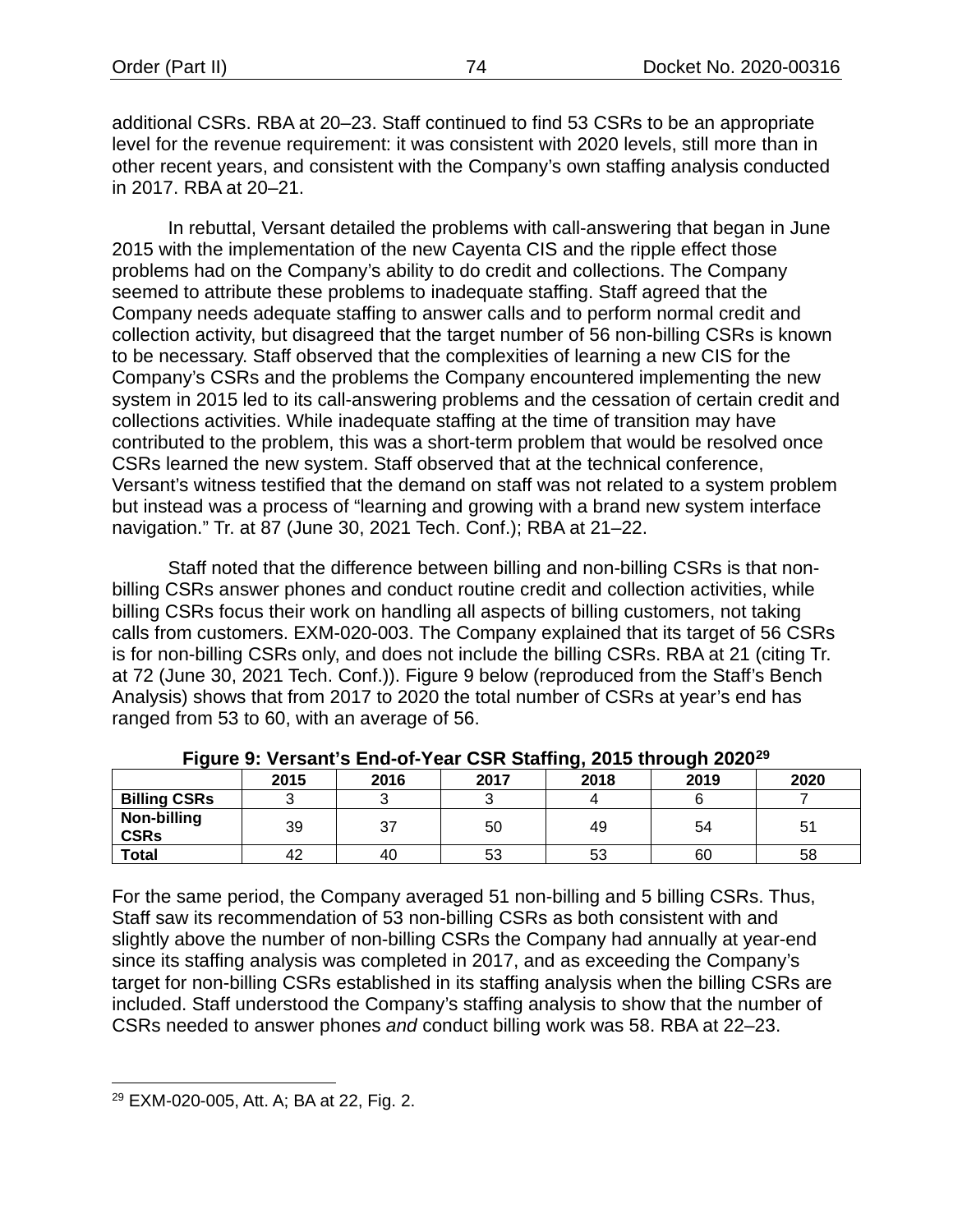additional CSRs. RBA at 20–23. Staff continued to find 53 CSRs to be an appropriate level for the revenue requirement: it was consistent with 2020 levels, still more than in other recent years, and consistent with the Company's own staffing analysis conducted in 2017. RBA at 20–21.

In rebuttal, Versant detailed the problems with call-answering that began in June 2015 with the implementation of the new Cayenta CIS and the ripple effect those problems had on the Company's ability to do credit and collections. The Company seemed to attribute these problems to inadequate staffing. Staff agreed that the Company needs adequate staffing to answer calls and to perform normal credit and collection activity, but disagreed that the target number of 56 non-billing CSRs is known to be necessary. Staff observed that the complexities of learning a new CIS for the Company's CSRs and the problems the Company encountered implementing the new system in 2015 led to its call-answering problems and the cessation of certain credit and collections activities. While inadequate staffing at the time of transition may have contributed to the problem, this was a short-term problem that would be resolved once CSRs learned the new system. Staff observed that at the technical conference, Versant's witness testified that the demand on staff was not related to a system problem but instead was a process of "learning and growing with a brand new system interface navigation." Tr. at 87 (June 30, 2021 Tech. Conf.); RBA at 21–22.

Staff noted that the difference between billing and non-billing CSRs is that non-billing CSRs answer phones and conduct routine credit and collection activities, while billing CSRs focus their work on handling all aspects of billing customers, not taking calls from customers. EXM-020-003. The Company explained that its target of 56 CSRs is for non-billing CSRs only, and does not include the billing CSRs. RBA at 21 (citing Tr. at 72 (June 30, 2021 Tech. Conf.)). Figure 9 below (reproduced from the Staff's Bench Analysis) shows that from 2017 to 2020 the total number of CSRs at year's end has ranged from 53 to 60, with an average of 56.

**Figure 9: Versant's End-of-Year CSR Staffing, 2015 through 2020**[29]

| | 2015 | 2016 | 2017 | 2018 | 2019 | 2020 |
|---|---|---|---|---|---|---|
| **Billing CSRs** | 3 | 3 | 3 | 4 | 6 | 7 |
| **Non-billing CSRs** | 39 | 37 | 50 | 49 | 54 | 51 |
| **Total** | 42 | 40 | 53 | 53 | 60 | 58 |

For the same period, the Company averaged 51 non-billing and 5 billing CSRs. Thus, Staff saw its recommendation of 53 non-billing CSRs as both consistent with and slightly above the number of non-billing CSRs the Company had annually at year-end since its staffing analysis was completed in 2017, and as exceeding the Company's target for non-billing CSRs established in its staffing analysis when the billing CSRs are included. Staff understood the Company's staffing analysis to show that the number of CSRs needed to answer phones *and* conduct billing work was 58. RBA at 22–23.

[29] EXM-020-005, Att. A; BA at 22, Fig. 2.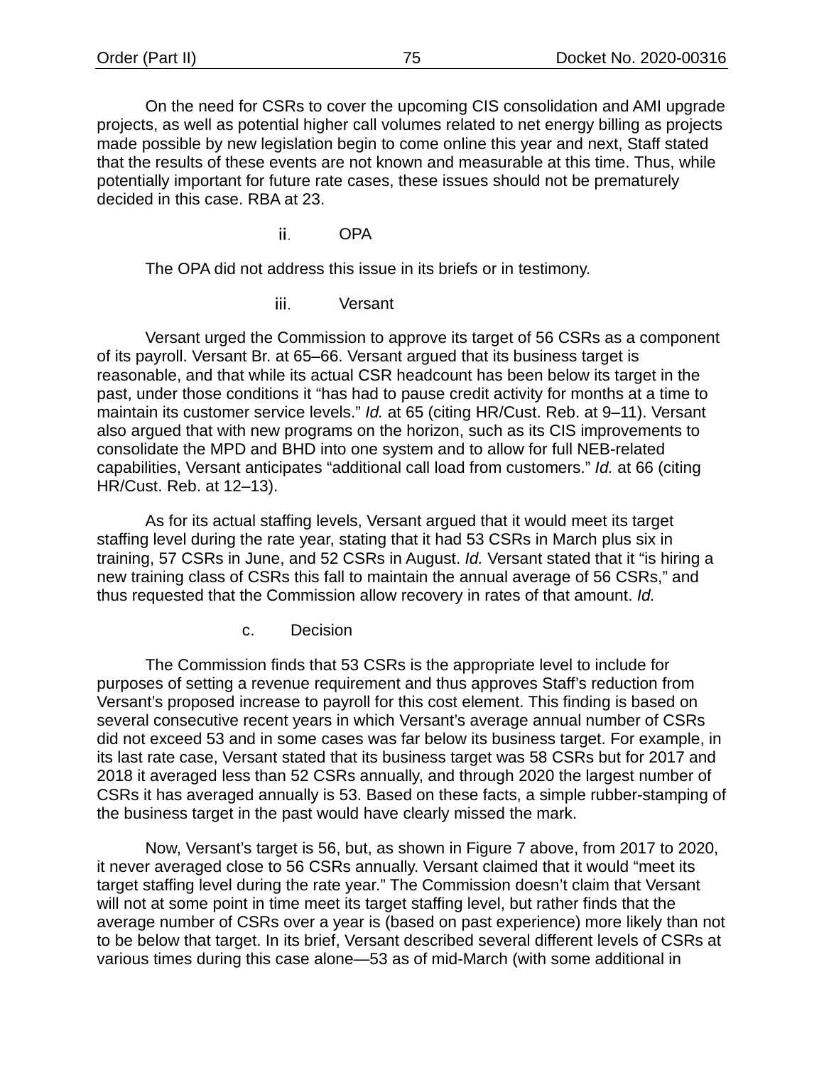On the need for CSRs to cover the upcoming CIS consolidation and AMI upgrade projects, as well as potential higher call volumes related to net energy billing as projects made possible by new legislation begin to come online this year and next, Staff stated that the results of these events are not known and measurable at this time. Thus, while potentially important for future rate cases, these issues should not be prematurely decided in this case. RBA at 23.

#### ii. OPA

The OPA did not address this issue in its briefs or in testimony.

#### iii. Versant

Versant urged the Commission to approve its target of 56 CSRs as a component of its payroll. Versant Br. at 65–66. Versant argued that its business target is reasonable, and that while its actual CSR headcount has been below its target in the past, under those conditions it "has had to pause credit activity for months at a time to maintain its customer service levels." *Id.* at 65 (citing HR/Cust. Reb. at 9–11). Versant also argued that with new programs on the horizon, such as its CIS improvements to consolidate the MPD and BHD into one system and to allow for full NEB-related capabilities, Versant anticipates "additional call load from customers." *Id.* at 66 (citing HR/Cust. Reb. at 12–13).

As for its actual staffing levels, Versant argued that it would meet its target staffing level during the rate year, stating that it had 53 CSRs in March plus six in training, 57 CSRs in June, and 52 CSRs in August. *Id.* Versant stated that it "is hiring a new training class of CSRs this fall to maintain the annual average of 56 CSRs," and thus requested that the Commission allow recovery in rates of that amount. *Id.*

### c. Decision

The Commission finds that 53 CSRs is the appropriate level to include for purposes of setting a revenue requirement and thus approves Staff's reduction from Versant's proposed increase to payroll for this cost element. This finding is based on several consecutive recent years in which Versant's average annual number of CSRs did not exceed 53 and in some cases was far below its business target. For example, in its last rate case, Versant stated that its business target was 58 CSRs but for 2017 and 2018 it averaged less than 52 CSRs annually, and through 2020 the largest number of CSRs it has averaged annually is 53. Based on these facts, a simple rubber-stamping of the business target in the past would have clearly missed the mark.

Now, Versant's target is 56, but, as shown in Figure 7 above, from 2017 to 2020, it never averaged close to 56 CSRs annually. Versant claimed that it would "meet its target staffing level during the rate year." The Commission doesn't claim that Versant will not at some point in time meet its target staffing level, but rather finds that the average number of CSRs over a year is (based on past experience) more likely than not to be below that target. In its brief, Versant described several different levels of CSRs at various times during this case alone—53 as of mid-March (with some additional in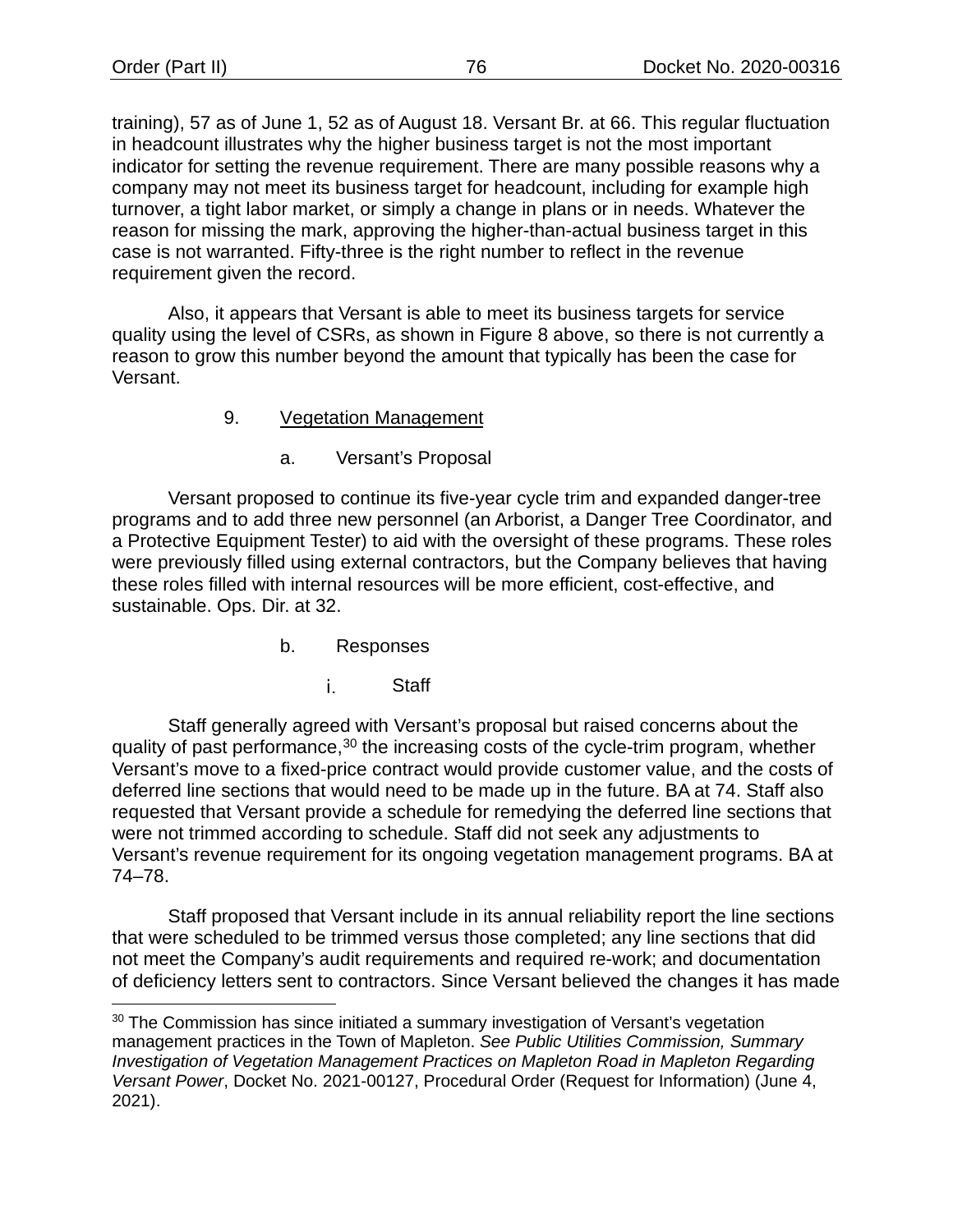training), 57 as of June 1, 52 as of August 18. Versant Br. at 66. This regular fluctuation in headcount illustrates why the higher business target is not the most important indicator for setting the revenue requirement. There are many possible reasons why a company may not meet its business target for headcount, including for example high turnover, a tight labor market, or simply a change in plans or in needs. Whatever the reason for missing the mark, approving the higher-than-actual business target in this case is not warranted. Fifty-three is the right number to reflect in the revenue requirement given the record.

Also, it appears that Versant is able to meet its business targets for service quality using the level of CSRs, as shown in Figure 8 above, so there is not currently a reason to grow this number beyond the amount that typically has been the case for Versant.

### 9. Vegetation Management

#### a. Versant's Proposal

Versant proposed to continue its five-year cycle trim and expanded danger-tree programs and to add three new personnel (an Arborist, a Danger Tree Coordinator, and a Protective Equipment Tester) to aid with the oversight of these programs. These roles were previously filled using external contractors, but the Company believes that having these roles filled with internal resources will be more efficient, cost-effective, and sustainable. Ops. Dir. at 32.

#### b. Responses

##### i. Staff

Staff generally agreed with Versant's proposal but raised concerns about the quality of past performance,[30] the increasing costs of the cycle-trim program, whether Versant's move to a fixed-price contract would provide customer value, and the costs of deferred line sections that would need to be made up in the future. BA at 74. Staff also requested that Versant provide a schedule for remedying the deferred line sections that were not trimmed according to schedule. Staff did not seek any adjustments to Versant's revenue requirement for its ongoing vegetation management programs. BA at 74–78.

Staff proposed that Versant include in its annual reliability report the line sections that were scheduled to be trimmed versus those completed; any line sections that did not meet the Company's audit requirements and required re-work; and documentation of deficiency letters sent to contractors. Since Versant believed the changes it has made

---

[30] The Commission has since initiated a summary investigation of Versant's vegetation management practices in the Town of Mapleton. *See Public Utilities Commission, Summary Investigation of Vegetation Management Practices on Mapleton Road in Mapleton Regarding Versant Power*, Docket No. 2021-00127, Procedural Order (Request for Information) (June 4, 2021).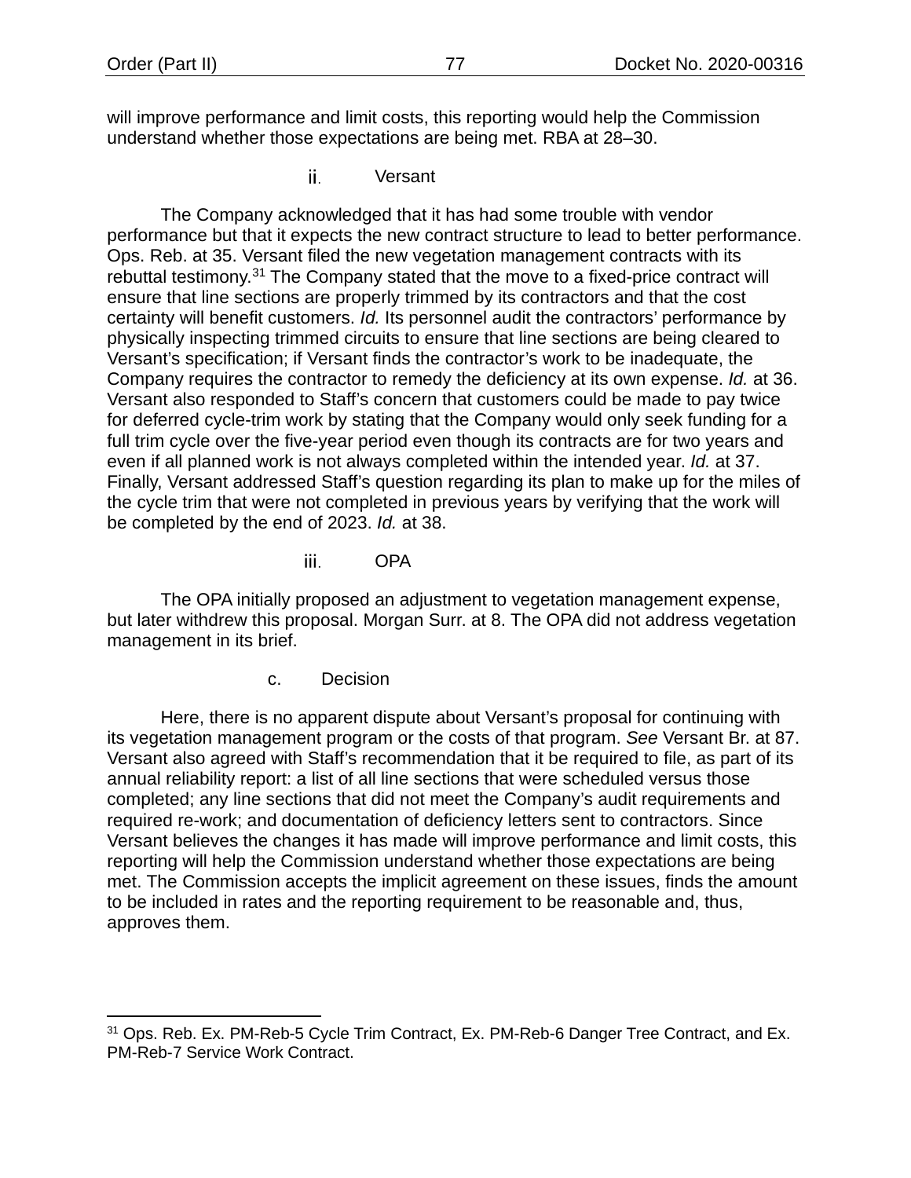will improve performance and limit costs, this reporting would help the Commission understand whether those expectations are being met. RBA at 28–30.

#### ii. Versant

The Company acknowledged that it has had some trouble with vendor performance but that it expects the new contract structure to lead to better performance. Ops. Reb. at 35. Versant filed the new vegetation management contracts with its rebuttal testimony.[31] The Company stated that the move to a fixed-price contract will ensure that line sections are properly trimmed by its contractors and that the cost certainty will benefit customers. *Id.* Its personnel audit the contractors' performance by physically inspecting trimmed circuits to ensure that line sections are being cleared to Versant's specification; if Versant finds the contractor's work to be inadequate, the Company requires the contractor to remedy the deficiency at its own expense. *Id.* at 36. Versant also responded to Staff's concern that customers could be made to pay twice for deferred cycle-trim work by stating that the Company would only seek funding for a full trim cycle over the five-year period even though its contracts are for two years and even if all planned work is not always completed within the intended year. *Id.* at 37. Finally, Versant addressed Staff's question regarding its plan to make up for the miles of the cycle trim that were not completed in previous years by verifying that the work will be completed by the end of 2023. *Id.* at 38.

#### iii. OPA

The OPA initially proposed an adjustment to vegetation management expense, but later withdrew this proposal. Morgan Surr. at 8. The OPA did not address vegetation management in its brief.

### c. Decision

Here, there is no apparent dispute about Versant's proposal for continuing with its vegetation management program or the costs of that program. *See* Versant Br. at 87. Versant also agreed with Staff's recommendation that it be required to file, as part of its annual reliability report: a list of all line sections that were scheduled versus those completed; any line sections that did not meet the Company's audit requirements and required re-work; and documentation of deficiency letters sent to contractors. Since Versant believes the changes it has made will improve performance and limit costs, this reporting will help the Commission understand whether those expectations are being met. The Commission accepts the implicit agreement on these issues, finds the amount to be included in rates and the reporting requirement to be reasonable and, thus, approves them.

---

[31] Ops. Reb. Ex. PM-Reb-5 Cycle Trim Contract, Ex. PM-Reb-6 Danger Tree Contract, and Ex. PM-Reb-7 Service Work Contract.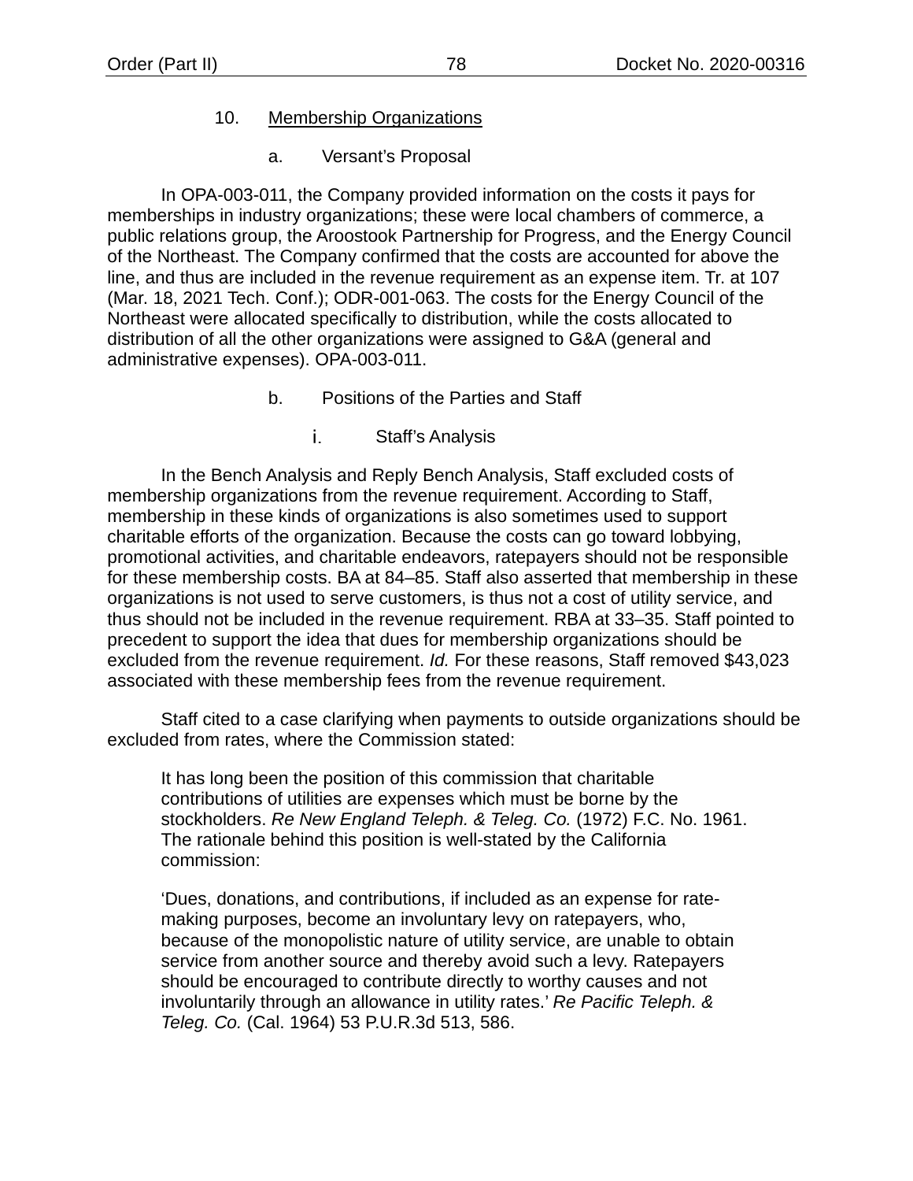### 10. Membership Organizations

#### a. Versant's Proposal

In OPA-003-011, the Company provided information on the costs it pays for memberships in industry organizations; these were local chambers of commerce, a public relations group, the Aroostook Partnership for Progress, and the Energy Council of the Northeast. The Company confirmed that the costs are accounted for above the line, and thus are included in the revenue requirement as an expense item. Tr. at 107 (Mar. 18, 2021 Tech. Conf.); ODR-001-063. The costs for the Energy Council of the Northeast were allocated specifically to distribution, while the costs allocated to distribution of all the other organizations were assigned to G&A (general and administrative expenses). OPA-003-011.

#### b. Positions of the Parties and Staff

##### i. Staff's Analysis

In the Bench Analysis and Reply Bench Analysis, Staff excluded costs of membership organizations from the revenue requirement. According to Staff, membership in these kinds of organizations is also sometimes used to support charitable efforts of the organization. Because the costs can go toward lobbying, promotional activities, and charitable endeavors, ratepayers should not be responsible for these membership costs. BA at 84–85. Staff also asserted that membership in these organizations is not used to serve customers, is thus not a cost of utility service, and thus should not be included in the revenue requirement. RBA at 33–35. Staff pointed to precedent to support the idea that dues for membership organizations should be excluded from the revenue requirement. *Id.* For these reasons, Staff removed $43,023 associated with these membership fees from the revenue requirement.

Staff cited to a case clarifying when payments to outside organizations should be excluded from rates, where the Commission stated:

> It has long been the position of this commission that charitable contributions of utilities are expenses which must be borne by the stockholders. *Re New England Teleph. & Teleg. Co.* (1972) F.C. No. 1961. The rationale behind this position is well-stated by the California commission:
>
> 'Dues, donations, and contributions, if included as an expense for rate-making purposes, become an involuntary levy on ratepayers, who, because of the monopolistic nature of utility service, are unable to obtain service from another source and thereby avoid such a levy. Ratepayers should be encouraged to contribute directly to worthy causes and not involuntarily through an allowance in utility rates.' *Re Pacific Teleph. & Teleg. Co.* (Cal. 1964) 53 P.U.R.3d 513, 586.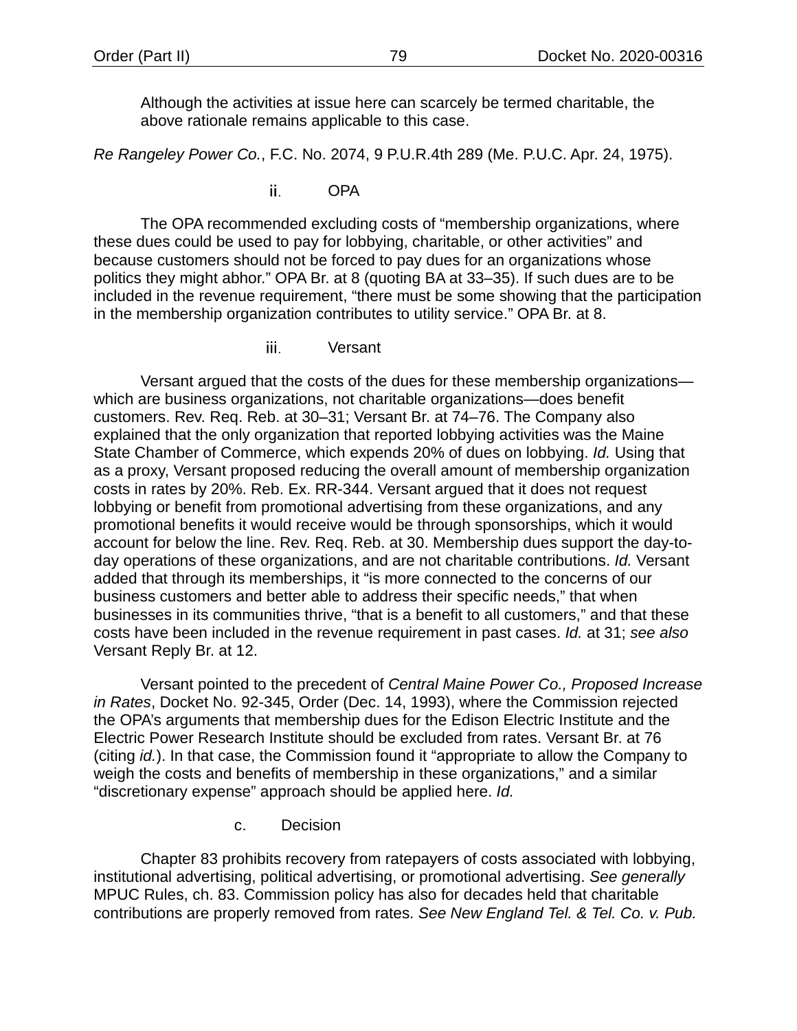> Although the activities at issue here can scarcely be termed charitable, the above rationale remains applicable to this case.

*Re Rangeley Power Co.*, F.C. No. 2074, 9 P.U.R.4th 289 (Me. P.U.C. Apr. 24, 1975).

ii. OPA

The OPA recommended excluding costs of "membership organizations, where these dues could be used to pay for lobbying, charitable, or other activities" and because customers should not be forced to pay dues for an organizations whose politics they might abhor." OPA Br. at 8 (quoting BA at 33–35). If such dues are to be included in the revenue requirement, "there must be some showing that the participation in the membership organization contributes to utility service." OPA Br. at 8.

iii. Versant

Versant argued that the costs of the dues for these membership organizations—which are business organizations, not charitable organizations—does benefit customers. Rev. Req. Reb. at 30–31; Versant Br. at 74–76. The Company also explained that the only organization that reported lobbying activities was the Maine State Chamber of Commerce, which expends 20% of dues on lobbying. *Id.* Using that as a proxy, Versant proposed reducing the overall amount of membership organization costs in rates by 20%. Reb. Ex. RR-344. Versant argued that it does not request lobbying or benefit from promotional advertising from these organizations, and any promotional benefits it would receive would be through sponsorships, which it would account for below the line. Rev. Req. Reb. at 30. Membership dues support the day-to-day operations of these organizations, and are not charitable contributions. *Id.* Versant added that through its memberships, it "is more connected to the concerns of our business customers and better able to address their specific needs," that when businesses in its communities thrive, "that is a benefit to all customers," and that these costs have been included in the revenue requirement in past cases. *Id.* at 31; *see also* Versant Reply Br. at 12.

Versant pointed to the precedent of *Central Maine Power Co., Proposed Increase in Rates*, Docket No. 92-345, Order (Dec. 14, 1993), where the Commission rejected the OPA's arguments that membership dues for the Edison Electric Institute and the Electric Power Research Institute should be excluded from rates. Versant Br. at 76 (citing *id.*). In that case, the Commission found it "appropriate to allow the Company to weigh the costs and benefits of membership in these organizations," and a similar "discretionary expense" approach should be applied here. *Id.*

c. Decision

Chapter 83 prohibits recovery from ratepayers of costs associated with lobbying, institutional advertising, political advertising, or promotional advertising. *See generally* MPUC Rules, ch. 83. Commission policy has also for decades held that charitable contributions are properly removed from rates. *See New England Tel. & Tel. Co. v. Pub.*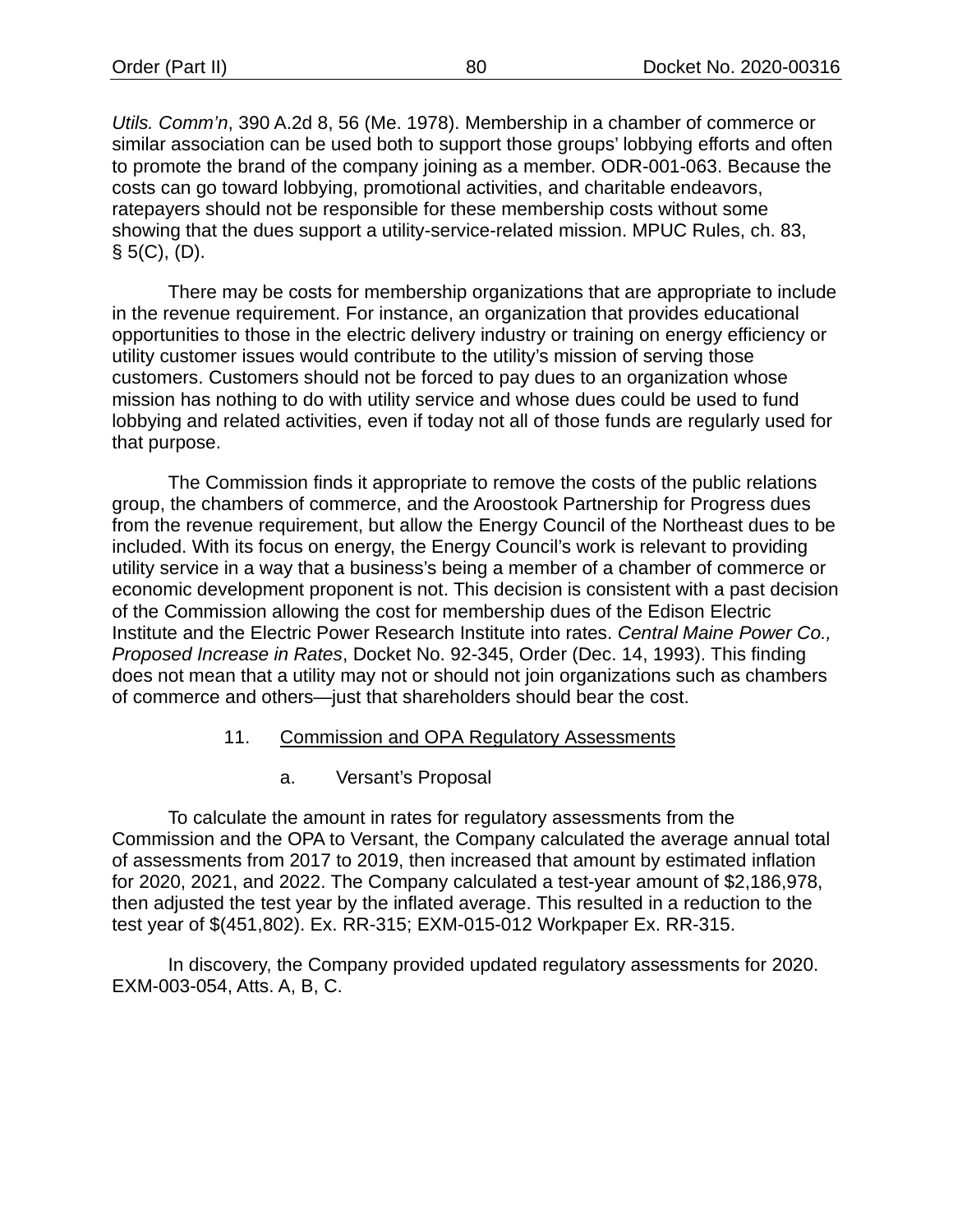*Utils. Comm'n*, 390 A.2d 8, 56 (Me. 1978). Membership in a chamber of commerce or similar association can be used both to support those groups' lobbying efforts and often to promote the brand of the company joining as a member. ODR-001-063. Because the costs can go toward lobbying, promotional activities, and charitable endeavors, ratepayers should not be responsible for these membership costs without some showing that the dues support a utility-service-related mission. MPUC Rules, ch. 83, § 5(C), (D).

There may be costs for membership organizations that are appropriate to include in the revenue requirement. For instance, an organization that provides educational opportunities to those in the electric delivery industry or training on energy efficiency or utility customer issues would contribute to the utility's mission of serving those customers. Customers should not be forced to pay dues to an organization whose mission has nothing to do with utility service and whose dues could be used to fund lobbying and related activities, even if today not all of those funds are regularly used for that purpose.

The Commission finds it appropriate to remove the costs of the public relations group, the chambers of commerce, and the Aroostook Partnership for Progress dues from the revenue requirement, but allow the Energy Council of the Northeast dues to be included. With its focus on energy, the Energy Council's work is relevant to providing utility service in a way that a business's being a member of a chamber of commerce or economic development proponent is not. This decision is consistent with a past decision of the Commission allowing the cost for membership dues of the Edison Electric Institute and the Electric Power Research Institute into rates. *Central Maine Power Co., Proposed Increase in Rates*, Docket No. 92-345, Order (Dec. 14, 1993). This finding does not mean that a utility may not or should not join organizations such as chambers of commerce and others—just that shareholders should bear the cost.

### 11. Commission and OPA Regulatory Assessments

#### a. Versant's Proposal

To calculate the amount in rates for regulatory assessments from the Commission and the OPA to Versant, the Company calculated the average annual total of assessments from 2017 to 2019, then increased that amount by estimated inflation for 2020, 2021, and 2022. The Company calculated a test-year amount of $2,186,978, then adjusted the test year by the inflated average. This resulted in a reduction to the test year of $(451,802). Ex. RR-315; EXM-015-012 Workpaper Ex. RR-315.

In discovery, the Company provided updated regulatory assessments for 2020. EXM-003-054, Atts. A, B, C.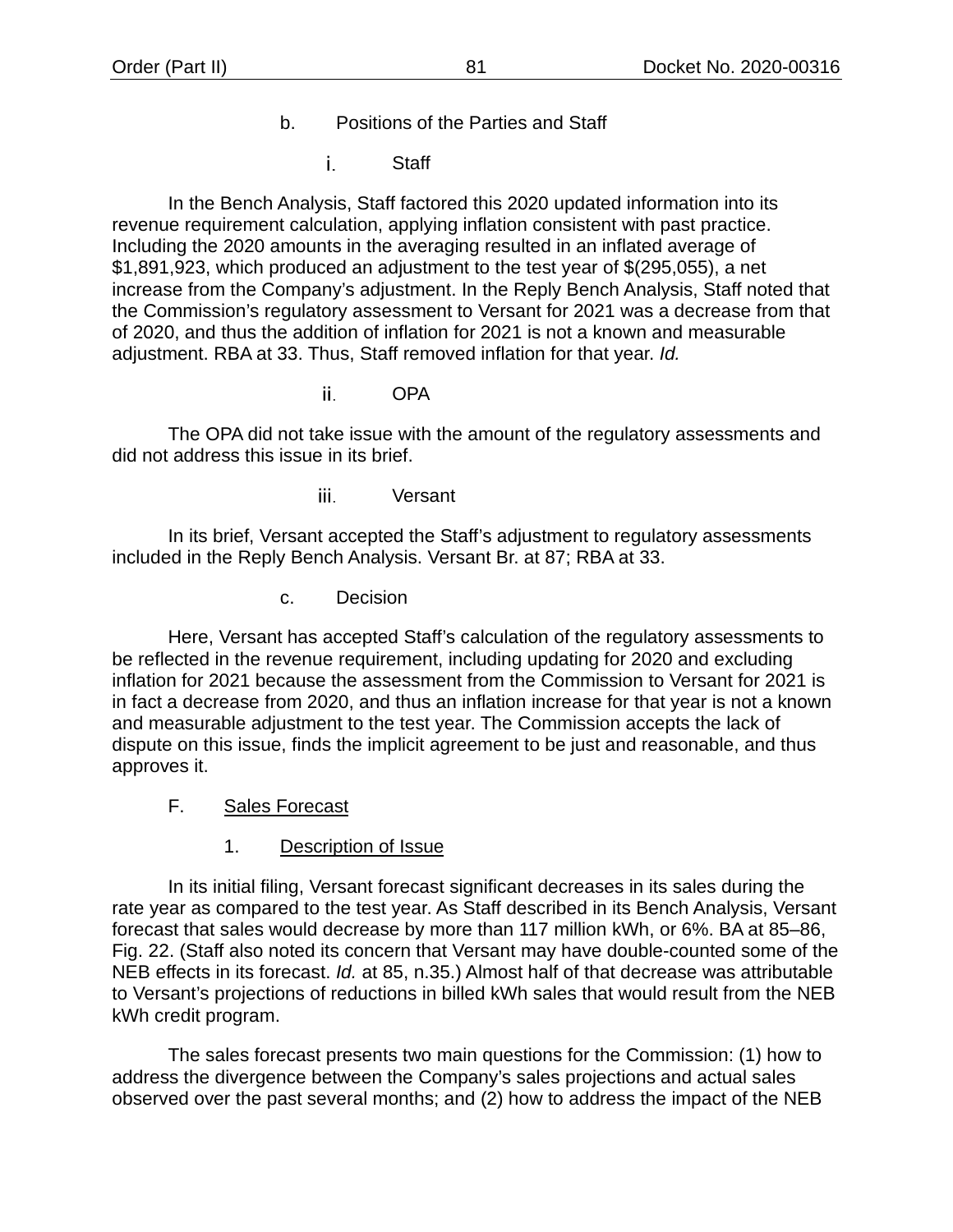b. Positions of the Parties and Staff

i. Staff

In the Bench Analysis, Staff factored this 2020 updated information into its revenue requirement calculation, applying inflation consistent with past practice. Including the 2020 amounts in the averaging resulted in an inflated average of $1,891,923, which produced an adjustment to the test year of $(295,055), a net increase from the Company's adjustment. In the Reply Bench Analysis, Staff noted that the Commission's regulatory assessment to Versant for 2021 was a decrease from that of 2020, and thus the addition of inflation for 2021 is not a known and measurable adjustment. RBA at 33. Thus, Staff removed inflation for that year. *Id.*

ii. OPA

The OPA did not take issue with the amount of the regulatory assessments and did not address this issue in its brief.

iii. Versant

In its brief, Versant accepted the Staff's adjustment to regulatory assessments included in the Reply Bench Analysis. Versant Br. at 87; RBA at 33.

c. Decision

Here, Versant has accepted Staff's calculation of the regulatory assessments to be reflected in the revenue requirement, including updating for 2020 and excluding inflation for 2021 because the assessment from the Commission to Versant for 2021 is in fact a decrease from 2020, and thus an inflation increase for that year is not a known and measurable adjustment to the test year. The Commission accepts the lack of dispute on this issue, finds the implicit agreement to be just and reasonable, and thus approves it.

F. Sales Forecast

1. Description of Issue

In its initial filing, Versant forecast significant decreases in its sales during the rate year as compared to the test year. As Staff described in its Bench Analysis, Versant forecast that sales would decrease by more than 117 million kWh, or 6%. BA at 85–86, Fig. 22. (Staff also noted its concern that Versant may have double-counted some of the NEB effects in its forecast. *Id.* at 85, n.35.) Almost half of that decrease was attributable to Versant's projections of reductions in billed kWh sales that would result from the NEB kWh credit program.

The sales forecast presents two main questions for the Commission: (1) how to address the divergence between the Company's sales projections and actual sales observed over the past several months; and (2) how to address the impact of the NEB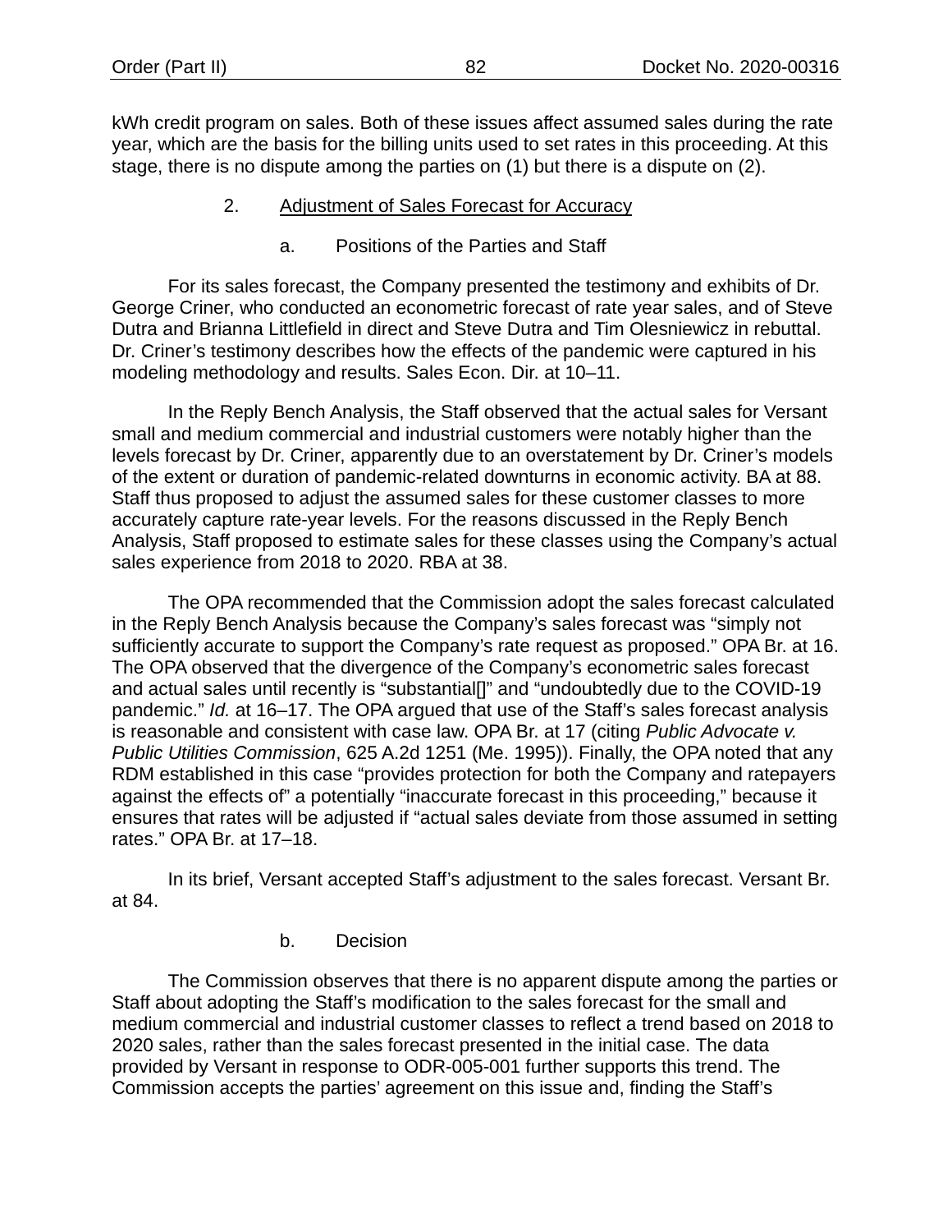kWh credit program on sales. Both of these issues affect assumed sales during the rate year, which are the basis for the billing units used to set rates in this proceeding. At this stage, there is no dispute among the parties on (1) but there is a dispute on (2).

2. Adjustment of Sales Forecast for Accuracy

a. Positions of the Parties and Staff

For its sales forecast, the Company presented the testimony and exhibits of Dr. George Criner, who conducted an econometric forecast of rate year sales, and of Steve Dutra and Brianna Littlefield in direct and Steve Dutra and Tim Olesniewicz in rebuttal. Dr. Criner's testimony describes how the effects of the pandemic were captured in his modeling methodology and results. Sales Econ. Dir. at 10–11.

In the Reply Bench Analysis, the Staff observed that the actual sales for Versant small and medium commercial and industrial customers were notably higher than the levels forecast by Dr. Criner, apparently due to an overstatement by Dr. Criner's models of the extent or duration of pandemic-related downturns in economic activity. BA at 88. Staff thus proposed to adjust the assumed sales for these customer classes to more accurately capture rate-year levels. For the reasons discussed in the Reply Bench Analysis, Staff proposed to estimate sales for these classes using the Company's actual sales experience from 2018 to 2020. RBA at 38.

The OPA recommended that the Commission adopt the sales forecast calculated in the Reply Bench Analysis because the Company's sales forecast was "simply not sufficiently accurate to support the Company's rate request as proposed." OPA Br. at 16. The OPA observed that the divergence of the Company's econometric sales forecast and actual sales until recently is "substantial[]" and "undoubtedly due to the COVID-19 pandemic." *Id.* at 16–17. The OPA argued that use of the Staff's sales forecast analysis is reasonable and consistent with case law. OPA Br. at 17 (citing *Public Advocate v. Public Utilities Commission*, 625 A.2d 1251 (Me. 1995)). Finally, the OPA noted that any RDM established in this case "provides protection for both the Company and ratepayers against the effects of" a potentially "inaccurate forecast in this proceeding," because it ensures that rates will be adjusted if "actual sales deviate from those assumed in setting rates." OPA Br. at 17–18.

In its brief, Versant accepted Staff's adjustment to the sales forecast. Versant Br. at 84.

b. Decision

The Commission observes that there is no apparent dispute among the parties or Staff about adopting the Staff's modification to the sales forecast for the small and medium commercial and industrial customer classes to reflect a trend based on 2018 to 2020 sales, rather than the sales forecast presented in the initial case. The data provided by Versant in response to ODR-005-001 further supports this trend. The Commission accepts the parties' agreement on this issue and, finding the Staff's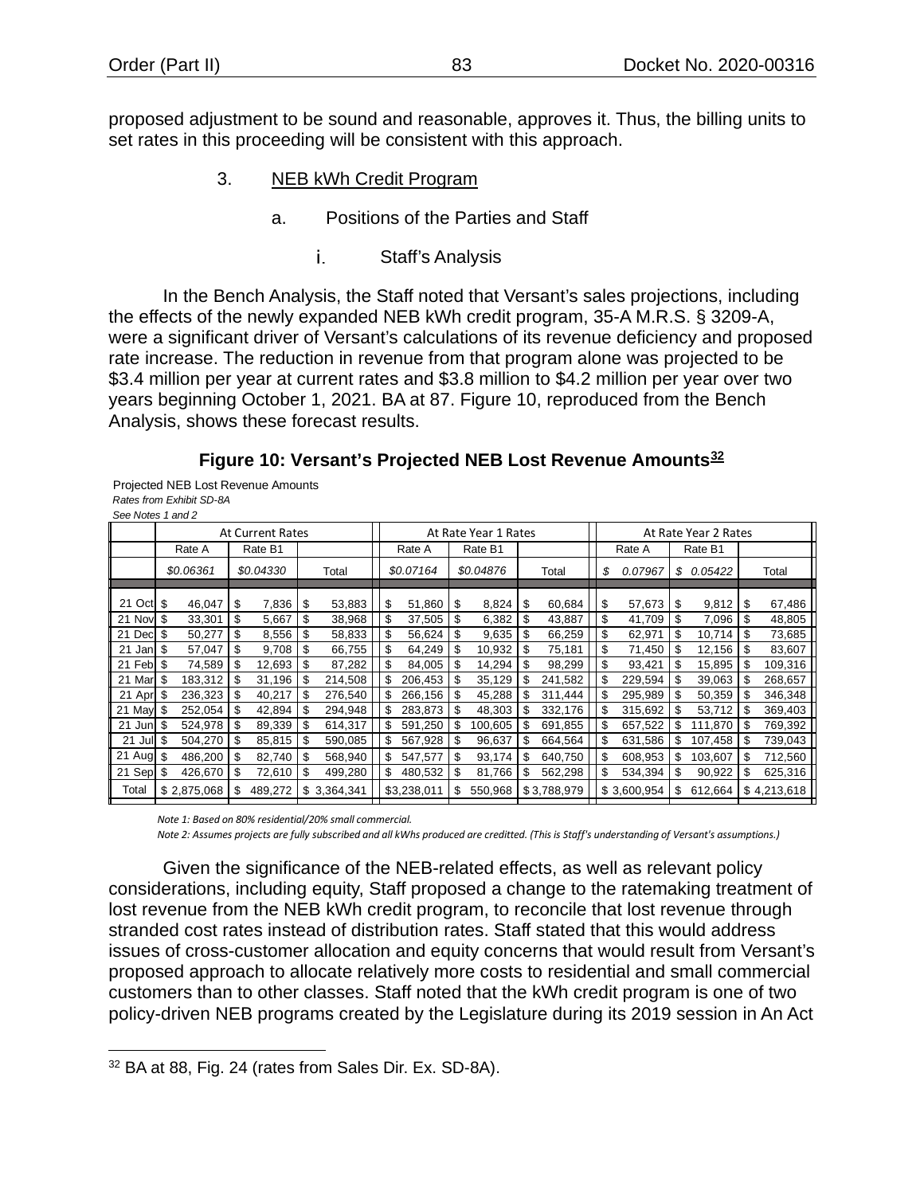proposed adjustment to be sound and reasonable, approves it. Thus, the billing units to set rates in this proceeding will be consistent with this approach.

### 3. NEB kWh Credit Program

#### a. Positions of the Parties and Staff

##### i. Staff's Analysis

In the Bench Analysis, the Staff noted that Versant's sales projections, including the effects of the newly expanded NEB kWh credit program, 35-A M.R.S. § 3209-A, were a significant driver of Versant's calculations of its revenue deficiency and proposed rate increase. The reduction in revenue from that program alone was projected to be $3.4 million per year at current rates and $3.8 million to $4.2 million per year over two years beginning October 1, 2021. BA at 87. Figure 10, reproduced from the Bench Analysis, shows these forecast results.

**Figure 10: Versant's Projected NEB Lost Revenue Amounts[32]**

Projected NEB Lost Revenue Amounts
*Rates from Exhibit SD-8A*
*See Notes 1 and 2*

| | At Current Rates | | | At Rate Year 1 Rates | | | At Rate Year 2 Rates | | |
|---|---|---|---|---|---|---|---|---|---|
| | Rate A | Rate B1 | | Rate A | Rate B1 | | Rate A | Rate B1 | |
| | *$0.06361* | *$0.04330* | Total | *$0.07164* | *$0.04876* | Total | *$ 0.07967* | *$ 0.05422* | Total |
| 21 Oct | $ 46,047 | $ 7,836 | $ 53,883 | $ 51,860 | $ 8,824 | $ 60,684 | $ 57,673 | $ 9,812 | $ 67,486 |
| 21 Nov | $ 33,301 | $ 5,667 | $ 38,968 | $ 37,505 | $ 6,382 | $ 43,887 | $ 41,709 | $ 7,096 | $ 48,805 |
| 21 Dec | $ 50,277 | $ 8,556 | $ 58,833 | $ 56,624 | $ 9,635 | $ 66,259 | $ 62,971 | $ 10,714 | $ 73,685 |
| 21 Jan | $ 57,047 | $ 9,708 | $ 66,755 | $ 64,249 | $ 10,932 | $ 75,181 | $ 71,450 | $ 12,156 | $ 83,607 |
| 21 Feb | $ 74,589 | $ 12,693 | $ 87,282 | $ 84,005 | $ 14,294 | $ 98,299 | $ 93,421 | $ 15,895 | $ 109,316 |
| 21 Mar | $ 183,312 | $ 31,196 | $ 214,508 | $ 206,453 | $ 35,129 | $ 241,582 | $ 229,594 | $ 39,063 | $ 268,657 |
| 21 Apr | $ 236,323 | $ 40,217 | $ 276,540 | $ 266,156 | $ 45,288 | $ 311,444 | $ 295,989 | $ 50,359 | $ 346,348 |
| 21 May | $ 252,054 | $ 42,894 | $ 294,948 | $ 283,873 | $ 48,303 | $ 332,176 | $ 315,692 | $ 53,712 | $ 369,403 |
| 21 Jun | $ 524,978 | $ 89,339 | $ 614,317 | $ 591,250 | $ 100,605 | $ 691,855 | $ 657,522 | $ 111,870 | $ 769,392 |
| 21 Jul | $ 504,270 | $ 85,815 | $ 590,085 | $ 567,928 | $ 96,637 | $ 664,564 | $ 631,586 | $ 107,458 | $ 739,043 |
| 21 Aug | $ 486,200 | $ 82,740 | $ 568,940 | $ 547,577 | $ 93,174 | $ 640,750 | $ 608,953 | $ 103,607 | $ 712,560 |
| 21 Sep | $ 426,670 | $ 72,610 | $ 499,280 | $ 480,532 | $ 81,766 | $ 562,298 | $ 534,394 | $ 90,922 | $ 625,316 |
| Total | $ 2,875,068 | $ 489,272 | $ 3,364,341 | $3,238,011 | $ 550,968 | $ 3,788,979 | $ 3,600,954 | $ 612,664 | $ 4,213,618 |

*Note 1: Based on 80% residential/20% small commercial.*
*Note 2: Assumes projects are fully subscribed and all kWhs produced are creditted. (This is Staff's understanding of Versant's assumptions.)*

Given the significance of the NEB-related effects, as well as relevant policy considerations, including equity, Staff proposed a change to the ratemaking treatment of lost revenue from the NEB kWh credit program, to reconcile that lost revenue through stranded cost rates instead of distribution rates. Staff stated that this would address issues of cross-customer allocation and equity concerns that would result from Versant's proposed approach to allocate relatively more costs to residential and small commercial customers than to other classes. Staff noted that the kWh credit program is one of two policy-driven NEB programs created by the Legislature during its 2019 session in An Act

[32] BA at 88, Fig. 24 (rates from Sales Dir. Ex. SD-8A).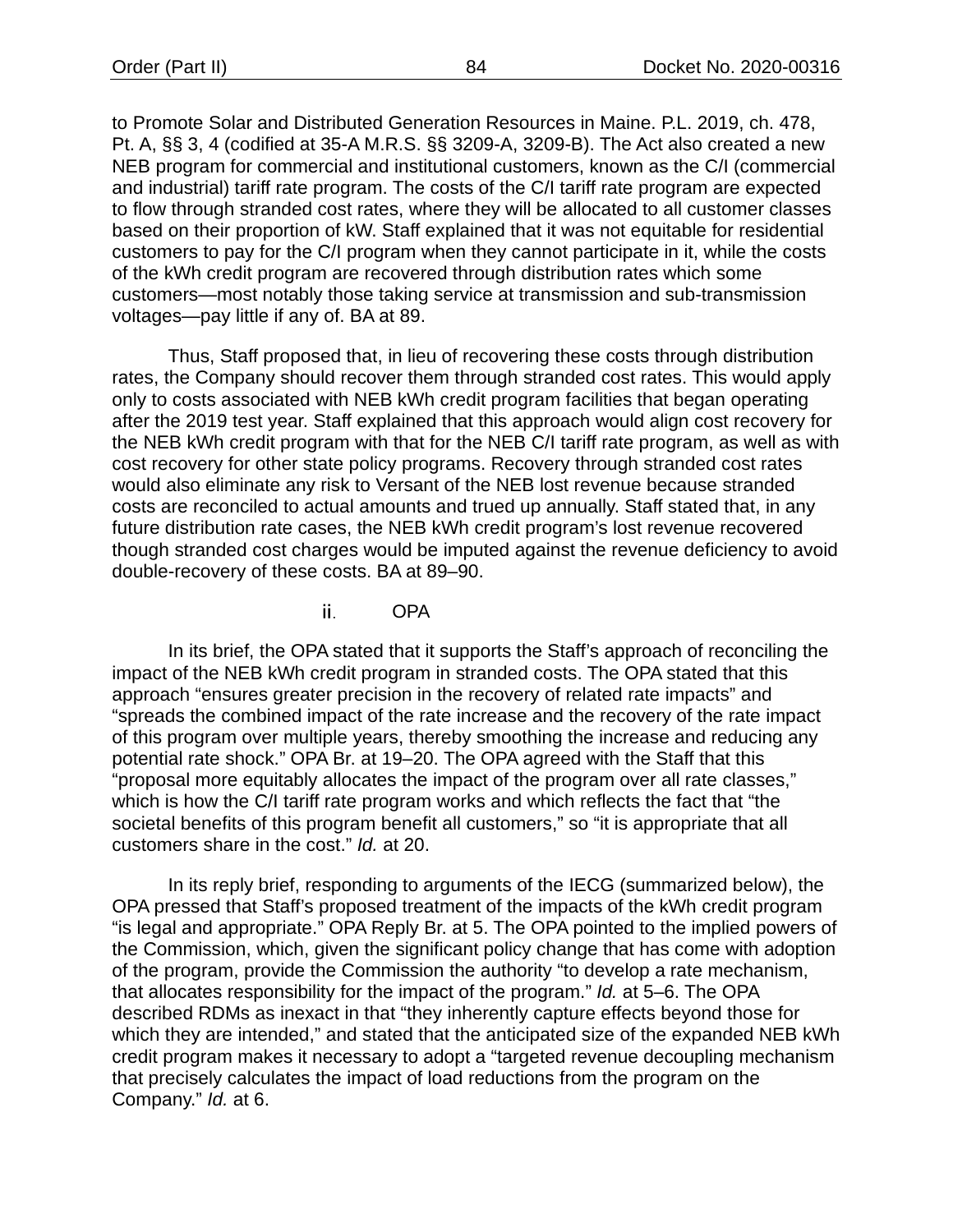to Promote Solar and Distributed Generation Resources in Maine. P.L. 2019, ch. 478, Pt. A, §§ 3, 4 (codified at 35-A M.R.S. §§ 3209-A, 3209-B). The Act also created a new NEB program for commercial and institutional customers, known as the C/I (commercial and industrial) tariff rate program. The costs of the C/I tariff rate program are expected to flow through stranded cost rates, where they will be allocated to all customer classes based on their proportion of kW. Staff explained that it was not equitable for residential customers to pay for the C/I program when they cannot participate in it, while the costs of the kWh credit program are recovered through distribution rates which some customers—most notably those taking service at transmission and sub-transmission voltages—pay little if any of. BA at 89.

Thus, Staff proposed that, in lieu of recovering these costs through distribution rates, the Company should recover them through stranded cost rates. This would apply only to costs associated with NEB kWh credit program facilities that began operating after the 2019 test year. Staff explained that this approach would align cost recovery for the NEB kWh credit program with that for the NEB C/I tariff rate program, as well as with cost recovery for other state policy programs. Recovery through stranded cost rates would also eliminate any risk to Versant of the NEB lost revenue because stranded costs are reconciled to actual amounts and trued up annually. Staff stated that, in any future distribution rate cases, the NEB kWh credit program's lost revenue recovered though stranded cost charges would be imputed against the revenue deficiency to avoid double-recovery of these costs. BA at 89–90.

#### ii. OPA

In its brief, the OPA stated that it supports the Staff's approach of reconciling the impact of the NEB kWh credit program in stranded costs. The OPA stated that this approach "ensures greater precision in the recovery of related rate impacts" and "spreads the combined impact of the rate increase and the recovery of the rate impact of this program over multiple years, thereby smoothing the increase and reducing any potential rate shock." OPA Br. at 19–20. The OPA agreed with the Staff that this "proposal more equitably allocates the impact of the program over all rate classes," which is how the C/I tariff rate program works and which reflects the fact that "the societal benefits of this program benefit all customers," so "it is appropriate that all customers share in the cost." *Id.* at 20.

In its reply brief, responding to arguments of the IECG (summarized below), the OPA pressed that Staff's proposed treatment of the impacts of the kWh credit program "is legal and appropriate." OPA Reply Br. at 5. The OPA pointed to the implied powers of the Commission, which, given the significant policy change that has come with adoption of the program, provide the Commission the authority "to develop a rate mechanism, that allocates responsibility for the impact of the program." *Id.* at 5–6. The OPA described RDMs as inexact in that "they inherently capture effects beyond those for which they are intended," and stated that the anticipated size of the expanded NEB kWh credit program makes it necessary to adopt a "targeted revenue decoupling mechanism that precisely calculates the impact of load reductions from the program on the Company." *Id.* at 6.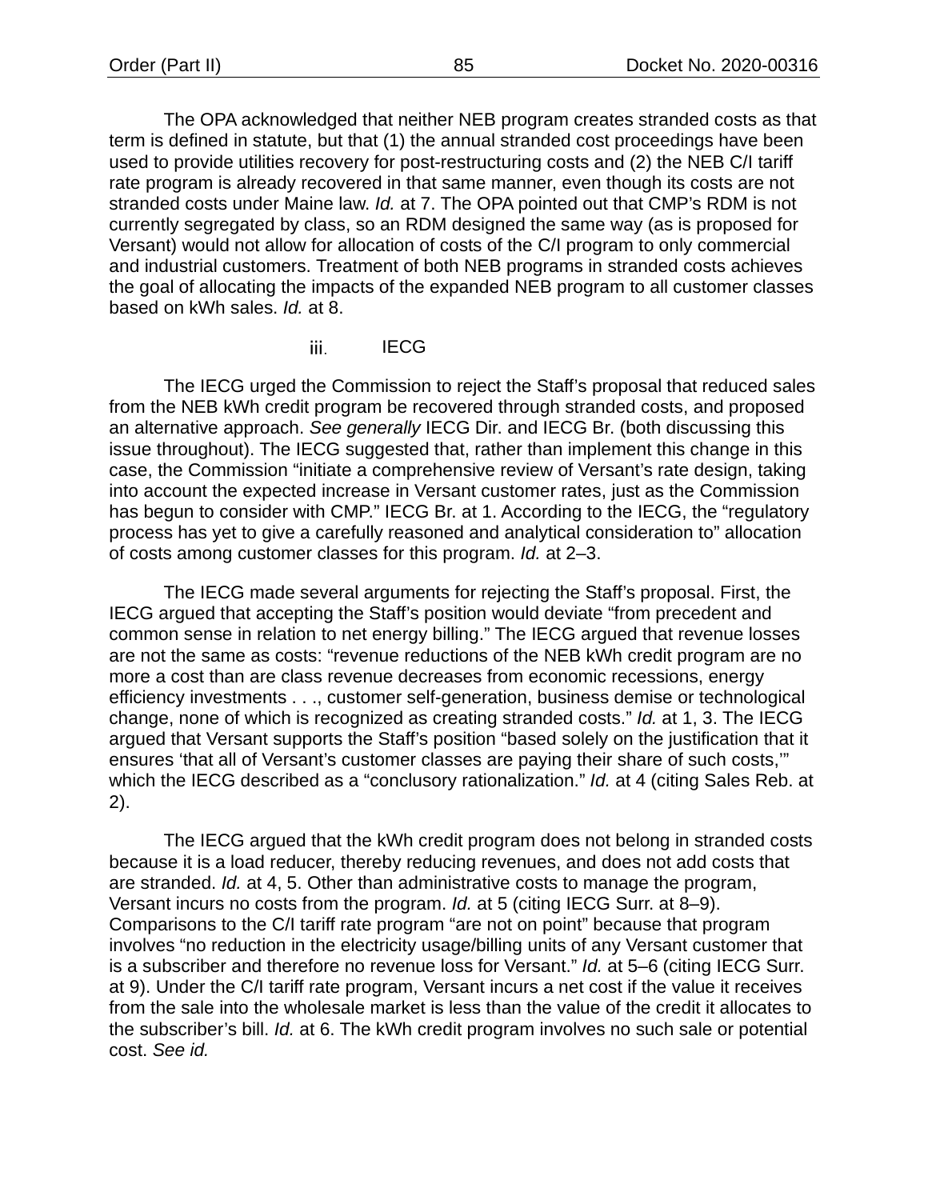The OPA acknowledged that neither NEB program creates stranded costs as that term is defined in statute, but that (1) the annual stranded cost proceedings have been used to provide utilities recovery for post-restructuring costs and (2) the NEB C/I tariff rate program is already recovered in that same manner, even though its costs are not stranded costs under Maine law. *Id.* at 7. The OPA pointed out that CMP's RDM is not currently segregated by class, so an RDM designed the same way (as is proposed for Versant) would not allow for allocation of costs of the C/I program to only commercial and industrial customers. Treatment of both NEB programs in stranded costs achieves the goal of allocating the impacts of the expanded NEB program to all customer classes based on kWh sales. *Id.* at 8.

#### iii. IECG

The IECG urged the Commission to reject the Staff's proposal that reduced sales from the NEB kWh credit program be recovered through stranded costs, and proposed an alternative approach. *See generally* IECG Dir. and IECG Br. (both discussing this issue throughout). The IECG suggested that, rather than implement this change in this case, the Commission "initiate a comprehensive review of Versant's rate design, taking into account the expected increase in Versant customer rates, just as the Commission has begun to consider with CMP." IECG Br. at 1. According to the IECG, the "regulatory process has yet to give a carefully reasoned and analytical consideration to" allocation of costs among customer classes for this program. *Id.* at 2–3.

The IECG made several arguments for rejecting the Staff's proposal. First, the IECG argued that accepting the Staff's position would deviate "from precedent and common sense in relation to net energy billing." The IECG argued that revenue losses are not the same as costs: "revenue reductions of the NEB kWh credit program are no more a cost than are class revenue decreases from economic recessions, energy efficiency investments . . ., customer self-generation, business demise or technological change, none of which is recognized as creating stranded costs." *Id.* at 1, 3. The IECG argued that Versant supports the Staff's position "based solely on the justification that it ensures 'that all of Versant's customer classes are paying their share of such costs,'" which the IECG described as a "conclusory rationalization." *Id.* at 4 (citing Sales Reb. at 2).

The IECG argued that the kWh credit program does not belong in stranded costs because it is a load reducer, thereby reducing revenues, and does not add costs that are stranded. *Id.* at 4, 5. Other than administrative costs to manage the program, Versant incurs no costs from the program. *Id.* at 5 (citing IECG Surr. at 8–9). Comparisons to the C/I tariff rate program "are not on point" because that program involves "no reduction in the electricity usage/billing units of any Versant customer that is a subscriber and therefore no revenue loss for Versant." *Id.* at 5–6 (citing IECG Surr. at 9). Under the C/I tariff rate program, Versant incurs a net cost if the value it receives from the sale into the wholesale market is less than the value of the credit it allocates to the subscriber's bill. *Id.* at 6. The kWh credit program involves no such sale or potential cost. *See id.*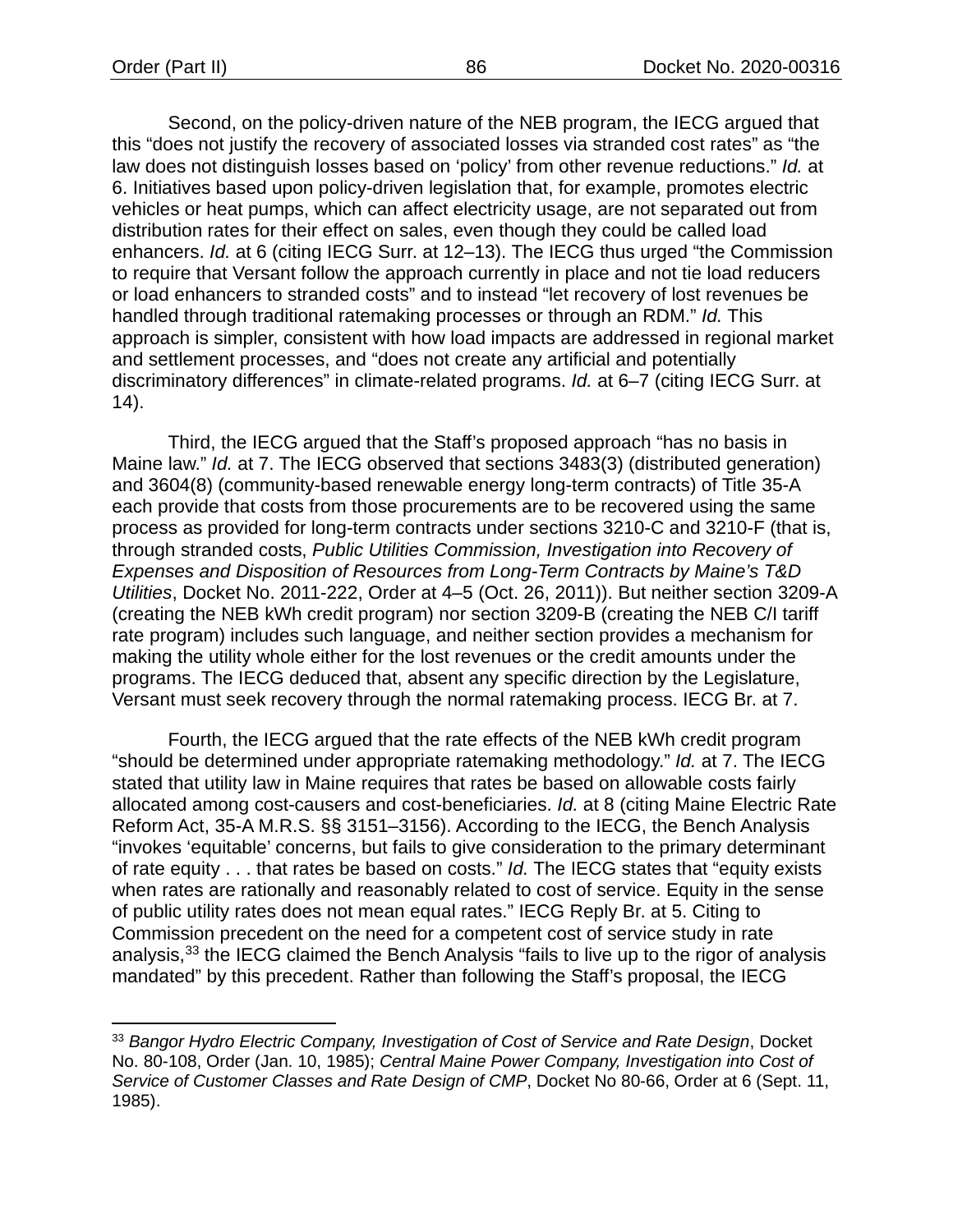Second, on the policy-driven nature of the NEB program, the IECG argued that this "does not justify the recovery of associated losses via stranded cost rates" as "the law does not distinguish losses based on 'policy' from other revenue reductions." *Id.* at 6. Initiatives based upon policy-driven legislation that, for example, promotes electric vehicles or heat pumps, which can affect electricity usage, are not separated out from distribution rates for their effect on sales, even though they could be called load enhancers. *Id.* at 6 (citing IECG Surr. at 12–13). The IECG thus urged "the Commission to require that Versant follow the approach currently in place and not tie load reducers or load enhancers to stranded costs" and to instead "let recovery of lost revenues be handled through traditional ratemaking processes or through an RDM." *Id.* This approach is simpler, consistent with how load impacts are addressed in regional market and settlement processes, and "does not create any artificial and potentially discriminatory differences" in climate-related programs. *Id.* at 6–7 (citing IECG Surr. at 14).

Third, the IECG argued that the Staff's proposed approach "has no basis in Maine law." *Id.* at 7. The IECG observed that sections 3483(3) (distributed generation) and 3604(8) (community-based renewable energy long-term contracts) of Title 35-A each provide that costs from those procurements are to be recovered using the same process as provided for long-term contracts under sections 3210-C and 3210-F (that is, through stranded costs, *Public Utilities Commission, Investigation into Recovery of Expenses and Disposition of Resources from Long-Term Contracts by Maine's T&D Utilities*, Docket No. 2011-222, Order at 4–5 (Oct. 26, 2011)). But neither section 3209-A (creating the NEB kWh credit program) nor section 3209-B (creating the NEB C/I tariff rate program) includes such language, and neither section provides a mechanism for making the utility whole either for the lost revenues or the credit amounts under the programs. The IECG deduced that, absent any specific direction by the Legislature, Versant must seek recovery through the normal ratemaking process. IECG Br. at 7.

Fourth, the IECG argued that the rate effects of the NEB kWh credit program "should be determined under appropriate ratemaking methodology." *Id.* at 7. The IECG stated that utility law in Maine requires that rates be based on allowable costs fairly allocated among cost-causers and cost-beneficiaries. *Id.* at 8 (citing Maine Electric Rate Reform Act, 35-A M.R.S. §§ 3151–3156). According to the IECG, the Bench Analysis "invokes 'equitable' concerns, but fails to give consideration to the primary determinant of rate equity . . . that rates be based on costs." *Id.* The IECG states that "equity exists when rates are rationally and reasonably related to cost of service. Equity in the sense of public utility rates does not mean equal rates." IECG Reply Br. at 5. Citing to Commission precedent on the need for a competent cost of service study in rate analysis,[33] the IECG claimed the Bench Analysis "fails to live up to the rigor of analysis mandated" by this precedent. Rather than following the Staff's proposal, the IECG

[33] *Bangor Hydro Electric Company, Investigation of Cost of Service and Rate Design*, Docket No. 80-108, Order (Jan. 10, 1985); *Central Maine Power Company, Investigation into Cost of Service of Customer Classes and Rate Design of CMP*, Docket No 80-66, Order at 6 (Sept. 11, 1985).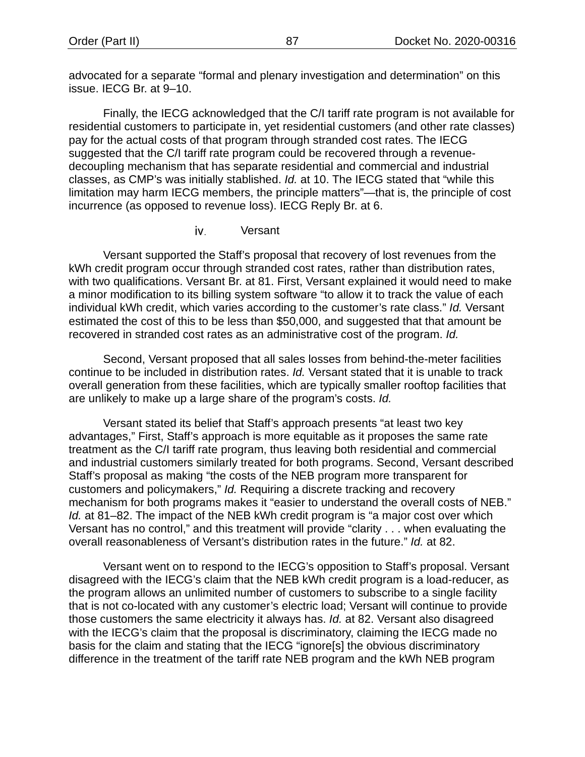advocated for a separate “formal and plenary investigation and determination” on this issue. IECG Br. at 9–10.

Finally, the IECG acknowledged that the C/I tariff rate program is not available for residential customers to participate in, yet residential customers (and other rate classes) pay for the actual costs of that program through stranded cost rates. The IECG suggested that the C/I tariff rate program could be recovered through a revenue-decoupling mechanism that has separate residential and commercial and industrial classes, as CMP’s was initially stablished. *Id.* at 10. The IECG stated that “while this limitation may harm IECG members, the principle matters”—that is, the principle of cost incurrence (as opposed to revenue loss). IECG Reply Br. at 6.

#### iv. Versant

Versant supported the Staff’s proposal that recovery of lost revenues from the kWh credit program occur through stranded cost rates, rather than distribution rates, with two qualifications. Versant Br. at 81. First, Versant explained it would need to make a minor modification to its billing system software “to allow it to track the value of each individual kWh credit, which varies according to the customer’s rate class.” *Id.* Versant estimated the cost of this to be less than $50,000, and suggested that that amount be recovered in stranded cost rates as an administrative cost of the program. *Id.*

Second, Versant proposed that all sales losses from behind-the-meter facilities continue to be included in distribution rates. *Id.* Versant stated that it is unable to track overall generation from these facilities, which are typically smaller rooftop facilities that are unlikely to make up a large share of the program’s costs. *Id.*

Versant stated its belief that Staff’s approach presents “at least two key advantages,” First, Staff’s approach is more equitable as it proposes the same rate treatment as the C/I tariff rate program, thus leaving both residential and commercial and industrial customers similarly treated for both programs. Second, Versant described Staff’s proposal as making “the costs of the NEB program more transparent for customers and policymakers,” *Id.* Requiring a discrete tracking and recovery mechanism for both programs makes it “easier to understand the overall costs of NEB.” *Id.* at 81–82. The impact of the NEB kWh credit program is “a major cost over which Versant has no control,” and this treatment will provide “clarity . . . when evaluating the overall reasonableness of Versant’s distribution rates in the future.” *Id.* at 82.

Versant went on to respond to the IECG’s opposition to Staff’s proposal. Versant disagreed with the IECG’s claim that the NEB kWh credit program is a load-reducer, as the program allows an unlimited number of customers to subscribe to a single facility that is not co-located with any customer’s electric load; Versant will continue to provide those customers the same electricity it always has. *Id.* at 82. Versant also disagreed with the IECG’s claim that the proposal is discriminatory, claiming the IECG made no basis for the claim and stating that the IECG “ignore[s] the obvious discriminatory difference in the treatment of the tariff rate NEB program and the kWh NEB program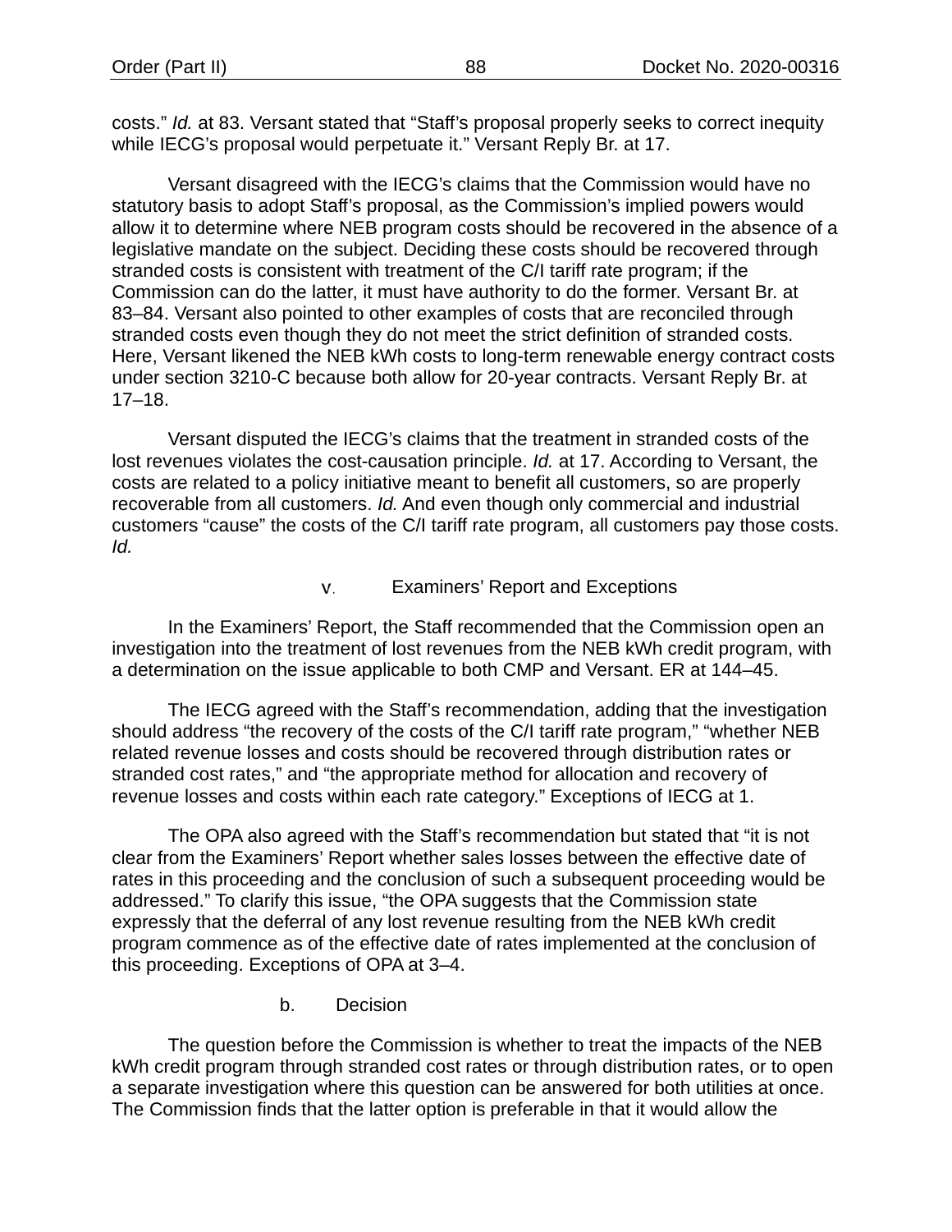costs." *Id.* at 83. Versant stated that "Staff's proposal properly seeks to correct inequity while IECG's proposal would perpetuate it." Versant Reply Br. at 17.

Versant disagreed with the IECG's claims that the Commission would have no statutory basis to adopt Staff's proposal, as the Commission's implied powers would allow it to determine where NEB program costs should be recovered in the absence of a legislative mandate on the subject. Deciding these costs should be recovered through stranded costs is consistent with treatment of the C/I tariff rate program; if the Commission can do the latter, it must have authority to do the former. Versant Br. at 83–84. Versant also pointed to other examples of costs that are reconciled through stranded costs even though they do not meet the strict definition of stranded costs. Here, Versant likened the NEB kWh costs to long-term renewable energy contract costs under section 3210-C because both allow for 20-year contracts. Versant Reply Br. at 17–18.

Versant disputed the IECG's claims that the treatment in stranded costs of the lost revenues violates the cost-causation principle. *Id.* at 17. According to Versant, the costs are related to a policy initiative meant to benefit all customers, so are properly recoverable from all customers. *Id.* And even though only commercial and industrial customers "cause" the costs of the C/I tariff rate program, all customers pay those costs. *Id.*

##### v. Examiners' Report and Exceptions

In the Examiners' Report, the Staff recommended that the Commission open an investigation into the treatment of lost revenues from the NEB kWh credit program, with a determination on the issue applicable to both CMP and Versant. ER at 144–45.

The IECG agreed with the Staff's recommendation, adding that the investigation should address "the recovery of the costs of the C/I tariff rate program," "whether NEB related revenue losses and costs should be recovered through distribution rates or stranded cost rates," and "the appropriate method for allocation and recovery of revenue losses and costs within each rate category." Exceptions of IECG at 1.

The OPA also agreed with the Staff's recommendation but stated that "it is not clear from the Examiners' Report whether sales losses between the effective date of rates in this proceeding and the conclusion of such a subsequent proceeding would be addressed." To clarify this issue, "the OPA suggests that the Commission state expressly that the deferral of any lost revenue resulting from the NEB kWh credit program commence as of the effective date of rates implemented at the conclusion of this proceeding. Exceptions of OPA at 3–4.

#### b. Decision

The question before the Commission is whether to treat the impacts of the NEB kWh credit program through stranded cost rates or through distribution rates, or to open a separate investigation where this question can be answered for both utilities at once. The Commission finds that the latter option is preferable in that it would allow the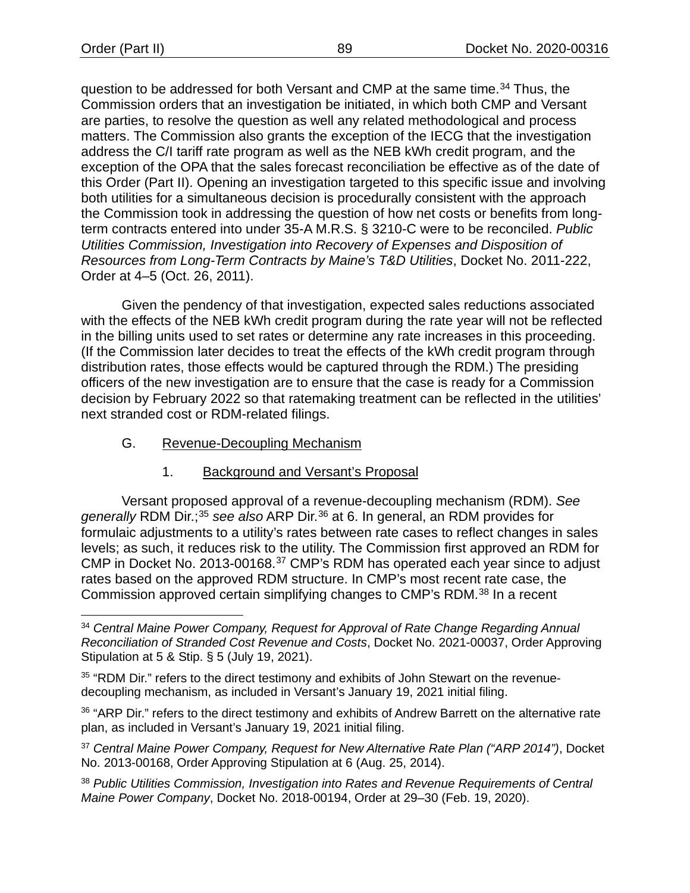question to be addressed for both Versant and CMP at the same time.[34] Thus, the Commission orders that an investigation be initiated, in which both CMP and Versant are parties, to resolve the question as well any related methodological and process matters. The Commission also grants the exception of the IECG that the investigation address the C/I tariff rate program as well as the NEB kWh credit program, and the exception of the OPA that the sales forecast reconciliation be effective as of the date of this Order (Part II). Opening an investigation targeted to this specific issue and involving both utilities for a simultaneous decision is procedurally consistent with the approach the Commission took in addressing the question of how net costs or benefits from long-term contracts entered into under 35-A M.R.S. § 3210-C were to be reconciled. *Public Utilities Commission, Investigation into Recovery of Expenses and Disposition of Resources from Long-Term Contracts by Maine's T&D Utilities*, Docket No. 2011-222, Order at 4–5 (Oct. 26, 2011).

Given the pendency of that investigation, expected sales reductions associated with the effects of the NEB kWh credit program during the rate year will not be reflected in the billing units used to set rates or determine any rate increases in this proceeding. (If the Commission later decides to treat the effects of the kWh credit program through distribution rates, those effects would be captured through the RDM.) The presiding officers of the new investigation are to ensure that the case is ready for a Commission decision by February 2022 so that ratemaking treatment can be reflected in the utilities' next stranded cost or RDM-related filings.

### G. Revenue-Decoupling Mechanism

#### 1. Background and Versant's Proposal

Versant proposed approval of a revenue-decoupling mechanism (RDM). *See generally* RDM Dir.;[35] *see also* ARP Dir.[36] at 6. In general, an RDM provides for formulaic adjustments to a utility's rates between rate cases to reflect changes in sales levels; as such, it reduces risk to the utility. The Commission first approved an RDM for CMP in Docket No. 2013-00168.[37] CMP's RDM has operated each year since to adjust rates based on the approved RDM structure. In CMP's most recent rate case, the Commission approved certain simplifying changes to CMP's RDM.[38] In a recent

---

[34] *Central Maine Power Company, Request for Approval of Rate Change Regarding Annual Reconciliation of Stranded Cost Revenue and Costs*, Docket No. 2021-00037, Order Approving Stipulation at 5 & Stip. § 5 (July 19, 2021).

[35] "RDM Dir." refers to the direct testimony and exhibits of John Stewart on the revenue-decoupling mechanism, as included in Versant's January 19, 2021 initial filing.

[36] "ARP Dir." refers to the direct testimony and exhibits of Andrew Barrett on the alternative rate plan, as included in Versant's January 19, 2021 initial filing.

[37] *Central Maine Power Company, Request for New Alternative Rate Plan ("ARP 2014")*, Docket No. 2013-00168, Order Approving Stipulation at 6 (Aug. 25, 2014).

[38] *Public Utilities Commission, Investigation into Rates and Revenue Requirements of Central Maine Power Company*, Docket No. 2018-00194, Order at 29–30 (Feb. 19, 2020).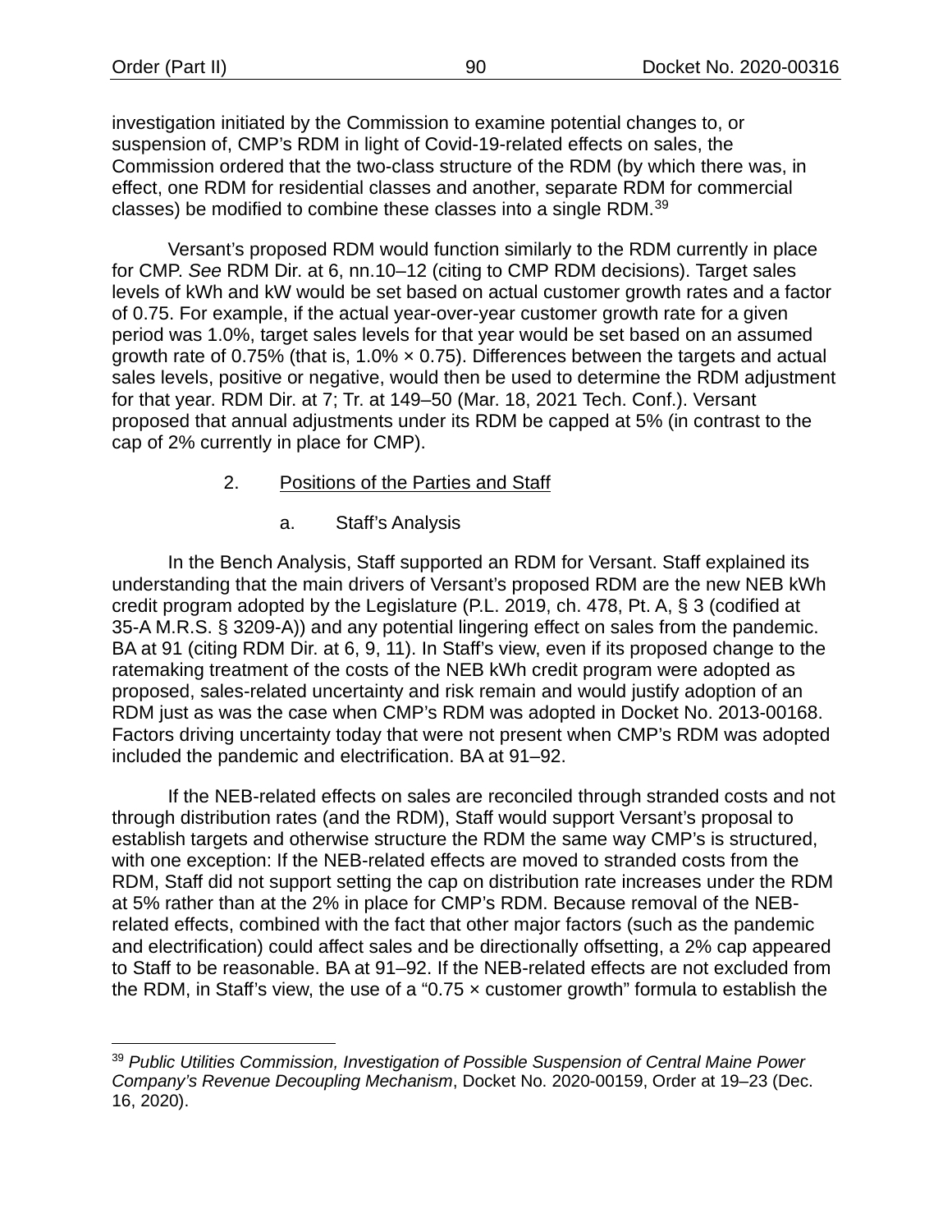investigation initiated by the Commission to examine potential changes to, or suspension of, CMP's RDM in light of Covid-19-related effects on sales, the Commission ordered that the two-class structure of the RDM (by which there was, in effect, one RDM for residential classes and another, separate RDM for commercial classes) be modified to combine these classes into a single RDM.[39]

Versant's proposed RDM would function similarly to the RDM currently in place for CMP. *See* RDM Dir. at 6, nn.10–12 (citing to CMP RDM decisions). Target sales levels of kWh and kW would be set based on actual customer growth rates and a factor of 0.75. For example, if the actual year-over-year customer growth rate for a given period was 1.0%, target sales levels for that year would be set based on an assumed growth rate of 0.75% (that is, 1.0% × 0.75). Differences between the targets and actual sales levels, positive or negative, would then be used to determine the RDM adjustment for that year. RDM Dir. at 7; Tr. at 149–50 (Mar. 18, 2021 Tech. Conf.). Versant proposed that annual adjustments under its RDM be capped at 5% (in contrast to the cap of 2% currently in place for CMP).

2. Positions of the Parties and Staff

a. Staff's Analysis

In the Bench Analysis, Staff supported an RDM for Versant. Staff explained its understanding that the main drivers of Versant's proposed RDM are the new NEB kWh credit program adopted by the Legislature (P.L. 2019, ch. 478, Pt. A, § 3 (codified at 35-A M.R.S. § 3209-A)) and any potential lingering effect on sales from the pandemic. BA at 91 (citing RDM Dir. at 6, 9, 11). In Staff's view, even if its proposed change to the ratemaking treatment of the costs of the NEB kWh credit program were adopted as proposed, sales-related uncertainty and risk remain and would justify adoption of an RDM just as was the case when CMP's RDM was adopted in Docket No. 2013-00168. Factors driving uncertainty today that were not present when CMP's RDM was adopted included the pandemic and electrification. BA at 91–92.

If the NEB-related effects on sales are reconciled through stranded costs and not through distribution rates (and the RDM), Staff would support Versant's proposal to establish targets and otherwise structure the RDM the same way CMP's is structured, with one exception: If the NEB-related effects are moved to stranded costs from the RDM, Staff did not support setting the cap on distribution rate increases under the RDM at 5% rather than at the 2% in place for CMP's RDM. Because removal of the NEB-related effects, combined with the fact that other major factors (such as the pandemic and electrification) could affect sales and be directionally offsetting, a 2% cap appeared to Staff to be reasonable. BA at 91–92. If the NEB-related effects are not excluded from the RDM, in Staff's view, the use of a "0.75 × customer growth" formula to establish the

[39] *Public Utilities Commission, Investigation of Possible Suspension of Central Maine Power Company's Revenue Decoupling Mechanism*, Docket No. 2020-00159, Order at 19–23 (Dec. 16, 2020).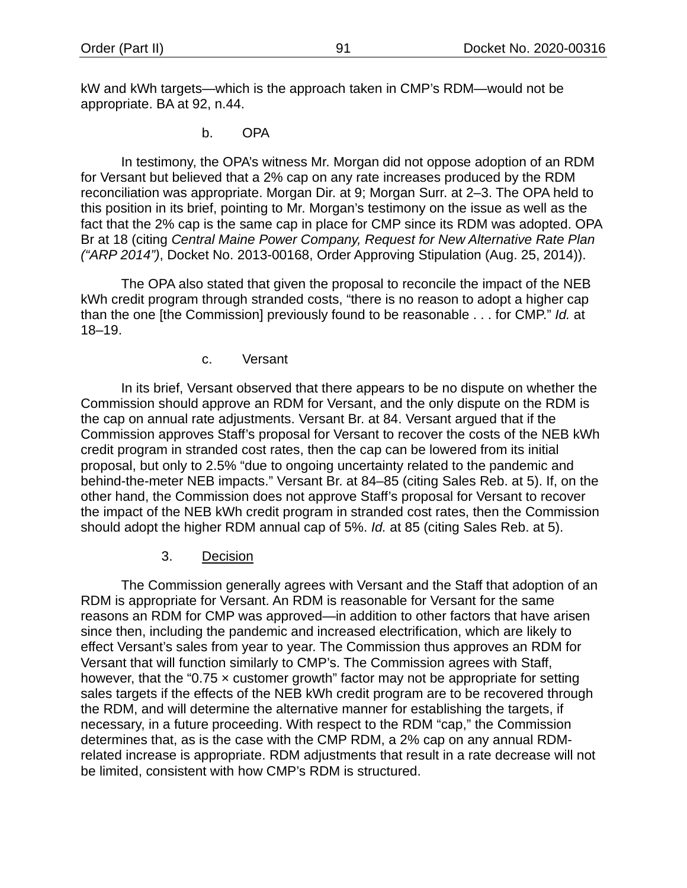kW and kWh targets—which is the approach taken in CMP's RDM—would not be appropriate. BA at 92, n.44.

b. OPA

In testimony, the OPA's witness Mr. Morgan did not oppose adoption of an RDM for Versant but believed that a 2% cap on any rate increases produced by the RDM reconciliation was appropriate. Morgan Dir. at 9; Morgan Surr. at 2–3. The OPA held to this position in its brief, pointing to Mr. Morgan's testimony on the issue as well as the fact that the 2% cap is the same cap in place for CMP since its RDM was adopted. OPA Br at 18 (citing *Central Maine Power Company, Request for New Alternative Rate Plan ("ARP 2014")*, Docket No. 2013-00168, Order Approving Stipulation (Aug. 25, 2014)).

The OPA also stated that given the proposal to reconcile the impact of the NEB kWh credit program through stranded costs, "there is no reason to adopt a higher cap than the one [the Commission] previously found to be reasonable . . . for CMP." *Id.* at 18–19.

c. Versant

In its brief, Versant observed that there appears to be no dispute on whether the Commission should approve an RDM for Versant, and the only dispute on the RDM is the cap on annual rate adjustments. Versant Br. at 84. Versant argued that if the Commission approves Staff's proposal for Versant to recover the costs of the NEB kWh credit program in stranded cost rates, then the cap can be lowered from its initial proposal, but only to 2.5% "due to ongoing uncertainty related to the pandemic and behind-the-meter NEB impacts." Versant Br. at 84–85 (citing Sales Reb. at 5). If, on the other hand, the Commission does not approve Staff's proposal for Versant to recover the impact of the NEB kWh credit program in stranded cost rates, then the Commission should adopt the higher RDM annual cap of 5%. *Id.* at 85 (citing Sales Reb. at 5).

3. Decision

The Commission generally agrees with Versant and the Staff that adoption of an RDM is appropriate for Versant. An RDM is reasonable for Versant for the same reasons an RDM for CMP was approved—in addition to other factors that have arisen since then, including the pandemic and increased electrification, which are likely to effect Versant's sales from year to year. The Commission thus approves an RDM for Versant that will function similarly to CMP's. The Commission agrees with Staff, however, that the "0.75 × customer growth" factor may not be appropriate for setting sales targets if the effects of the NEB kWh credit program are to be recovered through the RDM, and will determine the alternative manner for establishing the targets, if necessary, in a future proceeding. With respect to the RDM "cap," the Commission determines that, as is the case with the CMP RDM, a 2% cap on any annual RDM-related increase is appropriate. RDM adjustments that result in a rate decrease will not be limited, consistent with how CMP's RDM is structured.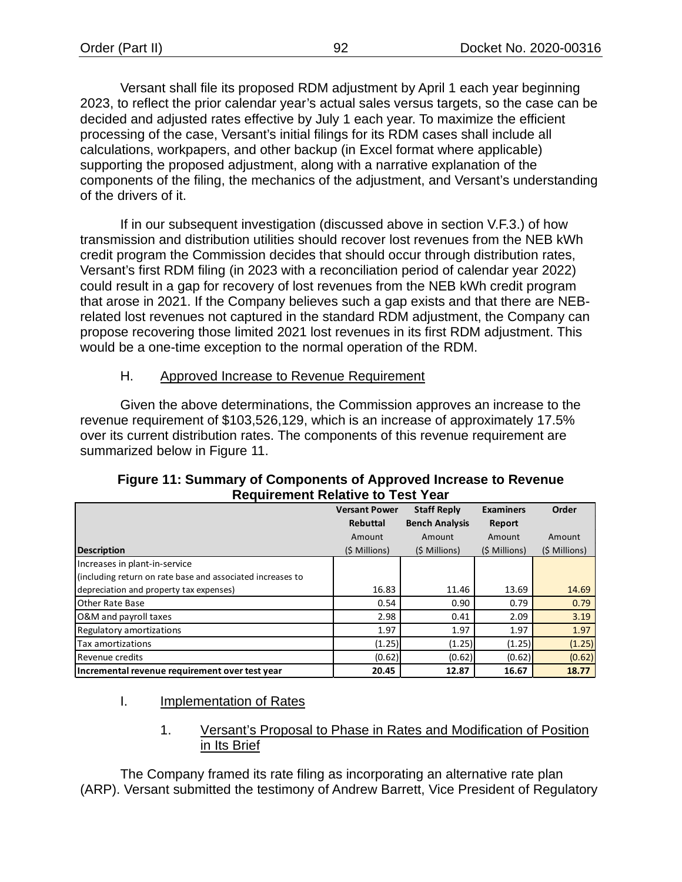Versant shall file its proposed RDM adjustment by April 1 each year beginning 2023, to reflect the prior calendar year's actual sales versus targets, so the case can be decided and adjusted rates effective by July 1 each year. To maximize the efficient processing of the case, Versant's initial filings for its RDM cases shall include all calculations, workpapers, and other backup (in Excel format where applicable) supporting the proposed adjustment, along with a narrative explanation of the components of the filing, the mechanics of the adjustment, and Versant's understanding of the drivers of it.

If in our subsequent investigation (discussed above in section V.F.3.) of how transmission and distribution utilities should recover lost revenues from the NEB kWh credit program the Commission decides that should occur through distribution rates, Versant's first RDM filing (in 2023 with a reconciliation period of calendar year 2022) could result in a gap for recovery of lost revenues from the NEB kWh credit program that arose in 2021. If the Company believes such a gap exists and that there are NEB-related lost revenues not captured in the standard RDM adjustment, the Company can propose recovering those limited 2021 lost revenues in its first RDM adjustment. This would be a one-time exception to the normal operation of the RDM.

## H. Approved Increase to Revenue Requirement

Given the above determinations, the Commission approves an increase to the revenue requirement of $103,526,129, which is an increase of approximately 17.5% over its current distribution rates. The components of this revenue requirement are summarized below in Figure 11.

**Figure 11: Summary of Components of Approved Increase to Revenue Requirement Relative to Test Year**

| Description | Versant Power Rebuttal Amount ($ Millions) | Staff Reply Bench Analysis Amount ($ Millions) | Examiners Report Amount ($ Millions) | Order Amount ($ Millions) |
|---|---|---|---|---|
| Increases in plant-in-service (including return on rate base and associated increases to depreciation and property tax expenses) | 16.83 | 11.46 | 13.69 | 14.69 |
| Other Rate Base | 0.54 | 0.90 | 0.79 | 0.79 |
| O&M and payroll taxes | 2.98 | 0.41 | 2.09 | 3.19 |
| Regulatory amortizations | 1.97 | 1.97 | 1.97 | 1.97 |
| Tax amortizations | (1.25) | (1.25) | (1.25) | (1.25) |
| Revenue credits | (0.62) | (0.62) | (0.62) | (0.62) |
| **Incremental revenue requirement over test year** | **20.45** | **12.87** | **16.67** | **18.77** |

## I. Implementation of Rates

### 1. Versant's Proposal to Phase in Rates and Modification of Position in Its Brief

The Company framed its rate filing as incorporating an alternative rate plan (ARP). Versant submitted the testimony of Andrew Barrett, Vice President of Regulatory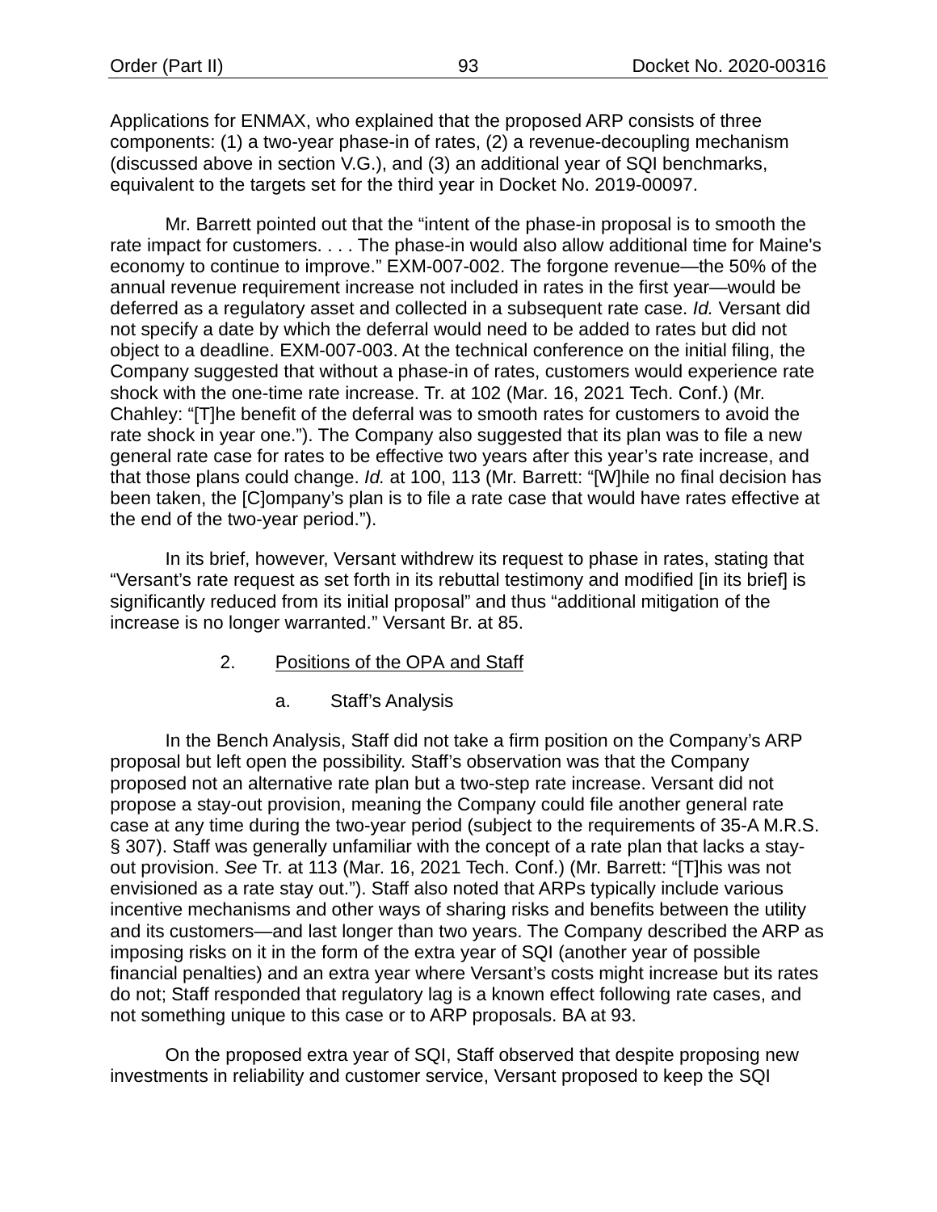Applications for ENMAX, who explained that the proposed ARP consists of three components: (1) a two-year phase-in of rates, (2) a revenue-decoupling mechanism (discussed above in section V.G.), and (3) an additional year of SQI benchmarks, equivalent to the targets set for the third year in Docket No. 2019-00097.

Mr. Barrett pointed out that the "intent of the phase-in proposal is to smooth the rate impact for customers. . . . The phase-in would also allow additional time for Maine's economy to continue to improve." EXM-007-002. The forgone revenue—the 50% of the annual revenue requirement increase not included in rates in the first year—would be deferred as a regulatory asset and collected in a subsequent rate case. *Id.* Versant did not specify a date by which the deferral would need to be added to rates but did not object to a deadline. EXM-007-003. At the technical conference on the initial filing, the Company suggested that without a phase-in of rates, customers would experience rate shock with the one-time rate increase. Tr. at 102 (Mar. 16, 2021 Tech. Conf.) (Mr. Chahley: "[T]he benefit of the deferral was to smooth rates for customers to avoid the rate shock in year one."). The Company also suggested that its plan was to file a new general rate case for rates to be effective two years after this year's rate increase, and that those plans could change. *Id.* at 100, 113 (Mr. Barrett: "[W]hile no final decision has been taken, the [C]ompany's plan is to file a rate case that would have rates effective at the end of the two-year period.").

In its brief, however, Versant withdrew its request to phase in rates, stating that "Versant's rate request as set forth in its rebuttal testimony and modified [in its brief] is significantly reduced from its initial proposal" and thus "additional mitigation of the increase is no longer warranted." Versant Br. at 85.

2. Positions of the OPA and Staff

a. Staff's Analysis

In the Bench Analysis, Staff did not take a firm position on the Company's ARP proposal but left open the possibility. Staff's observation was that the Company proposed not an alternative rate plan but a two-step rate increase. Versant did not propose a stay-out provision, meaning the Company could file another general rate case at any time during the two-year period (subject to the requirements of 35-A M.R.S. § 307). Staff was generally unfamiliar with the concept of a rate plan that lacks a stay-out provision. *See* Tr. at 113 (Mar. 16, 2021 Tech. Conf.) (Mr. Barrett: "[T]his was not envisioned as a rate stay out."). Staff also noted that ARPs typically include various incentive mechanisms and other ways of sharing risks and benefits between the utility and its customers—and last longer than two years. The Company described the ARP as imposing risks on it in the form of the extra year of SQI (another year of possible financial penalties) and an extra year where Versant's costs might increase but its rates do not; Staff responded that regulatory lag is a known effect following rate cases, and not something unique to this case or to ARP proposals. BA at 93.

On the proposed extra year of SQI, Staff observed that despite proposing new investments in reliability and customer service, Versant proposed to keep the SQI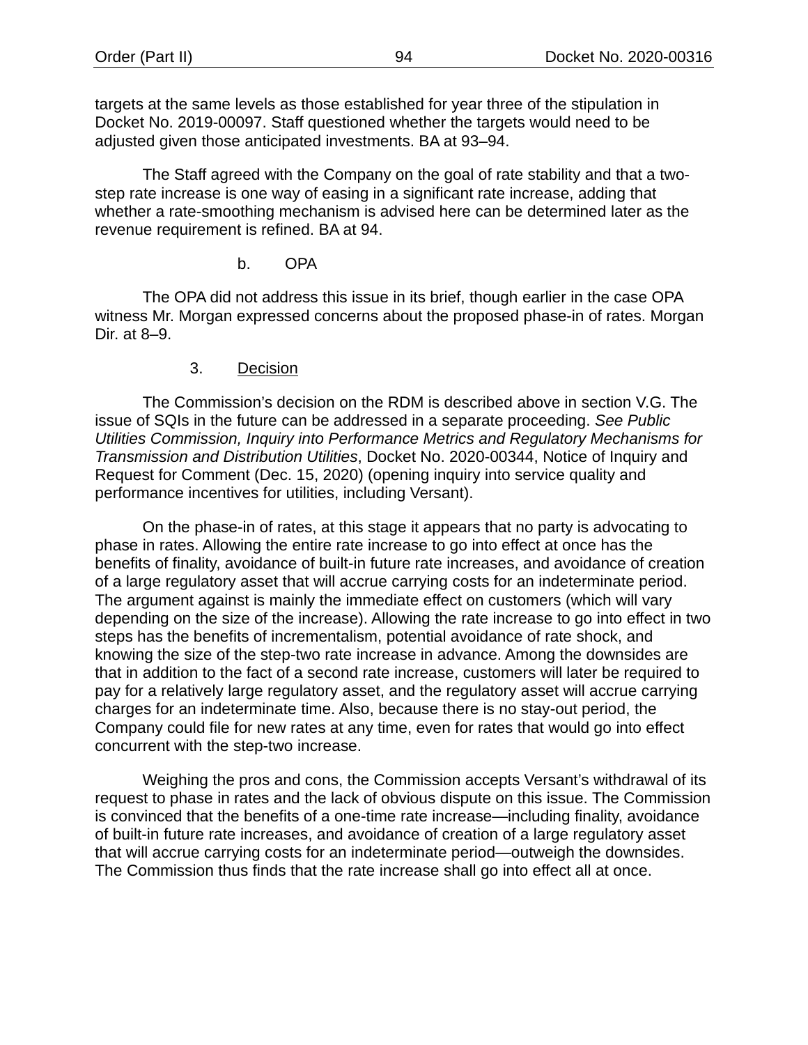targets at the same levels as those established for year three of the stipulation in Docket No. 2019-00097. Staff questioned whether the targets would need to be adjusted given those anticipated investments. BA at 93–94.

The Staff agreed with the Company on the goal of rate stability and that a two-step rate increase is one way of easing in a significant rate increase, adding that whether a rate-smoothing mechanism is advised here can be determined later as the revenue requirement is refined. BA at 94.

b. OPA

The OPA did not address this issue in its brief, though earlier in the case OPA witness Mr. Morgan expressed concerns about the proposed phase-in of rates. Morgan Dir. at 8–9.

3. Decision

The Commission's decision on the RDM is described above in section V.G. The issue of SQIs in the future can be addressed in a separate proceeding. *See Public Utilities Commission, Inquiry into Performance Metrics and Regulatory Mechanisms for Transmission and Distribution Utilities*, Docket No. 2020-00344, Notice of Inquiry and Request for Comment (Dec. 15, 2020) (opening inquiry into service quality and performance incentives for utilities, including Versant).

On the phase-in of rates, at this stage it appears that no party is advocating to phase in rates. Allowing the entire rate increase to go into effect at once has the benefits of finality, avoidance of built-in future rate increases, and avoidance of creation of a large regulatory asset that will accrue carrying costs for an indeterminate period. The argument against is mainly the immediate effect on customers (which will vary depending on the size of the increase). Allowing the rate increase to go into effect in two steps has the benefits of incrementalism, potential avoidance of rate shock, and knowing the size of the step-two rate increase in advance. Among the downsides are that in addition to the fact of a second rate increase, customers will later be required to pay for a relatively large regulatory asset, and the regulatory asset will accrue carrying charges for an indeterminate time. Also, because there is no stay-out period, the Company could file for new rates at any time, even for rates that would go into effect concurrent with the step-two increase.

Weighing the pros and cons, the Commission accepts Versant's withdrawal of its request to phase in rates and the lack of obvious dispute on this issue. The Commission is convinced that the benefits of a one-time rate increase—including finality, avoidance of built-in future rate increases, and avoidance of creation of a large regulatory asset that will accrue carrying costs for an indeterminate period—outweigh the downsides. The Commission thus finds that the rate increase shall go into effect all at once.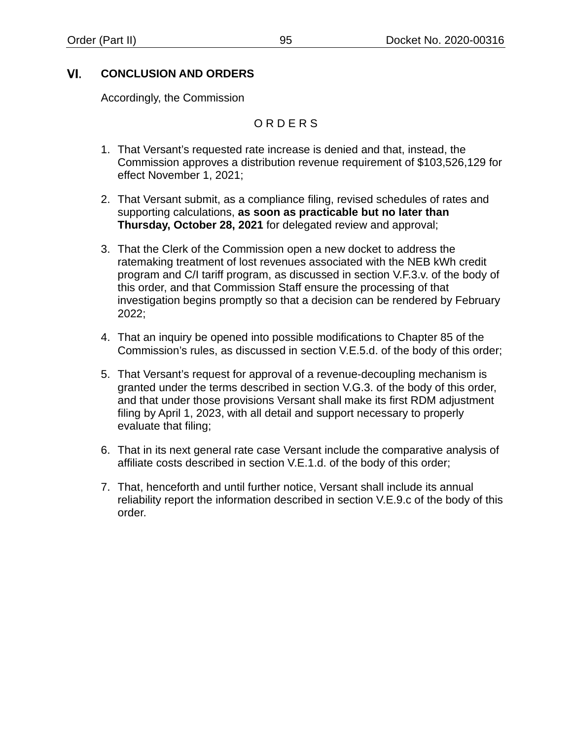# VI. CONCLUSION AND ORDERS

Accordingly, the Commission

O R D E R S

1. That Versant's requested rate increase is denied and that, instead, the Commission approves a distribution revenue requirement of $103,526,129 for effect November 1, 2021;

2. That Versant submit, as a compliance filing, revised schedules of rates and supporting calculations, **as soon as practicable but no later than Thursday, October 28, 2021** for delegated review and approval;

3. That the Clerk of the Commission open a new docket to address the ratemaking treatment of lost revenues associated with the NEB kWh credit program and C/I tariff program, as discussed in section V.F.3.v. of the body of this order, and that Commission Staff ensure the processing of that investigation begins promptly so that a decision can be rendered by February 2022;

4. That an inquiry be opened into possible modifications to Chapter 85 of the Commission's rules, as discussed in section V.E.5.d. of the body of this order;

5. That Versant's request for approval of a revenue-decoupling mechanism is granted under the terms described in section V.G.3. of the body of this order, and that under those provisions Versant shall make its first RDM adjustment filing by April 1, 2023, with all detail and support necessary to properly evaluate that filing;

6. That in its next general rate case Versant include the comparative analysis of affiliate costs described in section V.E.1.d. of the body of this order;

7. That, henceforth and until further notice, Versant shall include its annual reliability report the information described in section V.E.9.c of the body of this order.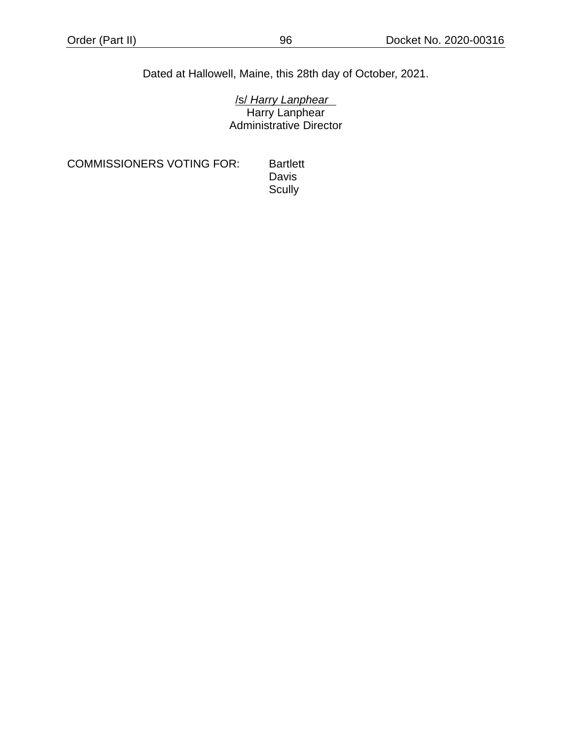Dated at Hallowell, Maine, this 28th day of October, 2021.

/s/ *Harry Lanphear*
Harry Lanphear
Administrative Director

COMMISSIONERS VOTING FOR: Bartlett
Davis
Scully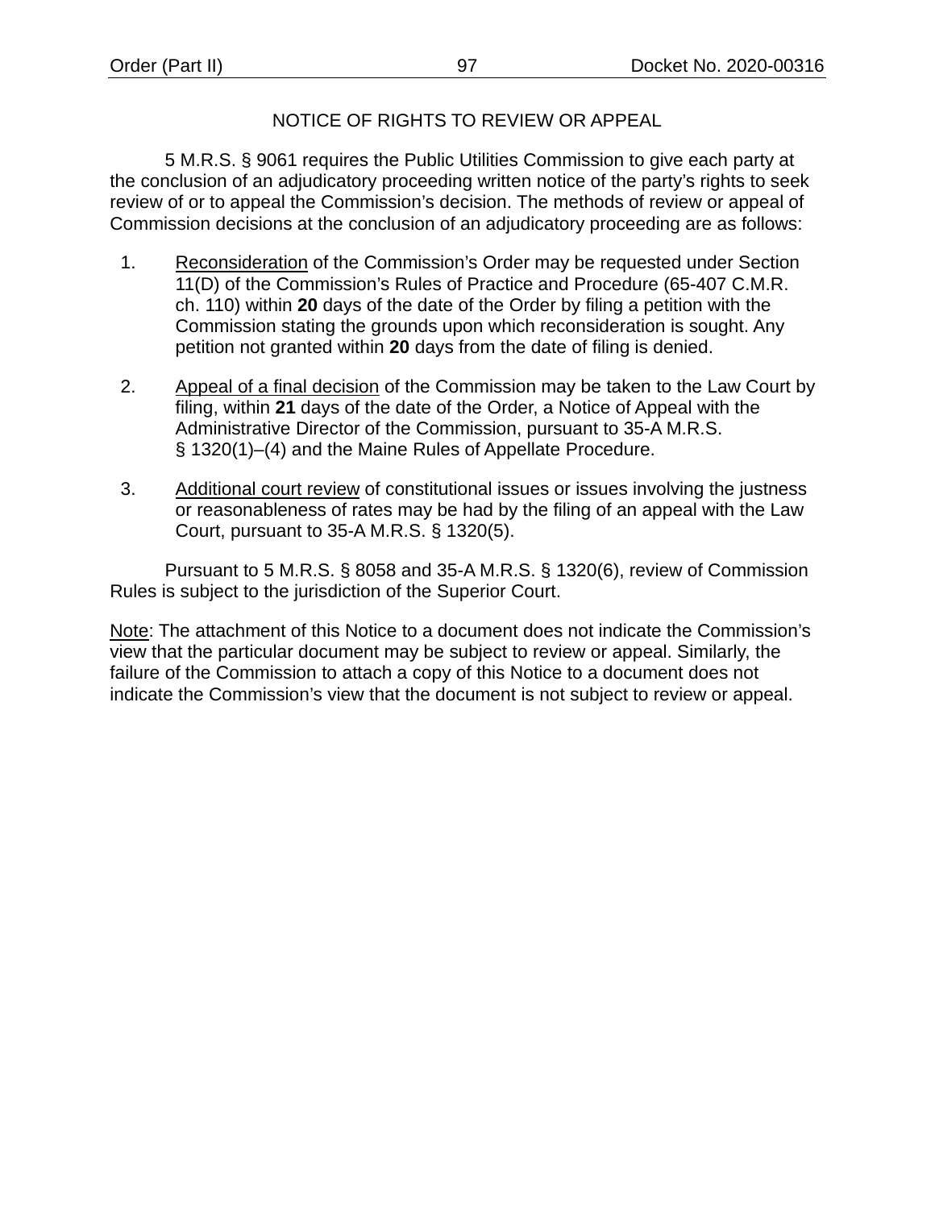## NOTICE OF RIGHTS TO REVIEW OR APPEAL

5 M.R.S. § 9061 requires the Public Utilities Commission to give each party at the conclusion of an adjudicatory proceeding written notice of the party's rights to seek review of or to appeal the Commission's decision. The methods of review or appeal of Commission decisions at the conclusion of an adjudicatory proceeding are as follows:

1. Reconsideration of the Commission's Order may be requested under Section 11(D) of the Commission's Rules of Practice and Procedure (65-407 C.M.R. ch. 110) within **20** days of the date of the Order by filing a petition with the Commission stating the grounds upon which reconsideration is sought. Any petition not granted within **20** days from the date of filing is denied.

2. Appeal of a final decision of the Commission may be taken to the Law Court by filing, within **21** days of the date of the Order, a Notice of Appeal with the Administrative Director of the Commission, pursuant to 35-A M.R.S. § 1320(1)–(4) and the Maine Rules of Appellate Procedure.

3. Additional court review of constitutional issues or issues involving the justness or reasonableness of rates may be had by the filing of an appeal with the Law Court, pursuant to 35-A M.R.S. § 1320(5).

Pursuant to 5 M.R.S. § 8058 and 35-A M.R.S. § 1320(6), review of Commission Rules is subject to the jurisdiction of the Superior Court.

Note: The attachment of this Notice to a document does not indicate the Commission's view that the particular document may be subject to review or appeal. Similarly, the failure of the Commission to attach a copy of this Notice to a document does not indicate the Commission's view that the document is not subject to review or appeal.